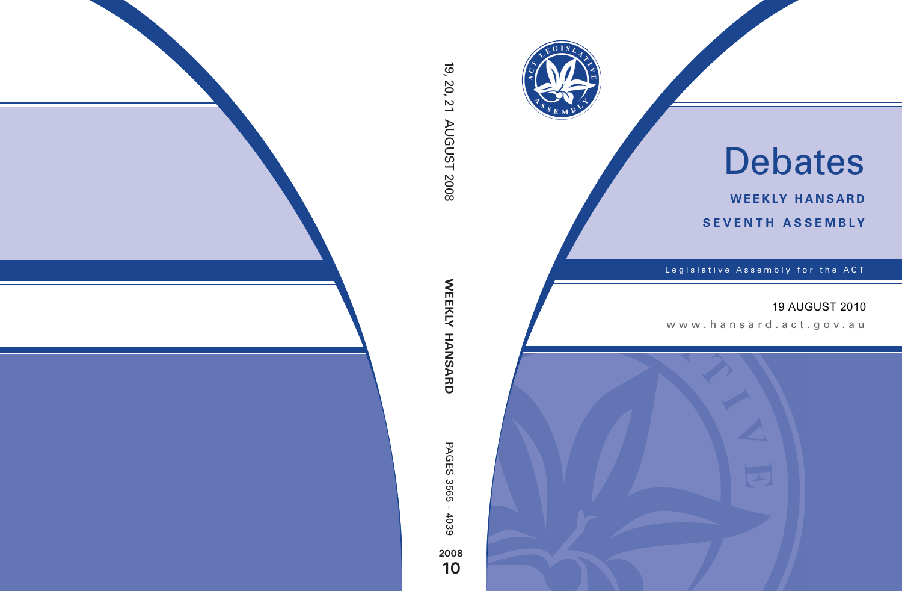# Debates

**WEEKLY HANSARD**

**SEVENTH ASSEMBLY**

Legislative Assembly for the ACT

19 AUGUST 2010

www.hansard.act.gov.au

19, 20, 21 AUGUST 2008

**WEEKLY HANSARD**

PAGES 3565 - 4039

**2008**

**10**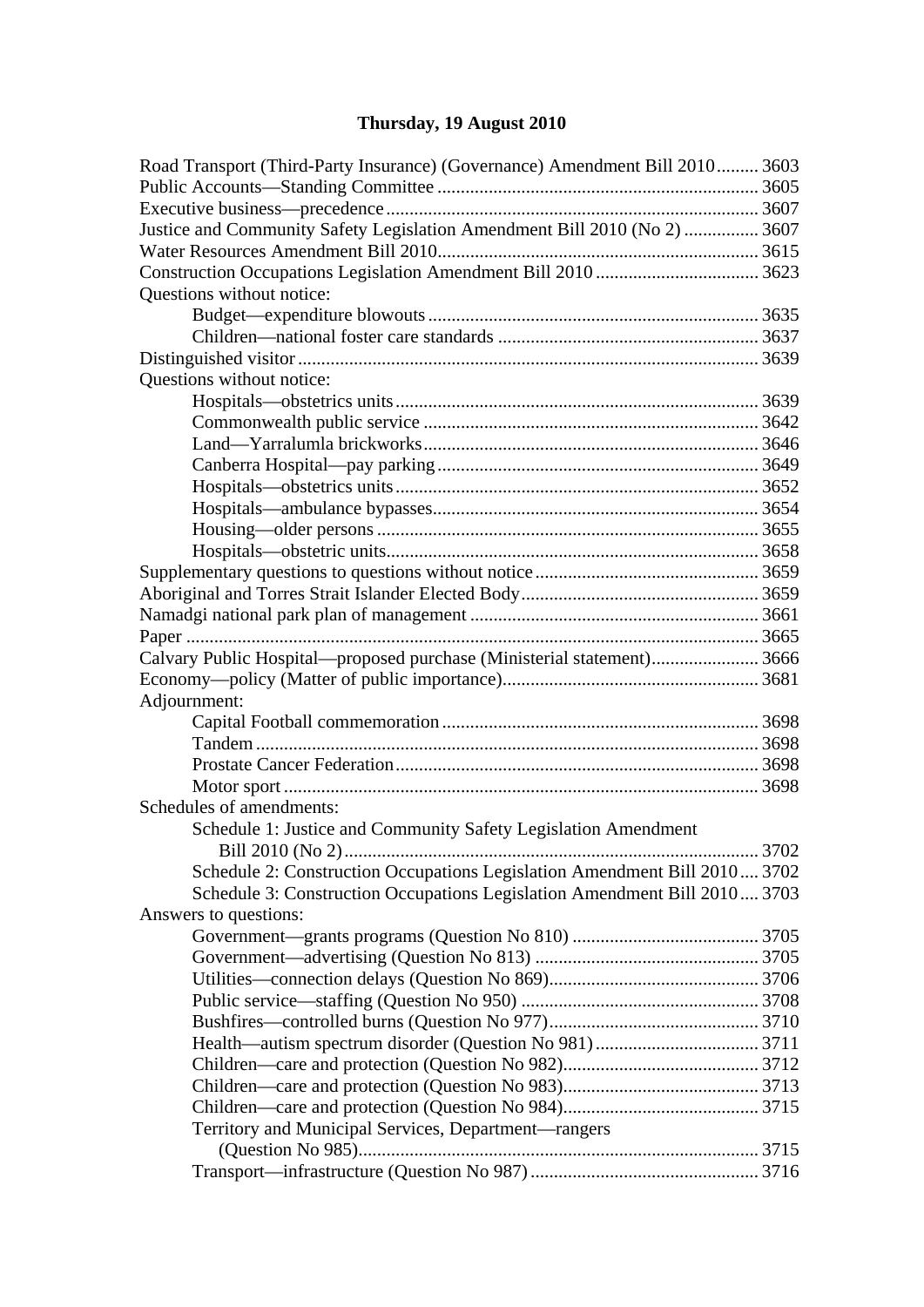## Thursday, 19 August 2010

Road Transport (Third-Party Insurance) (Governance) Amendment Bill 2010 ......... 3603
Public Accounts—Standing Committee ......... 3605
Executive business—precedence ......... 3607
Justice and Community Safety Legislation Amendment Bill 2010 (No 2) ......... 3607
Water Resources Amendment Bill 2010 ......... 3615
Construction Occupations Legislation Amendment Bill 2010 ......... 3623
Questions without notice:
- Budget—expenditure blowouts ......... 3635
- Children—national foster care standards ......... 3637

Distinguished visitor ......... 3639
Questions without notice:
- Hospitals—obstetrics units ......... 3639
- Commonwealth public service ......... 3642
- Land—Yarralumla brickworks ......... 3646
- Canberra Hospital—pay parking ......... 3649
- Hospitals—obstetrics units ......... 3652
- Hospitals—ambulance bypasses ......... 3654
- Housing—older persons ......... 3655
- Hospitals—obstetric units ......... 3658

Supplementary questions to questions without notice ......... 3659
Aboriginal and Torres Strait Islander Elected Body ......... 3659
Namadgi national park plan of management ......... 3661
Paper ......... 3665
Calvary Public Hospital—proposed purchase (Ministerial statement) ......... 3666
Economy—policy (Matter of public importance) ......... 3681
Adjournment:
- Capital Football commemoration ......... 3698
- Tandem ......... 3698
- Prostate Cancer Federation ......... 3698
- Motor sport ......... 3698

Schedules of amendments:
- Schedule 1: Justice and Community Safety Legislation Amendment Bill 2010 (No 2) ......... 3702
- Schedule 2: Construction Occupations Legislation Amendment Bill 2010 ......... 3702
- Schedule 3: Construction Occupations Legislation Amendment Bill 2010 ......... 3703

Answers to questions:
- Government—grants programs (Question No 810) ......... 3705
- Government—advertising (Question No 813) ......... 3705
- Utilities—connection delays (Question No 869) ......... 3706
- Public service—staffing (Question No 950) ......... 3708
- Bushfires—controlled burns (Question No 977) ......... 3710
- Health—autism spectrum disorder (Question No 981) ......... 3711
- Children—care and protection (Question No 982) ......... 3712
- Children—care and protection (Question No 983) ......... 3713
- Children—care and protection (Question No 984) ......... 3715
- Territory and Municipal Services, Department—rangers (Question No 985) ......... 3715
- Transport—infrastructure (Question No 987) ......... 3716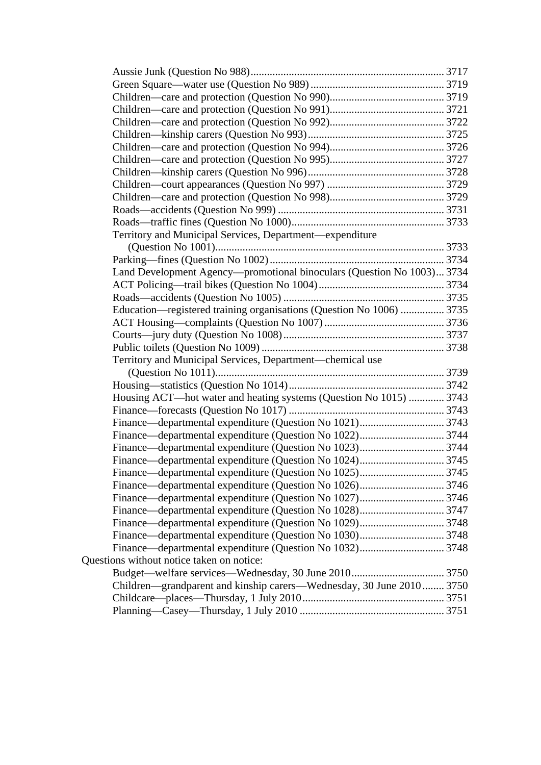Aussie Junk (Question No 988)....................................................................... 3717
Green Square—water use (Question No 989) ................................................ 3719
Children—care and protection (Question No 990).......................................... 3719
Children—care and protection (Question No 991).......................................... 3721
Children—care and protection (Question No 992).......................................... 3722
Children—kinship carers (Question No 993) ................................................. 3725
Children—care and protection (Question No 994).......................................... 3726
Children—care and protection (Question No 995).......................................... 3727
Children—kinship carers (Question No 996) ................................................. 3728
Children—court appearances (Question No 997) ........................................... 3729
Children—care and protection (Question No 998).......................................... 3729
Roads—accidents (Question No 999) ............................................................. 3731
Roads—traffic fines (Question No 1000)........................................................ 3733
Territory and Municipal Services, Department—expenditure
(Question No 1001).................................................................................... 3733
Parking—fines (Question No 1002) ................................................................ 3734
Land Development Agency—promotional binoculars (Question No 1003)... 3734
ACT Policing—trail bikes (Question No 1004).............................................. 3734
Roads—accidents (Question No 1005) ........................................................... 3735
Education—registered training organisations (Question No 1006) ................ 3735
ACT Housing—complaints (Question No 1007)............................................ 3736
Courts—jury duty (Question No 1008)........................................................... 3737
Public toilets (Question No 1009) ................................................................... 3738
Territory and Municipal Services, Department—chemical use
(Question No 1011).................................................................................... 3739
Housing—statistics (Question No 1014)......................................................... 3742
Housing ACT—hot water and heating systems (Question No 1015) ............. 3743
Finance—forecasts (Question No 1017) ......................................................... 3743
Finance—departmental expenditure (Question No 1021)............................... 3743
Finance—departmental expenditure (Question No 1022)............................... 3744
Finance—departmental expenditure (Question No 1023)............................... 3744
Finance—departmental expenditure (Question No 1024)............................... 3745
Finance—departmental expenditure (Question No 1025)............................... 3745
Finance—departmental expenditure (Question No 1026)............................... 3746
Finance—departmental expenditure (Question No 1027)............................... 3746
Finance—departmental expenditure (Question No 1028)............................... 3747
Finance—departmental expenditure (Question No 1029)............................... 3748
Finance—departmental expenditure (Question No 1030)............................... 3748
Finance—departmental expenditure (Question No 1032)............................... 3748

Questions without notice taken on notice:

Budget—welfare services—Wednesday, 30 June 2010.................................. 3750
Children—grandparent and kinship carers—Wednesday, 30 June 2010........ 3750
Childcare—places—Thursday, 1 July 2010.................................................... 3751
Planning—Casey—Thursday, 1 July 2010 ..................................................... 3751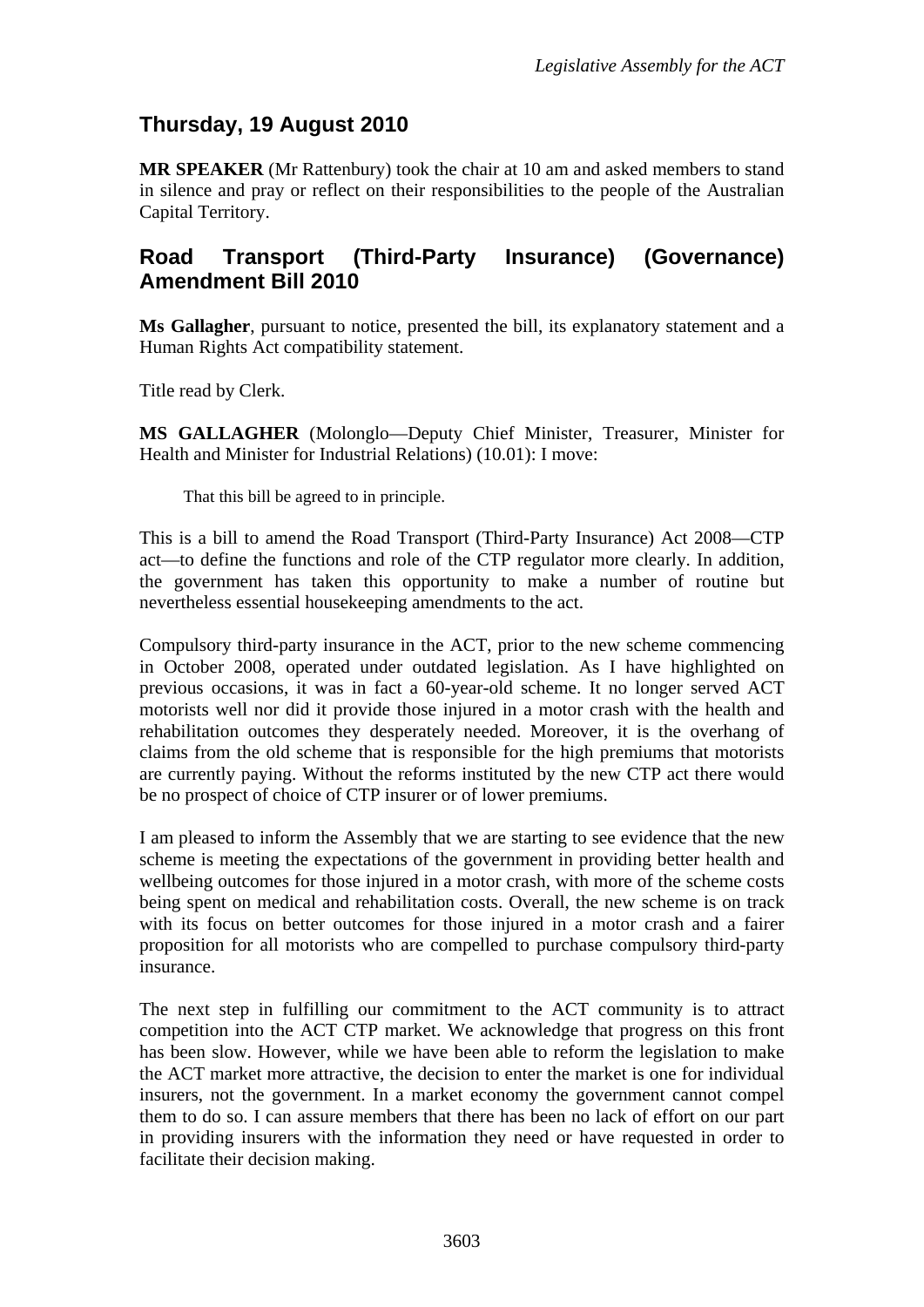## Thursday, 19 August 2010

**MR SPEAKER** (Mr Rattenbury) took the chair at 10 am and asked members to stand in silence and pray or reflect on their responsibilities to the people of the Australian Capital Territory.

## Road Transport (Third-Party Insurance) (Governance) Amendment Bill 2010

**Ms Gallagher**, pursuant to notice, presented the bill, its explanatory statement and a Human Rights Act compatibility statement.

Title read by Clerk.

**MS GALLAGHER** (Molonglo—Deputy Chief Minister, Treasurer, Minister for Health and Minister for Industrial Relations) (10.01): I move:

> That this bill be agreed to in principle.

This is a bill to amend the Road Transport (Third-Party Insurance) Act 2008—CTP act—to define the functions and role of the CTP regulator more clearly. In addition, the government has taken this opportunity to make a number of routine but nevertheless essential housekeeping amendments to the act.

Compulsory third-party insurance in the ACT, prior to the new scheme commencing in October 2008, operated under outdated legislation. As I have highlighted on previous occasions, it was in fact a 60-year-old scheme. It no longer served ACT motorists well nor did it provide those injured in a motor crash with the health and rehabilitation outcomes they desperately needed. Moreover, it is the overhang of claims from the old scheme that is responsible for the high premiums that motorists are currently paying. Without the reforms instituted by the new CTP act there would be no prospect of choice of CTP insurer or of lower premiums.

I am pleased to inform the Assembly that we are starting to see evidence that the new scheme is meeting the expectations of the government in providing better health and wellbeing outcomes for those injured in a motor crash, with more of the scheme costs being spent on medical and rehabilitation costs. Overall, the new scheme is on track with its focus on better outcomes for those injured in a motor crash and a fairer proposition for all motorists who are compelled to purchase compulsory third-party insurance.

The next step in fulfilling our commitment to the ACT community is to attract competition into the ACT CTP market. We acknowledge that progress on this front has been slow. However, while we have been able to reform the legislation to make the ACT market more attractive, the decision to enter the market is one for individual insurers, not the government. In a market economy the government cannot compel them to do so. I can assure members that there has been no lack of effort on our part in providing insurers with the information they need or have requested in order to facilitate their decision making.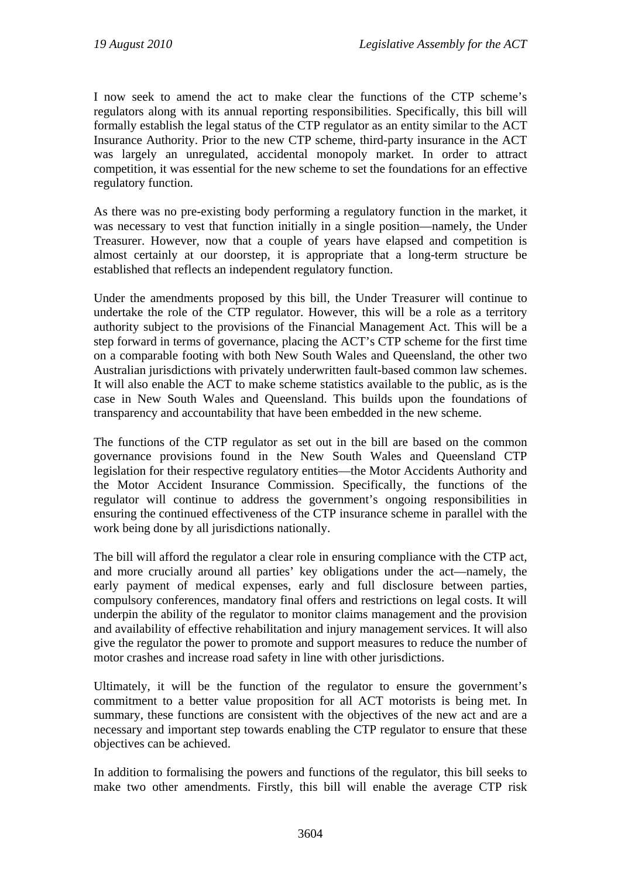I now seek to amend the act to make clear the functions of the CTP scheme's regulators along with its annual reporting responsibilities. Specifically, this bill will formally establish the legal status of the CTP regulator as an entity similar to the ACT Insurance Authority. Prior to the new CTP scheme, third-party insurance in the ACT was largely an unregulated, accidental monopoly market. In order to attract competition, it was essential for the new scheme to set the foundations for an effective regulatory function.

As there was no pre-existing body performing a regulatory function in the market, it was necessary to vest that function initially in a single position—namely, the Under Treasurer. However, now that a couple of years have elapsed and competition is almost certainly at our doorstep, it is appropriate that a long-term structure be established that reflects an independent regulatory function.

Under the amendments proposed by this bill, the Under Treasurer will continue to undertake the role of the CTP regulator. However, this will be a role as a territory authority subject to the provisions of the Financial Management Act. This will be a step forward in terms of governance, placing the ACT's CTP scheme for the first time on a comparable footing with both New South Wales and Queensland, the other two Australian jurisdictions with privately underwritten fault-based common law schemes. It will also enable the ACT to make scheme statistics available to the public, as is the case in New South Wales and Queensland. This builds upon the foundations of transparency and accountability that have been embedded in the new scheme.

The functions of the CTP regulator as set out in the bill are based on the common governance provisions found in the New South Wales and Queensland CTP legislation for their respective regulatory entities—the Motor Accidents Authority and the Motor Accident Insurance Commission. Specifically, the functions of the regulator will continue to address the government's ongoing responsibilities in ensuring the continued effectiveness of the CTP insurance scheme in parallel with the work being done by all jurisdictions nationally.

The bill will afford the regulator a clear role in ensuring compliance with the CTP act, and more crucially around all parties' key obligations under the act—namely, the early payment of medical expenses, early and full disclosure between parties, compulsory conferences, mandatory final offers and restrictions on legal costs. It will underpin the ability of the regulator to monitor claims management and the provision and availability of effective rehabilitation and injury management services. It will also give the regulator the power to promote and support measures to reduce the number of motor crashes and increase road safety in line with other jurisdictions.

Ultimately, it will be the function of the regulator to ensure the government's commitment to a better value proposition for all ACT motorists is being met. In summary, these functions are consistent with the objectives of the new act and are a necessary and important step towards enabling the CTP regulator to ensure that these objectives can be achieved.

In addition to formalising the powers and functions of the regulator, this bill seeks to make two other amendments. Firstly, this bill will enable the average CTP risk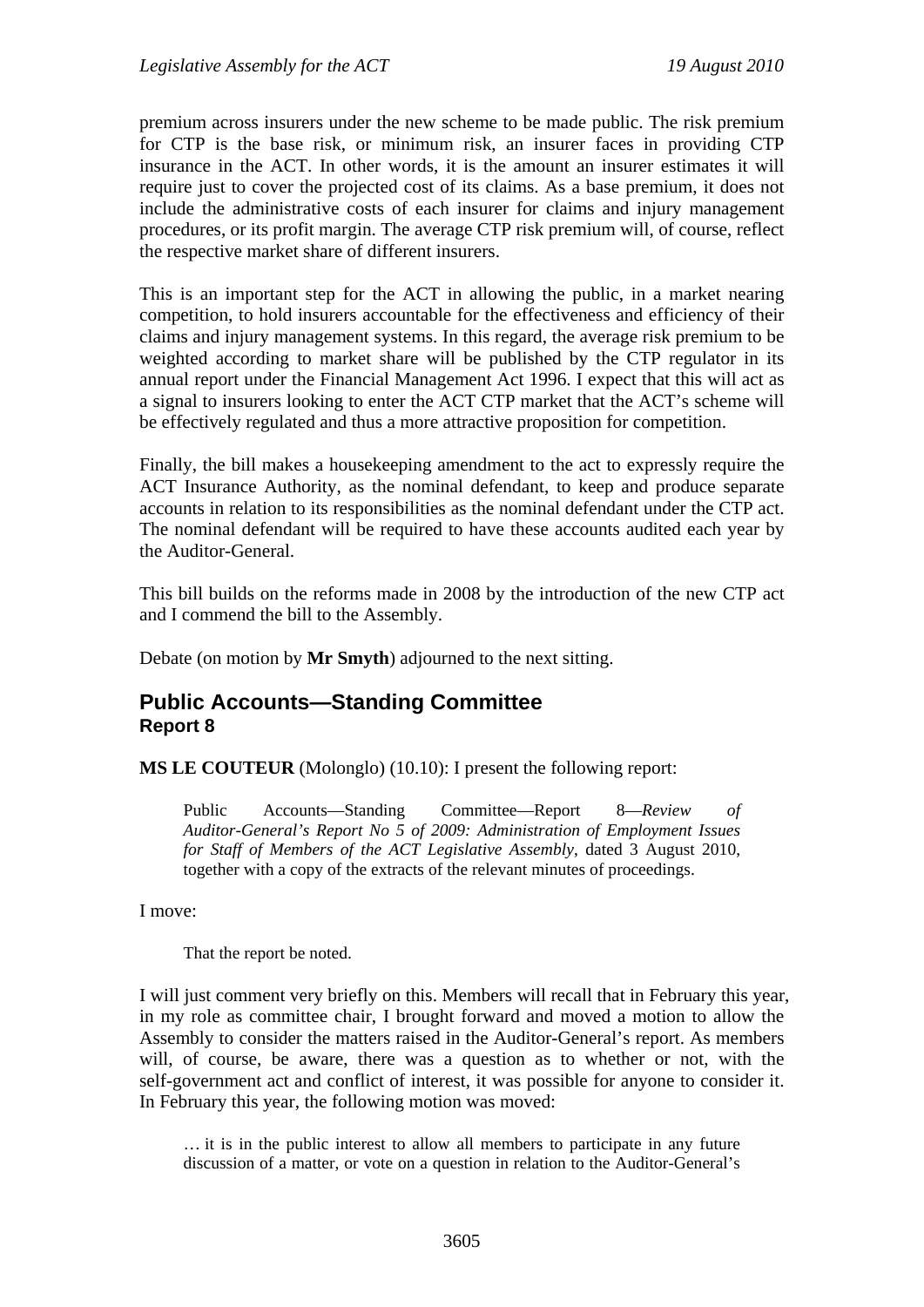premium across insurers under the new scheme to be made public. The risk premium for CTP is the base risk, or minimum risk, an insurer faces in providing CTP insurance in the ACT. In other words, it is the amount an insurer estimates it will require just to cover the projected cost of its claims. As a base premium, it does not include the administrative costs of each insurer for claims and injury management procedures, or its profit margin. The average CTP risk premium will, of course, reflect the respective market share of different insurers.

This is an important step for the ACT in allowing the public, in a market nearing competition, to hold insurers accountable for the effectiveness and efficiency of their claims and injury management systems. In this regard, the average risk premium to be weighted according to market share will be published by the CTP regulator in its annual report under the Financial Management Act 1996. I expect that this will act as a signal to insurers looking to enter the ACT CTP market that the ACT's scheme will be effectively regulated and thus a more attractive proposition for competition.

Finally, the bill makes a housekeeping amendment to the act to expressly require the ACT Insurance Authority, as the nominal defendant, to keep and produce separate accounts in relation to its responsibilities as the nominal defendant under the CTP act. The nominal defendant will be required to have these accounts audited each year by the Auditor-General.

This bill builds on the reforms made in 2008 by the introduction of the new CTP act and I commend the bill to the Assembly.

Debate (on motion by **Mr Smyth**) adjourned to the next sitting.

## Public Accounts—Standing Committee
### Report 8

**MS LE COUTEUR** (Molonglo) (10.10): I present the following report:

> Public Accounts—Standing Committee—Report 8—*Review of Auditor-General's Report No 5 of 2009: Administration of Employment Issues for Staff of Members of the ACT Legislative Assembly*, dated 3 August 2010, together with a copy of the extracts of the relevant minutes of proceedings.

I move:

> That the report be noted.

I will just comment very briefly on this. Members will recall that in February this year, in my role as committee chair, I brought forward and moved a motion to allow the Assembly to consider the matters raised in the Auditor-General's report. As members will, of course, be aware, there was a question as to whether or not, with the self-government act and conflict of interest, it was possible for anyone to consider it. In February this year, the following motion was moved:

> … it is in the public interest to allow all members to participate in any future discussion of a matter, or vote on a question in relation to the Auditor-General's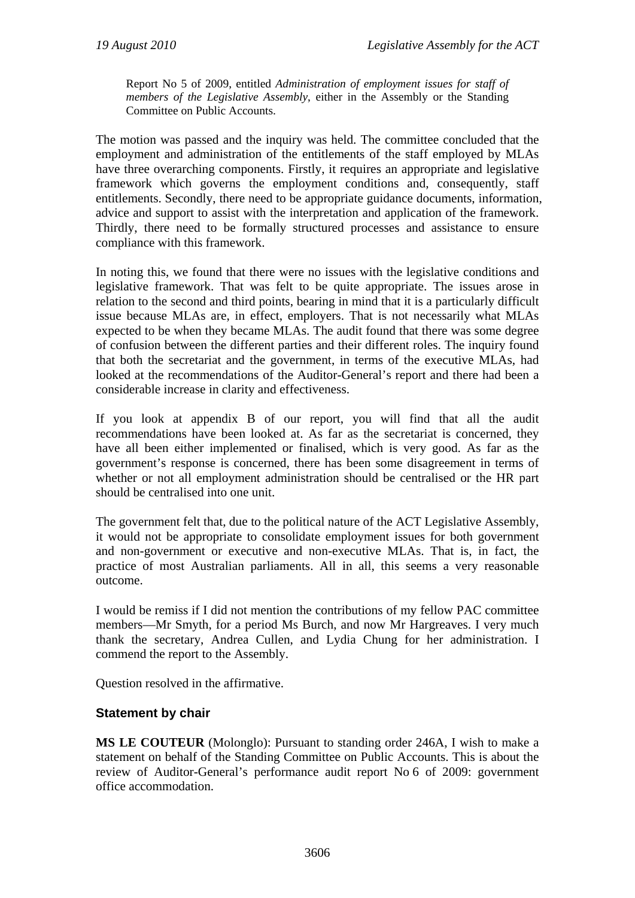> Report No 5 of 2009, entitled *Administration of employment issues for staff of members of the Legislative Assembly*, either in the Assembly or the Standing Committee on Public Accounts.

The motion was passed and the inquiry was held. The committee concluded that the employment and administration of the entitlements of the staff employed by MLAs have three overarching components. Firstly, it requires an appropriate and legislative framework which governs the employment conditions and, consequently, staff entitlements. Secondly, there need to be appropriate guidance documents, information, advice and support to assist with the interpretation and application of the framework. Thirdly, there need to be formally structured processes and assistance to ensure compliance with this framework.

In noting this, we found that there were no issues with the legislative conditions and legislative framework. That was felt to be quite appropriate. The issues arose in relation to the second and third points, bearing in mind that it is a particularly difficult issue because MLAs are, in effect, employers. That is not necessarily what MLAs expected to be when they became MLAs. The audit found that there was some degree of confusion between the different parties and their different roles. The inquiry found that both the secretariat and the government, in terms of the executive MLAs, had looked at the recommendations of the Auditor-General's report and there had been a considerable increase in clarity and effectiveness.

If you look at appendix B of our report, you will find that all the audit recommendations have been looked at. As far as the secretariat is concerned, they have all been either implemented or finalised, which is very good. As far as the government's response is concerned, there has been some disagreement in terms of whether or not all employment administration should be centralised or the HR part should be centralised into one unit.

The government felt that, due to the political nature of the ACT Legislative Assembly, it would not be appropriate to consolidate employment issues for both government and non-government or executive and non-executive MLAs. That is, in fact, the practice of most Australian parliaments. All in all, this seems a very reasonable outcome.

I would be remiss if I did not mention the contributions of my fellow PAC committee members—Mr Smyth, for a period Ms Burch, and now Mr Hargreaves. I very much thank the secretary, Andrea Cullen, and Lydia Chung for her administration. I commend the report to the Assembly.

Question resolved in the affirmative.

## Statement by chair

**MS LE COUTEUR** (Molonglo): Pursuant to standing order 246A, I wish to make a statement on behalf of the Standing Committee on Public Accounts. This is about the review of Auditor-General's performance audit report No 6 of 2009: government office accommodation.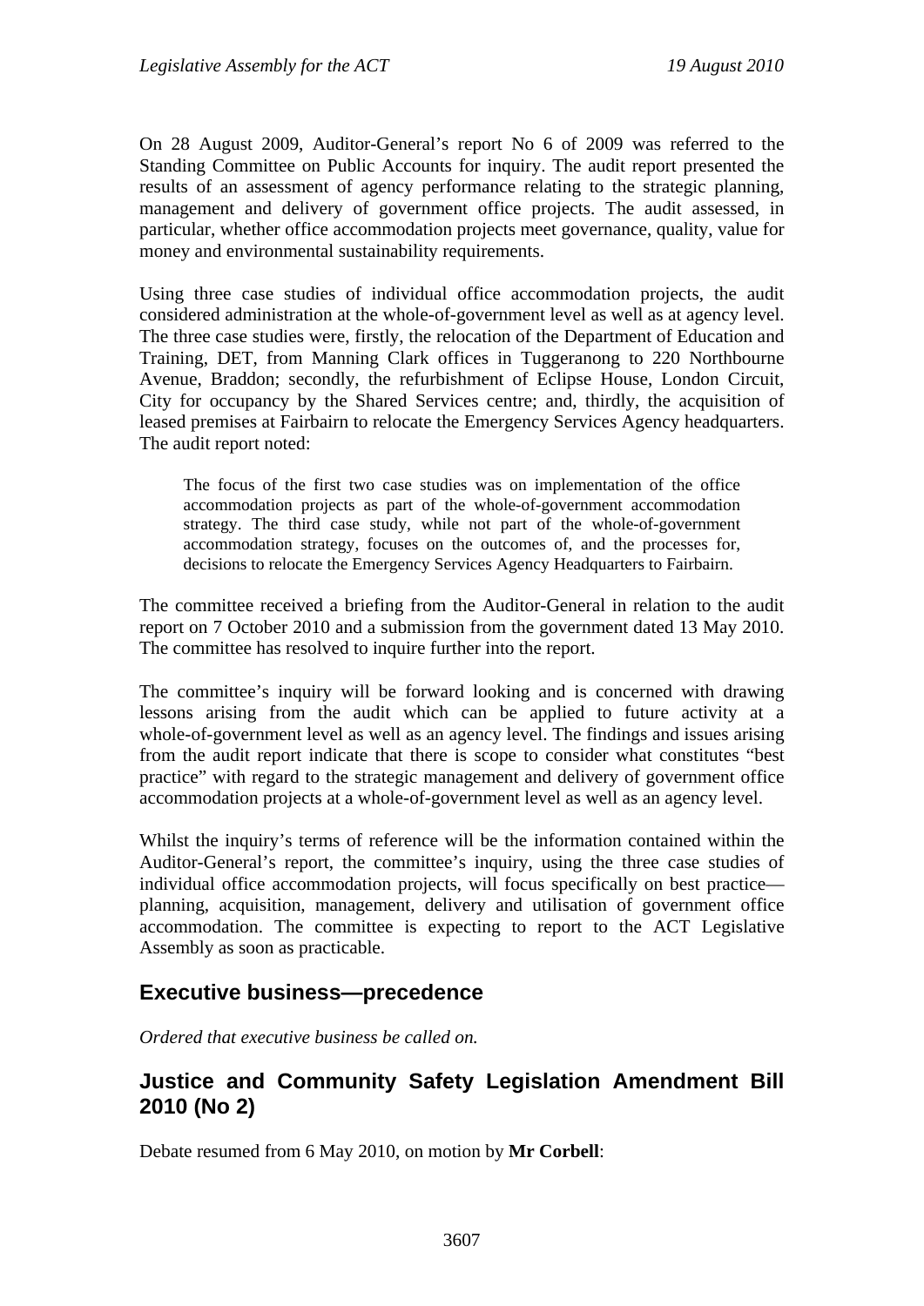On 28 August 2009, Auditor-General's report No 6 of 2009 was referred to the Standing Committee on Public Accounts for inquiry. The audit report presented the results of an assessment of agency performance relating to the strategic planning, management and delivery of government office projects. The audit assessed, in particular, whether office accommodation projects meet governance, quality, value for money and environmental sustainability requirements.

Using three case studies of individual office accommodation projects, the audit considered administration at the whole-of-government level as well as at agency level. The three case studies were, firstly, the relocation of the Department of Education and Training, DET, from Manning Clark offices in Tuggeranong to 220 Northbourne Avenue, Braddon; secondly, the refurbishment of Eclipse House, London Circuit, City for occupancy by the Shared Services centre; and, thirdly, the acquisition of leased premises at Fairbairn to relocate the Emergency Services Agency headquarters. The audit report noted:

> The focus of the first two case studies was on implementation of the office accommodation projects as part of the whole-of-government accommodation strategy. The third case study, while not part of the whole-of-government accommodation strategy, focuses on the outcomes of, and the processes for, decisions to relocate the Emergency Services Agency Headquarters to Fairbairn.

The committee received a briefing from the Auditor-General in relation to the audit report on 7 October 2010 and a submission from the government dated 13 May 2010. The committee has resolved to inquire further into the report.

The committee's inquiry will be forward looking and is concerned with drawing lessons arising from the audit which can be applied to future activity at a whole-of-government level as well as an agency level. The findings and issues arising from the audit report indicate that there is scope to consider what constitutes "best practice" with regard to the strategic management and delivery of government office accommodation projects at a whole-of-government level as well as an agency level.

Whilst the inquiry's terms of reference will be the information contained within the Auditor-General's report, the committee's inquiry, using the three case studies of individual office accommodation projects, will focus specifically on best practice—planning, acquisition, management, delivery and utilisation of government office accommodation. The committee is expecting to report to the ACT Legislative Assembly as soon as practicable.

## Executive business—precedence

*Ordered that executive business be called on.*

## Justice and Community Safety Legislation Amendment Bill 2010 (No 2)

Debate resumed from 6 May 2010, on motion by **Mr Corbell**: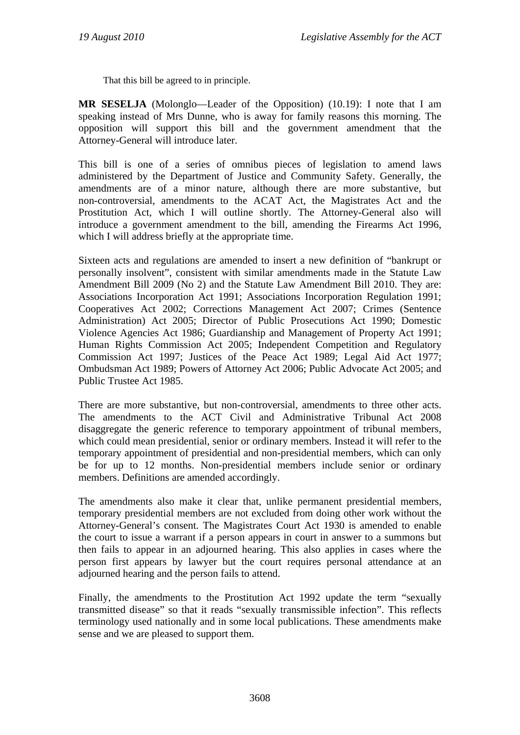That this bill be agreed to in principle.

**MR SESELJA** (Molonglo—Leader of the Opposition) (10.19): I note that I am speaking instead of Mrs Dunne, who is away for family reasons this morning. The opposition will support this bill and the government amendment that the Attorney-General will introduce later.

This bill is one of a series of omnibus pieces of legislation to amend laws administered by the Department of Justice and Community Safety. Generally, the amendments are of a minor nature, although there are more substantive, but non-controversial, amendments to the ACAT Act, the Magistrates Act and the Prostitution Act, which I will outline shortly. The Attorney-General also will introduce a government amendment to the bill, amending the Firearms Act 1996, which I will address briefly at the appropriate time.

Sixteen acts and regulations are amended to insert a new definition of "bankrupt or personally insolvent", consistent with similar amendments made in the Statute Law Amendment Bill 2009 (No 2) and the Statute Law Amendment Bill 2010. They are: Associations Incorporation Act 1991; Associations Incorporation Regulation 1991; Cooperatives Act 2002; Corrections Management Act 2007; Crimes (Sentence Administration) Act 2005; Director of Public Prosecutions Act 1990; Domestic Violence Agencies Act 1986; Guardianship and Management of Property Act 1991; Human Rights Commission Act 2005; Independent Competition and Regulatory Commission Act 1997; Justices of the Peace Act 1989; Legal Aid Act 1977; Ombudsman Act 1989; Powers of Attorney Act 2006; Public Advocate Act 2005; and Public Trustee Act 1985.

There are more substantive, but non-controversial, amendments to three other acts. The amendments to the ACT Civil and Administrative Tribunal Act 2008 disaggregate the generic reference to temporary appointment of tribunal members, which could mean presidential, senior or ordinary members. Instead it will refer to the temporary appointment of presidential and non-presidential members, which can only be for up to 12 months. Non-presidential members include senior or ordinary members. Definitions are amended accordingly.

The amendments also make it clear that, unlike permanent presidential members, temporary presidential members are not excluded from doing other work without the Attorney-General's consent. The Magistrates Court Act 1930 is amended to enable the court to issue a warrant if a person appears in court in answer to a summons but then fails to appear in an adjourned hearing. This also applies in cases where the person first appears by lawyer but the court requires personal attendance at an adjourned hearing and the person fails to attend.

Finally, the amendments to the Prostitution Act 1992 update the term "sexually transmitted disease" so that it reads "sexually transmissible infection". This reflects terminology used nationally and in some local publications. These amendments make sense and we are pleased to support them.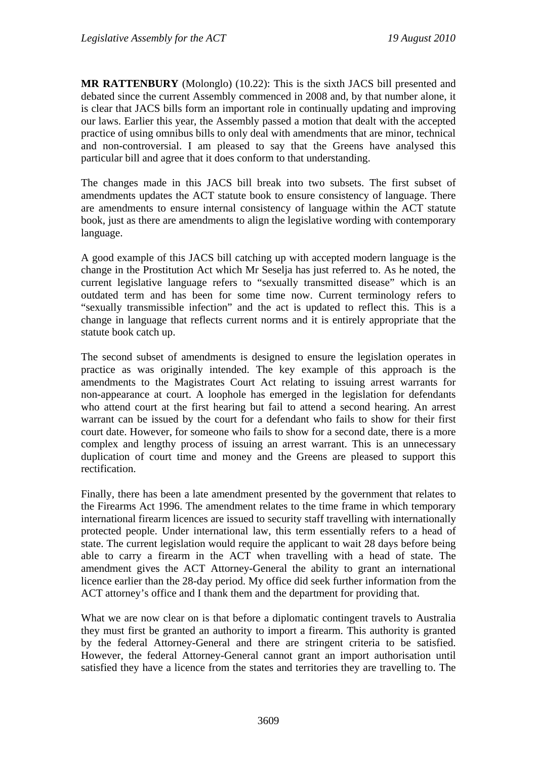**MR RATTENBURY** (Molonglo) (10.22): This is the sixth JACS bill presented and debated since the current Assembly commenced in 2008 and, by that number alone, it is clear that JACS bills form an important role in continually updating and improving our laws. Earlier this year, the Assembly passed a motion that dealt with the accepted practice of using omnibus bills to only deal with amendments that are minor, technical and non-controversial. I am pleased to say that the Greens have analysed this particular bill and agree that it does conform to that understanding.

The changes made in this JACS bill break into two subsets. The first subset of amendments updates the ACT statute book to ensure consistency of language. There are amendments to ensure internal consistency of language within the ACT statute book, just as there are amendments to align the legislative wording with contemporary language.

A good example of this JACS bill catching up with accepted modern language is the change in the Prostitution Act which Mr Seselja has just referred to. As he noted, the current legislative language refers to "sexually transmitted disease" which is an outdated term and has been for some time now. Current terminology refers to "sexually transmissible infection" and the act is updated to reflect this. This is a change in language that reflects current norms and it is entirely appropriate that the statute book catch up.

The second subset of amendments is designed to ensure the legislation operates in practice as was originally intended. The key example of this approach is the amendments to the Magistrates Court Act relating to issuing arrest warrants for non-appearance at court. A loophole has emerged in the legislation for defendants who attend court at the first hearing but fail to attend a second hearing. An arrest warrant can be issued by the court for a defendant who fails to show for their first court date. However, for someone who fails to show for a second date, there is a more complex and lengthy process of issuing an arrest warrant. This is an unnecessary duplication of court time and money and the Greens are pleased to support this rectification.

Finally, there has been a late amendment presented by the government that relates to the Firearms Act 1996. The amendment relates to the time frame in which temporary international firearm licences are issued to security staff travelling with internationally protected people. Under international law, this term essentially refers to a head of state. The current legislation would require the applicant to wait 28 days before being able to carry a firearm in the ACT when travelling with a head of state. The amendment gives the ACT Attorney-General the ability to grant an international licence earlier than the 28-day period. My office did seek further information from the ACT attorney's office and I thank them and the department for providing that.

What we are now clear on is that before a diplomatic contingent travels to Australia they must first be granted an authority to import a firearm. This authority is granted by the federal Attorney-General and there are stringent criteria to be satisfied. However, the federal Attorney-General cannot grant an import authorisation until satisfied they have a licence from the states and territories they are travelling to. The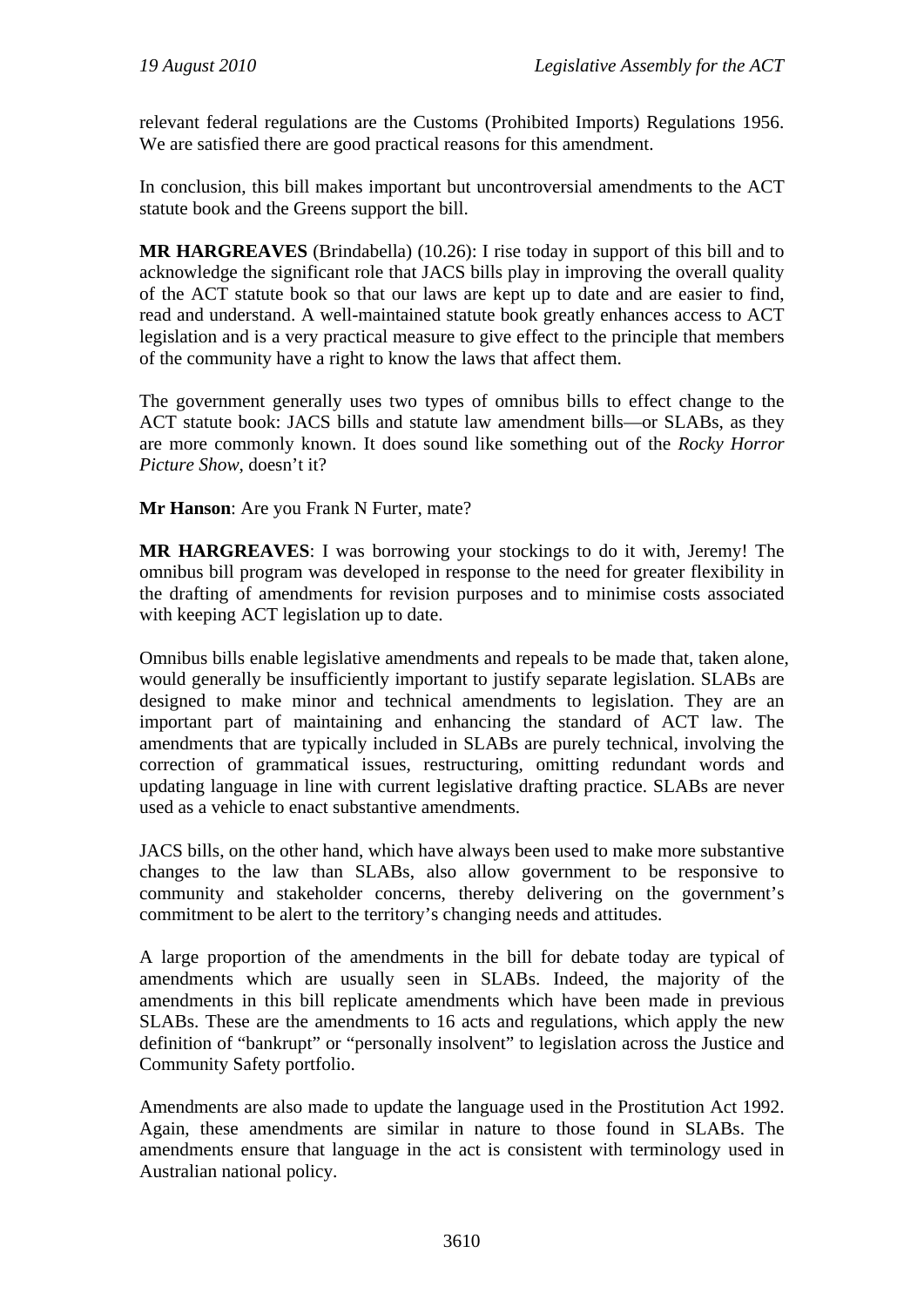relevant federal regulations are the Customs (Prohibited Imports) Regulations 1956. We are satisfied there are good practical reasons for this amendment.

In conclusion, this bill makes important but uncontroversial amendments to the ACT statute book and the Greens support the bill.

**MR HARGREAVES** (Brindabella) (10.26): I rise today in support of this bill and to acknowledge the significant role that JACS bills play in improving the overall quality of the ACT statute book so that our laws are kept up to date and are easier to find, read and understand. A well-maintained statute book greatly enhances access to ACT legislation and is a very practical measure to give effect to the principle that members of the community have a right to know the laws that affect them.

The government generally uses two types of omnibus bills to effect change to the ACT statute book: JACS bills and statute law amendment bills—or SLABs, as they are more commonly known. It does sound like something out of the *Rocky Horror Picture Show*, doesn't it?

**Mr Hanson**: Are you Frank N Furter, mate?

**MR HARGREAVES**: I was borrowing your stockings to do it with, Jeremy! The omnibus bill program was developed in response to the need for greater flexibility in the drafting of amendments for revision purposes and to minimise costs associated with keeping ACT legislation up to date.

Omnibus bills enable legislative amendments and repeals to be made that, taken alone, would generally be insufficiently important to justify separate legislation. SLABs are designed to make minor and technical amendments to legislation. They are an important part of maintaining and enhancing the standard of ACT law. The amendments that are typically included in SLABs are purely technical, involving the correction of grammatical issues, restructuring, omitting redundant words and updating language in line with current legislative drafting practice. SLABs are never used as a vehicle to enact substantive amendments.

JACS bills, on the other hand, which have always been used to make more substantive changes to the law than SLABs, also allow government to be responsive to community and stakeholder concerns, thereby delivering on the government's commitment to be alert to the territory's changing needs and attitudes.

A large proportion of the amendments in the bill for debate today are typical of amendments which are usually seen in SLABs. Indeed, the majority of the amendments in this bill replicate amendments which have been made in previous SLABs. These are the amendments to 16 acts and regulations, which apply the new definition of "bankrupt" or "personally insolvent" to legislation across the Justice and Community Safety portfolio.

Amendments are also made to update the language used in the Prostitution Act 1992. Again, these amendments are similar in nature to those found in SLABs. The amendments ensure that language in the act is consistent with terminology used in Australian national policy.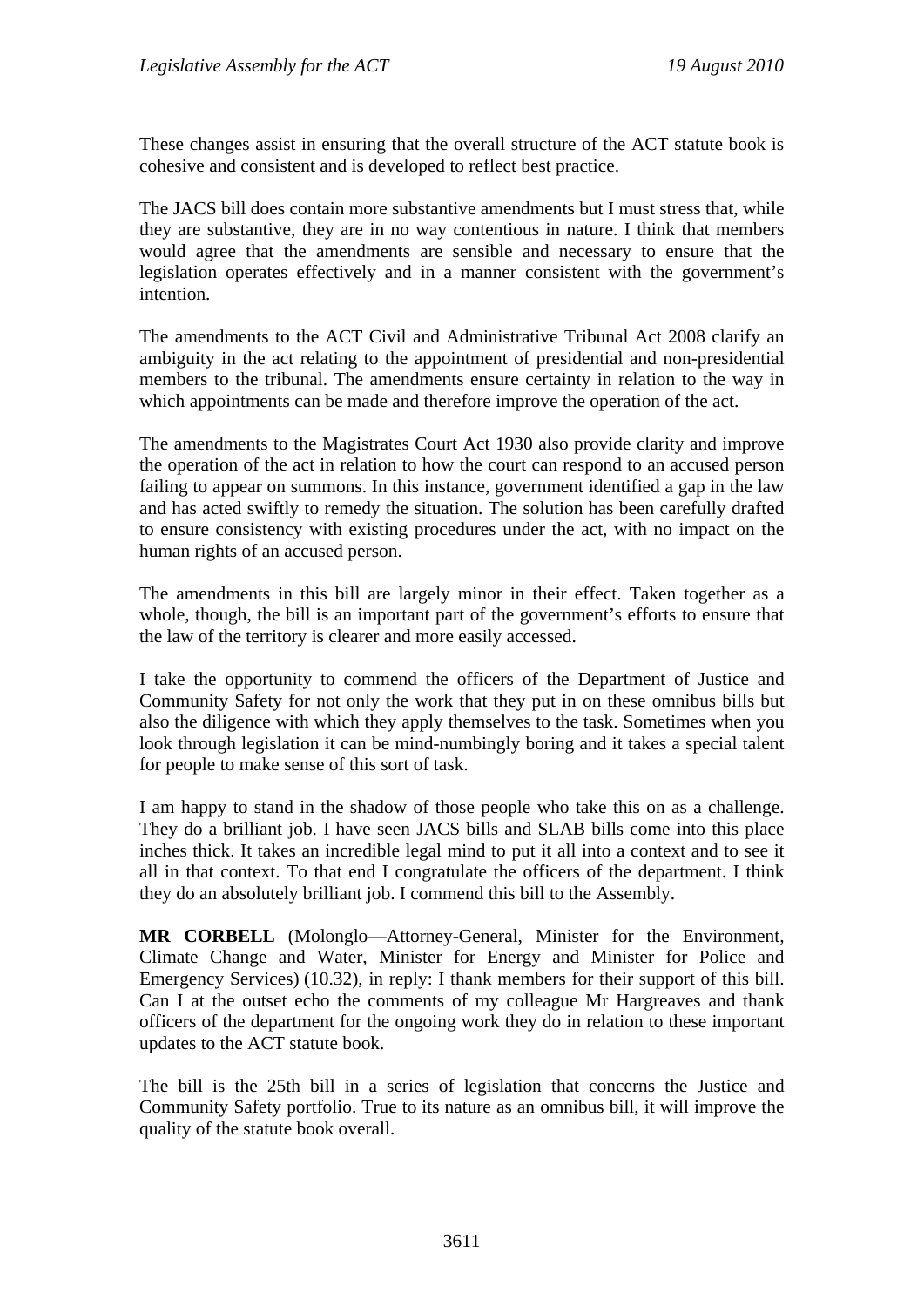These changes assist in ensuring that the overall structure of the ACT statute book is cohesive and consistent and is developed to reflect best practice.

The JACS bill does contain more substantive amendments but I must stress that, while they are substantive, they are in no way contentious in nature. I think that members would agree that the amendments are sensible and necessary to ensure that the legislation operates effectively and in a manner consistent with the government's intention.

The amendments to the ACT Civil and Administrative Tribunal Act 2008 clarify an ambiguity in the act relating to the appointment of presidential and non-presidential members to the tribunal. The amendments ensure certainty in relation to the way in which appointments can be made and therefore improve the operation of the act.

The amendments to the Magistrates Court Act 1930 also provide clarity and improve the operation of the act in relation to how the court can respond to an accused person failing to appear on summons. In this instance, government identified a gap in the law and has acted swiftly to remedy the situation. The solution has been carefully drafted to ensure consistency with existing procedures under the act, with no impact on the human rights of an accused person.

The amendments in this bill are largely minor in their effect. Taken together as a whole, though, the bill is an important part of the government's efforts to ensure that the law of the territory is clearer and more easily accessed.

I take the opportunity to commend the officers of the Department of Justice and Community Safety for not only the work that they put in on these omnibus bills but also the diligence with which they apply themselves to the task. Sometimes when you look through legislation it can be mind-numbingly boring and it takes a special talent for people to make sense of this sort of task.

I am happy to stand in the shadow of those people who take this on as a challenge. They do a brilliant job. I have seen JACS bills and SLAB bills come into this place inches thick. It takes an incredible legal mind to put it all into a context and to see it all in that context. To that end I congratulate the officers of the department. I think they do an absolutely brilliant job. I commend this bill to the Assembly.

**MR CORBELL** (Molonglo—Attorney-General, Minister for the Environment, Climate Change and Water, Minister for Energy and Minister for Police and Emergency Services) (10.32), in reply: I thank members for their support of this bill. Can I at the outset echo the comments of my colleague Mr Hargreaves and thank officers of the department for the ongoing work they do in relation to these important updates to the ACT statute book.

The bill is the 25th bill in a series of legislation that concerns the Justice and Community Safety portfolio. True to its nature as an omnibus bill, it will improve the quality of the statute book overall.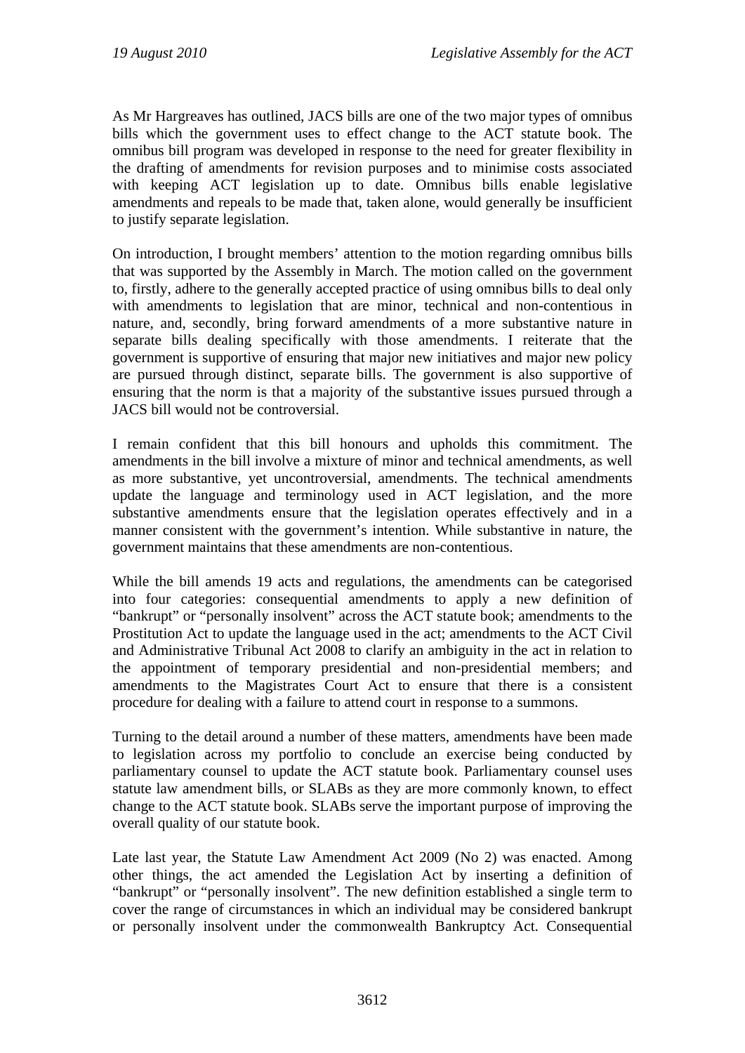As Mr Hargreaves has outlined, JACS bills are one of the two major types of omnibus bills which the government uses to effect change to the ACT statute book. The omnibus bill program was developed in response to the need for greater flexibility in the drafting of amendments for revision purposes and to minimise costs associated with keeping ACT legislation up to date. Omnibus bills enable legislative amendments and repeals to be made that, taken alone, would generally be insufficient to justify separate legislation.

On introduction, I brought members' attention to the motion regarding omnibus bills that was supported by the Assembly in March. The motion called on the government to, firstly, adhere to the generally accepted practice of using omnibus bills to deal only with amendments to legislation that are minor, technical and non-contentious in nature, and, secondly, bring forward amendments of a more substantive nature in separate bills dealing specifically with those amendments. I reiterate that the government is supportive of ensuring that major new initiatives and major new policy are pursued through distinct, separate bills. The government is also supportive of ensuring that the norm is that a majority of the substantive issues pursued through a JACS bill would not be controversial.

I remain confident that this bill honours and upholds this commitment. The amendments in the bill involve a mixture of minor and technical amendments, as well as more substantive, yet uncontroversial, amendments. The technical amendments update the language and terminology used in ACT legislation, and the more substantive amendments ensure that the legislation operates effectively and in a manner consistent with the government's intention. While substantive in nature, the government maintains that these amendments are non-contentious.

While the bill amends 19 acts and regulations, the amendments can be categorised into four categories: consequential amendments to apply a new definition of "bankrupt" or "personally insolvent" across the ACT statute book; amendments to the Prostitution Act to update the language used in the act; amendments to the ACT Civil and Administrative Tribunal Act 2008 to clarify an ambiguity in the act in relation to the appointment of temporary presidential and non-presidential members; and amendments to the Magistrates Court Act to ensure that there is a consistent procedure for dealing with a failure to attend court in response to a summons.

Turning to the detail around a number of these matters, amendments have been made to legislation across my portfolio to conclude an exercise being conducted by parliamentary counsel to update the ACT statute book. Parliamentary counsel uses statute law amendment bills, or SLABs as they are more commonly known, to effect change to the ACT statute book. SLABs serve the important purpose of improving the overall quality of our statute book.

Late last year, the Statute Law Amendment Act 2009 (No 2) was enacted. Among other things, the act amended the Legislation Act by inserting a definition of "bankrupt" or "personally insolvent". The new definition established a single term to cover the range of circumstances in which an individual may be considered bankrupt or personally insolvent under the commonwealth Bankruptcy Act. Consequential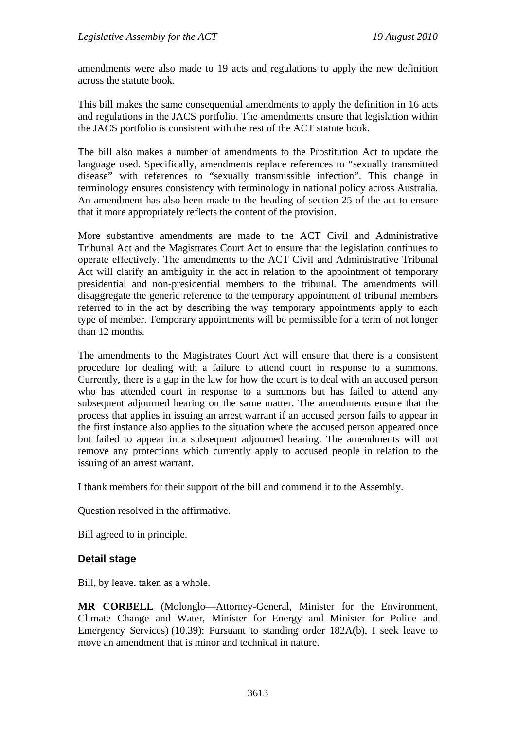amendments were also made to 19 acts and regulations to apply the new definition across the statute book.

This bill makes the same consequential amendments to apply the definition in 16 acts and regulations in the JACS portfolio. The amendments ensure that legislation within the JACS portfolio is consistent with the rest of the ACT statute book.

The bill also makes a number of amendments to the Prostitution Act to update the language used. Specifically, amendments replace references to "sexually transmitted disease" with references to "sexually transmissible infection". This change in terminology ensures consistency with terminology in national policy across Australia. An amendment has also been made to the heading of section 25 of the act to ensure that it more appropriately reflects the content of the provision.

More substantive amendments are made to the ACT Civil and Administrative Tribunal Act and the Magistrates Court Act to ensure that the legislation continues to operate effectively. The amendments to the ACT Civil and Administrative Tribunal Act will clarify an ambiguity in the act in relation to the appointment of temporary presidential and non-presidential members to the tribunal. The amendments will disaggregate the generic reference to the temporary appointment of tribunal members referred to in the act by describing the way temporary appointments apply to each type of member. Temporary appointments will be permissible for a term of not longer than 12 months.

The amendments to the Magistrates Court Act will ensure that there is a consistent procedure for dealing with a failure to attend court in response to a summons. Currently, there is a gap in the law for how the court is to deal with an accused person who has attended court in response to a summons but has failed to attend any subsequent adjourned hearing on the same matter. The amendments ensure that the process that applies in issuing an arrest warrant if an accused person fails to appear in the first instance also applies to the situation where the accused person appeared once but failed to appear in a subsequent adjourned hearing. The amendments will not remove any protections which currently apply to accused people in relation to the issuing of an arrest warrant.

I thank members for their support of the bill and commend it to the Assembly.

Question resolved in the affirmative.

Bill agreed to in principle.

### Detail stage

Bill, by leave, taken as a whole.

**MR CORBELL** (Molonglo—Attorney-General, Minister for the Environment, Climate Change and Water, Minister for Energy and Minister for Police and Emergency Services) (10.39): Pursuant to standing order 182A(b), I seek leave to move an amendment that is minor and technical in nature.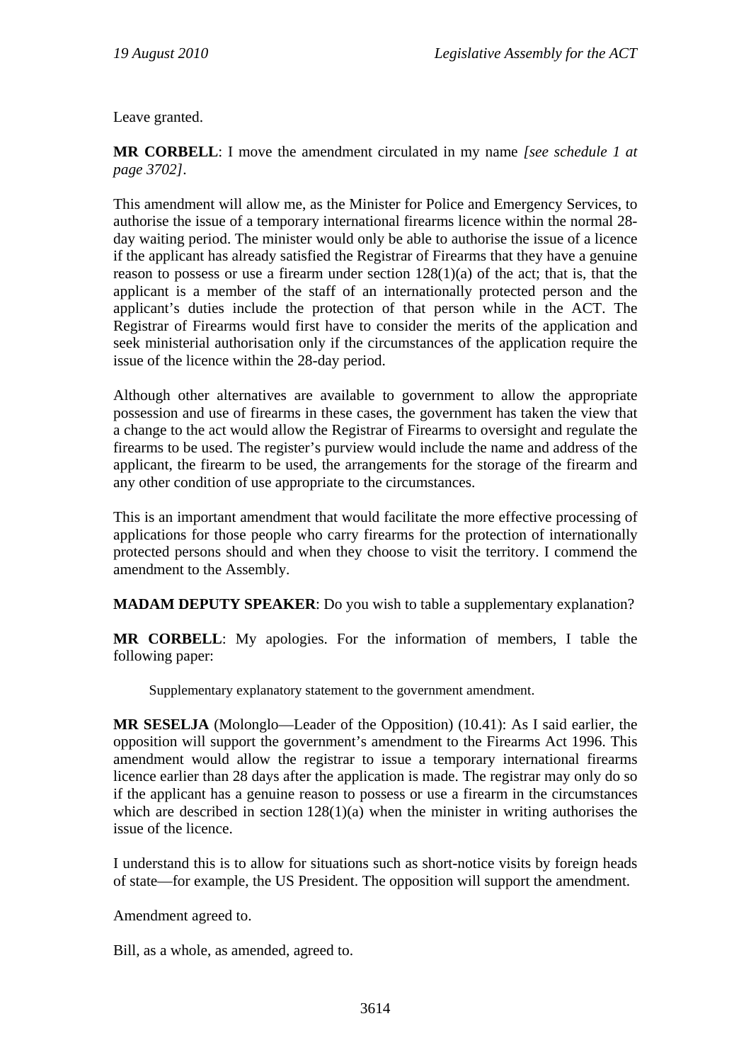Leave granted.

**MR CORBELL**: I move the amendment circulated in my name *[see schedule 1 at page 3702]*.

This amendment will allow me, as the Minister for Police and Emergency Services, to authorise the issue of a temporary international firearms licence within the normal 28-day waiting period. The minister would only be able to authorise the issue of a licence if the applicant has already satisfied the Registrar of Firearms that they have a genuine reason to possess or use a firearm under section 128(1)(a) of the act; that is, that the applicant is a member of the staff of an internationally protected person and the applicant's duties include the protection of that person while in the ACT. The Registrar of Firearms would first have to consider the merits of the application and seek ministerial authorisation only if the circumstances of the application require the issue of the licence within the 28-day period.

Although other alternatives are available to government to allow the appropriate possession and use of firearms in these cases, the government has taken the view that a change to the act would allow the Registrar of Firearms to oversight and regulate the firearms to be used. The register's purview would include the name and address of the applicant, the firearm to be used, the arrangements for the storage of the firearm and any other condition of use appropriate to the circumstances.

This is an important amendment that would facilitate the more effective processing of applications for those people who carry firearms for the protection of internationally protected persons should and when they choose to visit the territory. I commend the amendment to the Assembly.

**MADAM DEPUTY SPEAKER**: Do you wish to table a supplementary explanation?

**MR CORBELL**: My apologies. For the information of members, I table the following paper:

> Supplementary explanatory statement to the government amendment.

**MR SESELJA** (Molonglo—Leader of the Opposition) (10.41): As I said earlier, the opposition will support the government's amendment to the Firearms Act 1996. This amendment would allow the registrar to issue a temporary international firearms licence earlier than 28 days after the application is made. The registrar may only do so if the applicant has a genuine reason to possess or use a firearm in the circumstances which are described in section 128(1)(a) when the minister in writing authorises the issue of the licence.

I understand this is to allow for situations such as short-notice visits by foreign heads of state—for example, the US President. The opposition will support the amendment.

Amendment agreed to.

Bill, as a whole, as amended, agreed to.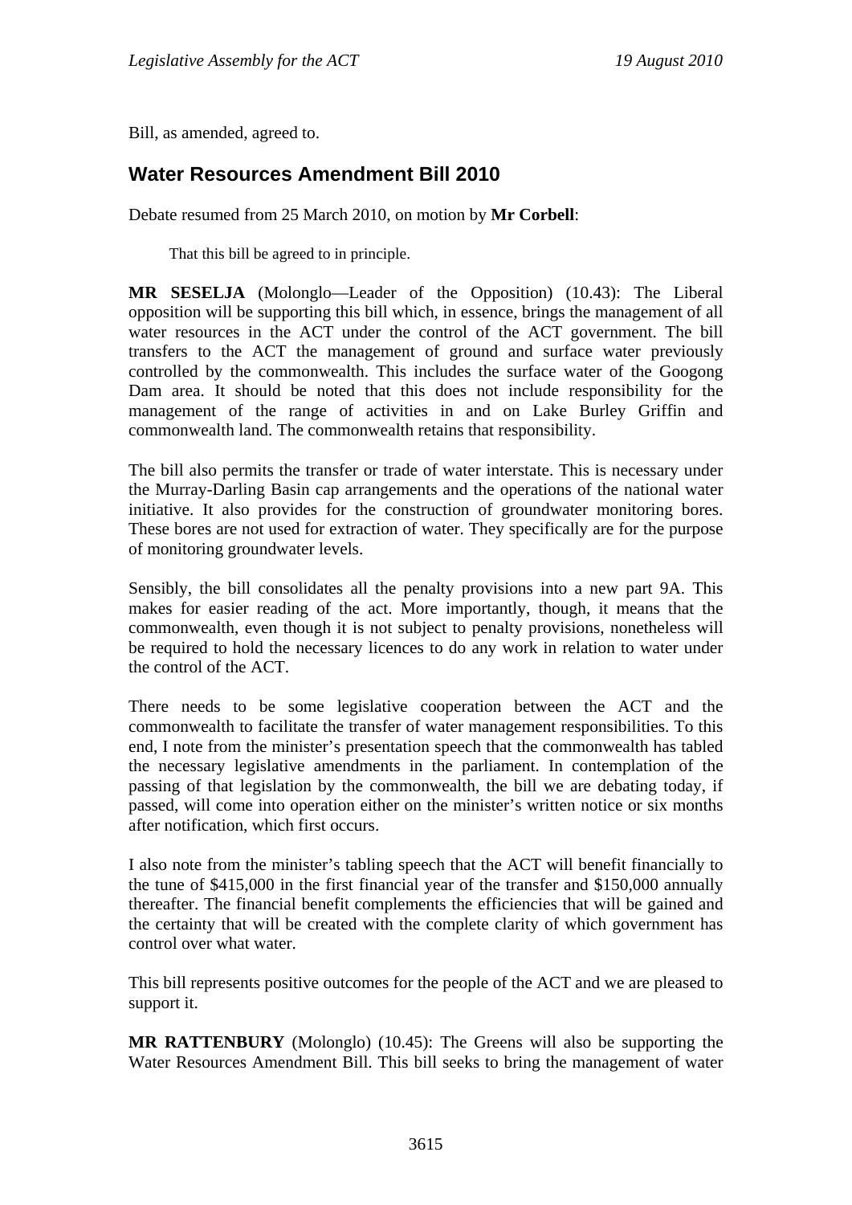Bill, as amended, agreed to.

## Water Resources Amendment Bill 2010

Debate resumed from 25 March 2010, on motion by **Mr Corbell**:

> That this bill be agreed to in principle.

**MR SESELJA** (Molonglo—Leader of the Opposition) (10.43): The Liberal opposition will be supporting this bill which, in essence, brings the management of all water resources in the ACT under the control of the ACT government. The bill transfers to the ACT the management of ground and surface water previously controlled by the commonwealth. This includes the surface water of the Googong Dam area. It should be noted that this does not include responsibility for the management of the range of activities in and on Lake Burley Griffin and commonwealth land. The commonwealth retains that responsibility.

The bill also permits the transfer or trade of water interstate. This is necessary under the Murray-Darling Basin cap arrangements and the operations of the national water initiative. It also provides for the construction of groundwater monitoring bores. These bores are not used for extraction of water. They specifically are for the purpose of monitoring groundwater levels.

Sensibly, the bill consolidates all the penalty provisions into a new part 9A. This makes for easier reading of the act. More importantly, though, it means that the commonwealth, even though it is not subject to penalty provisions, nonetheless will be required to hold the necessary licences to do any work in relation to water under the control of the ACT.

There needs to be some legislative cooperation between the ACT and the commonwealth to facilitate the transfer of water management responsibilities. To this end, I note from the minister's presentation speech that the commonwealth has tabled the necessary legislative amendments in the parliament. In contemplation of the passing of that legislation by the commonwealth, the bill we are debating today, if passed, will come into operation either on the minister's written notice or six months after notification, which first occurs.

I also note from the minister's tabling speech that the ACT will benefit financially to the tune of $415,000 in the first financial year of the transfer and $150,000 annually thereafter. The financial benefit complements the efficiencies that will be gained and the certainty that will be created with the complete clarity of which government has control over what water.

This bill represents positive outcomes for the people of the ACT and we are pleased to support it.

**MR RATTENBURY** (Molonglo) (10.45): The Greens will also be supporting the Water Resources Amendment Bill. This bill seeks to bring the management of water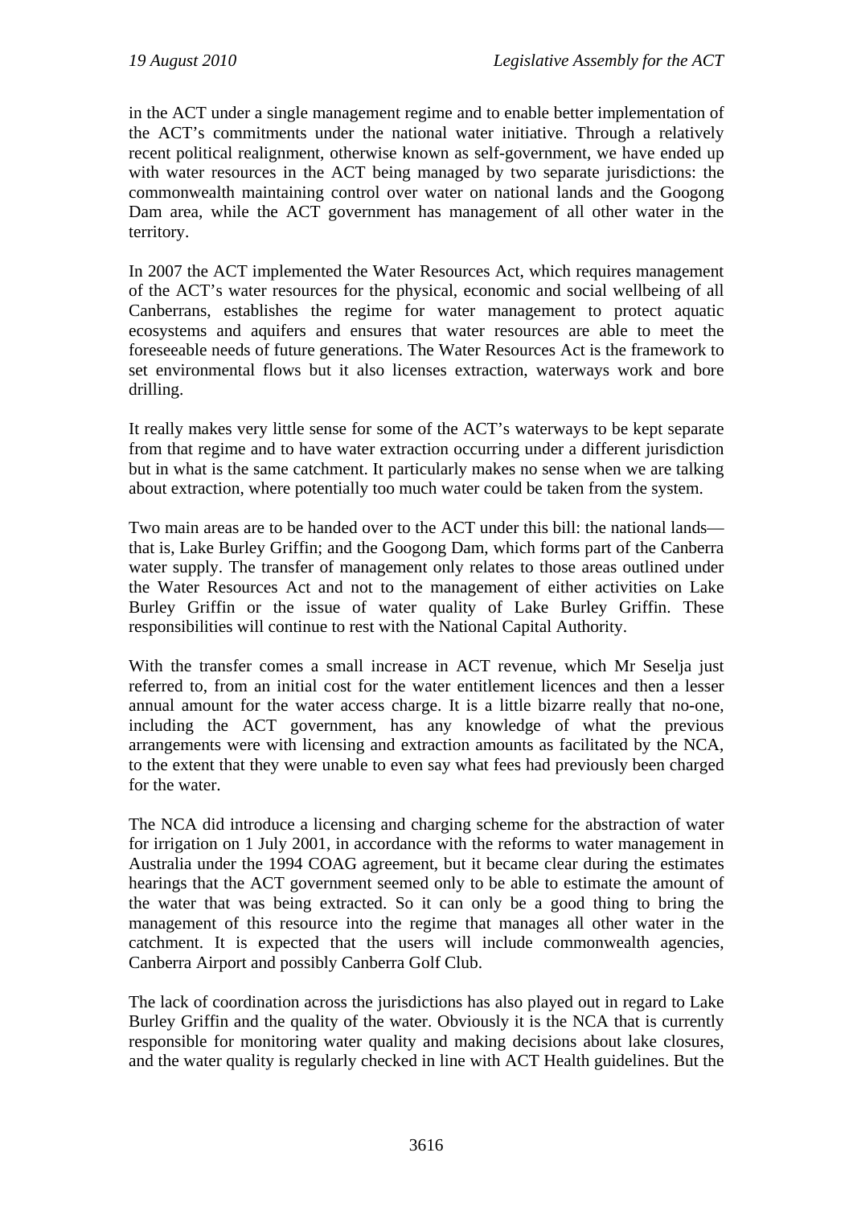in the ACT under a single management regime and to enable better implementation of the ACT's commitments under the national water initiative. Through a relatively recent political realignment, otherwise known as self-government, we have ended up with water resources in the ACT being managed by two separate jurisdictions: the commonwealth maintaining control over water on national lands and the Googong Dam area, while the ACT government has management of all other water in the territory.

In 2007 the ACT implemented the Water Resources Act, which requires management of the ACT's water resources for the physical, economic and social wellbeing of all Canberrans, establishes the regime for water management to protect aquatic ecosystems and aquifers and ensures that water resources are able to meet the foreseeable needs of future generations. The Water Resources Act is the framework to set environmental flows but it also licenses extraction, waterways work and bore drilling.

It really makes very little sense for some of the ACT's waterways to be kept separate from that regime and to have water extraction occurring under a different jurisdiction but in what is the same catchment. It particularly makes no sense when we are talking about extraction, where potentially too much water could be taken from the system.

Two main areas are to be handed over to the ACT under this bill: the national lands—that is, Lake Burley Griffin; and the Googong Dam, which forms part of the Canberra water supply. The transfer of management only relates to those areas outlined under the Water Resources Act and not to the management of either activities on Lake Burley Griffin or the issue of water quality of Lake Burley Griffin. These responsibilities will continue to rest with the National Capital Authority.

With the transfer comes a small increase in ACT revenue, which Mr Seselja just referred to, from an initial cost for the water entitlement licences and then a lesser annual amount for the water access charge. It is a little bizarre really that no-one, including the ACT government, has any knowledge of what the previous arrangements were with licensing and extraction amounts as facilitated by the NCA, to the extent that they were unable to even say what fees had previously been charged for the water.

The NCA did introduce a licensing and charging scheme for the abstraction of water for irrigation on 1 July 2001, in accordance with the reforms to water management in Australia under the 1994 COAG agreement, but it became clear during the estimates hearings that the ACT government seemed only to be able to estimate the amount of the water that was being extracted. So it can only be a good thing to bring the management of this resource into the regime that manages all other water in the catchment. It is expected that the users will include commonwealth agencies, Canberra Airport and possibly Canberra Golf Club.

The lack of coordination across the jurisdictions has also played out in regard to Lake Burley Griffin and the quality of the water. Obviously it is the NCA that is currently responsible for monitoring water quality and making decisions about lake closures, and the water quality is regularly checked in line with ACT Health guidelines. But the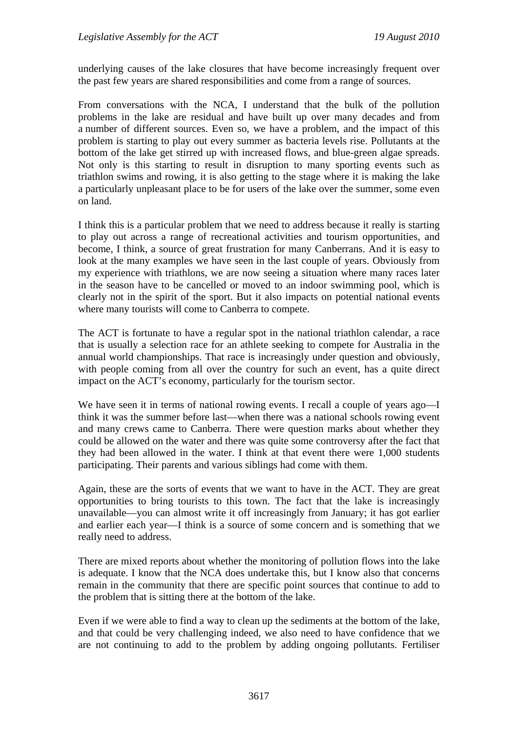underlying causes of the lake closures that have become increasingly frequent over the past few years are shared responsibilities and come from a range of sources.

From conversations with the NCA, I understand that the bulk of the pollution problems in the lake are residual and have built up over many decades and from a number of different sources. Even so, we have a problem, and the impact of this problem is starting to play out every summer as bacteria levels rise. Pollutants at the bottom of the lake get stirred up with increased flows, and blue-green algae spreads. Not only is this starting to result in disruption to many sporting events such as triathlon swims and rowing, it is also getting to the stage where it is making the lake a particularly unpleasant place to be for users of the lake over the summer, some even on land.

I think this is a particular problem that we need to address because it really is starting to play out across a range of recreational activities and tourism opportunities, and become, I think, a source of great frustration for many Canberrans. And it is easy to look at the many examples we have seen in the last couple of years. Obviously from my experience with triathlons, we are now seeing a situation where many races later in the season have to be cancelled or moved to an indoor swimming pool, which is clearly not in the spirit of the sport. But it also impacts on potential national events where many tourists will come to Canberra to compete.

The ACT is fortunate to have a regular spot in the national triathlon calendar, a race that is usually a selection race for an athlete seeking to compete for Australia in the annual world championships. That race is increasingly under question and obviously, with people coming from all over the country for such an event, has a quite direct impact on the ACT's economy, particularly for the tourism sector.

We have seen it in terms of national rowing events. I recall a couple of years ago—I think it was the summer before last—when there was a national schools rowing event and many crews came to Canberra. There were question marks about whether they could be allowed on the water and there was quite some controversy after the fact that they had been allowed in the water. I think at that event there were 1,000 students participating. Their parents and various siblings had come with them.

Again, these are the sorts of events that we want to have in the ACT. They are great opportunities to bring tourists to this town. The fact that the lake is increasingly unavailable—you can almost write it off increasingly from January; it has got earlier and earlier each year—I think is a source of some concern and is something that we really need to address.

There are mixed reports about whether the monitoring of pollution flows into the lake is adequate. I know that the NCA does undertake this, but I know also that concerns remain in the community that there are specific point sources that continue to add to the problem that is sitting there at the bottom of the lake.

Even if we were able to find a way to clean up the sediments at the bottom of the lake, and that could be very challenging indeed, we also need to have confidence that we are not continuing to add to the problem by adding ongoing pollutants. Fertiliser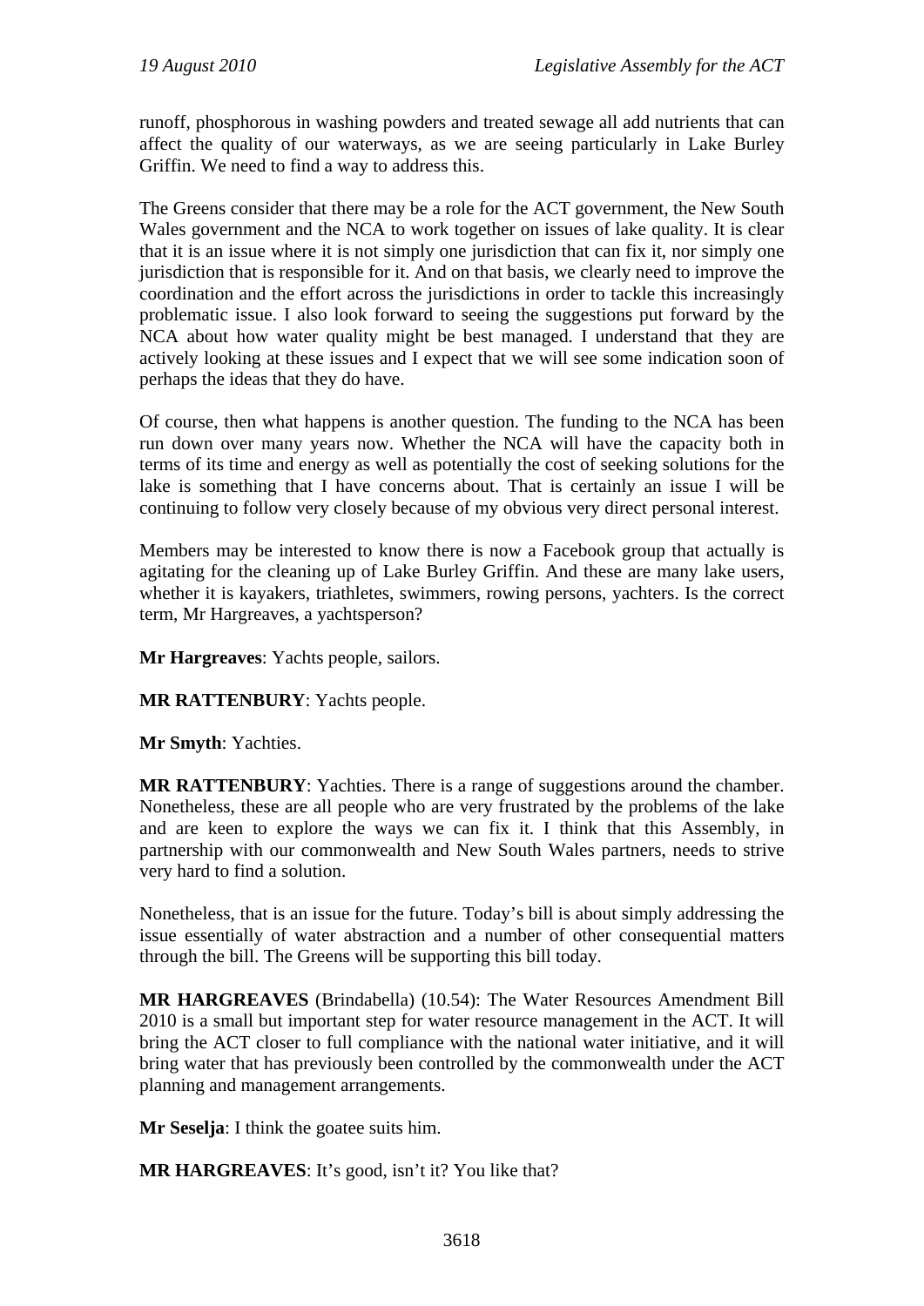runoff, phosphorous in washing powders and treated sewage all add nutrients that can affect the quality of our waterways, as we are seeing particularly in Lake Burley Griffin. We need to find a way to address this.

The Greens consider that there may be a role for the ACT government, the New South Wales government and the NCA to work together on issues of lake quality. It is clear that it is an issue where it is not simply one jurisdiction that can fix it, nor simply one jurisdiction that is responsible for it. And on that basis, we clearly need to improve the coordination and the effort across the jurisdictions in order to tackle this increasingly problematic issue. I also look forward to seeing the suggestions put forward by the NCA about how water quality might be best managed. I understand that they are actively looking at these issues and I expect that we will see some indication soon of perhaps the ideas that they do have.

Of course, then what happens is another question. The funding to the NCA has been run down over many years now. Whether the NCA will have the capacity both in terms of its time and energy as well as potentially the cost of seeking solutions for the lake is something that I have concerns about. That is certainly an issue I will be continuing to follow very closely because of my obvious very direct personal interest.

Members may be interested to know there is now a Facebook group that actually is agitating for the cleaning up of Lake Burley Griffin. And these are many lake users, whether it is kayakers, triathletes, swimmers, rowing persons, yachters. Is the correct term, Mr Hargreaves, a yachtsperson?

**Mr Hargreaves**: Yachts people, sailors.

**MR RATTENBURY**: Yachts people.

**Mr Smyth**: Yachties.

**MR RATTENBURY**: Yachties. There is a range of suggestions around the chamber. Nonetheless, these are all people who are very frustrated by the problems of the lake and are keen to explore the ways we can fix it. I think that this Assembly, in partnership with our commonwealth and New South Wales partners, needs to strive very hard to find a solution.

Nonetheless, that is an issue for the future. Today's bill is about simply addressing the issue essentially of water abstraction and a number of other consequential matters through the bill. The Greens will be supporting this bill today.

**MR HARGREAVES** (Brindabella) (10.54): The Water Resources Amendment Bill 2010 is a small but important step for water resource management in the ACT. It will bring the ACT closer to full compliance with the national water initiative, and it will bring water that has previously been controlled by the commonwealth under the ACT planning and management arrangements.

**Mr Seselja**: I think the goatee suits him.

**MR HARGREAVES**: It's good, isn't it? You like that?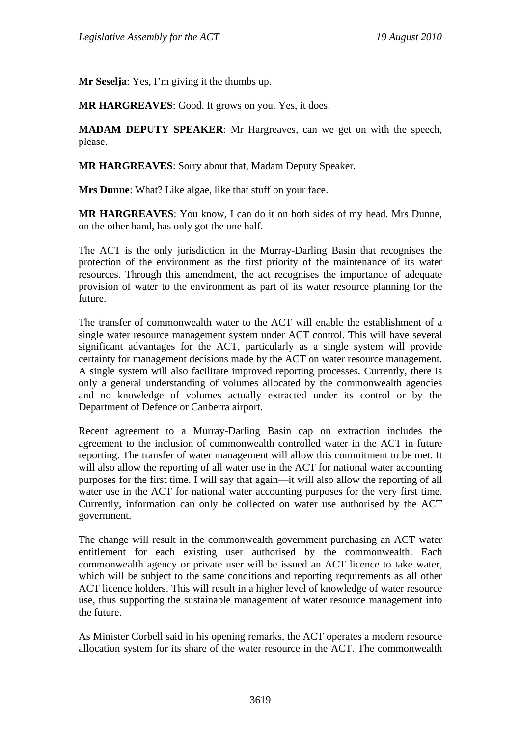**Mr Seselja**: Yes, I'm giving it the thumbs up.

**MR HARGREAVES**: Good. It grows on you. Yes, it does.

**MADAM DEPUTY SPEAKER**: Mr Hargreaves, can we get on with the speech, please.

**MR HARGREAVES**: Sorry about that, Madam Deputy Speaker.

**Mrs Dunne**: What? Like algae, like that stuff on your face.

**MR HARGREAVES**: You know, I can do it on both sides of my head. Mrs Dunne, on the other hand, has only got the one half.

The ACT is the only jurisdiction in the Murray-Darling Basin that recognises the protection of the environment as the first priority of the maintenance of its water resources. Through this amendment, the act recognises the importance of adequate provision of water to the environment as part of its water resource planning for the future.

The transfer of commonwealth water to the ACT will enable the establishment of a single water resource management system under ACT control. This will have several significant advantages for the ACT, particularly as a single system will provide certainty for management decisions made by the ACT on water resource management. A single system will also facilitate improved reporting processes. Currently, there is only a general understanding of volumes allocated by the commonwealth agencies and no knowledge of volumes actually extracted under its control or by the Department of Defence or Canberra airport.

Recent agreement to a Murray-Darling Basin cap on extraction includes the agreement to the inclusion of commonwealth controlled water in the ACT in future reporting. The transfer of water management will allow this commitment to be met. It will also allow the reporting of all water use in the ACT for national water accounting purposes for the first time. I will say that again—it will also allow the reporting of all water use in the ACT for national water accounting purposes for the very first time. Currently, information can only be collected on water use authorised by the ACT government.

The change will result in the commonwealth government purchasing an ACT water entitlement for each existing user authorised by the commonwealth. Each commonwealth agency or private user will be issued an ACT licence to take water, which will be subject to the same conditions and reporting requirements as all other ACT licence holders. This will result in a higher level of knowledge of water resource use, thus supporting the sustainable management of water resource management into the future.

As Minister Corbell said in his opening remarks, the ACT operates a modern resource allocation system for its share of the water resource in the ACT. The commonwealth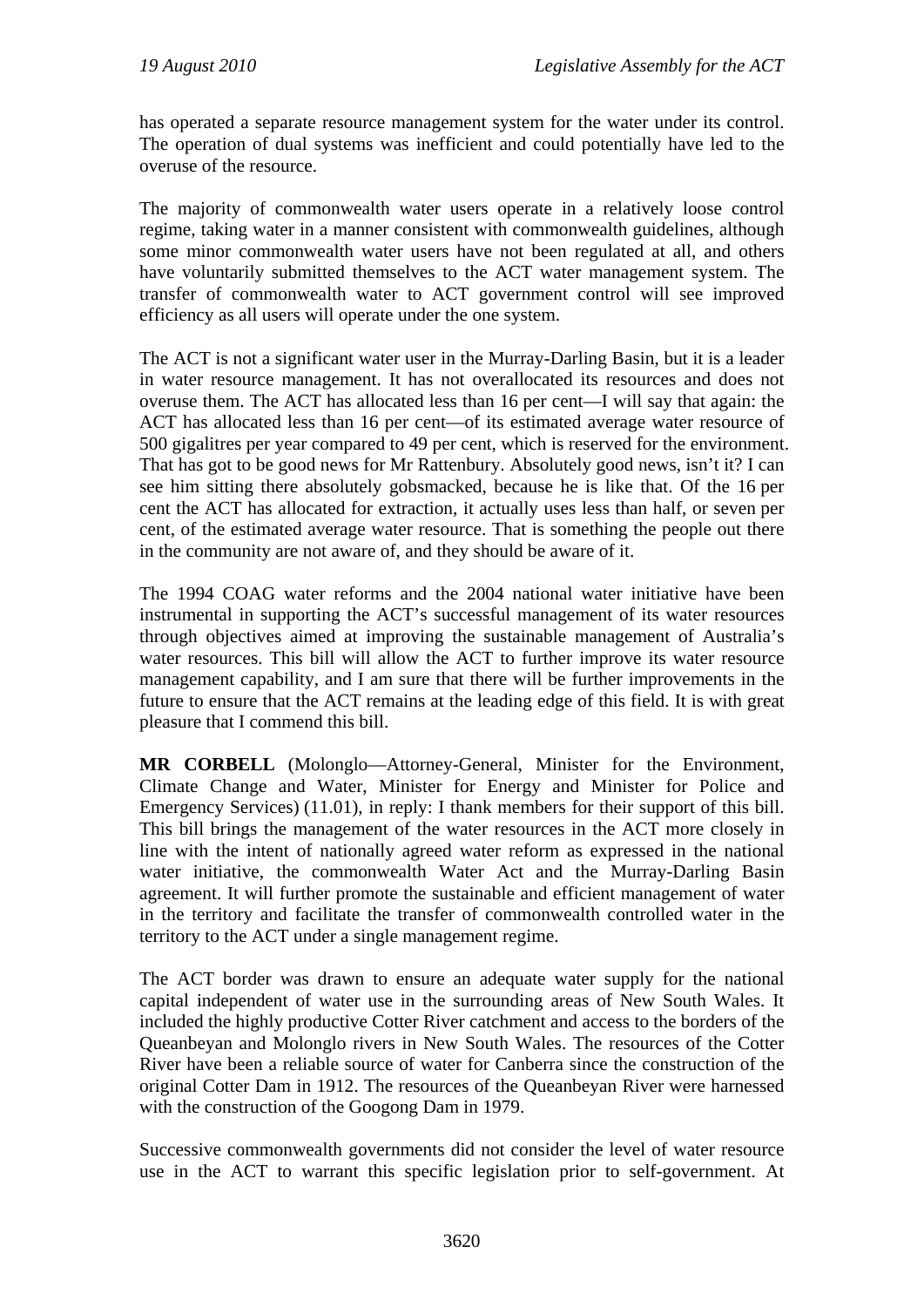has operated a separate resource management system for the water under its control. The operation of dual systems was inefficient and could potentially have led to the overuse of the resource.

The majority of commonwealth water users operate in a relatively loose control regime, taking water in a manner consistent with commonwealth guidelines, although some minor commonwealth water users have not been regulated at all, and others have voluntarily submitted themselves to the ACT water management system. The transfer of commonwealth water to ACT government control will see improved efficiency as all users will operate under the one system.

The ACT is not a significant water user in the Murray-Darling Basin, but it is a leader in water resource management. It has not overallocated its resources and does not overuse them. The ACT has allocated less than 16 per cent—I will say that again: the ACT has allocated less than 16 per cent—of its estimated average water resource of 500 gigalitres per year compared to 49 per cent, which is reserved for the environment. That has got to be good news for Mr Rattenbury. Absolutely good news, isn't it? I can see him sitting there absolutely gobsmacked, because he is like that. Of the 16 per cent the ACT has allocated for extraction, it actually uses less than half, or seven per cent, of the estimated average water resource. That is something the people out there in the community are not aware of, and they should be aware of it.

The 1994 COAG water reforms and the 2004 national water initiative have been instrumental in supporting the ACT's successful management of its water resources through objectives aimed at improving the sustainable management of Australia's water resources. This bill will allow the ACT to further improve its water resource management capability, and I am sure that there will be further improvements in the future to ensure that the ACT remains at the leading edge of this field. It is with great pleasure that I commend this bill.

**MR CORBELL** (Molonglo—Attorney-General, Minister for the Environment, Climate Change and Water, Minister for Energy and Minister for Police and Emergency Services) (11.01), in reply: I thank members for their support of this bill. This bill brings the management of the water resources in the ACT more closely in line with the intent of nationally agreed water reform as expressed in the national water initiative, the commonwealth Water Act and the Murray-Darling Basin agreement. It will further promote the sustainable and efficient management of water in the territory and facilitate the transfer of commonwealth controlled water in the territory to the ACT under a single management regime.

The ACT border was drawn to ensure an adequate water supply for the national capital independent of water use in the surrounding areas of New South Wales. It included the highly productive Cotter River catchment and access to the borders of the Queanbeyan and Molonglo rivers in New South Wales. The resources of the Cotter River have been a reliable source of water for Canberra since the construction of the original Cotter Dam in 1912. The resources of the Queanbeyan River were harnessed with the construction of the Googong Dam in 1979.

Successive commonwealth governments did not consider the level of water resource use in the ACT to warrant this specific legislation prior to self-government. At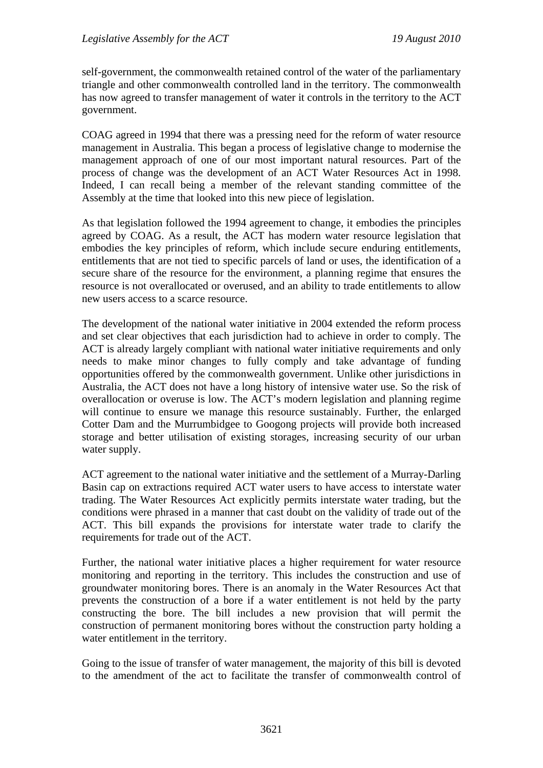self-government, the commonwealth retained control of the water of the parliamentary triangle and other commonwealth controlled land in the territory. The commonwealth has now agreed to transfer management of water it controls in the territory to the ACT government.

COAG agreed in 1994 that there was a pressing need for the reform of water resource management in Australia. This began a process of legislative change to modernise the management approach of one of our most important natural resources. Part of the process of change was the development of an ACT Water Resources Act in 1998. Indeed, I can recall being a member of the relevant standing committee of the Assembly at the time that looked into this new piece of legislation.

As that legislation followed the 1994 agreement to change, it embodies the principles agreed by COAG. As a result, the ACT has modern water resource legislation that embodies the key principles of reform, which include secure enduring entitlements, entitlements that are not tied to specific parcels of land or uses, the identification of a secure share of the resource for the environment, a planning regime that ensures the resource is not overallocated or overused, and an ability to trade entitlements to allow new users access to a scarce resource.

The development of the national water initiative in 2004 extended the reform process and set clear objectives that each jurisdiction had to achieve in order to comply. The ACT is already largely compliant with national water initiative requirements and only needs to make minor changes to fully comply and take advantage of funding opportunities offered by the commonwealth government. Unlike other jurisdictions in Australia, the ACT does not have a long history of intensive water use. So the risk of overallocation or overuse is low. The ACT's modern legislation and planning regime will continue to ensure we manage this resource sustainably. Further, the enlarged Cotter Dam and the Murrumbidgee to Googong projects will provide both increased storage and better utilisation of existing storages, increasing security of our urban water supply.

ACT agreement to the national water initiative and the settlement of a Murray-Darling Basin cap on extractions required ACT water users to have access to interstate water trading. The Water Resources Act explicitly permits interstate water trading, but the conditions were phrased in a manner that cast doubt on the validity of trade out of the ACT. This bill expands the provisions for interstate water trade to clarify the requirements for trade out of the ACT.

Further, the national water initiative places a higher requirement for water resource monitoring and reporting in the territory. This includes the construction and use of groundwater monitoring bores. There is an anomaly in the Water Resources Act that prevents the construction of a bore if a water entitlement is not held by the party constructing the bore. The bill includes a new provision that will permit the construction of permanent monitoring bores without the construction party holding a water entitlement in the territory.

Going to the issue of transfer of water management, the majority of this bill is devoted to the amendment of the act to facilitate the transfer of commonwealth control of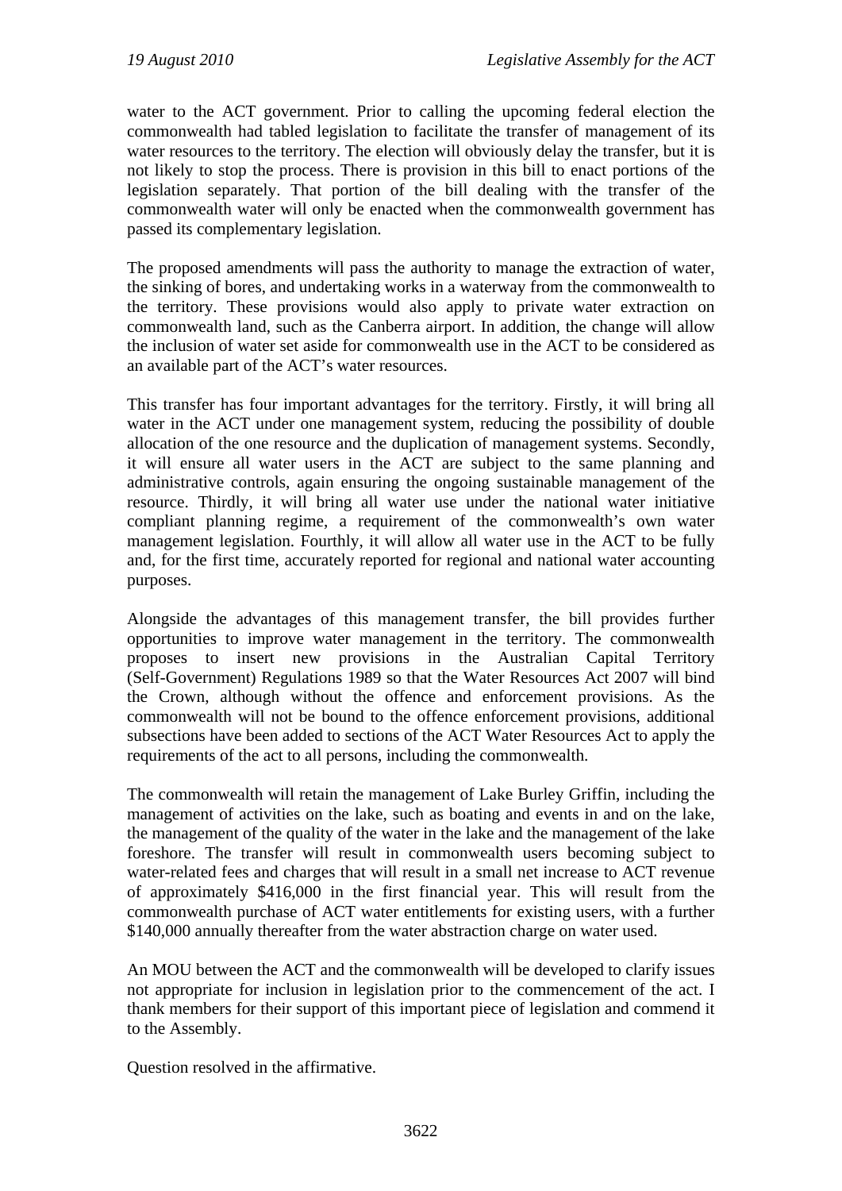water to the ACT government. Prior to calling the upcoming federal election the commonwealth had tabled legislation to facilitate the transfer of management of its water resources to the territory. The election will obviously delay the transfer, but it is not likely to stop the process. There is provision in this bill to enact portions of the legislation separately. That portion of the bill dealing with the transfer of the commonwealth water will only be enacted when the commonwealth government has passed its complementary legislation.

The proposed amendments will pass the authority to manage the extraction of water, the sinking of bores, and undertaking works in a waterway from the commonwealth to the territory. These provisions would also apply to private water extraction on commonwealth land, such as the Canberra airport. In addition, the change will allow the inclusion of water set aside for commonwealth use in the ACT to be considered as an available part of the ACT's water resources.

This transfer has four important advantages for the territory. Firstly, it will bring all water in the ACT under one management system, reducing the possibility of double allocation of the one resource and the duplication of management systems. Secondly, it will ensure all water users in the ACT are subject to the same planning and administrative controls, again ensuring the ongoing sustainable management of the resource. Thirdly, it will bring all water use under the national water initiative compliant planning regime, a requirement of the commonwealth's own water management legislation. Fourthly, it will allow all water use in the ACT to be fully and, for the first time, accurately reported for regional and national water accounting purposes.

Alongside the advantages of this management transfer, the bill provides further opportunities to improve water management in the territory. The commonwealth proposes to insert new provisions in the Australian Capital Territory (Self-Government) Regulations 1989 so that the Water Resources Act 2007 will bind the Crown, although without the offence and enforcement provisions. As the commonwealth will not be bound to the offence enforcement provisions, additional subsections have been added to sections of the ACT Water Resources Act to apply the requirements of the act to all persons, including the commonwealth.

The commonwealth will retain the management of Lake Burley Griffin, including the management of activities on the lake, such as boating and events in and on the lake, the management of the quality of the water in the lake and the management of the lake foreshore. The transfer will result in commonwealth users becoming subject to water-related fees and charges that will result in a small net increase to ACT revenue of approximately $416,000 in the first financial year. This will result from the commonwealth purchase of ACT water entitlements for existing users, with a further $140,000 annually thereafter from the water abstraction charge on water used.

An MOU between the ACT and the commonwealth will be developed to clarify issues not appropriate for inclusion in legislation prior to the commencement of the act. I thank members for their support of this important piece of legislation and commend it to the Assembly.

Question resolved in the affirmative.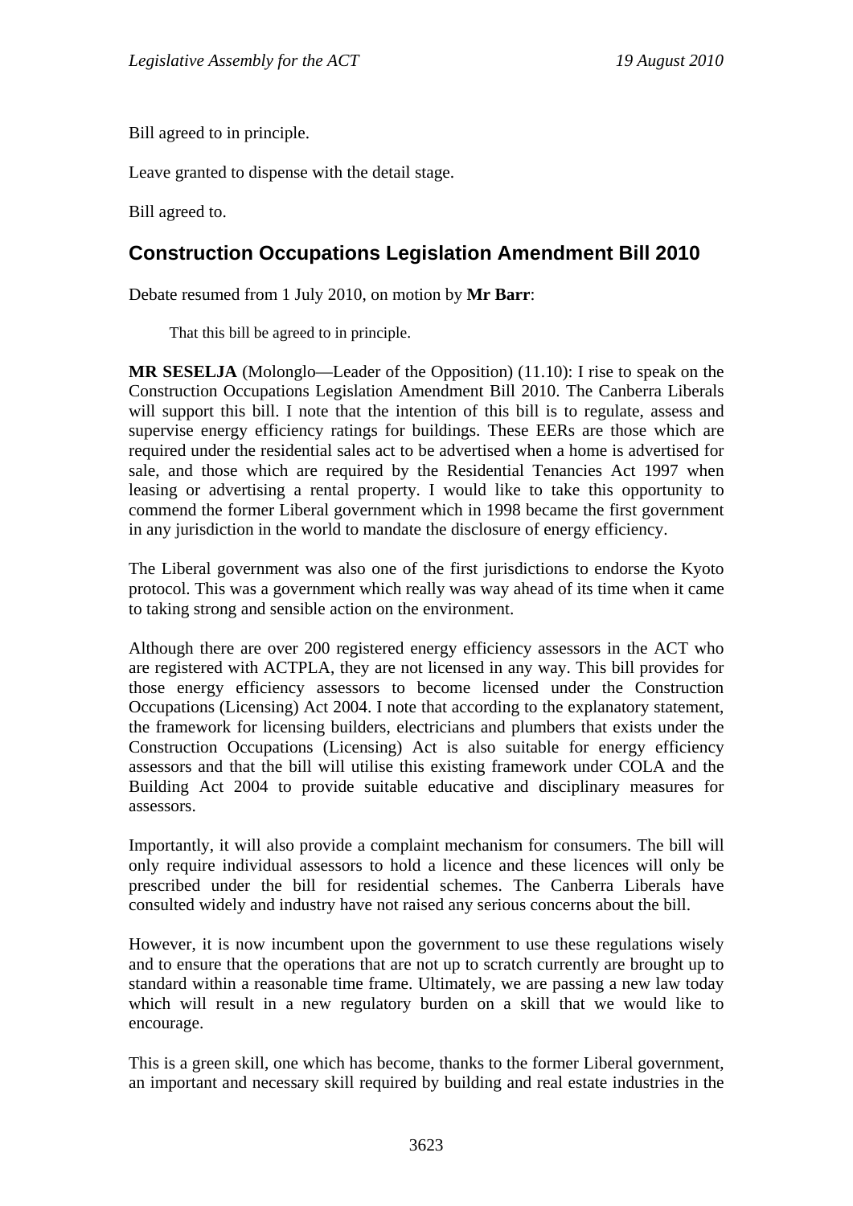Bill agreed to in principle.

Leave granted to dispense with the detail stage.

Bill agreed to.

## Construction Occupations Legislation Amendment Bill 2010

Debate resumed from 1 July 2010, on motion by **Mr Barr**:

> That this bill be agreed to in principle.

**MR SESELJA** (Molonglo—Leader of the Opposition) (11.10): I rise to speak on the Construction Occupations Legislation Amendment Bill 2010. The Canberra Liberals will support this bill. I note that the intention of this bill is to regulate, assess and supervise energy efficiency ratings for buildings. These EERs are those which are required under the residential sales act to be advertised when a home is advertised for sale, and those which are required by the Residential Tenancies Act 1997 when leasing or advertising a rental property. I would like to take this opportunity to commend the former Liberal government which in 1998 became the first government in any jurisdiction in the world to mandate the disclosure of energy efficiency.

The Liberal government was also one of the first jurisdictions to endorse the Kyoto protocol. This was a government which really was way ahead of its time when it came to taking strong and sensible action on the environment.

Although there are over 200 registered energy efficiency assessors in the ACT who are registered with ACTPLA, they are not licensed in any way. This bill provides for those energy efficiency assessors to become licensed under the Construction Occupations (Licensing) Act 2004. I note that according to the explanatory statement, the framework for licensing builders, electricians and plumbers that exists under the Construction Occupations (Licensing) Act is also suitable for energy efficiency assessors and that the bill will utilise this existing framework under COLA and the Building Act 2004 to provide suitable educative and disciplinary measures for assessors.

Importantly, it will also provide a complaint mechanism for consumers. The bill will only require individual assessors to hold a licence and these licences will only be prescribed under the bill for residential schemes. The Canberra Liberals have consulted widely and industry have not raised any serious concerns about the bill.

However, it is now incumbent upon the government to use these regulations wisely and to ensure that the operations that are not up to scratch currently are brought up to standard within a reasonable time frame. Ultimately, we are passing a new law today which will result in a new regulatory burden on a skill that we would like to encourage.

This is a green skill, one which has become, thanks to the former Liberal government, an important and necessary skill required by building and real estate industries in the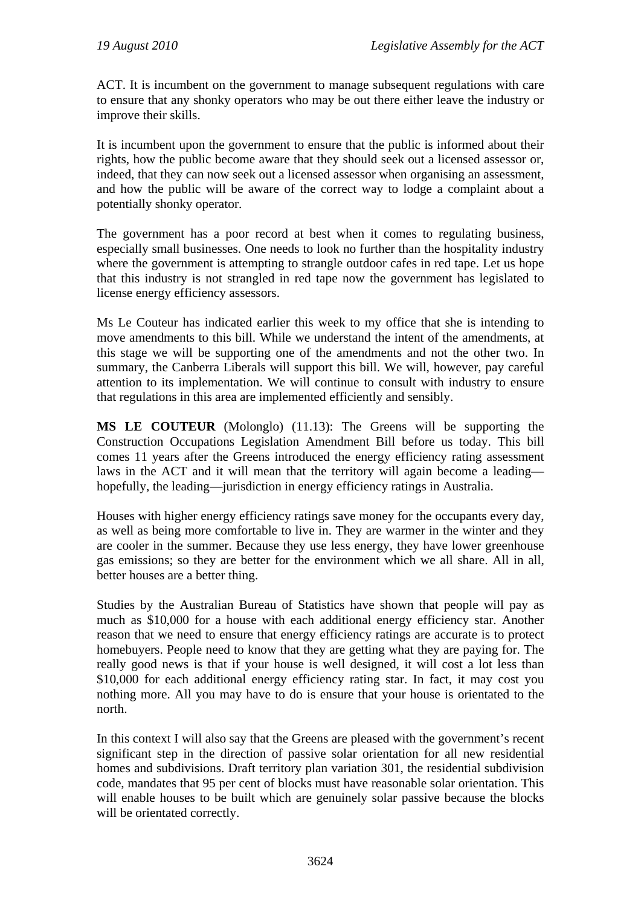ACT. It is incumbent on the government to manage subsequent regulations with care to ensure that any shonky operators who may be out there either leave the industry or improve their skills.

It is incumbent upon the government to ensure that the public is informed about their rights, how the public become aware that they should seek out a licensed assessor or, indeed, that they can now seek out a licensed assessor when organising an assessment, and how the public will be aware of the correct way to lodge a complaint about a potentially shonky operator.

The government has a poor record at best when it comes to regulating business, especially small businesses. One needs to look no further than the hospitality industry where the government is attempting to strangle outdoor cafes in red tape. Let us hope that this industry is not strangled in red tape now the government has legislated to license energy efficiency assessors.

Ms Le Couteur has indicated earlier this week to my office that she is intending to move amendments to this bill. While we understand the intent of the amendments, at this stage we will be supporting one of the amendments and not the other two. In summary, the Canberra Liberals will support this bill. We will, however, pay careful attention to its implementation. We will continue to consult with industry to ensure that regulations in this area are implemented efficiently and sensibly.

**MS LE COUTEUR** (Molonglo) (11.13): The Greens will be supporting the Construction Occupations Legislation Amendment Bill before us today. This bill comes 11 years after the Greens introduced the energy efficiency rating assessment laws in the ACT and it will mean that the territory will again become a leading—hopefully, the leading—jurisdiction in energy efficiency ratings in Australia.

Houses with higher energy efficiency ratings save money for the occupants every day, as well as being more comfortable to live in. They are warmer in the winter and they are cooler in the summer. Because they use less energy, they have lower greenhouse gas emissions; so they are better for the environment which we all share. All in all, better houses are a better thing.

Studies by the Australian Bureau of Statistics have shown that people will pay as much as $10,000 for a house with each additional energy efficiency star. Another reason that we need to ensure that energy efficiency ratings are accurate is to protect homebuyers. People need to know that they are getting what they are paying for. The really good news is that if your house is well designed, it will cost a lot less than $10,000 for each additional energy efficiency rating star. In fact, it may cost you nothing more. All you may have to do is ensure that your house is orientated to the north.

In this context I will also say that the Greens are pleased with the government's recent significant step in the direction of passive solar orientation for all new residential homes and subdivisions. Draft territory plan variation 301, the residential subdivision code, mandates that 95 per cent of blocks must have reasonable solar orientation. This will enable houses to be built which are genuinely solar passive because the blocks will be orientated correctly.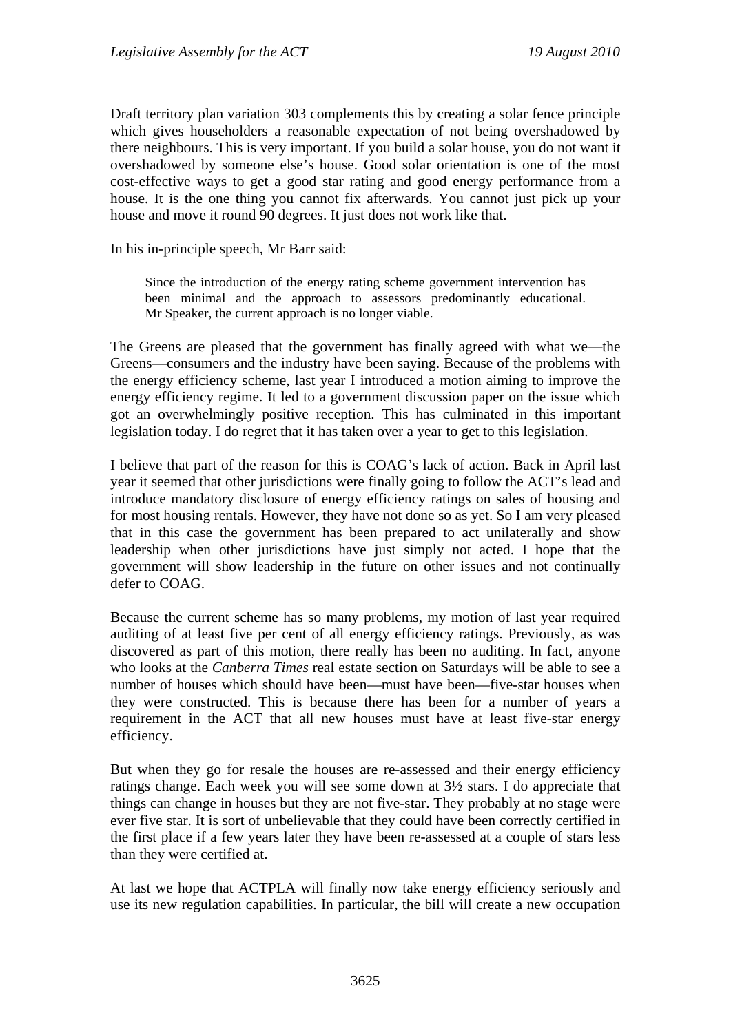Draft territory plan variation 303 complements this by creating a solar fence principle which gives householders a reasonable expectation of not being overshadowed by there neighbours. This is very important. If you build a solar house, you do not want it overshadowed by someone else's house. Good solar orientation is one of the most cost-effective ways to get a good star rating and good energy performance from a house. It is the one thing you cannot fix afterwards. You cannot just pick up your house and move it round 90 degrees. It just does not work like that.

In his in-principle speech, Mr Barr said:

> Since the introduction of the energy rating scheme government intervention has been minimal and the approach to assessors predominantly educational. Mr Speaker, the current approach is no longer viable.

The Greens are pleased that the government has finally agreed with what we—the Greens—consumers and the industry have been saying. Because of the problems with the energy efficiency scheme, last year I introduced a motion aiming to improve the energy efficiency regime. It led to a government discussion paper on the issue which got an overwhelmingly positive reception. This has culminated in this important legislation today. I do regret that it has taken over a year to get to this legislation.

I believe that part of the reason for this is COAG's lack of action. Back in April last year it seemed that other jurisdictions were finally going to follow the ACT's lead and introduce mandatory disclosure of energy efficiency ratings on sales of housing and for most housing rentals. However, they have not done so as yet. So I am very pleased that in this case the government has been prepared to act unilaterally and show leadership when other jurisdictions have just simply not acted. I hope that the government will show leadership in the future on other issues and not continually defer to COAG.

Because the current scheme has so many problems, my motion of last year required auditing of at least five per cent of all energy efficiency ratings. Previously, as was discovered as part of this motion, there really has been no auditing. In fact, anyone who looks at the *Canberra Times* real estate section on Saturdays will be able to see a number of houses which should have been—must have been—five-star houses when they were constructed. This is because there has been for a number of years a requirement in the ACT that all new houses must have at least five-star energy efficiency.

But when they go for resale the houses are re-assessed and their energy efficiency ratings change. Each week you will see some down at 3½ stars. I do appreciate that things can change in houses but they are not five-star. They probably at no stage were ever five star. It is sort of unbelievable that they could have been correctly certified in the first place if a few years later they have been re-assessed at a couple of stars less than they were certified at.

At last we hope that ACTPLA will finally now take energy efficiency seriously and use its new regulation capabilities. In particular, the bill will create a new occupation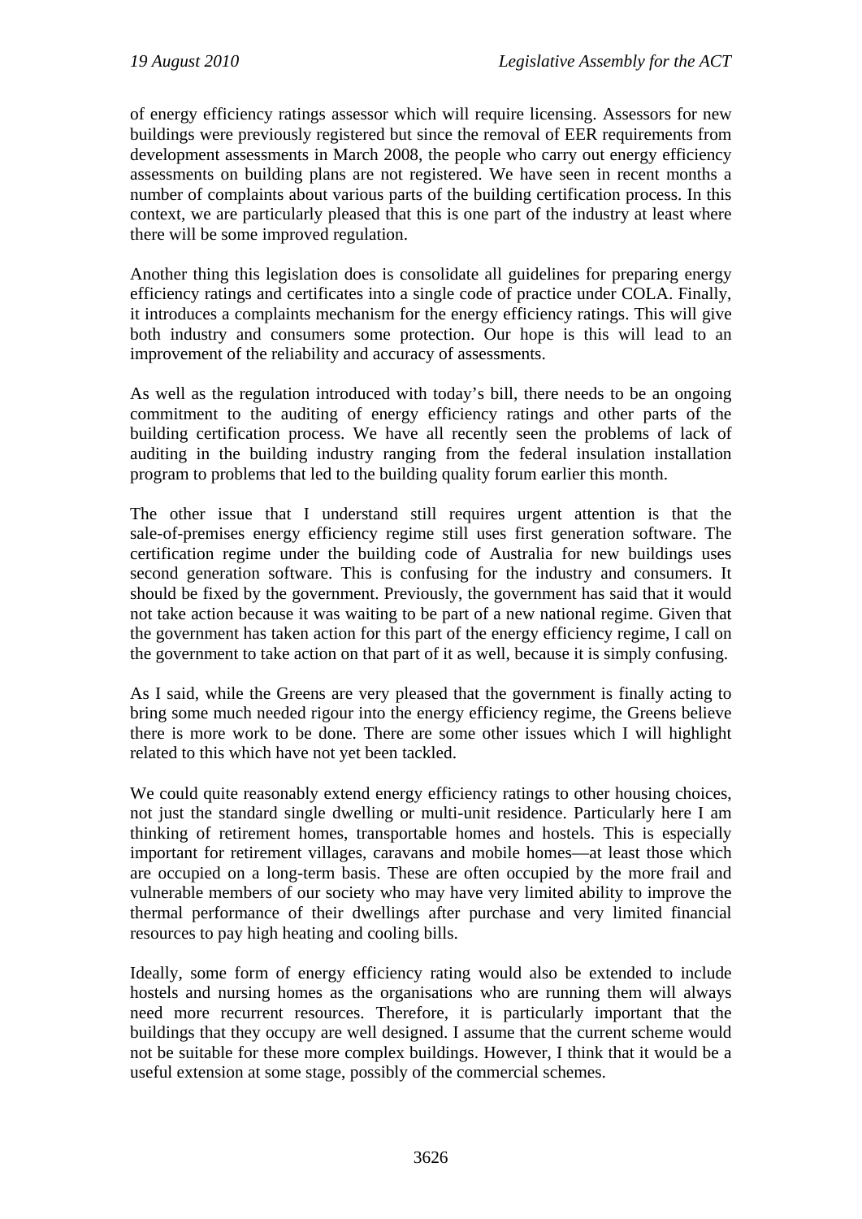of energy efficiency ratings assessor which will require licensing. Assessors for new buildings were previously registered but since the removal of EER requirements from development assessments in March 2008, the people who carry out energy efficiency assessments on building plans are not registered. We have seen in recent months a number of complaints about various parts of the building certification process. In this context, we are particularly pleased that this is one part of the industry at least where there will be some improved regulation.

Another thing this legislation does is consolidate all guidelines for preparing energy efficiency ratings and certificates into a single code of practice under COLA. Finally, it introduces a complaints mechanism for the energy efficiency ratings. This will give both industry and consumers some protection. Our hope is this will lead to an improvement of the reliability and accuracy of assessments.

As well as the regulation introduced with today's bill, there needs to be an ongoing commitment to the auditing of energy efficiency ratings and other parts of the building certification process. We have all recently seen the problems of lack of auditing in the building industry ranging from the federal insulation installation program to problems that led to the building quality forum earlier this month.

The other issue that I understand still requires urgent attention is that the sale-of-premises energy efficiency regime still uses first generation software. The certification regime under the building code of Australia for new buildings uses second generation software. This is confusing for the industry and consumers. It should be fixed by the government. Previously, the government has said that it would not take action because it was waiting to be part of a new national regime. Given that the government has taken action for this part of the energy efficiency regime, I call on the government to take action on that part of it as well, because it is simply confusing.

As I said, while the Greens are very pleased that the government is finally acting to bring some much needed rigour into the energy efficiency regime, the Greens believe there is more work to be done. There are some other issues which I will highlight related to this which have not yet been tackled.

We could quite reasonably extend energy efficiency ratings to other housing choices, not just the standard single dwelling or multi-unit residence. Particularly here I am thinking of retirement homes, transportable homes and hostels. This is especially important for retirement villages, caravans and mobile homes—at least those which are occupied on a long-term basis. These are often occupied by the more frail and vulnerable members of our society who may have very limited ability to improve the thermal performance of their dwellings after purchase and very limited financial resources to pay high heating and cooling bills.

Ideally, some form of energy efficiency rating would also be extended to include hostels and nursing homes as the organisations who are running them will always need more recurrent resources. Therefore, it is particularly important that the buildings that they occupy are well designed. I assume that the current scheme would not be suitable for these more complex buildings. However, I think that it would be a useful extension at some stage, possibly of the commercial schemes.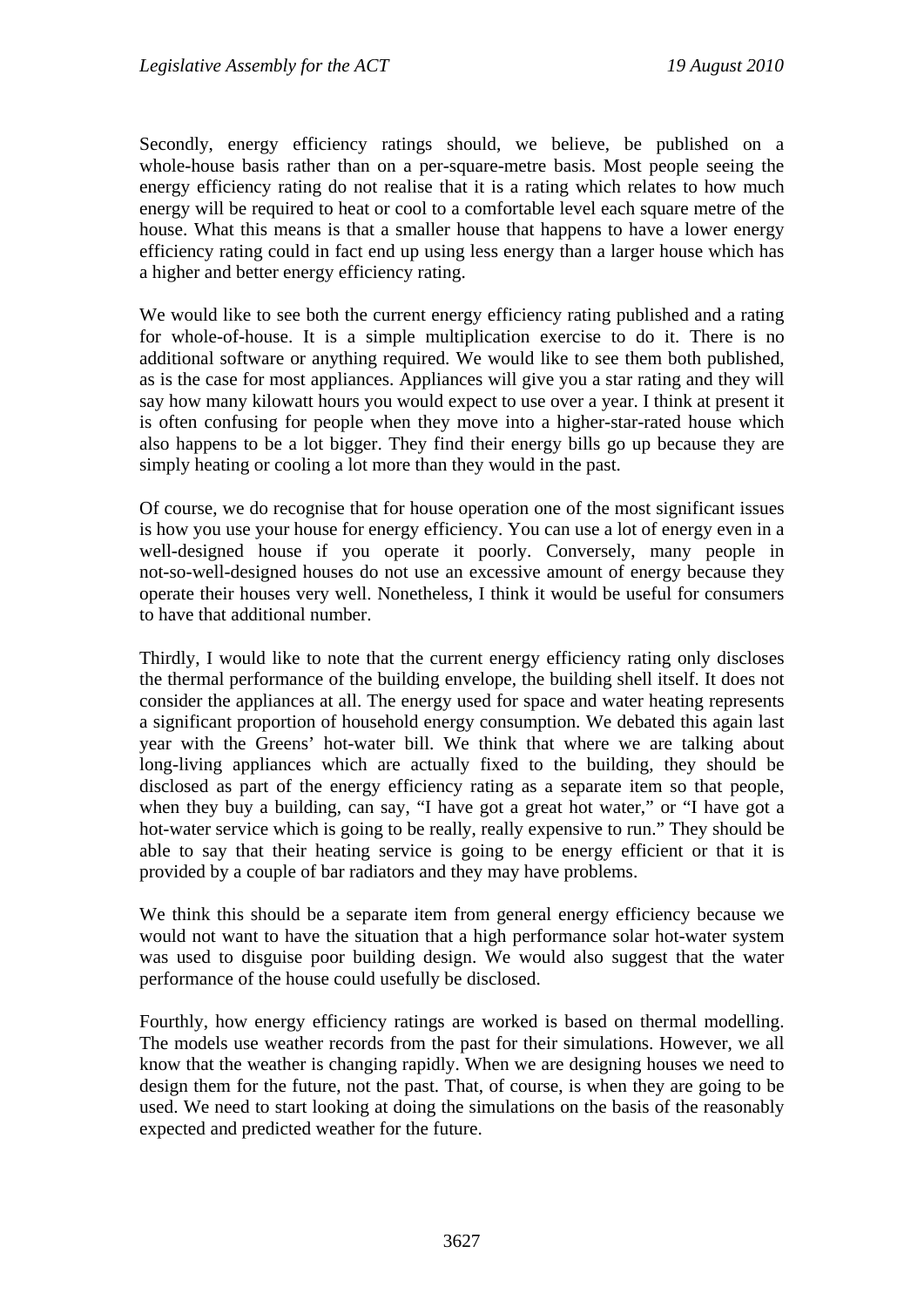Secondly, energy efficiency ratings should, we believe, be published on a whole-house basis rather than on a per-square-metre basis. Most people seeing the energy efficiency rating do not realise that it is a rating which relates to how much energy will be required to heat or cool to a comfortable level each square metre of the house. What this means is that a smaller house that happens to have a lower energy efficiency rating could in fact end up using less energy than a larger house which has a higher and better energy efficiency rating.

We would like to see both the current energy efficiency rating published and a rating for whole-of-house. It is a simple multiplication exercise to do it. There is no additional software or anything required. We would like to see them both published, as is the case for most appliances. Appliances will give you a star rating and they will say how many kilowatt hours you would expect to use over a year. I think at present it is often confusing for people when they move into a higher-star-rated house which also happens to be a lot bigger. They find their energy bills go up because they are simply heating or cooling a lot more than they would in the past.

Of course, we do recognise that for house operation one of the most significant issues is how you use your house for energy efficiency. You can use a lot of energy even in a well-designed house if you operate it poorly. Conversely, many people in not-so-well-designed houses do not use an excessive amount of energy because they operate their houses very well. Nonetheless, I think it would be useful for consumers to have that additional number.

Thirdly, I would like to note that the current energy efficiency rating only discloses the thermal performance of the building envelope, the building shell itself. It does not consider the appliances at all. The energy used for space and water heating represents a significant proportion of household energy consumption. We debated this again last year with the Greens' hot-water bill. We think that where we are talking about long-living appliances which are actually fixed to the building, they should be disclosed as part of the energy efficiency rating as a separate item so that people, when they buy a building, can say, "I have got a great hot water," or "I have got a hot-water service which is going to be really, really expensive to run." They should be able to say that their heating service is going to be energy efficient or that it is provided by a couple of bar radiators and they may have problems.

We think this should be a separate item from general energy efficiency because we would not want to have the situation that a high performance solar hot-water system was used to disguise poor building design. We would also suggest that the water performance of the house could usefully be disclosed.

Fourthly, how energy efficiency ratings are worked is based on thermal modelling. The models use weather records from the past for their simulations. However, we all know that the weather is changing rapidly. When we are designing houses we need to design them for the future, not the past. That, of course, is when they are going to be used. We need to start looking at doing the simulations on the basis of the reasonably expected and predicted weather for the future.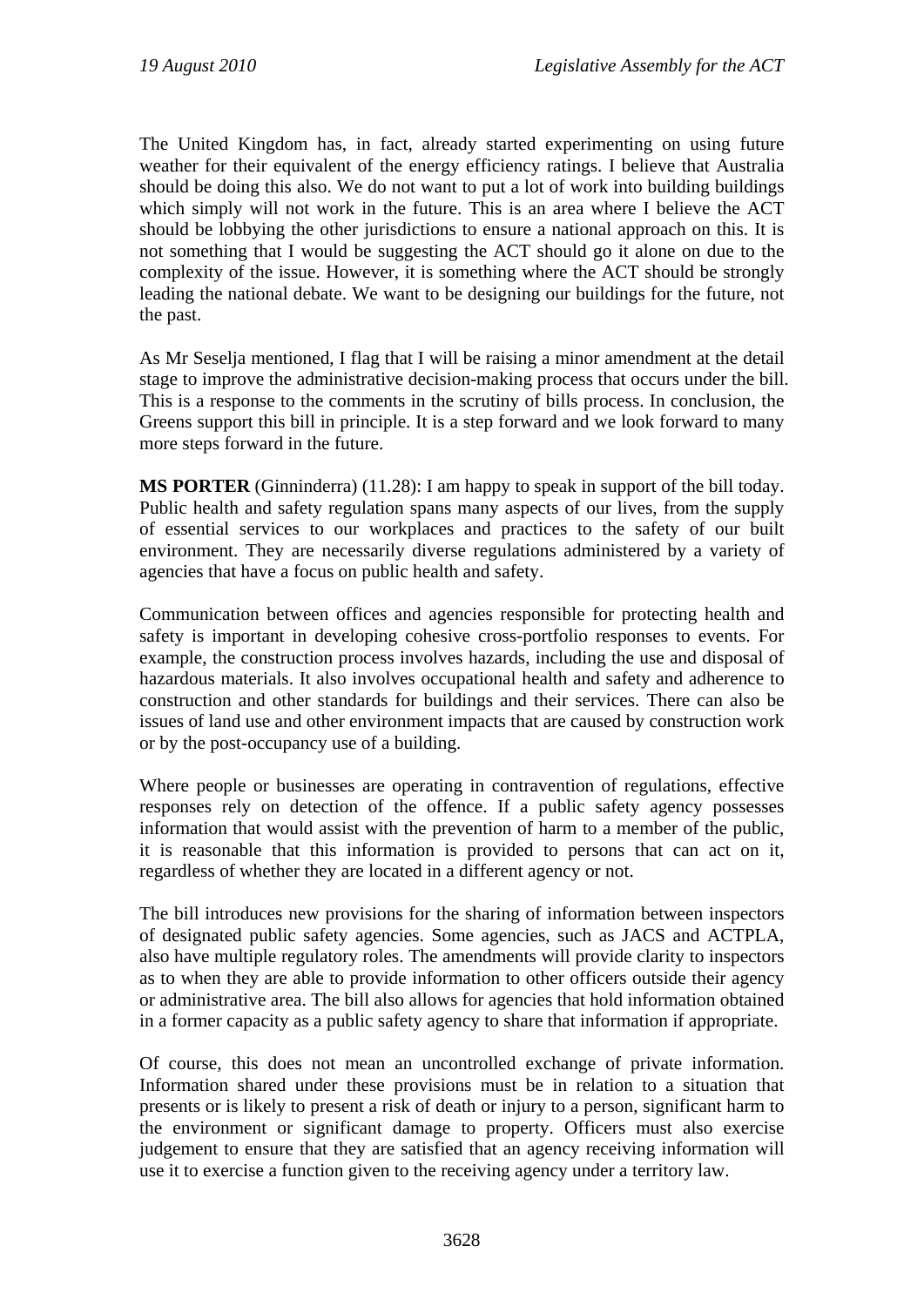The United Kingdom has, in fact, already started experimenting on using future weather for their equivalent of the energy efficiency ratings. I believe that Australia should be doing this also. We do not want to put a lot of work into building buildings which simply will not work in the future. This is an area where I believe the ACT should be lobbying the other jurisdictions to ensure a national approach on this. It is not something that I would be suggesting the ACT should go it alone on due to the complexity of the issue. However, it is something where the ACT should be strongly leading the national debate. We want to be designing our buildings for the future, not the past.

As Mr Seselja mentioned, I flag that I will be raising a minor amendment at the detail stage to improve the administrative decision-making process that occurs under the bill. This is a response to the comments in the scrutiny of bills process. In conclusion, the Greens support this bill in principle. It is a step forward and we look forward to many more steps forward in the future.

**MS PORTER** (Ginninderra) (11.28): I am happy to speak in support of the bill today. Public health and safety regulation spans many aspects of our lives, from the supply of essential services to our workplaces and practices to the safety of our built environment. They are necessarily diverse regulations administered by a variety of agencies that have a focus on public health and safety.

Communication between offices and agencies responsible for protecting health and safety is important in developing cohesive cross-portfolio responses to events. For example, the construction process involves hazards, including the use and disposal of hazardous materials. It also involves occupational health and safety and adherence to construction and other standards for buildings and their services. There can also be issues of land use and other environment impacts that are caused by construction work or by the post-occupancy use of a building.

Where people or businesses are operating in contravention of regulations, effective responses rely on detection of the offence. If a public safety agency possesses information that would assist with the prevention of harm to a member of the public, it is reasonable that this information is provided to persons that can act on it, regardless of whether they are located in a different agency or not.

The bill introduces new provisions for the sharing of information between inspectors of designated public safety agencies. Some agencies, such as JACS and ACTPLA, also have multiple regulatory roles. The amendments will provide clarity to inspectors as to when they are able to provide information to other officers outside their agency or administrative area. The bill also allows for agencies that hold information obtained in a former capacity as a public safety agency to share that information if appropriate.

Of course, this does not mean an uncontrolled exchange of private information. Information shared under these provisions must be in relation to a situation that presents or is likely to present a risk of death or injury to a person, significant harm to the environment or significant damage to property. Officers must also exercise judgement to ensure that they are satisfied that an agency receiving information will use it to exercise a function given to the receiving agency under a territory law.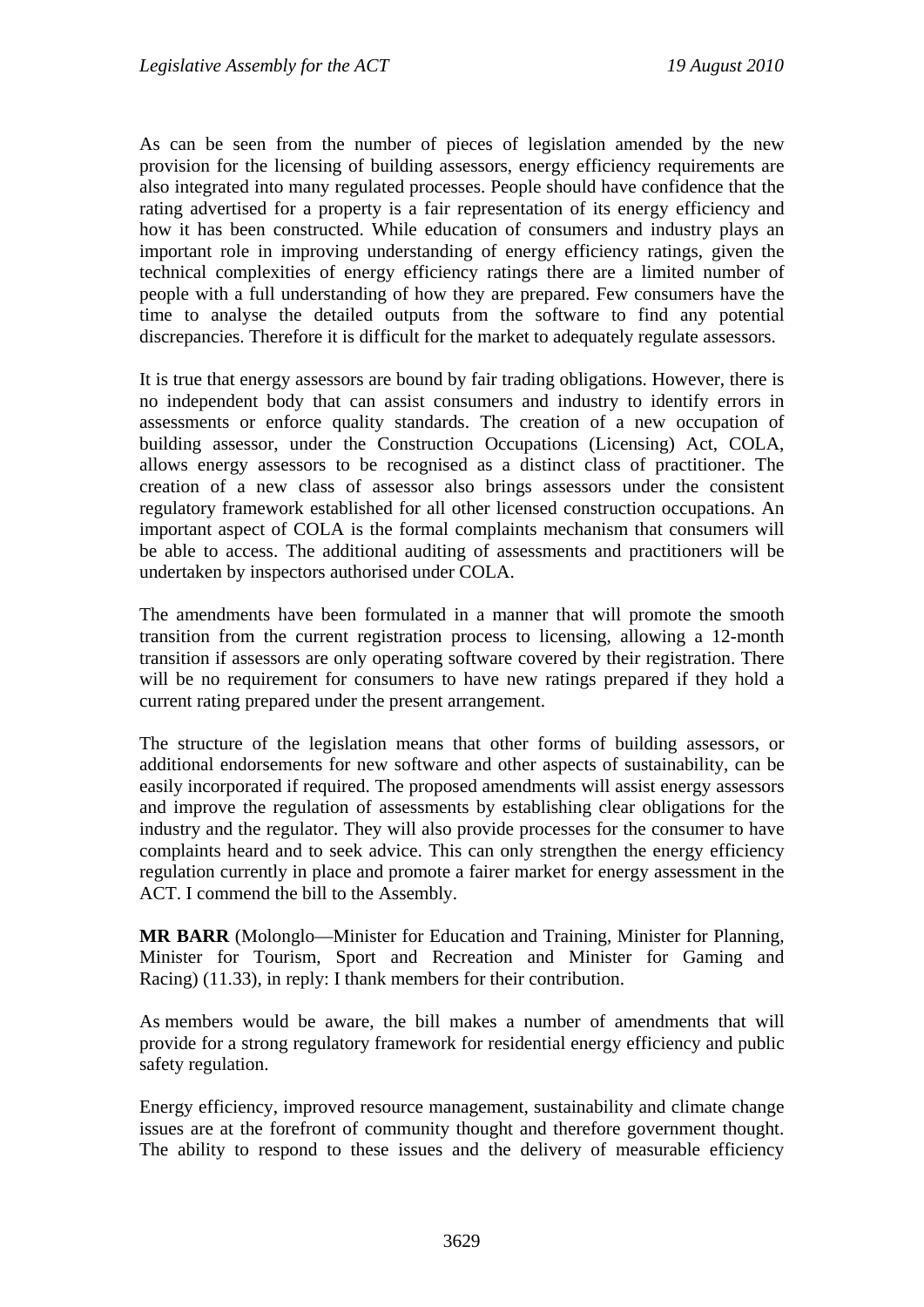As can be seen from the number of pieces of legislation amended by the new provision for the licensing of building assessors, energy efficiency requirements are also integrated into many regulated processes. People should have confidence that the rating advertised for a property is a fair representation of its energy efficiency and how it has been constructed. While education of consumers and industry plays an important role in improving understanding of energy efficiency ratings, given the technical complexities of energy efficiency ratings there are a limited number of people with a full understanding of how they are prepared. Few consumers have the time to analyse the detailed outputs from the software to find any potential discrepancies. Therefore it is difficult for the market to adequately regulate assessors.

It is true that energy assessors are bound by fair trading obligations. However, there is no independent body that can assist consumers and industry to identify errors in assessments or enforce quality standards. The creation of a new occupation of building assessor, under the Construction Occupations (Licensing) Act, COLA, allows energy assessors to be recognised as a distinct class of practitioner. The creation of a new class of assessor also brings assessors under the consistent regulatory framework established for all other licensed construction occupations. An important aspect of COLA is the formal complaints mechanism that consumers will be able to access. The additional auditing of assessments and practitioners will be undertaken by inspectors authorised under COLA.

The amendments have been formulated in a manner that will promote the smooth transition from the current registration process to licensing, allowing a 12-month transition if assessors are only operating software covered by their registration. There will be no requirement for consumers to have new ratings prepared if they hold a current rating prepared under the present arrangement.

The structure of the legislation means that other forms of building assessors, or additional endorsements for new software and other aspects of sustainability, can be easily incorporated if required. The proposed amendments will assist energy assessors and improve the regulation of assessments by establishing clear obligations for the industry and the regulator. They will also provide processes for the consumer to have complaints heard and to seek advice. This can only strengthen the energy efficiency regulation currently in place and promote a fairer market for energy assessment in the ACT. I commend the bill to the Assembly.

**MR BARR** (Molonglo—Minister for Education and Training, Minister for Planning, Minister for Tourism, Sport and Recreation and Minister for Gaming and Racing) (11.33), in reply: I thank members for their contribution.

As members would be aware, the bill makes a number of amendments that will provide for a strong regulatory framework for residential energy efficiency and public safety regulation.

Energy efficiency, improved resource management, sustainability and climate change issues are at the forefront of community thought and therefore government thought. The ability to respond to these issues and the delivery of measurable efficiency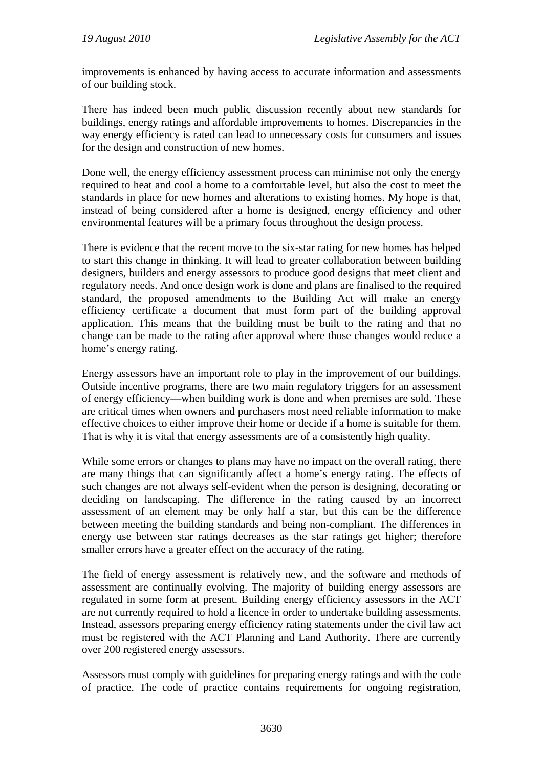improvements is enhanced by having access to accurate information and assessments of our building stock.

There has indeed been much public discussion recently about new standards for buildings, energy ratings and affordable improvements to homes. Discrepancies in the way energy efficiency is rated can lead to unnecessary costs for consumers and issues for the design and construction of new homes.

Done well, the energy efficiency assessment process can minimise not only the energy required to heat and cool a home to a comfortable level, but also the cost to meet the standards in place for new homes and alterations to existing homes. My hope is that, instead of being considered after a home is designed, energy efficiency and other environmental features will be a primary focus throughout the design process.

There is evidence that the recent move to the six-star rating for new homes has helped to start this change in thinking. It will lead to greater collaboration between building designers, builders and energy assessors to produce good designs that meet client and regulatory needs. And once design work is done and plans are finalised to the required standard, the proposed amendments to the Building Act will make an energy efficiency certificate a document that must form part of the building approval application. This means that the building must be built to the rating and that no change can be made to the rating after approval where those changes would reduce a home's energy rating.

Energy assessors have an important role to play in the improvement of our buildings. Outside incentive programs, there are two main regulatory triggers for an assessment of energy efficiency—when building work is done and when premises are sold. These are critical times when owners and purchasers most need reliable information to make effective choices to either improve their home or decide if a home is suitable for them. That is why it is vital that energy assessments are of a consistently high quality.

While some errors or changes to plans may have no impact on the overall rating, there are many things that can significantly affect a home's energy rating. The effects of such changes are not always self-evident when the person is designing, decorating or deciding on landscaping. The difference in the rating caused by an incorrect assessment of an element may be only half a star, but this can be the difference between meeting the building standards and being non-compliant. The differences in energy use between star ratings decreases as the star ratings get higher; therefore smaller errors have a greater effect on the accuracy of the rating.

The field of energy assessment is relatively new, and the software and methods of assessment are continually evolving. The majority of building energy assessors are regulated in some form at present. Building energy efficiency assessors in the ACT are not currently required to hold a licence in order to undertake building assessments. Instead, assessors preparing energy efficiency rating statements under the civil law act must be registered with the ACT Planning and Land Authority. There are currently over 200 registered energy assessors.

Assessors must comply with guidelines for preparing energy ratings and with the code of practice. The code of practice contains requirements for ongoing registration,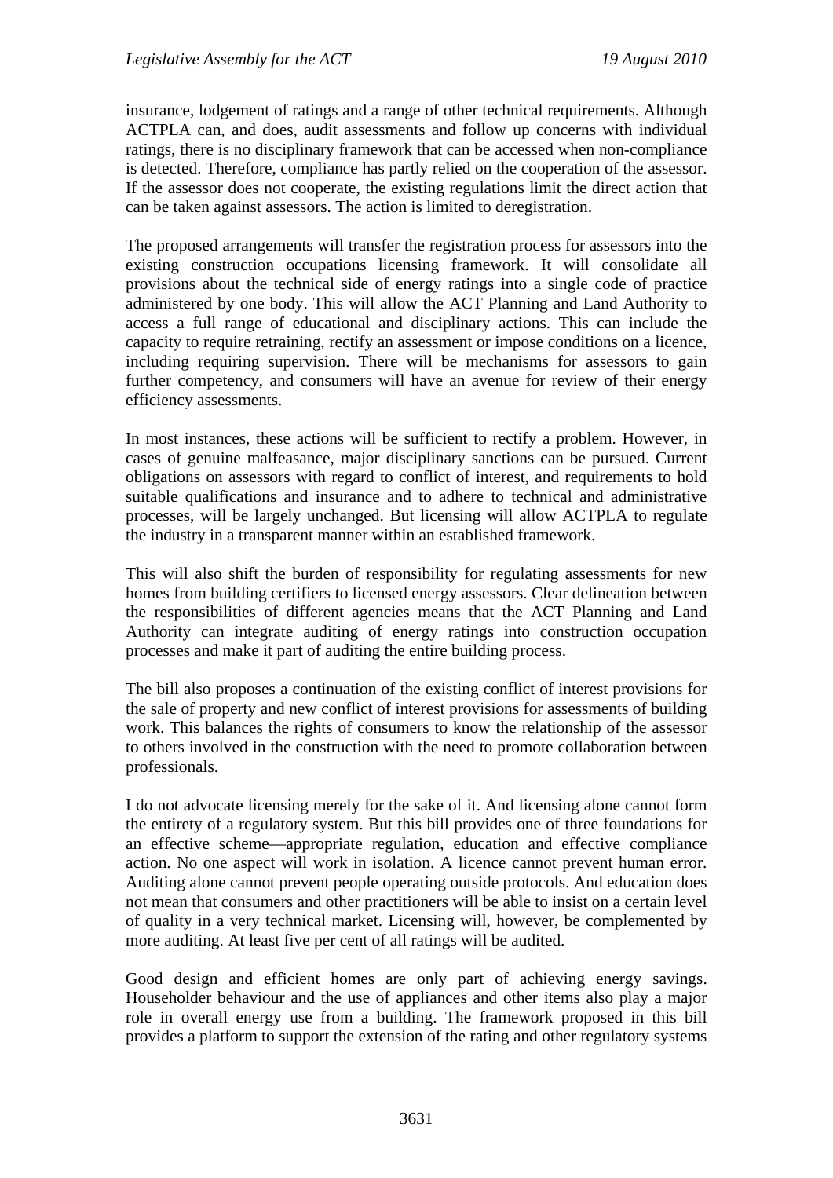insurance, lodgement of ratings and a range of other technical requirements. Although ACTPLA can, and does, audit assessments and follow up concerns with individual ratings, there is no disciplinary framework that can be accessed when non-compliance is detected. Therefore, compliance has partly relied on the cooperation of the assessor. If the assessor does not cooperate, the existing regulations limit the direct action that can be taken against assessors. The action is limited to deregistration.

The proposed arrangements will transfer the registration process for assessors into the existing construction occupations licensing framework. It will consolidate all provisions about the technical side of energy ratings into a single code of practice administered by one body. This will allow the ACT Planning and Land Authority to access a full range of educational and disciplinary actions. This can include the capacity to require retraining, rectify an assessment or impose conditions on a licence, including requiring supervision. There will be mechanisms for assessors to gain further competency, and consumers will have an avenue for review of their energy efficiency assessments.

In most instances, these actions will be sufficient to rectify a problem. However, in cases of genuine malfeasance, major disciplinary sanctions can be pursued. Current obligations on assessors with regard to conflict of interest, and requirements to hold suitable qualifications and insurance and to adhere to technical and administrative processes, will be largely unchanged. But licensing will allow ACTPLA to regulate the industry in a transparent manner within an established framework.

This will also shift the burden of responsibility for regulating assessments for new homes from building certifiers to licensed energy assessors. Clear delineation between the responsibilities of different agencies means that the ACT Planning and Land Authority can integrate auditing of energy ratings into construction occupation processes and make it part of auditing the entire building process.

The bill also proposes a continuation of the existing conflict of interest provisions for the sale of property and new conflict of interest provisions for assessments of building work. This balances the rights of consumers to know the relationship of the assessor to others involved in the construction with the need to promote collaboration between professionals.

I do not advocate licensing merely for the sake of it. And licensing alone cannot form the entirety of a regulatory system. But this bill provides one of three foundations for an effective scheme—appropriate regulation, education and effective compliance action. No one aspect will work in isolation. A licence cannot prevent human error. Auditing alone cannot prevent people operating outside protocols. And education does not mean that consumers and other practitioners will be able to insist on a certain level of quality in a very technical market. Licensing will, however, be complemented by more auditing. At least five per cent of all ratings will be audited.

Good design and efficient homes are only part of achieving energy savings. Householder behaviour and the use of appliances and other items also play a major role in overall energy use from a building. The framework proposed in this bill provides a platform to support the extension of the rating and other regulatory systems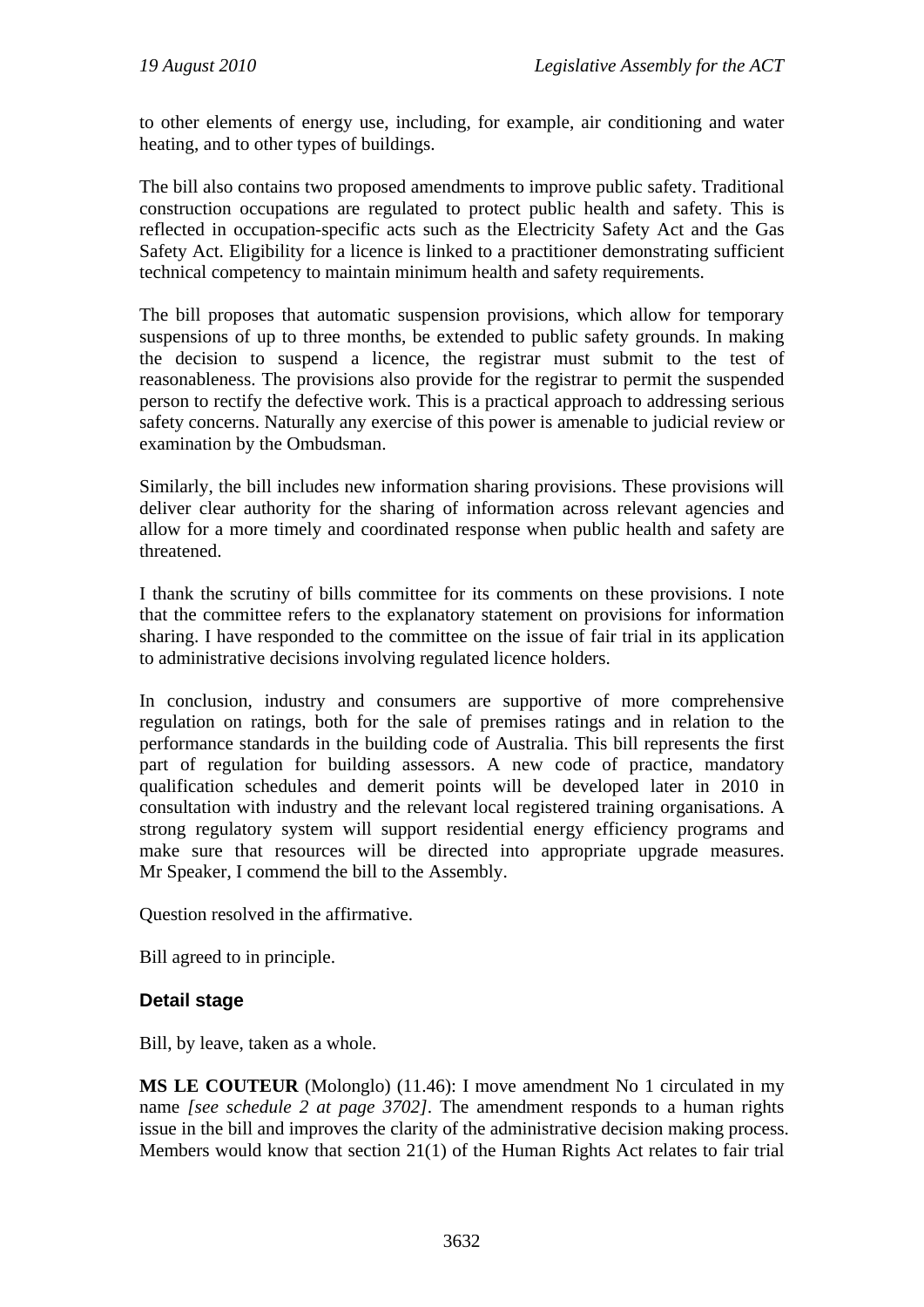to other elements of energy use, including, for example, air conditioning and water heating, and to other types of buildings.

The bill also contains two proposed amendments to improve public safety. Traditional construction occupations are regulated to protect public health and safety. This is reflected in occupation-specific acts such as the Electricity Safety Act and the Gas Safety Act. Eligibility for a licence is linked to a practitioner demonstrating sufficient technical competency to maintain minimum health and safety requirements.

The bill proposes that automatic suspension provisions, which allow for temporary suspensions of up to three months, be extended to public safety grounds. In making the decision to suspend a licence, the registrar must submit to the test of reasonableness. The provisions also provide for the registrar to permit the suspended person to rectify the defective work. This is a practical approach to addressing serious safety concerns. Naturally any exercise of this power is amenable to judicial review or examination by the Ombudsman.

Similarly, the bill includes new information sharing provisions. These provisions will deliver clear authority for the sharing of information across relevant agencies and allow for a more timely and coordinated response when public health and safety are threatened.

I thank the scrutiny of bills committee for its comments on these provisions. I note that the committee refers to the explanatory statement on provisions for information sharing. I have responded to the committee on the issue of fair trial in its application to administrative decisions involving regulated licence holders.

In conclusion, industry and consumers are supportive of more comprehensive regulation on ratings, both for the sale of premises ratings and in relation to the performance standards in the building code of Australia. This bill represents the first part of regulation for building assessors. A new code of practice, mandatory qualification schedules and demerit points will be developed later in 2010 in consultation with industry and the relevant local registered training organisations. A strong regulatory system will support residential energy efficiency programs and make sure that resources will be directed into appropriate upgrade measures. Mr Speaker, I commend the bill to the Assembly.

Question resolved in the affirmative.

Bill agreed to in principle.

### Detail stage

Bill, by leave, taken as a whole.

**MS LE COUTEUR** (Molonglo) (11.46): I move amendment No 1 circulated in my name *[see schedule 2 at page 3702]*. The amendment responds to a human rights issue in the bill and improves the clarity of the administrative decision making process. Members would know that section 21(1) of the Human Rights Act relates to fair trial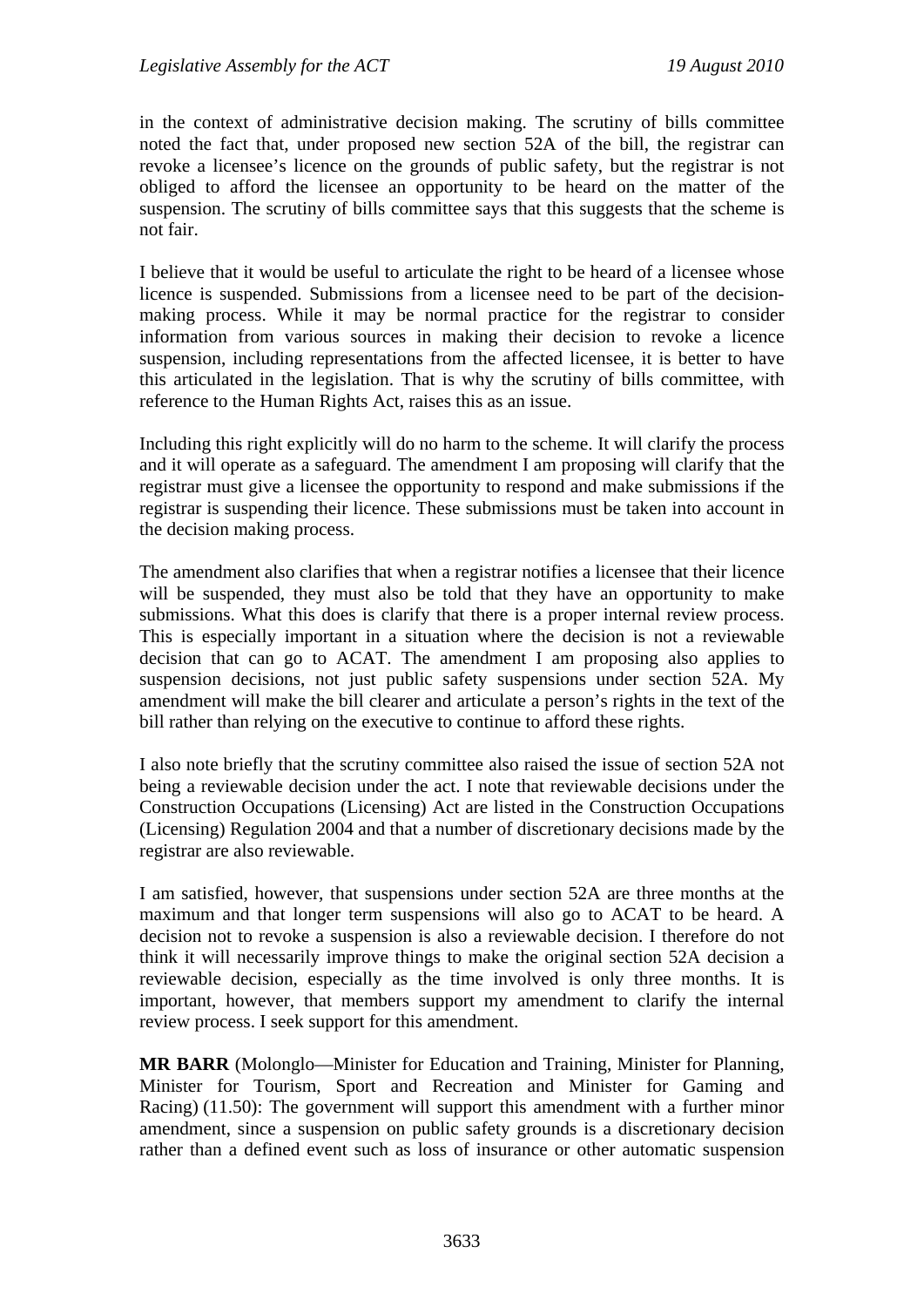in the context of administrative decision making. The scrutiny of bills committee noted the fact that, under proposed new section 52A of the bill, the registrar can revoke a licensee's licence on the grounds of public safety, but the registrar is not obliged to afford the licensee an opportunity to be heard on the matter of the suspension. The scrutiny of bills committee says that this suggests that the scheme is not fair.

I believe that it would be useful to articulate the right to be heard of a licensee whose licence is suspended. Submissions from a licensee need to be part of the decision-making process. While it may be normal practice for the registrar to consider information from various sources in making their decision to revoke a licence suspension, including representations from the affected licensee, it is better to have this articulated in the legislation. That is why the scrutiny of bills committee, with reference to the Human Rights Act, raises this as an issue.

Including this right explicitly will do no harm to the scheme. It will clarify the process and it will operate as a safeguard. The amendment I am proposing will clarify that the registrar must give a licensee the opportunity to respond and make submissions if the registrar is suspending their licence. These submissions must be taken into account in the decision making process.

The amendment also clarifies that when a registrar notifies a licensee that their licence will be suspended, they must also be told that they have an opportunity to make submissions. What this does is clarify that there is a proper internal review process. This is especially important in a situation where the decision is not a reviewable decision that can go to ACAT. The amendment I am proposing also applies to suspension decisions, not just public safety suspensions under section 52A. My amendment will make the bill clearer and articulate a person's rights in the text of the bill rather than relying on the executive to continue to afford these rights.

I also note briefly that the scrutiny committee also raised the issue of section 52A not being a reviewable decision under the act. I note that reviewable decisions under the Construction Occupations (Licensing) Act are listed in the Construction Occupations (Licensing) Regulation 2004 and that a number of discretionary decisions made by the registrar are also reviewable.

I am satisfied, however, that suspensions under section 52A are three months at the maximum and that longer term suspensions will also go to ACAT to be heard. A decision not to revoke a suspension is also a reviewable decision. I therefore do not think it will necessarily improve things to make the original section 52A decision a reviewable decision, especially as the time involved is only three months. It is important, however, that members support my amendment to clarify the internal review process. I seek support for this amendment.

**MR BARR** (Molonglo—Minister for Education and Training, Minister for Planning, Minister for Tourism, Sport and Recreation and Minister for Gaming and Racing) (11.50): The government will support this amendment with a further minor amendment, since a suspension on public safety grounds is a discretionary decision rather than a defined event such as loss of insurance or other automatic suspension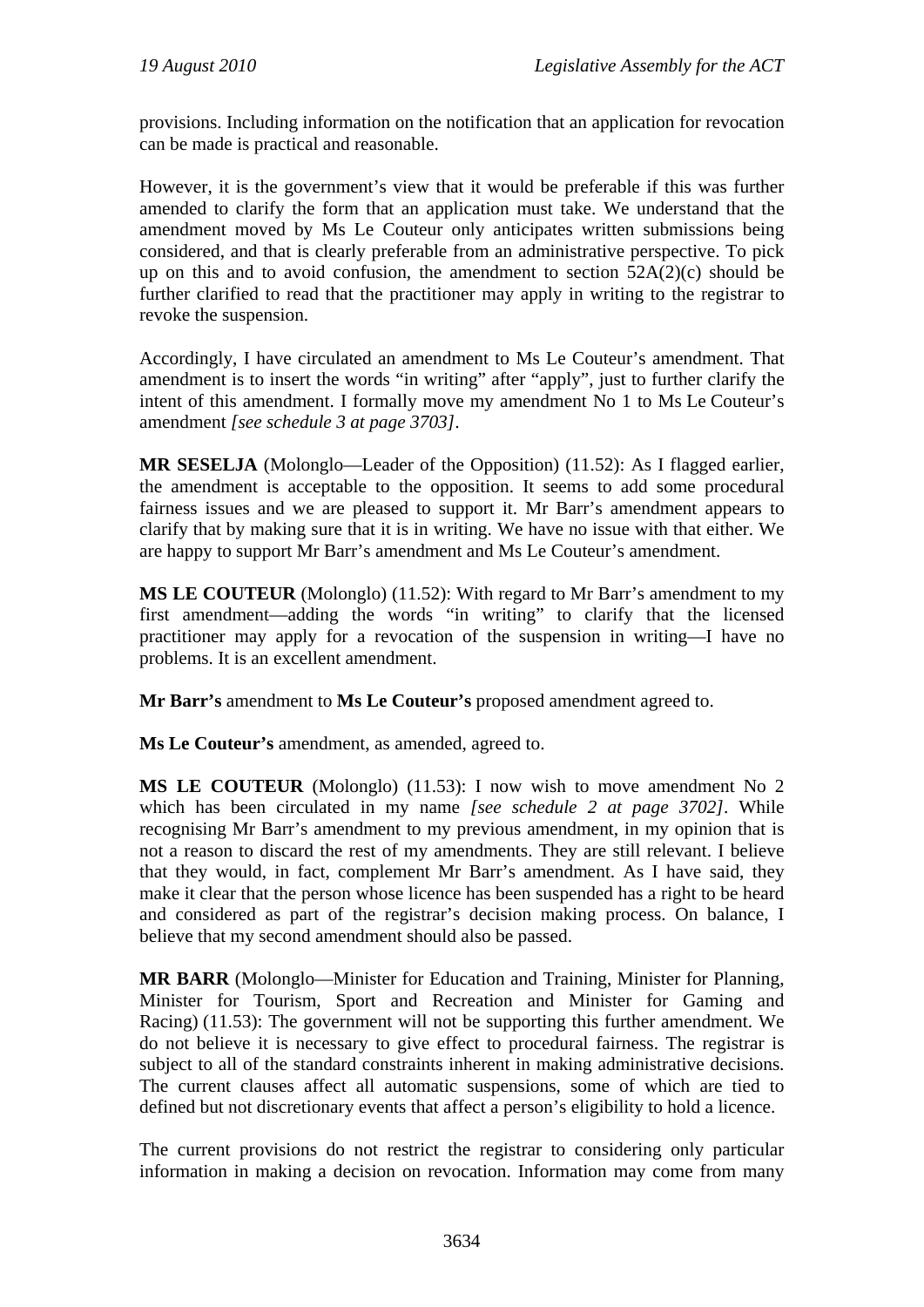provisions. Including information on the notification that an application for revocation can be made is practical and reasonable.

However, it is the government's view that it would be preferable if this was further amended to clarify the form that an application must take. We understand that the amendment moved by Ms Le Couteur only anticipates written submissions being considered, and that is clearly preferable from an administrative perspective. To pick up on this and to avoid confusion, the amendment to section 52A(2)(c) should be further clarified to read that the practitioner may apply in writing to the registrar to revoke the suspension.

Accordingly, I have circulated an amendment to Ms Le Couteur's amendment. That amendment is to insert the words "in writing" after "apply", just to further clarify the intent of this amendment. I formally move my amendment No 1 to Ms Le Couteur's amendment *[see schedule 3 at page 3703]*.

**MR SESELJA** (Molonglo—Leader of the Opposition) (11.52): As I flagged earlier, the amendment is acceptable to the opposition. It seems to add some procedural fairness issues and we are pleased to support it. Mr Barr's amendment appears to clarify that by making sure that it is in writing. We have no issue with that either. We are happy to support Mr Barr's amendment and Ms Le Couteur's amendment.

**MS LE COUTEUR** (Molonglo) (11.52): With regard to Mr Barr's amendment to my first amendment—adding the words "in writing" to clarify that the licensed practitioner may apply for a revocation of the suspension in writing—I have no problems. It is an excellent amendment.

**Mr Barr's** amendment to **Ms Le Couteur's** proposed amendment agreed to.

**Ms Le Couteur's** amendment, as amended, agreed to.

**MS LE COUTEUR** (Molonglo) (11.53): I now wish to move amendment No 2 which has been circulated in my name *[see schedule 2 at page 3702]*. While recognising Mr Barr's amendment to my previous amendment, in my opinion that is not a reason to discard the rest of my amendments. They are still relevant. I believe that they would, in fact, complement Mr Barr's amendment. As I have said, they make it clear that the person whose licence has been suspended has a right to be heard and considered as part of the registrar's decision making process. On balance, I believe that my second amendment should also be passed.

**MR BARR** (Molonglo—Minister for Education and Training, Minister for Planning, Minister for Tourism, Sport and Recreation and Minister for Gaming and Racing) (11.53): The government will not be supporting this further amendment. We do not believe it is necessary to give effect to procedural fairness. The registrar is subject to all of the standard constraints inherent in making administrative decisions. The current clauses affect all automatic suspensions, some of which are tied to defined but not discretionary events that affect a person's eligibility to hold a licence.

The current provisions do not restrict the registrar to considering only particular information in making a decision on revocation. Information may come from many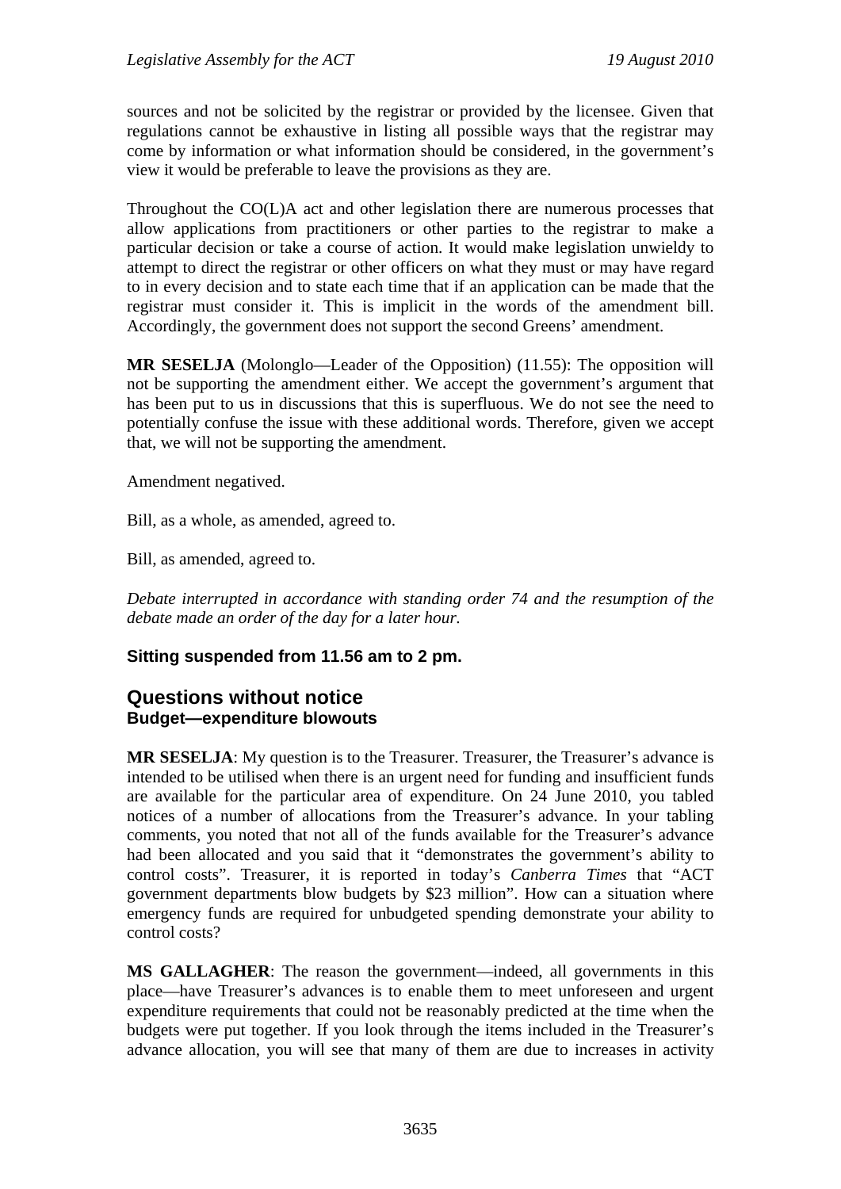sources and not be solicited by the registrar or provided by the licensee. Given that regulations cannot be exhaustive in listing all possible ways that the registrar may come by information or what information should be considered, in the government's view it would be preferable to leave the provisions as they are.

Throughout the CO(L)A act and other legislation there are numerous processes that allow applications from practitioners or other parties to the registrar to make a particular decision or take a course of action. It would make legislation unwieldy to attempt to direct the registrar or other officers on what they must or may have regard to in every decision and to state each time that if an application can be made that the registrar must consider it. This is implicit in the words of the amendment bill. Accordingly, the government does not support the second Greens' amendment.

**MR SESELJA** (Molonglo—Leader of the Opposition) (11.55): The opposition will not be supporting the amendment either. We accept the government's argument that has been put to us in discussions that this is superfluous. We do not see the need to potentially confuse the issue with these additional words. Therefore, given we accept that, we will not be supporting the amendment.

Amendment negatived.

Bill, as a whole, as amended, agreed to.

Bill, as amended, agreed to.

*Debate interrupted in accordance with standing order 74 and the resumption of the debate made an order of the day for a later hour.*

**Sitting suspended from 11.56 am to 2 pm.**

## Questions without notice

### Budget—expenditure blowouts

**MR SESELJA**: My question is to the Treasurer. Treasurer, the Treasurer's advance is intended to be utilised when there is an urgent need for funding and insufficient funds are available for the particular area of expenditure. On 24 June 2010, you tabled notices of a number of allocations from the Treasurer's advance. In your tabling comments, you noted that not all of the funds available for the Treasurer's advance had been allocated and you said that it "demonstrates the government's ability to control costs". Treasurer, it is reported in today's *Canberra Times* that "ACT government departments blow budgets by $23 million". How can a situation where emergency funds are required for unbudgeted spending demonstrate your ability to control costs?

**MS GALLAGHER**: The reason the government—indeed, all governments in this place—have Treasurer's advances is to enable them to meet unforeseen and urgent expenditure requirements that could not be reasonably predicted at the time when the budgets were put together. If you look through the items included in the Treasurer's advance allocation, you will see that many of them are due to increases in activity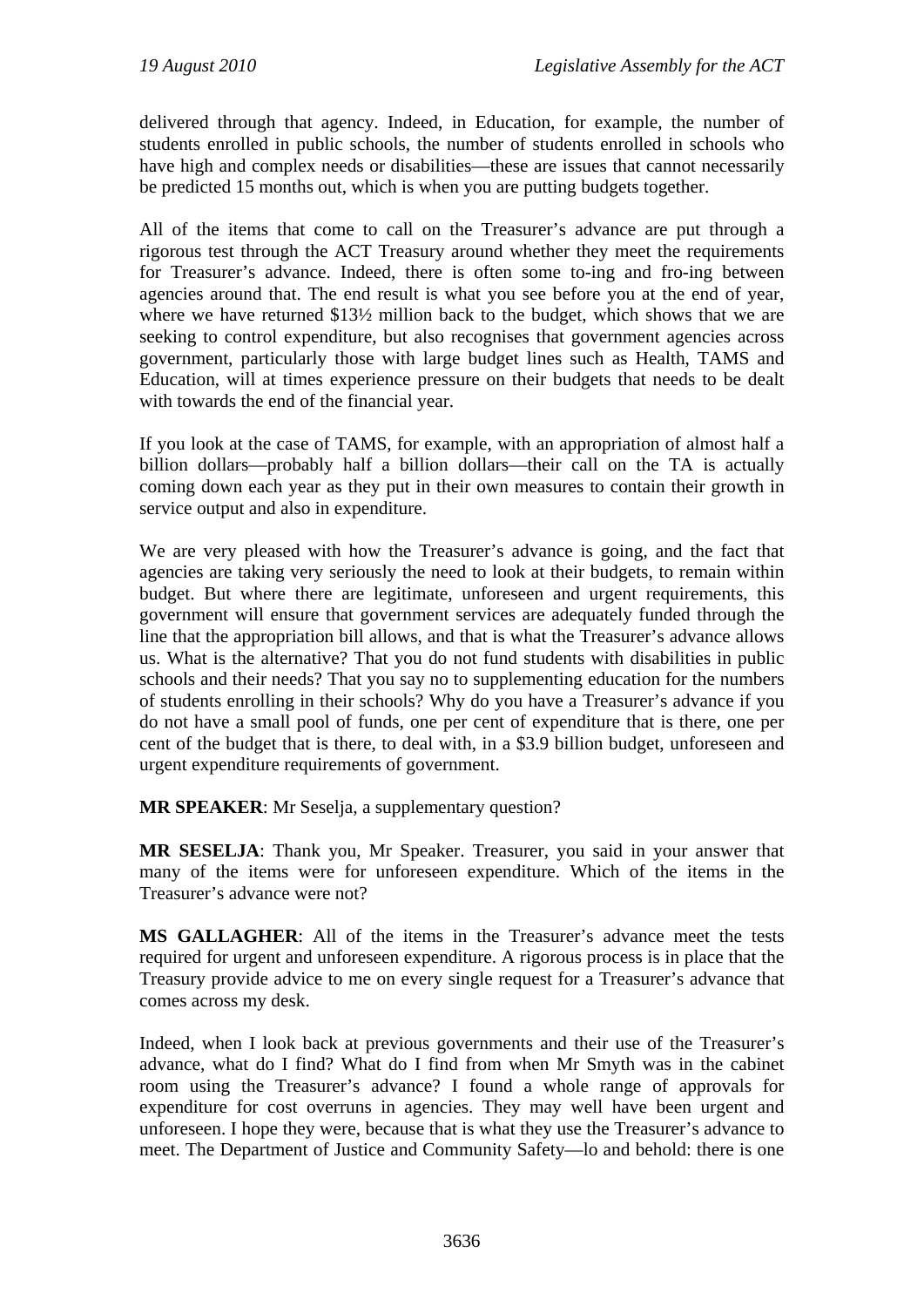delivered through that agency. Indeed, in Education, for example, the number of students enrolled in public schools, the number of students enrolled in schools who have high and complex needs or disabilities—these are issues that cannot necessarily be predicted 15 months out, which is when you are putting budgets together.

All of the items that come to call on the Treasurer's advance are put through a rigorous test through the ACT Treasury around whether they meet the requirements for Treasurer's advance. Indeed, there is often some to-ing and fro-ing between agencies around that. The end result is what you see before you at the end of year, where we have returned $13½ million back to the budget, which shows that we are seeking to control expenditure, but also recognises that government agencies across government, particularly those with large budget lines such as Health, TAMS and Education, will at times experience pressure on their budgets that needs to be dealt with towards the end of the financial year.

If you look at the case of TAMS, for example, with an appropriation of almost half a billion dollars—probably half a billion dollars—their call on the TA is actually coming down each year as they put in their own measures to contain their growth in service output and also in expenditure.

We are very pleased with how the Treasurer's advance is going, and the fact that agencies are taking very seriously the need to look at their budgets, to remain within budget. But where there are legitimate, unforeseen and urgent requirements, this government will ensure that government services are adequately funded through the line that the appropriation bill allows, and that is what the Treasurer's advance allows us. What is the alternative? That you do not fund students with disabilities in public schools and their needs? That you say no to supplementing education for the numbers of students enrolling in their schools? Why do you have a Treasurer's advance if you do not have a small pool of funds, one per cent of expenditure that is there, one per cent of the budget that is there, to deal with, in a $3.9 billion budget, unforeseen and urgent expenditure requirements of government.

**MR SPEAKER**: Mr Seselja, a supplementary question?

**MR SESELJA**: Thank you, Mr Speaker. Treasurer, you said in your answer that many of the items were for unforeseen expenditure. Which of the items in the Treasurer's advance were not?

**MS GALLAGHER**: All of the items in the Treasurer's advance meet the tests required for urgent and unforeseen expenditure. A rigorous process is in place that the Treasury provide advice to me on every single request for a Treasurer's advance that comes across my desk.

Indeed, when I look back at previous governments and their use of the Treasurer's advance, what do I find? What do I find from when Mr Smyth was in the cabinet room using the Treasurer's advance? I found a whole range of approvals for expenditure for cost overruns in agencies. They may well have been urgent and unforeseen. I hope they were, because that is what they use the Treasurer's advance to meet. The Department of Justice and Community Safety—lo and behold: there is one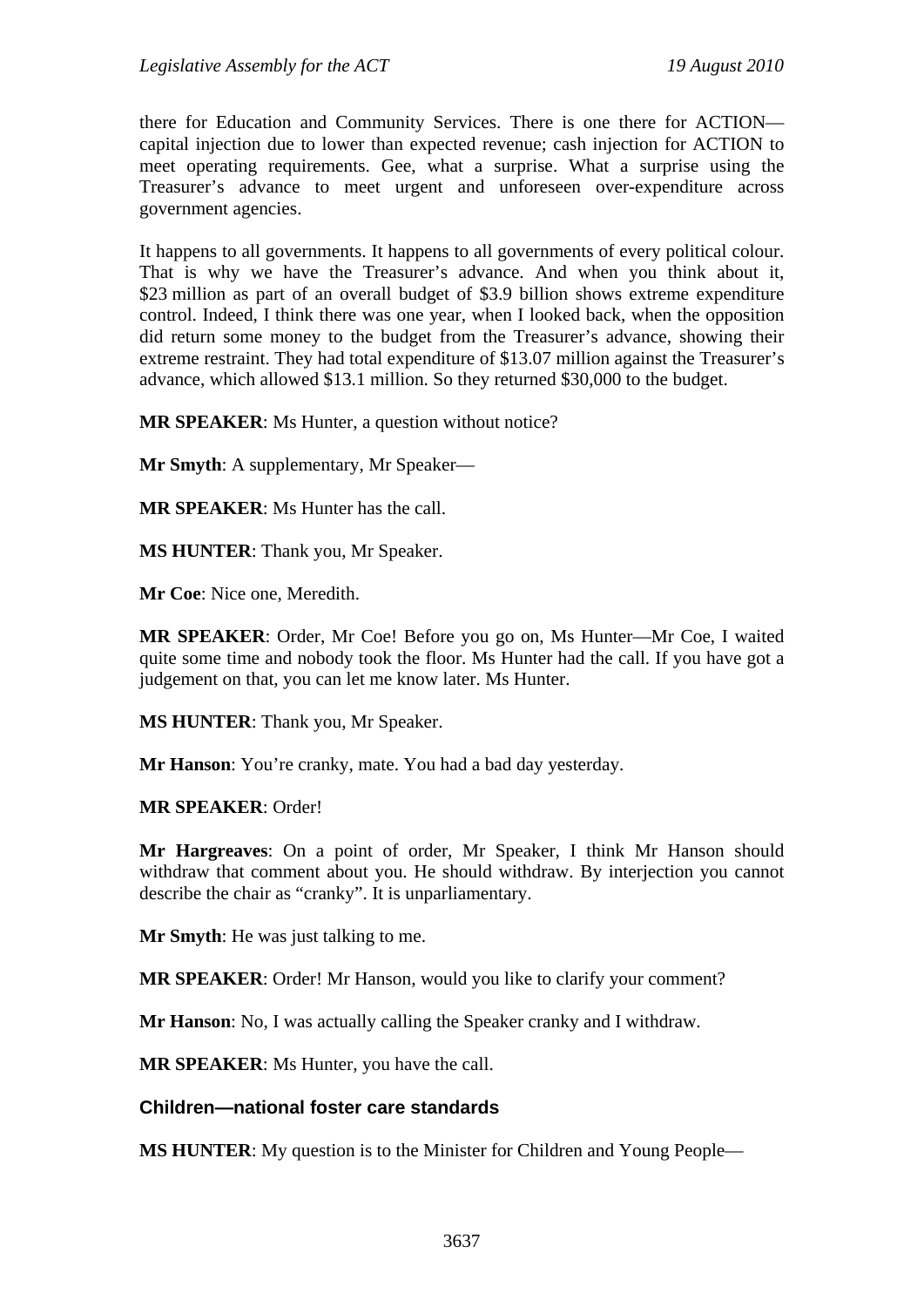there for Education and Community Services. There is one there for ACTION—capital injection due to lower than expected revenue; cash injection for ACTION to meet operating requirements. Gee, what a surprise. What a surprise using the Treasurer's advance to meet urgent and unforeseen over-expenditure across government agencies.

It happens to all governments. It happens to all governments of every political colour. That is why we have the Treasurer's advance. And when you think about it, \$23 million as part of an overall budget of \$3.9 billion shows extreme expenditure control. Indeed, I think there was one year, when I looked back, when the opposition did return some money to the budget from the Treasurer's advance, showing their extreme restraint. They had total expenditure of \$13.07 million against the Treasurer's advance, which allowed \$13.1 million. So they returned \$30,000 to the budget.

**MR SPEAKER**: Ms Hunter, a question without notice?

**Mr Smyth**: A supplementary, Mr Speaker—

**MR SPEAKER**: Ms Hunter has the call.

**MS HUNTER**: Thank you, Mr Speaker.

**Mr Coe**: Nice one, Meredith.

**MR SPEAKER**: Order, Mr Coe! Before you go on, Ms Hunter—Mr Coe, I waited quite some time and nobody took the floor. Ms Hunter had the call. If you have got a judgement on that, you can let me know later. Ms Hunter.

**MS HUNTER**: Thank you, Mr Speaker.

**Mr Hanson**: You're cranky, mate. You had a bad day yesterday.

**MR SPEAKER**: Order!

**Mr Hargreaves**: On a point of order, Mr Speaker, I think Mr Hanson should withdraw that comment about you. He should withdraw. By interjection you cannot describe the chair as "cranky". It is unparliamentary.

**Mr Smyth**: He was just talking to me.

**MR SPEAKER**: Order! Mr Hanson, would you like to clarify your comment?

**Mr Hanson**: No, I was actually calling the Speaker cranky and I withdraw.

**MR SPEAKER**: Ms Hunter, you have the call.

### Children—national foster care standards

**MS HUNTER**: My question is to the Minister for Children and Young People—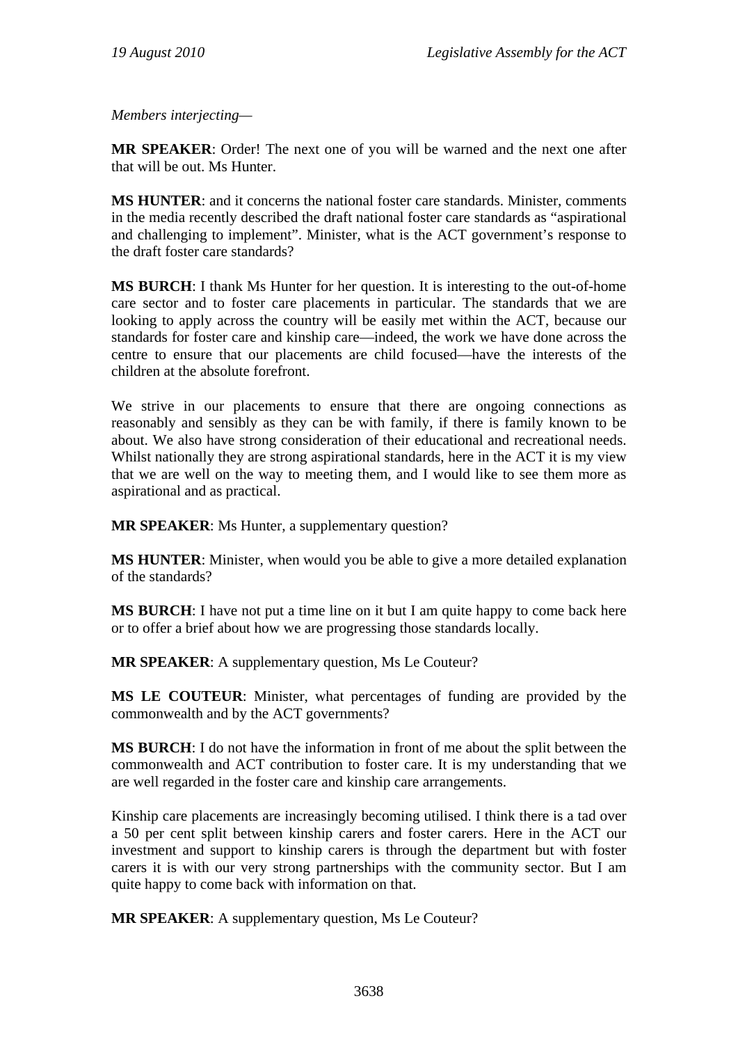*Members interjecting*—

**MR SPEAKER**: Order! The next one of you will be warned and the next one after that will be out. Ms Hunter.

**MS HUNTER**: and it concerns the national foster care standards. Minister, comments in the media recently described the draft national foster care standards as "aspirational and challenging to implement". Minister, what is the ACT government's response to the draft foster care standards?

**MS BURCH**: I thank Ms Hunter for her question. It is interesting to the out-of-home care sector and to foster care placements in particular. The standards that we are looking to apply across the country will be easily met within the ACT, because our standards for foster care and kinship care—indeed, the work we have done across the centre to ensure that our placements are child focused—have the interests of the children at the absolute forefront.

We strive in our placements to ensure that there are ongoing connections as reasonably and sensibly as they can be with family, if there is family known to be about. We also have strong consideration of their educational and recreational needs. Whilst nationally they are strong aspirational standards, here in the ACT it is my view that we are well on the way to meeting them, and I would like to see them more as aspirational and as practical.

**MR SPEAKER**: Ms Hunter, a supplementary question?

**MS HUNTER**: Minister, when would you be able to give a more detailed explanation of the standards?

**MS BURCH**: I have not put a time line on it but I am quite happy to come back here or to offer a brief about how we are progressing those standards locally.

**MR SPEAKER**: A supplementary question, Ms Le Couteur?

**MS LE COUTEUR**: Minister, what percentages of funding are provided by the commonwealth and by the ACT governments?

**MS BURCH**: I do not have the information in front of me about the split between the commonwealth and ACT contribution to foster care. It is my understanding that we are well regarded in the foster care and kinship care arrangements.

Kinship care placements are increasingly becoming utilised. I think there is a tad over a 50 per cent split between kinship carers and foster carers. Here in the ACT our investment and support to kinship carers is through the department but with foster carers it is with our very strong partnerships with the community sector. But I am quite happy to come back with information on that.

**MR SPEAKER**: A supplementary question, Ms Le Couteur?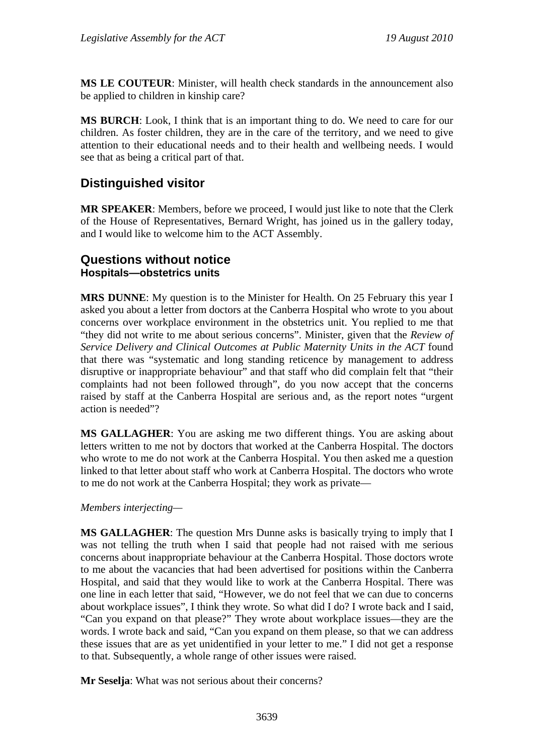**MS LE COUTEUR**: Minister, will health check standards in the announcement also be applied to children in kinship care?

**MS BURCH**: Look, I think that is an important thing to do. We need to care for our children. As foster children, they are in the care of the territory, and we need to give attention to their educational needs and to their health and wellbeing needs. I would see that as being a critical part of that.

## Distinguished visitor

**MR SPEAKER**: Members, before we proceed, I would just like to note that the Clerk of the House of Representatives, Bernard Wright, has joined us in the gallery today, and I would like to welcome him to the ACT Assembly.

## Questions without notice

### Hospitals—obstetrics units

**MRS DUNNE**: My question is to the Minister for Health. On 25 February this year I asked you about a letter from doctors at the Canberra Hospital who wrote to you about concerns over workplace environment in the obstetrics unit. You replied to me that "they did not write to me about serious concerns". Minister, given that the *Review of Service Delivery and Clinical Outcomes at Public Maternity Units in the ACT* found that there was "systematic and long standing reticence by management to address disruptive or inappropriate behaviour" and that staff who did complain felt that "their complaints had not been followed through", do you now accept that the concerns raised by staff at the Canberra Hospital are serious and, as the report notes "urgent action is needed"?

**MS GALLAGHER**: You are asking me two different things. You are asking about letters written to me not by doctors that worked at the Canberra Hospital. The doctors who wrote to me do not work at the Canberra Hospital. You then asked me a question linked to that letter about staff who work at Canberra Hospital. The doctors who wrote to me do not work at the Canberra Hospital; they work as private—

*Members interjecting*—

**MS GALLAGHER**: The question Mrs Dunne asks is basically trying to imply that I was not telling the truth when I said that people had not raised with me serious concerns about inappropriate behaviour at the Canberra Hospital. Those doctors wrote to me about the vacancies that had been advertised for positions within the Canberra Hospital, and said that they would like to work at the Canberra Hospital. There was one line in each letter that said, "However, we do not feel that we can due to concerns about workplace issues", I think they wrote. So what did I do? I wrote back and I said, "Can you expand on that please?" They wrote about workplace issues—they are the words. I wrote back and said, "Can you expand on them please, so that we can address these issues that are as yet unidentified in your letter to me." I did not get a response to that. Subsequently, a whole range of other issues were raised.

**Mr Seselja**: What was not serious about their concerns?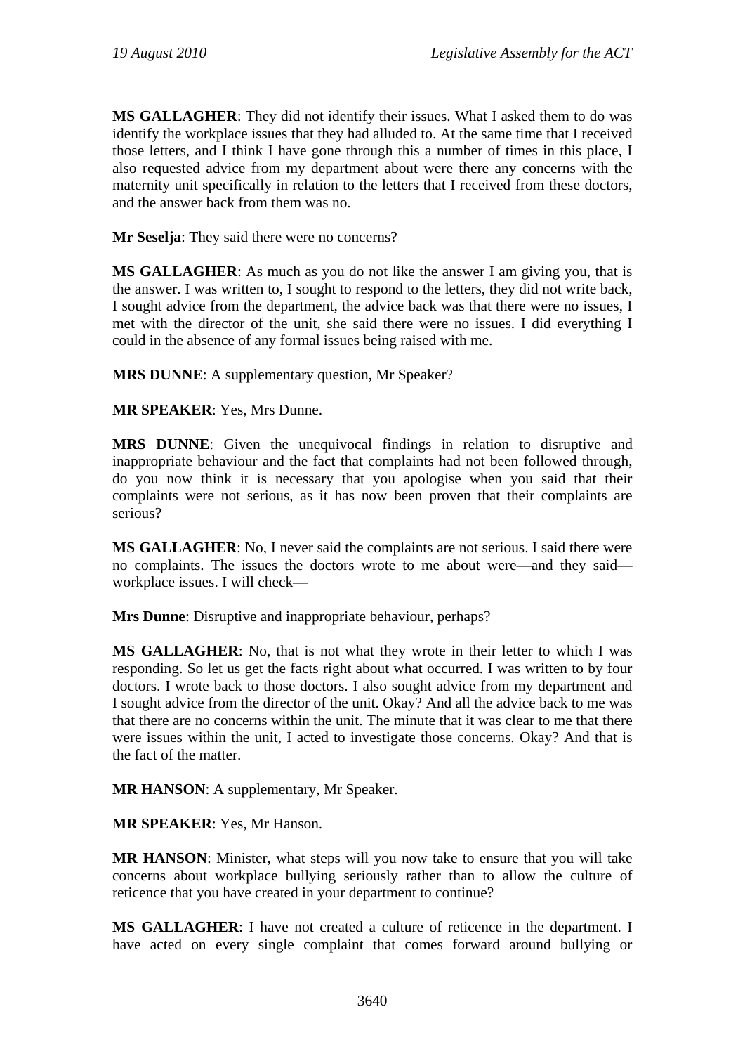**MS GALLAGHER**: They did not identify their issues. What I asked them to do was identify the workplace issues that they had alluded to. At the same time that I received those letters, and I think I have gone through this a number of times in this place, I also requested advice from my department about were there any concerns with the maternity unit specifically in relation to the letters that I received from these doctors, and the answer back from them was no.

**Mr Seselja**: They said there were no concerns?

**MS GALLAGHER**: As much as you do not like the answer I am giving you, that is the answer. I was written to, I sought to respond to the letters, they did not write back, I sought advice from the department, the advice back was that there were no issues, I met with the director of the unit, she said there were no issues. I did everything I could in the absence of any formal issues being raised with me.

**MRS DUNNE**: A supplementary question, Mr Speaker?

**MR SPEAKER**: Yes, Mrs Dunne.

**MRS DUNNE**: Given the unequivocal findings in relation to disruptive and inappropriate behaviour and the fact that complaints had not been followed through, do you now think it is necessary that you apologise when you said that their complaints were not serious, as it has now been proven that their complaints are serious?

**MS GALLAGHER**: No, I never said the complaints are not serious. I said there were no complaints. The issues the doctors wrote to me about were—and they said—workplace issues. I will check—

**Mrs Dunne**: Disruptive and inappropriate behaviour, perhaps?

**MS GALLAGHER**: No, that is not what they wrote in their letter to which I was responding. So let us get the facts right about what occurred. I was written to by four doctors. I wrote back to those doctors. I also sought advice from my department and I sought advice from the director of the unit. Okay? And all the advice back to me was that there are no concerns within the unit. The minute that it was clear to me that there were issues within the unit, I acted to investigate those concerns. Okay? And that is the fact of the matter.

**MR HANSON**: A supplementary, Mr Speaker.

**MR SPEAKER**: Yes, Mr Hanson.

**MR HANSON**: Minister, what steps will you now take to ensure that you will take concerns about workplace bullying seriously rather than to allow the culture of reticence that you have created in your department to continue?

**MS GALLAGHER**: I have not created a culture of reticence in the department. I have acted on every single complaint that comes forward around bullying or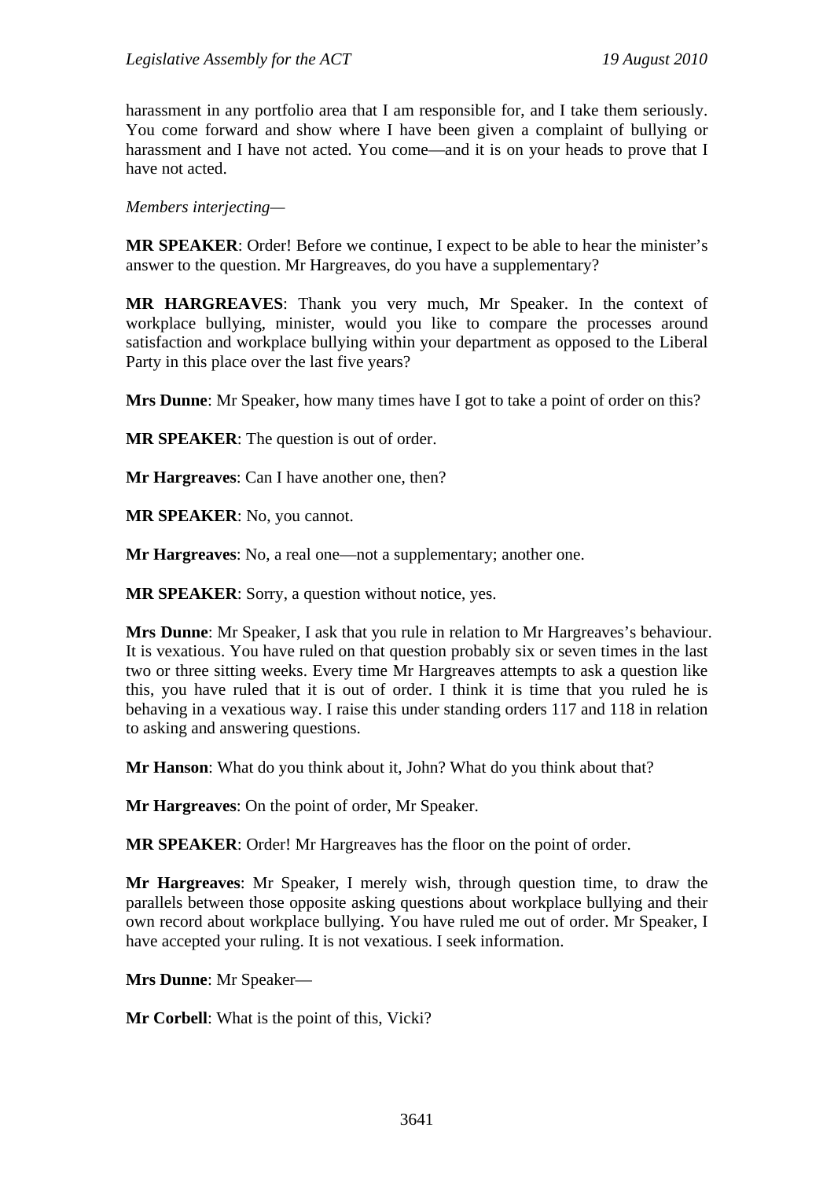harassment in any portfolio area that I am responsible for, and I take them seriously. You come forward and show where I have been given a complaint of bullying or harassment and I have not acted. You come—and it is on your heads to prove that I have not acted.

*Members interjecting*—

**MR SPEAKER**: Order! Before we continue, I expect to be able to hear the minister's answer to the question. Mr Hargreaves, do you have a supplementary?

**MR HARGREAVES**: Thank you very much, Mr Speaker. In the context of workplace bullying, minister, would you like to compare the processes around satisfaction and workplace bullying within your department as opposed to the Liberal Party in this place over the last five years?

**Mrs Dunne**: Mr Speaker, how many times have I got to take a point of order on this?

**MR SPEAKER**: The question is out of order.

**Mr Hargreaves**: Can I have another one, then?

**MR SPEAKER**: No, you cannot.

**Mr Hargreaves**: No, a real one—not a supplementary; another one.

**MR SPEAKER**: Sorry, a question without notice, yes.

**Mrs Dunne**: Mr Speaker, I ask that you rule in relation to Mr Hargreaves's behaviour. It is vexatious. You have ruled on that question probably six or seven times in the last two or three sitting weeks. Every time Mr Hargreaves attempts to ask a question like this, you have ruled that it is out of order. I think it is time that you ruled he is behaving in a vexatious way. I raise this under standing orders 117 and 118 in relation to asking and answering questions.

**Mr Hanson**: What do you think about it, John? What do you think about that?

**Mr Hargreaves**: On the point of order, Mr Speaker.

**MR SPEAKER**: Order! Mr Hargreaves has the floor on the point of order.

**Mr Hargreaves**: Mr Speaker, I merely wish, through question time, to draw the parallels between those opposite asking questions about workplace bullying and their own record about workplace bullying. You have ruled me out of order. Mr Speaker, I have accepted your ruling. It is not vexatious. I seek information.

**Mrs Dunne**: Mr Speaker—

**Mr Corbell**: What is the point of this, Vicki?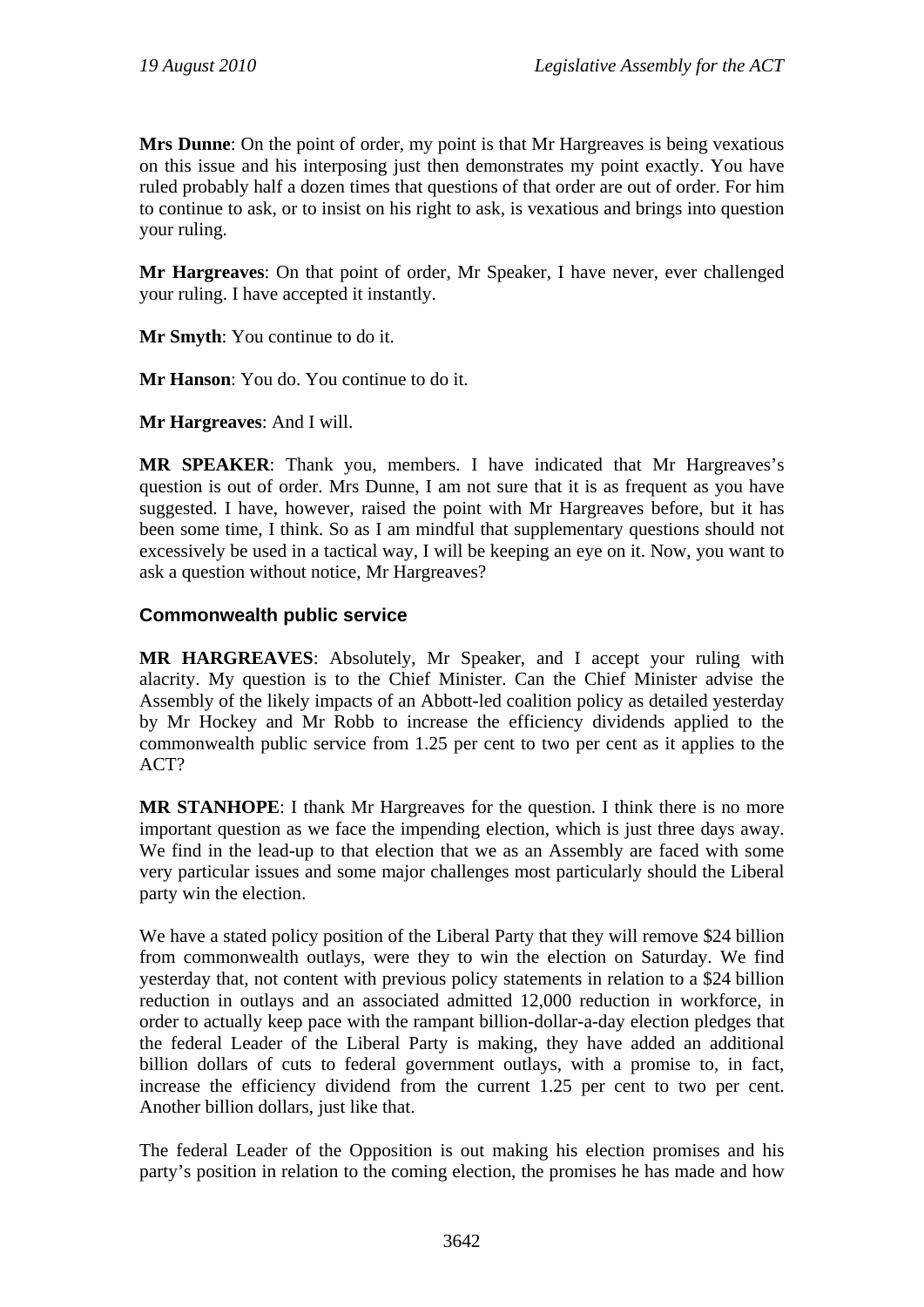**Mrs Dunne**: On the point of order, my point is that Mr Hargreaves is being vexatious on this issue and his interposing just then demonstrates my point exactly. You have ruled probably half a dozen times that questions of that order are out of order. For him to continue to ask, or to insist on his right to ask, is vexatious and brings into question your ruling.

**Mr Hargreaves**: On that point of order, Mr Speaker, I have never, ever challenged your ruling. I have accepted it instantly.

**Mr Smyth**: You continue to do it.

**Mr Hanson**: You do. You continue to do it.

**Mr Hargreaves**: And I will.

**MR SPEAKER**: Thank you, members. I have indicated that Mr Hargreaves's question is out of order. Mrs Dunne, I am not sure that it is as frequent as you have suggested. I have, however, raised the point with Mr Hargreaves before, but it has been some time, I think. So as I am mindful that supplementary questions should not excessively be used in a tactical way, I will be keeping an eye on it. Now, you want to ask a question without notice, Mr Hargreaves?

### Commonwealth public service

**MR HARGREAVES**: Absolutely, Mr Speaker, and I accept your ruling with alacrity. My question is to the Chief Minister. Can the Chief Minister advise the Assembly of the likely impacts of an Abbott-led coalition policy as detailed yesterday by Mr Hockey and Mr Robb to increase the efficiency dividends applied to the commonwealth public service from 1.25 per cent to two per cent as it applies to the ACT?

**MR STANHOPE**: I thank Mr Hargreaves for the question. I think there is no more important question as we face the impending election, which is just three days away. We find in the lead-up to that election that we as an Assembly are faced with some very particular issues and some major challenges most particularly should the Liberal party win the election.

We have a stated policy position of the Liberal Party that they will remove $24 billion from commonwealth outlays, were they to win the election on Saturday. We find yesterday that, not content with previous policy statements in relation to a $24 billion reduction in outlays and an associated admitted 12,000 reduction in workforce, in order to actually keep pace with the rampant billion-dollar-a-day election pledges that the federal Leader of the Liberal Party is making, they have added an additional billion dollars of cuts to federal government outlays, with a promise to, in fact, increase the efficiency dividend from the current 1.25 per cent to two per cent. Another billion dollars, just like that.

The federal Leader of the Opposition is out making his election promises and his party's position in relation to the coming election, the promises he has made and how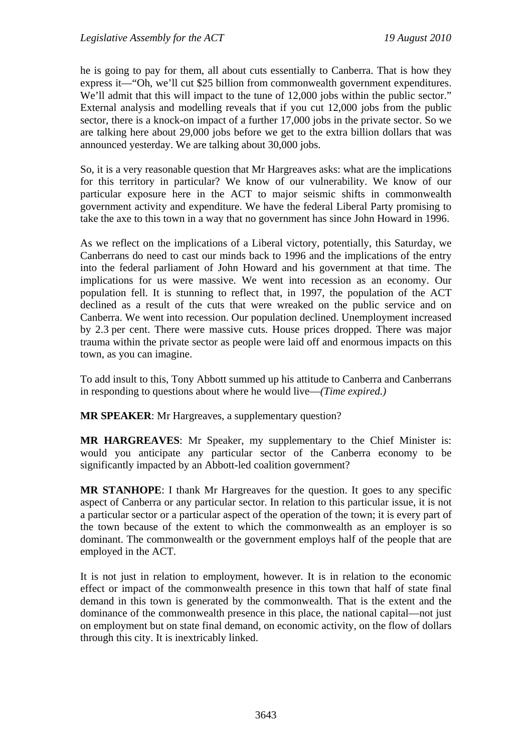he is going to pay for them, all about cuts essentially to Canberra. That is how they express it—"Oh, we'll cut $25 billion from commonwealth government expenditures. We'll admit that this will impact to the tune of 12,000 jobs within the public sector." External analysis and modelling reveals that if you cut 12,000 jobs from the public sector, there is a knock-on impact of a further 17,000 jobs in the private sector. So we are talking here about 29,000 jobs before we get to the extra billion dollars that was announced yesterday. We are talking about 30,000 jobs.

So, it is a very reasonable question that Mr Hargreaves asks: what are the implications for this territory in particular? We know of our vulnerability. We know of our particular exposure here in the ACT to major seismic shifts in commonwealth government activity and expenditure. We have the federal Liberal Party promising to take the axe to this town in a way that no government has since John Howard in 1996.

As we reflect on the implications of a Liberal victory, potentially, this Saturday, we Canberrans do need to cast our minds back to 1996 and the implications of the entry into the federal parliament of John Howard and his government at that time. The implications for us were massive. We went into recession as an economy. Our population fell. It is stunning to reflect that, in 1997, the population of the ACT declined as a result of the cuts that were wreaked on the public service and on Canberra. We went into recession. Our population declined. Unemployment increased by 2.3 per cent. There were massive cuts. House prices dropped. There was major trauma within the private sector as people were laid off and enormous impacts on this town, as you can imagine.

To add insult to this, Tony Abbott summed up his attitude to Canberra and Canberrans in responding to questions about where he would live—*(Time expired.)*

**MR SPEAKER**: Mr Hargreaves, a supplementary question?

**MR HARGREAVES**: Mr Speaker, my supplementary to the Chief Minister is: would you anticipate any particular sector of the Canberra economy to be significantly impacted by an Abbott-led coalition government?

**MR STANHOPE**: I thank Mr Hargreaves for the question. It goes to any specific aspect of Canberra or any particular sector. In relation to this particular issue, it is not a particular sector or a particular aspect of the operation of the town; it is every part of the town because of the extent to which the commonwealth as an employer is so dominant. The commonwealth or the government employs half of the people that are employed in the ACT.

It is not just in relation to employment, however. It is in relation to the economic effect or impact of the commonwealth presence in this town that half of state final demand in this town is generated by the commonwealth. That is the extent and the dominance of the commonwealth presence in this place, the national capital—not just on employment but on state final demand, on economic activity, on the flow of dollars through this city. It is inextricably linked.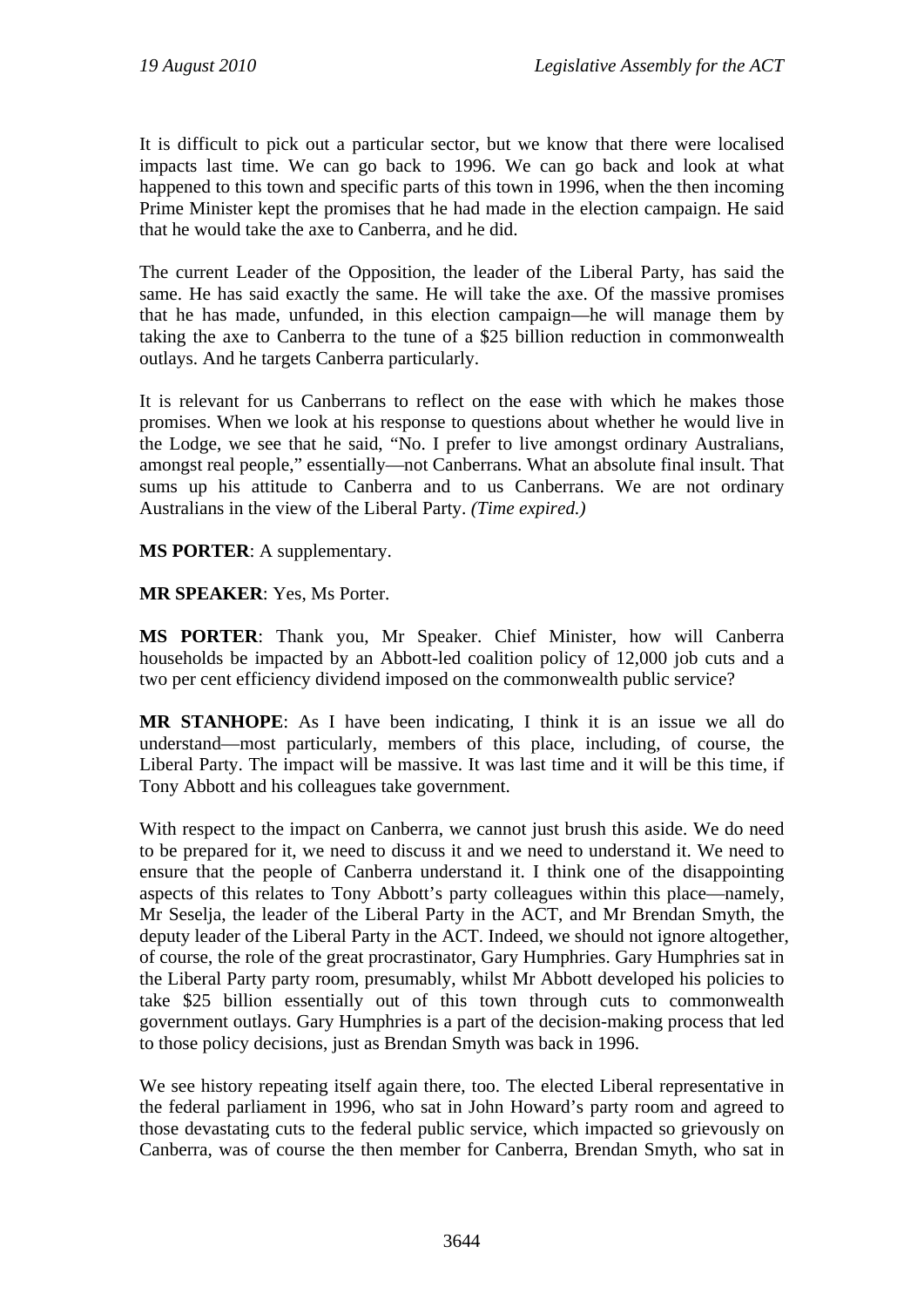It is difficult to pick out a particular sector, but we know that there were localised impacts last time. We can go back to 1996. We can go back and look at what happened to this town and specific parts of this town in 1996, when the then incoming Prime Minister kept the promises that he had made in the election campaign. He said that he would take the axe to Canberra, and he did.

The current Leader of the Opposition, the leader of the Liberal Party, has said the same. He has said exactly the same. He will take the axe. Of the massive promises that he has made, unfunded, in this election campaign—he will manage them by taking the axe to Canberra to the tune of a $25 billion reduction in commonwealth outlays. And he targets Canberra particularly.

It is relevant for us Canberrans to reflect on the ease with which he makes those promises. When we look at his response to questions about whether he would live in the Lodge, we see that he said, "No. I prefer to live amongst ordinary Australians, amongst real people," essentially—not Canberrans. What an absolute final insult. That sums up his attitude to Canberra and to us Canberrans. We are not ordinary Australians in the view of the Liberal Party. *(Time expired.)*

**MS PORTER**: A supplementary.

**MR SPEAKER**: Yes, Ms Porter.

**MS PORTER**: Thank you, Mr Speaker. Chief Minister, how will Canberra households be impacted by an Abbott-led coalition policy of 12,000 job cuts and a two per cent efficiency dividend imposed on the commonwealth public service?

**MR STANHOPE**: As I have been indicating, I think it is an issue we all do understand—most particularly, members of this place, including, of course, the Liberal Party. The impact will be massive. It was last time and it will be this time, if Tony Abbott and his colleagues take government.

With respect to the impact on Canberra, we cannot just brush this aside. We do need to be prepared for it, we need to discuss it and we need to understand it. We need to ensure that the people of Canberra understand it. I think one of the disappointing aspects of this relates to Tony Abbott's party colleagues within this place—namely, Mr Seselja, the leader of the Liberal Party in the ACT, and Mr Brendan Smyth, the deputy leader of the Liberal Party in the ACT. Indeed, we should not ignore altogether, of course, the role of the great procrastinator, Gary Humphries. Gary Humphries sat in the Liberal Party party room, presumably, whilst Mr Abbott developed his policies to take $25 billion essentially out of this town through cuts to commonwealth government outlays. Gary Humphries is a part of the decision-making process that led to those policy decisions, just as Brendan Smyth was back in 1996.

We see history repeating itself again there, too. The elected Liberal representative in the federal parliament in 1996, who sat in John Howard's party room and agreed to those devastating cuts to the federal public service, which impacted so grievously on Canberra, was of course the then member for Canberra, Brendan Smyth, who sat in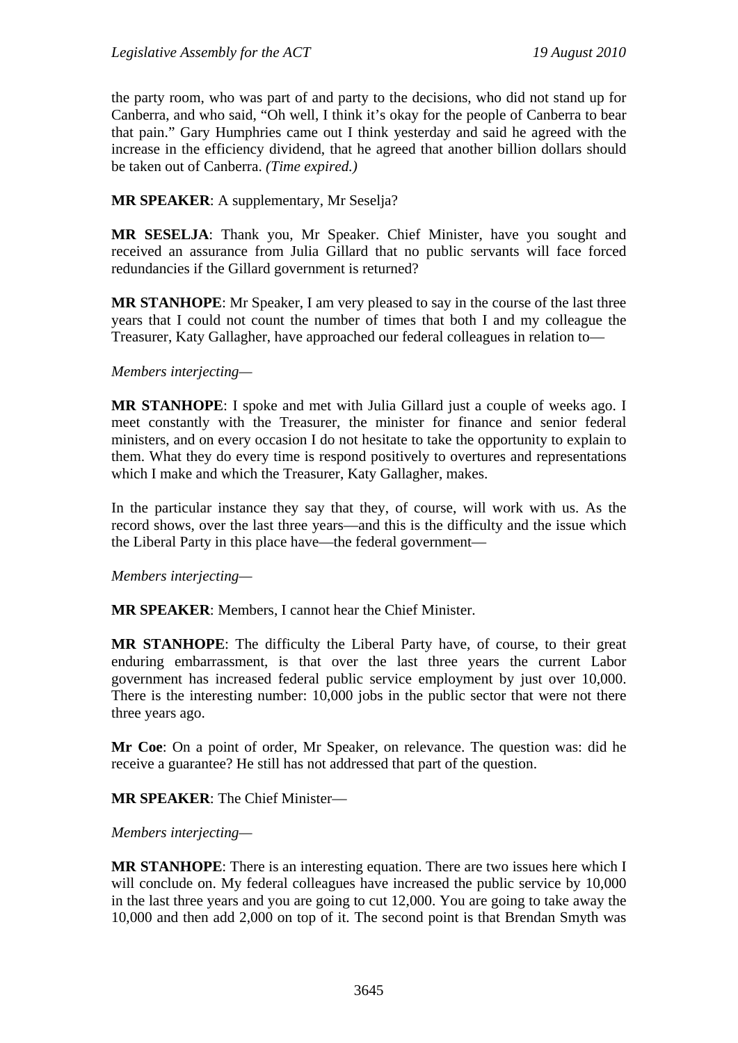the party room, who was part of and party to the decisions, who did not stand up for Canberra, and who said, "Oh well, I think it's okay for the people of Canberra to bear that pain." Gary Humphries came out I think yesterday and said he agreed with the increase in the efficiency dividend, that he agreed that another billion dollars should be taken out of Canberra. *(Time expired.)*

**MR SPEAKER**: A supplementary, Mr Seselja?

**MR SESELJA**: Thank you, Mr Speaker. Chief Minister, have you sought and received an assurance from Julia Gillard that no public servants will face forced redundancies if the Gillard government is returned?

**MR STANHOPE**: Mr Speaker, I am very pleased to say in the course of the last three years that I could not count the number of times that both I and my colleague the Treasurer, Katy Gallagher, have approached our federal colleagues in relation to—

*Members interjecting—*

**MR STANHOPE**: I spoke and met with Julia Gillard just a couple of weeks ago. I meet constantly with the Treasurer, the minister for finance and senior federal ministers, and on every occasion I do not hesitate to take the opportunity to explain to them. What they do every time is respond positively to overtures and representations which I make and which the Treasurer, Katy Gallagher, makes.

In the particular instance they say that they, of course, will work with us. As the record shows, over the last three years—and this is the difficulty and the issue which the Liberal Party in this place have—the federal government—

*Members interjecting—*

**MR SPEAKER**: Members, I cannot hear the Chief Minister.

**MR STANHOPE**: The difficulty the Liberal Party have, of course, to their great enduring embarrassment, is that over the last three years the current Labor government has increased federal public service employment by just over 10,000. There is the interesting number: 10,000 jobs in the public sector that were not there three years ago.

**Mr Coe**: On a point of order, Mr Speaker, on relevance. The question was: did he receive a guarantee? He still has not addressed that part of the question.

**MR SPEAKER**: The Chief Minister—

*Members interjecting—*

**MR STANHOPE**: There is an interesting equation. There are two issues here which I will conclude on. My federal colleagues have increased the public service by 10,000 in the last three years and you are going to cut 12,000. You are going to take away the 10,000 and then add 2,000 on top of it. The second point is that Brendan Smyth was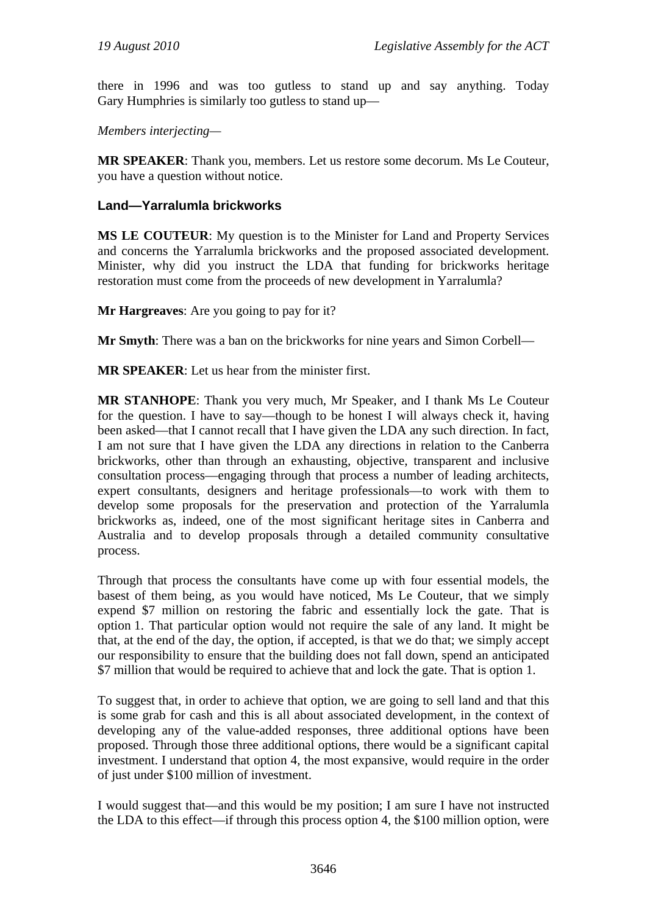there in 1996 and was too gutless to stand up and say anything. Today Gary Humphries is similarly too gutless to stand up—

*Members interjecting*—

**MR SPEAKER**: Thank you, members. Let us restore some decorum. Ms Le Couteur, you have a question without notice.

### Land—Yarralumla brickworks

**MS LE COUTEUR**: My question is to the Minister for Land and Property Services and concerns the Yarralumla brickworks and the proposed associated development. Minister, why did you instruct the LDA that funding for brickworks heritage restoration must come from the proceeds of new development in Yarralumla?

**Mr Hargreaves**: Are you going to pay for it?

**Mr Smyth**: There was a ban on the brickworks for nine years and Simon Corbell—

**MR SPEAKER**: Let us hear from the minister first.

**MR STANHOPE**: Thank you very much, Mr Speaker, and I thank Ms Le Couteur for the question. I have to say—though to be honest I will always check it, having been asked—that I cannot recall that I have given the LDA any such direction. In fact, I am not sure that I have given the LDA any directions in relation to the Canberra brickworks, other than through an exhausting, objective, transparent and inclusive consultation process—engaging through that process a number of leading architects, expert consultants, designers and heritage professionals—to work with them to develop some proposals for the preservation and protection of the Yarralumla brickworks as, indeed, one of the most significant heritage sites in Canberra and Australia and to develop proposals through a detailed community consultative process.

Through that process the consultants have come up with four essential models, the basest of them being, as you would have noticed, Ms Le Couteur, that we simply expend $7 million on restoring the fabric and essentially lock the gate. That is option 1. That particular option would not require the sale of any land. It might be that, at the end of the day, the option, if accepted, is that we do that; we simply accept our responsibility to ensure that the building does not fall down, spend an anticipated $7 million that would be required to achieve that and lock the gate. That is option 1.

To suggest that, in order to achieve that option, we are going to sell land and that this is some grab for cash and this is all about associated development, in the context of developing any of the value-added responses, three additional options have been proposed. Through those three additional options, there would be a significant capital investment. I understand that option 4, the most expansive, would require in the order of just under $100 million of investment.

I would suggest that—and this would be my position; I am sure I have not instructed the LDA to this effect—if through this process option 4, the $100 million option, were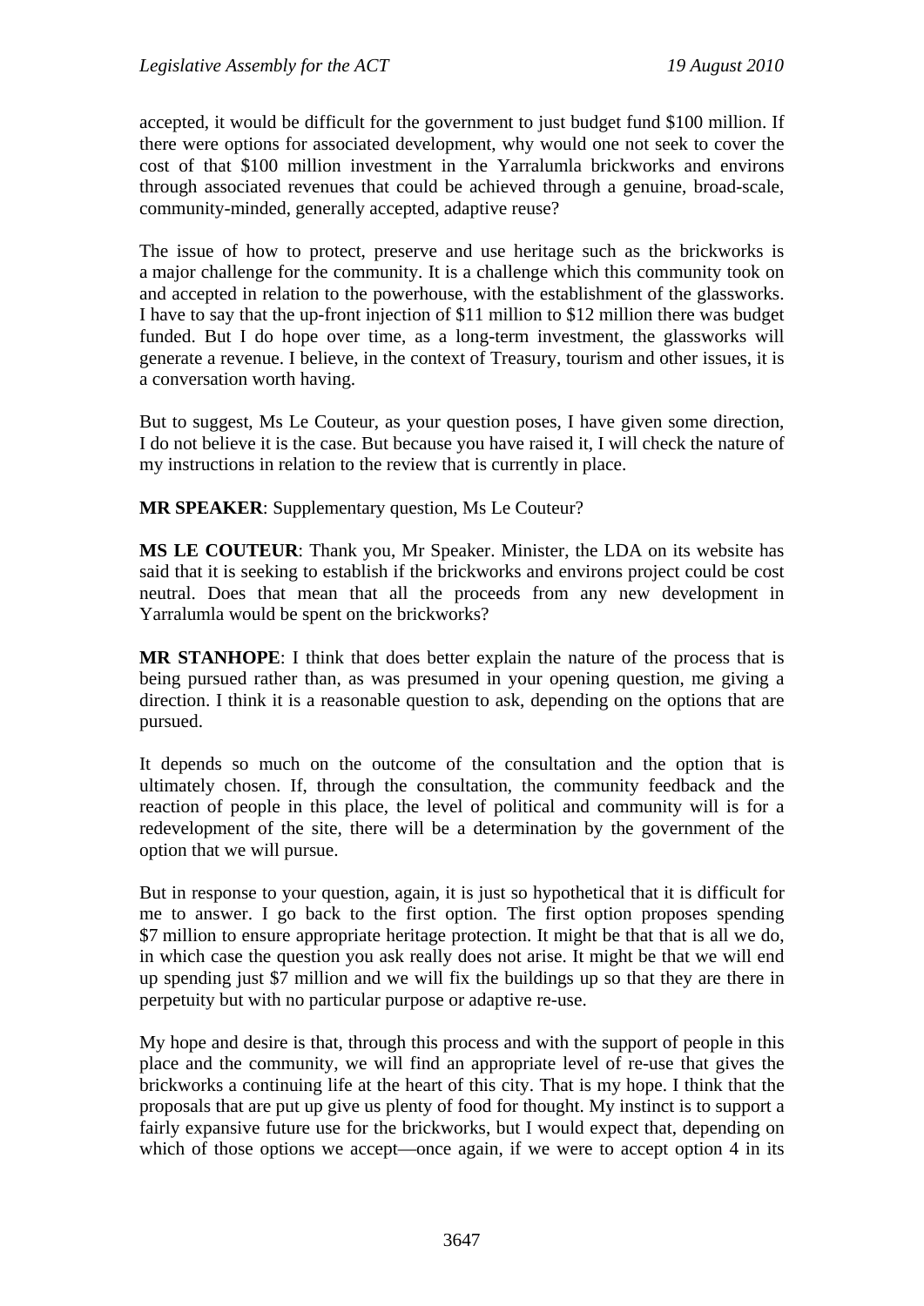accepted, it would be difficult for the government to just budget fund $100 million. If there were options for associated development, why would one not seek to cover the cost of that $100 million investment in the Yarralumla brickworks and environs through associated revenues that could be achieved through a genuine, broad-scale, community-minded, generally accepted, adaptive reuse?

The issue of how to protect, preserve and use heritage such as the brickworks is a major challenge for the community. It is a challenge which this community took on and accepted in relation to the powerhouse, with the establishment of the glassworks. I have to say that the up-front injection of $11 million to $12 million there was budget funded. But I do hope over time, as a long-term investment, the glassworks will generate a revenue. I believe, in the context of Treasury, tourism and other issues, it is a conversation worth having.

But to suggest, Ms Le Couteur, as your question poses, I have given some direction, I do not believe it is the case. But because you have raised it, I will check the nature of my instructions in relation to the review that is currently in place.

**MR SPEAKER**: Supplementary question, Ms Le Couteur?

**MS LE COUTEUR**: Thank you, Mr Speaker. Minister, the LDA on its website has said that it is seeking to establish if the brickworks and environs project could be cost neutral. Does that mean that all the proceeds from any new development in Yarralumla would be spent on the brickworks?

**MR STANHOPE**: I think that does better explain the nature of the process that is being pursued rather than, as was presumed in your opening question, me giving a direction. I think it is a reasonable question to ask, depending on the options that are pursued.

It depends so much on the outcome of the consultation and the option that is ultimately chosen. If, through the consultation, the community feedback and the reaction of people in this place, the level of political and community will is for a redevelopment of the site, there will be a determination by the government of the option that we will pursue.

But in response to your question, again, it is just so hypothetical that it is difficult for me to answer. I go back to the first option. The first option proposes spending $7 million to ensure appropriate heritage protection. It might be that that is all we do, in which case the question you ask really does not arise. It might be that we will end up spending just $7 million and we will fix the buildings up so that they are there in perpetuity but with no particular purpose or adaptive re-use.

My hope and desire is that, through this process and with the support of people in this place and the community, we will find an appropriate level of re-use that gives the brickworks a continuing life at the heart of this city. That is my hope. I think that the proposals that are put up give us plenty of food for thought. My instinct is to support a fairly expansive future use for the brickworks, but I would expect that, depending on which of those options we accept—once again, if we were to accept option 4 in its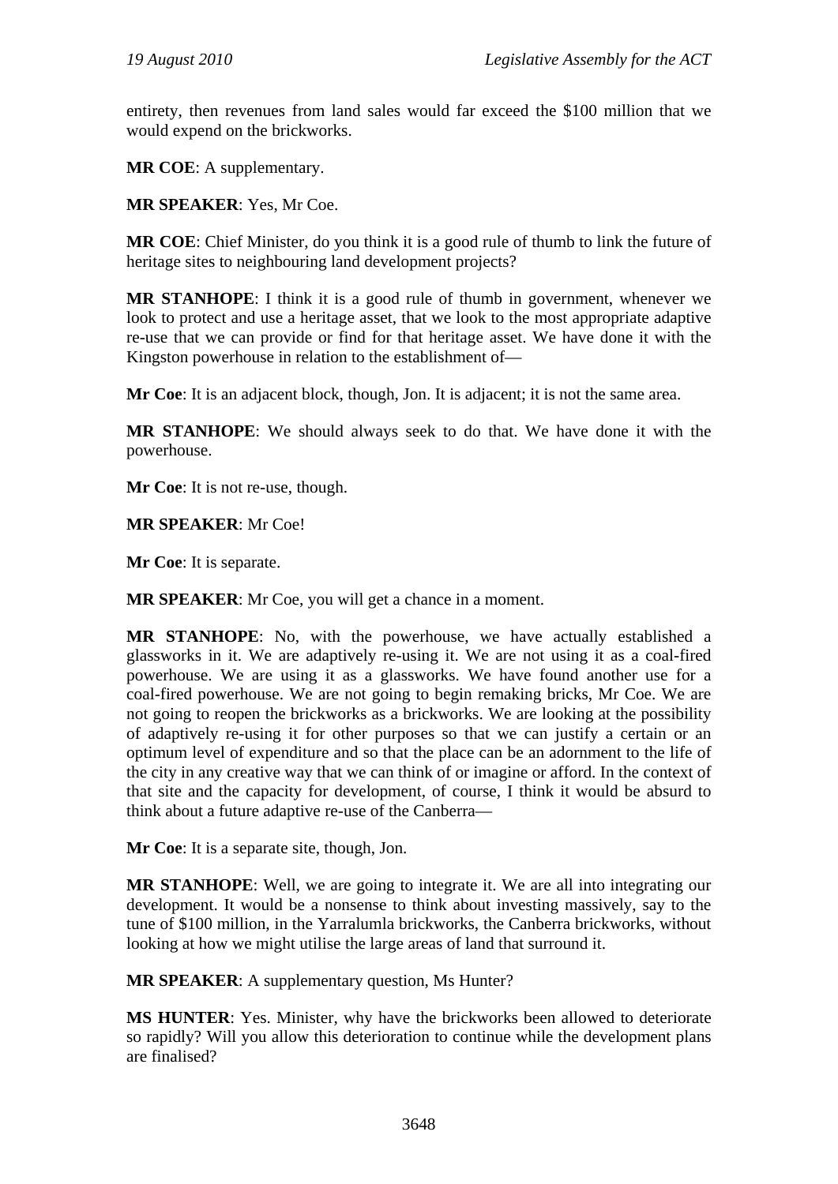entirety, then revenues from land sales would far exceed the $100 million that we would expend on the brickworks.

**MR COE**: A supplementary.

**MR SPEAKER**: Yes, Mr Coe.

**MR COE**: Chief Minister, do you think it is a good rule of thumb to link the future of heritage sites to neighbouring land development projects?

**MR STANHOPE**: I think it is a good rule of thumb in government, whenever we look to protect and use a heritage asset, that we look to the most appropriate adaptive re-use that we can provide or find for that heritage asset. We have done it with the Kingston powerhouse in relation to the establishment of—

**Mr Coe**: It is an adjacent block, though, Jon. It is adjacent; it is not the same area.

**MR STANHOPE**: We should always seek to do that. We have done it with the powerhouse.

**Mr Coe**: It is not re-use, though.

**MR SPEAKER**: Mr Coe!

**Mr Coe**: It is separate.

**MR SPEAKER**: Mr Coe, you will get a chance in a moment.

**MR STANHOPE**: No, with the powerhouse, we have actually established a glassworks in it. We are adaptively re-using it. We are not using it as a coal-fired powerhouse. We are using it as a glassworks. We have found another use for a coal-fired powerhouse. We are not going to begin remaking bricks, Mr Coe. We are not going to reopen the brickworks as a brickworks. We are looking at the possibility of adaptively re-using it for other purposes so that we can justify a certain or an optimum level of expenditure and so that the place can be an adornment to the life of the city in any creative way that we can think of or imagine or afford. In the context of that site and the capacity for development, of course, I think it would be absurd to think about a future adaptive re-use of the Canberra—

**Mr Coe**: It is a separate site, though, Jon.

**MR STANHOPE**: Well, we are going to integrate it. We are all into integrating our development. It would be a nonsense to think about investing massively, say to the tune of $100 million, in the Yarralumla brickworks, the Canberra brickworks, without looking at how we might utilise the large areas of land that surround it.

**MR SPEAKER**: A supplementary question, Ms Hunter?

**MS HUNTER**: Yes. Minister, why have the brickworks been allowed to deteriorate so rapidly? Will you allow this deterioration to continue while the development plans are finalised?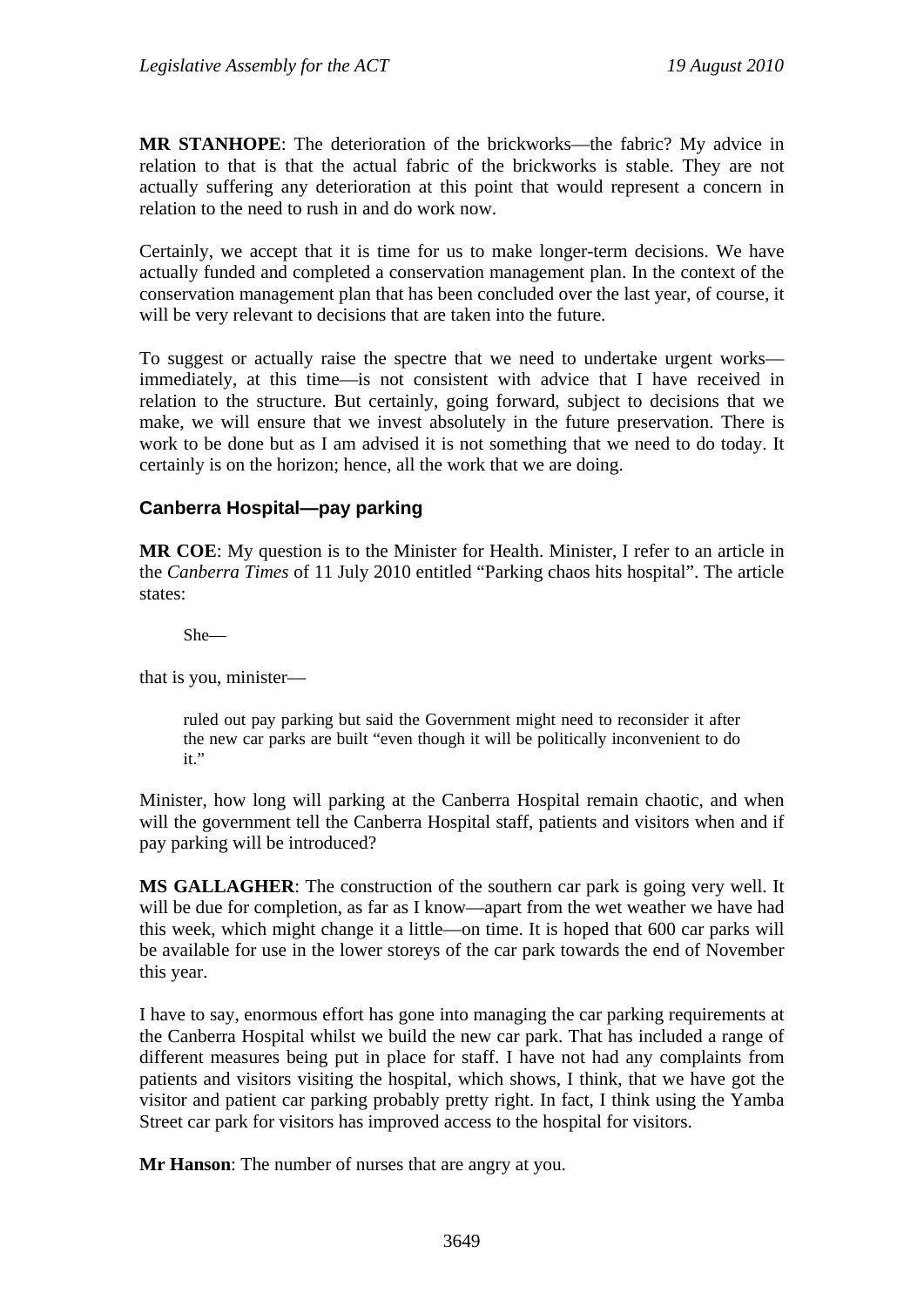**MR STANHOPE**: The deterioration of the brickworks—the fabric? My advice in relation to that is that the actual fabric of the brickworks is stable. They are not actually suffering any deterioration at this point that would represent a concern in relation to the need to rush in and do work now.

Certainly, we accept that it is time for us to make longer-term decisions. We have actually funded and completed a conservation management plan. In the context of the conservation management plan that has been concluded over the last year, of course, it will be very relevant to decisions that are taken into the future.

To suggest or actually raise the spectre that we need to undertake urgent works—immediately, at this time—is not consistent with advice that I have received in relation to the structure. But certainly, going forward, subject to decisions that we make, we will ensure that we invest absolutely in the future preservation. There is work to be done but as I am advised it is not something that we need to do today. It certainly is on the horizon; hence, all the work that we are doing.

### Canberra Hospital—pay parking

**MR COE**: My question is to the Minister for Health. Minister, I refer to an article in the *Canberra Times* of 11 July 2010 entitled "Parking chaos hits hospital". The article states:

> She—

that is you, minister—

> ruled out pay parking but said the Government might need to reconsider it after the new car parks are built "even though it will be politically inconvenient to do it."

Minister, how long will parking at the Canberra Hospital remain chaotic, and when will the government tell the Canberra Hospital staff, patients and visitors when and if pay parking will be introduced?

**MS GALLAGHER**: The construction of the southern car park is going very well. It will be due for completion, as far as I know—apart from the wet weather we have had this week, which might change it a little—on time. It is hoped that 600 car parks will be available for use in the lower storeys of the car park towards the end of November this year.

I have to say, enormous effort has gone into managing the car parking requirements at the Canberra Hospital whilst we build the new car park. That has included a range of different measures being put in place for staff. I have not had any complaints from patients and visitors visiting the hospital, which shows, I think, that we have got the visitor and patient car parking probably pretty right. In fact, I think using the Yamba Street car park for visitors has improved access to the hospital for visitors.

**Mr Hanson**: The number of nurses that are angry at you.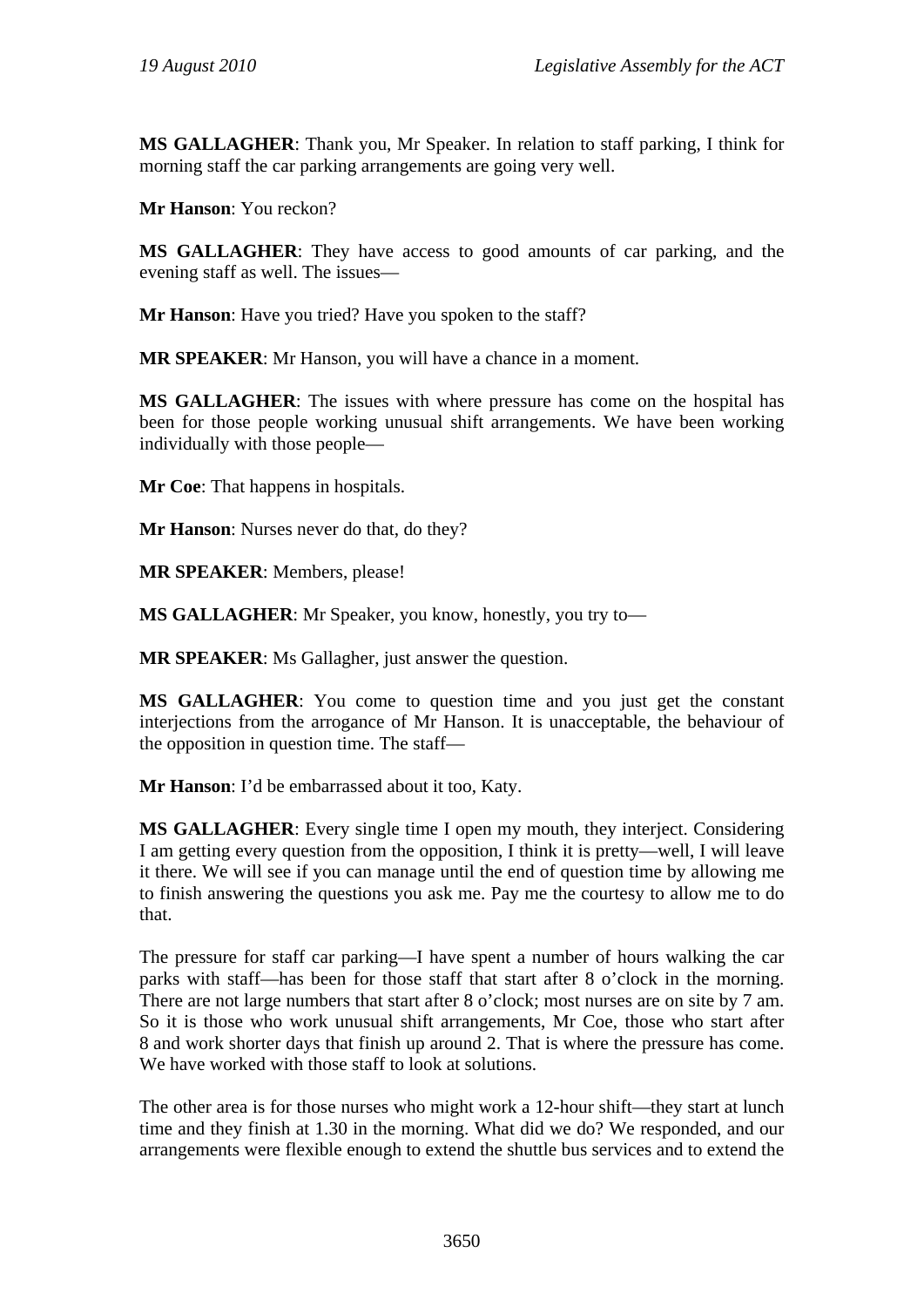**MS GALLAGHER**: Thank you, Mr Speaker. In relation to staff parking, I think for morning staff the car parking arrangements are going very well.

**Mr Hanson**: You reckon?

**MS GALLAGHER**: They have access to good amounts of car parking, and the evening staff as well. The issues—

**Mr Hanson**: Have you tried? Have you spoken to the staff?

**MR SPEAKER**: Mr Hanson, you will have a chance in a moment.

**MS GALLAGHER**: The issues with where pressure has come on the hospital has been for those people working unusual shift arrangements. We have been working individually with those people—

**Mr Coe**: That happens in hospitals.

**Mr Hanson**: Nurses never do that, do they?

**MR SPEAKER**: Members, please!

**MS GALLAGHER**: Mr Speaker, you know, honestly, you try to—

**MR SPEAKER**: Ms Gallagher, just answer the question.

**MS GALLAGHER**: You come to question time and you just get the constant interjections from the arrogance of Mr Hanson. It is unacceptable, the behaviour of the opposition in question time. The staff—

**Mr Hanson**: I'd be embarrassed about it too, Katy.

**MS GALLAGHER**: Every single time I open my mouth, they interject. Considering I am getting every question from the opposition, I think it is pretty—well, I will leave it there. We will see if you can manage until the end of question time by allowing me to finish answering the questions you ask me. Pay me the courtesy to allow me to do that.

The pressure for staff car parking—I have spent a number of hours walking the car parks with staff—has been for those staff that start after 8 o'clock in the morning. There are not large numbers that start after 8 o'clock; most nurses are on site by 7 am. So it is those who work unusual shift arrangements, Mr Coe, those who start after 8 and work shorter days that finish up around 2. That is where the pressure has come. We have worked with those staff to look at solutions.

The other area is for those nurses who might work a 12-hour shift—they start at lunch time and they finish at 1.30 in the morning. What did we do? We responded, and our arrangements were flexible enough to extend the shuttle bus services and to extend the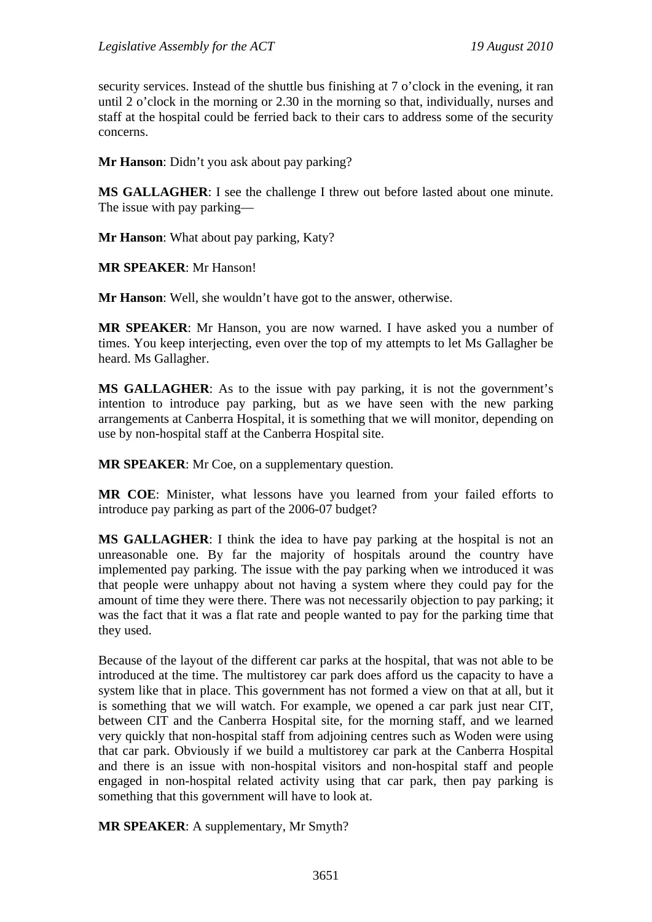security services. Instead of the shuttle bus finishing at 7 o'clock in the evening, it ran until 2 o'clock in the morning or 2.30 in the morning so that, individually, nurses and staff at the hospital could be ferried back to their cars to address some of the security concerns.

**Mr Hanson**: Didn't you ask about pay parking?

**MS GALLAGHER**: I see the challenge I threw out before lasted about one minute. The issue with pay parking—

**Mr Hanson**: What about pay parking, Katy?

**MR SPEAKER**: Mr Hanson!

**Mr Hanson**: Well, she wouldn't have got to the answer, otherwise.

**MR SPEAKER**: Mr Hanson, you are now warned. I have asked you a number of times. You keep interjecting, even over the top of my attempts to let Ms Gallagher be heard. Ms Gallagher.

**MS GALLAGHER**: As to the issue with pay parking, it is not the government's intention to introduce pay parking, but as we have seen with the new parking arrangements at Canberra Hospital, it is something that we will monitor, depending on use by non-hospital staff at the Canberra Hospital site.

**MR SPEAKER**: Mr Coe, on a supplementary question.

**MR COE**: Minister, what lessons have you learned from your failed efforts to introduce pay parking as part of the 2006-07 budget?

**MS GALLAGHER**: I think the idea to have pay parking at the hospital is not an unreasonable one. By far the majority of hospitals around the country have implemented pay parking. The issue with the pay parking when we introduced it was that people were unhappy about not having a system where they could pay for the amount of time they were there. There was not necessarily objection to pay parking; it was the fact that it was a flat rate and people wanted to pay for the parking time that they used.

Because of the layout of the different car parks at the hospital, that was not able to be introduced at the time. The multistorey car park does afford us the capacity to have a system like that in place. This government has not formed a view on that at all, but it is something that we will watch. For example, we opened a car park just near CIT, between CIT and the Canberra Hospital site, for the morning staff, and we learned very quickly that non-hospital staff from adjoining centres such as Woden were using that car park. Obviously if we build a multistorey car park at the Canberra Hospital and there is an issue with non-hospital visitors and non-hospital staff and people engaged in non-hospital related activity using that car park, then pay parking is something that this government will have to look at.

**MR SPEAKER**: A supplementary, Mr Smyth?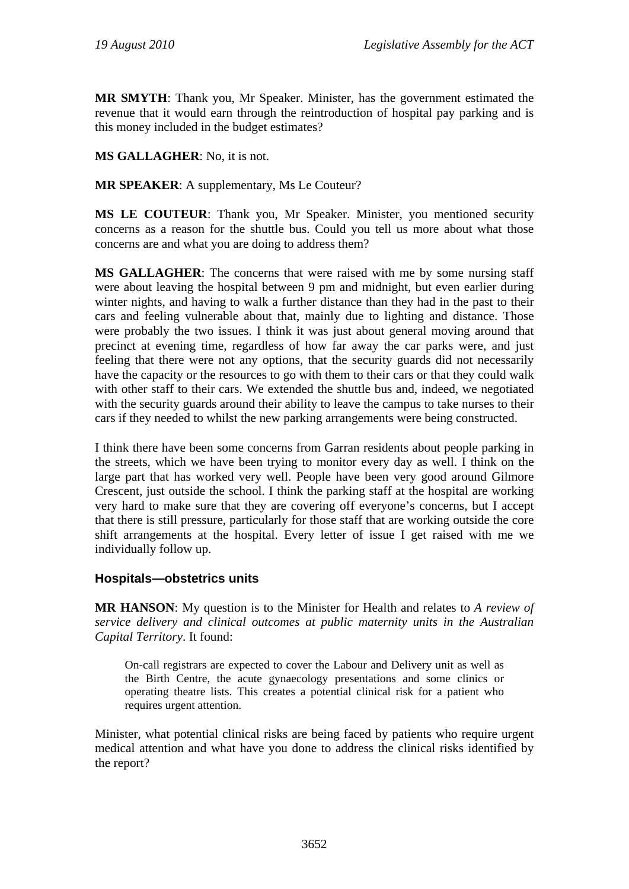**MR SMYTH**: Thank you, Mr Speaker. Minister, has the government estimated the revenue that it would earn through the reintroduction of hospital pay parking and is this money included in the budget estimates?

**MS GALLAGHER**: No, it is not.

**MR SPEAKER**: A supplementary, Ms Le Couteur?

**MS LE COUTEUR**: Thank you, Mr Speaker. Minister, you mentioned security concerns as a reason for the shuttle bus. Could you tell us more about what those concerns are and what you are doing to address them?

**MS GALLAGHER**: The concerns that were raised with me by some nursing staff were about leaving the hospital between 9 pm and midnight, but even earlier during winter nights, and having to walk a further distance than they had in the past to their cars and feeling vulnerable about that, mainly due to lighting and distance. Those were probably the two issues. I think it was just about general moving around that precinct at evening time, regardless of how far away the car parks were, and just feeling that there were not any options, that the security guards did not necessarily have the capacity or the resources to go with them to their cars or that they could walk with other staff to their cars. We extended the shuttle bus and, indeed, we negotiated with the security guards around their ability to leave the campus to take nurses to their cars if they needed to whilst the new parking arrangements were being constructed.

I think there have been some concerns from Garran residents about people parking in the streets, which we have been trying to monitor every day as well. I think on the large part that has worked very well. People have been very good around Gilmore Crescent, just outside the school. I think the parking staff at the hospital are working very hard to make sure that they are covering off everyone's concerns, but I accept that there is still pressure, particularly for those staff that are working outside the core shift arrangements at the hospital. Every letter of issue I get raised with me we individually follow up.

### Hospitals—obstetrics units

**MR HANSON**: My question is to the Minister for Health and relates to *A review of service delivery and clinical outcomes at public maternity units in the Australian Capital Territory*. It found:

> On-call registrars are expected to cover the Labour and Delivery unit as well as the Birth Centre, the acute gynaecology presentations and some clinics or operating theatre lists. This creates a potential clinical risk for a patient who requires urgent attention.

Minister, what potential clinical risks are being faced by patients who require urgent medical attention and what have you done to address the clinical risks identified by the report?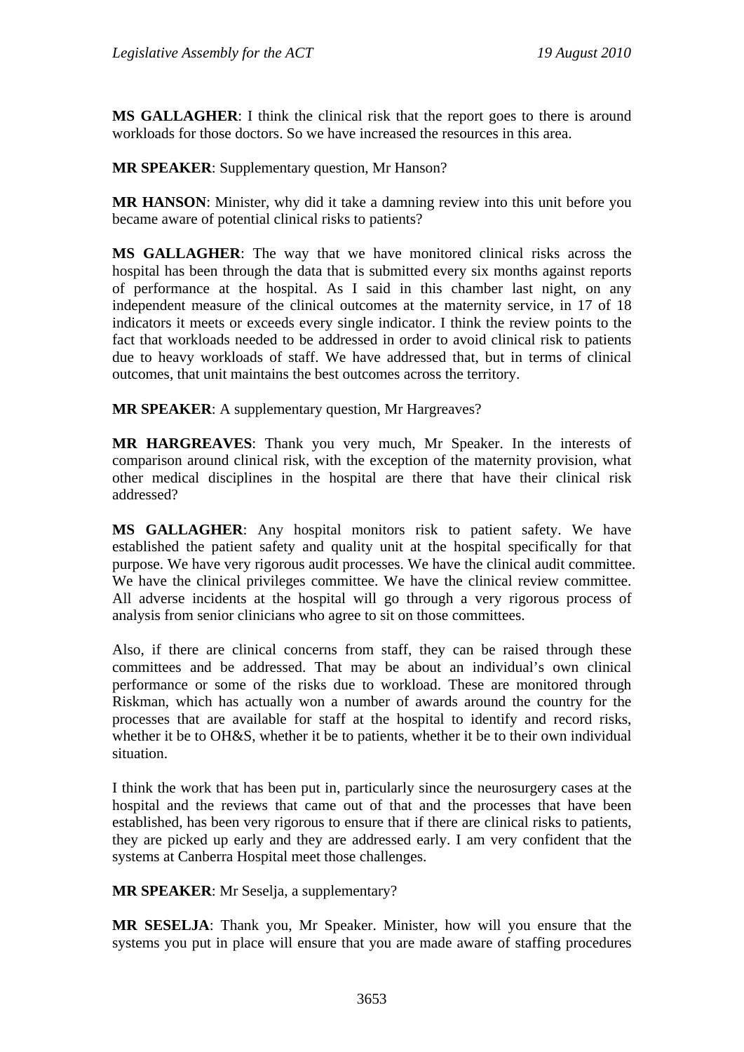**MS GALLAGHER**: I think the clinical risk that the report goes to there is around workloads for those doctors. So we have increased the resources in this area.

**MR SPEAKER**: Supplementary question, Mr Hanson?

**MR HANSON**: Minister, why did it take a damning review into this unit before you became aware of potential clinical risks to patients?

**MS GALLAGHER**: The way that we have monitored clinical risks across the hospital has been through the data that is submitted every six months against reports of performance at the hospital. As I said in this chamber last night, on any independent measure of the clinical outcomes at the maternity service, in 17 of 18 indicators it meets or exceeds every single indicator. I think the review points to the fact that workloads needed to be addressed in order to avoid clinical risk to patients due to heavy workloads of staff. We have addressed that, but in terms of clinical outcomes, that unit maintains the best outcomes across the territory.

**MR SPEAKER**: A supplementary question, Mr Hargreaves?

**MR HARGREAVES**: Thank you very much, Mr Speaker. In the interests of comparison around clinical risk, with the exception of the maternity provision, what other medical disciplines in the hospital are there that have their clinical risk addressed?

**MS GALLAGHER**: Any hospital monitors risk to patient safety. We have established the patient safety and quality unit at the hospital specifically for that purpose. We have very rigorous audit processes. We have the clinical audit committee. We have the clinical privileges committee. We have the clinical review committee. All adverse incidents at the hospital will go through a very rigorous process of analysis from senior clinicians who agree to sit on those committees.

Also, if there are clinical concerns from staff, they can be raised through these committees and be addressed. That may be about an individual's own clinical performance or some of the risks due to workload. These are monitored through Riskman, which has actually won a number of awards around the country for the processes that are available for staff at the hospital to identify and record risks, whether it be to OH&S, whether it be to patients, whether it be to their own individual situation.

I think the work that has been put in, particularly since the neurosurgery cases at the hospital and the reviews that came out of that and the processes that have been established, has been very rigorous to ensure that if there are clinical risks to patients, they are picked up early and they are addressed early. I am very confident that the systems at Canberra Hospital meet those challenges.

**MR SPEAKER**: Mr Seselja, a supplementary?

**MR SESELJA**: Thank you, Mr Speaker. Minister, how will you ensure that the systems you put in place will ensure that you are made aware of staffing procedures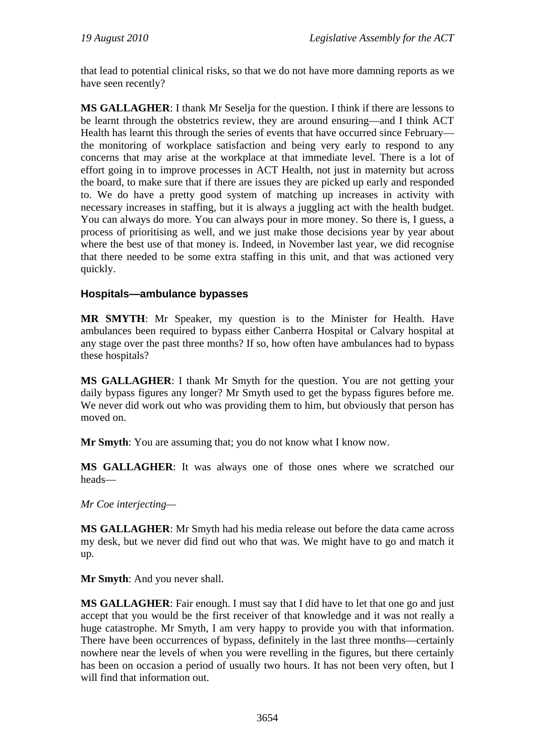that lead to potential clinical risks, so that we do not have more damning reports as we have seen recently?

**MS GALLAGHER**: I thank Mr Seselja for the question. I think if there are lessons to be learnt through the obstetrics review, they are around ensuring—and I think ACT Health has learnt this through the series of events that have occurred since February—the monitoring of workplace satisfaction and being very early to respond to any concerns that may arise at the workplace at that immediate level. There is a lot of effort going in to improve processes in ACT Health, not just in maternity but across the board, to make sure that if there are issues they are picked up early and responded to. We do have a pretty good system of matching up increases in activity with necessary increases in staffing, but it is always a juggling act with the health budget. You can always do more. You can always pour in more money. So there is, I guess, a process of prioritising as well, and we just make those decisions year by year about where the best use of that money is. Indeed, in November last year, we did recognise that there needed to be some extra staffing in this unit, and that was actioned very quickly.

### Hospitals—ambulance bypasses

**MR SMYTH**: Mr Speaker, my question is to the Minister for Health. Have ambulances been required to bypass either Canberra Hospital or Calvary hospital at any stage over the past three months? If so, how often have ambulances had to bypass these hospitals?

**MS GALLAGHER**: I thank Mr Smyth for the question. You are not getting your daily bypass figures any longer? Mr Smyth used to get the bypass figures before me. We never did work out who was providing them to him, but obviously that person has moved on.

**Mr Smyth**: You are assuming that; you do not know what I know now.

**MS GALLAGHER**: It was always one of those ones where we scratched our heads—

*Mr Coe interjecting*—

**MS GALLAGHER**: Mr Smyth had his media release out before the data came across my desk, but we never did find out who that was. We might have to go and match it up.

**Mr Smyth**: And you never shall.

**MS GALLAGHER**: Fair enough. I must say that I did have to let that one go and just accept that you would be the first receiver of that knowledge and it was not really a huge catastrophe. Mr Smyth, I am very happy to provide you with that information. There have been occurrences of bypass, definitely in the last three months—certainly nowhere near the levels of when you were revelling in the figures, but there certainly has been on occasion a period of usually two hours. It has not been very often, but I will find that information out.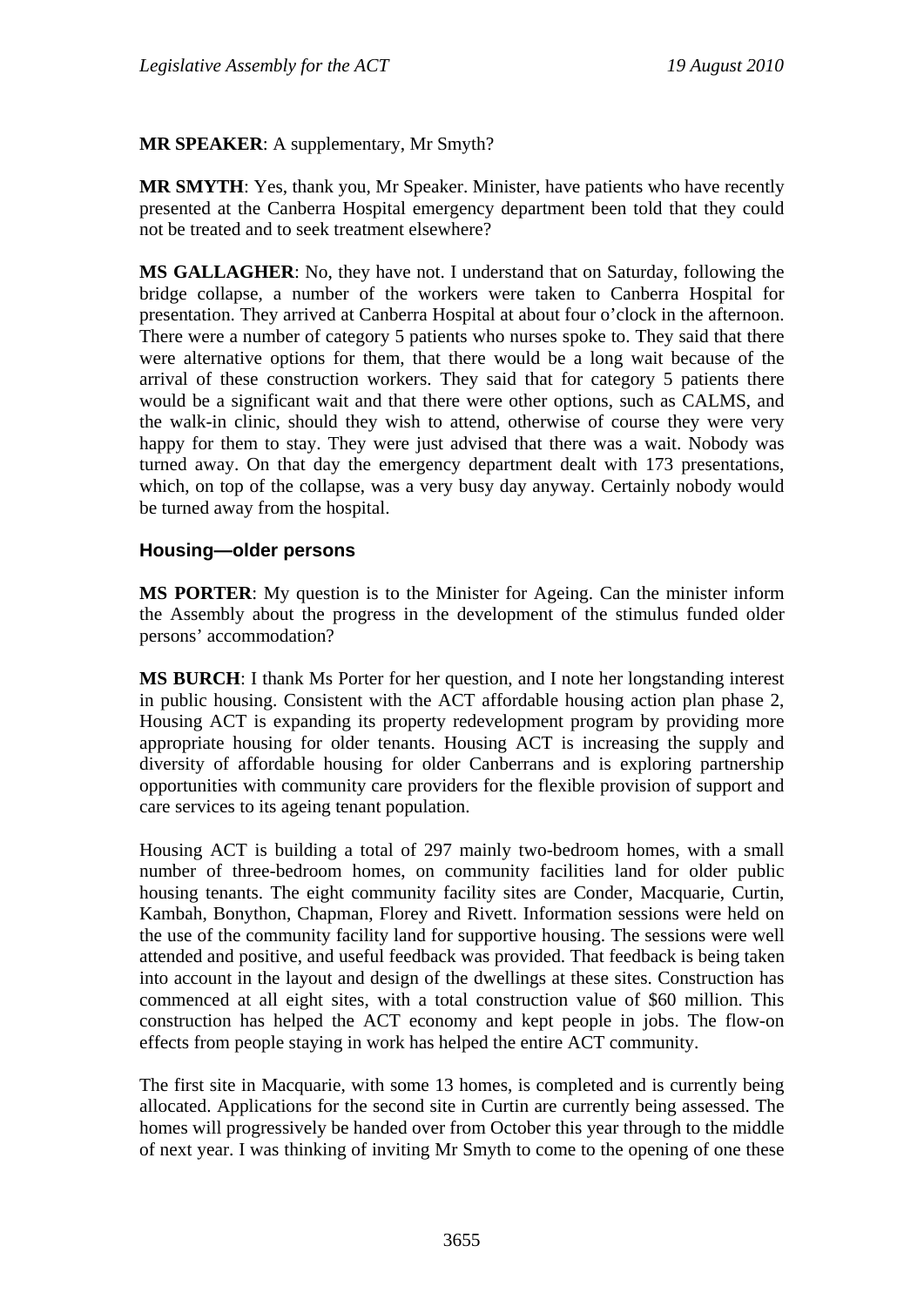**MR SPEAKER**: A supplementary, Mr Smyth?

**MR SMYTH**: Yes, thank you, Mr Speaker. Minister, have patients who have recently presented at the Canberra Hospital emergency department been told that they could not be treated and to seek treatment elsewhere?

**MS GALLAGHER**: No, they have not. I understand that on Saturday, following the bridge collapse, a number of the workers were taken to Canberra Hospital for presentation. They arrived at Canberra Hospital at about four o'clock in the afternoon. There were a number of category 5 patients who nurses spoke to. They said that there were alternative options for them, that there would be a long wait because of the arrival of these construction workers. They said that for category 5 patients there would be a significant wait and that there were other options, such as CALMS, and the walk-in clinic, should they wish to attend, otherwise of course they were very happy for them to stay. They were just advised that there was a wait. Nobody was turned away. On that day the emergency department dealt with 173 presentations, which, on top of the collapse, was a very busy day anyway. Certainly nobody would be turned away from the hospital.

### Housing—older persons

**MS PORTER**: My question is to the Minister for Ageing. Can the minister inform the Assembly about the progress in the development of the stimulus funded older persons' accommodation?

**MS BURCH**: I thank Ms Porter for her question, and I note her longstanding interest in public housing. Consistent with the ACT affordable housing action plan phase 2, Housing ACT is expanding its property redevelopment program by providing more appropriate housing for older tenants. Housing ACT is increasing the supply and diversity of affordable housing for older Canberrans and is exploring partnership opportunities with community care providers for the flexible provision of support and care services to its ageing tenant population.

Housing ACT is building a total of 297 mainly two-bedroom homes, with a small number of three-bedroom homes, on community facilities land for older public housing tenants. The eight community facility sites are Conder, Macquarie, Curtin, Kambah, Bonython, Chapman, Florey and Rivett. Information sessions were held on the use of the community facility land for supportive housing. The sessions were well attended and positive, and useful feedback was provided. That feedback is being taken into account in the layout and design of the dwellings at these sites. Construction has commenced at all eight sites, with a total construction value of $60 million. This construction has helped the ACT economy and kept people in jobs. The flow-on effects from people staying in work has helped the entire ACT community.

The first site in Macquarie, with some 13 homes, is completed and is currently being allocated. Applications for the second site in Curtin are currently being assessed. The homes will progressively be handed over from October this year through to the middle of next year. I was thinking of inviting Mr Smyth to come to the opening of one these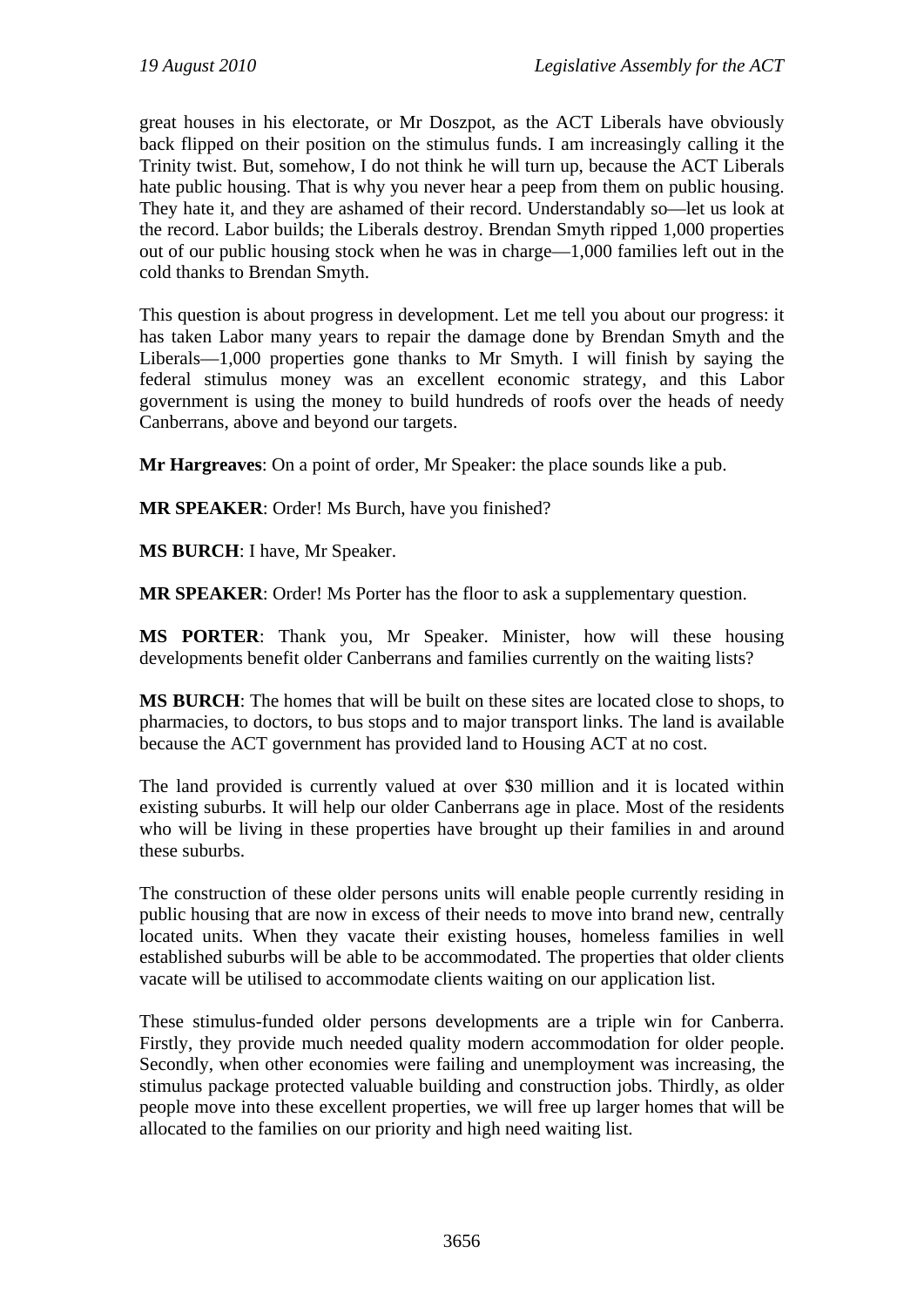great houses in his electorate, or Mr Doszpot, as the ACT Liberals have obviously back flipped on their position on the stimulus funds. I am increasingly calling it the Trinity twist. But, somehow, I do not think he will turn up, because the ACT Liberals hate public housing. That is why you never hear a peep from them on public housing. They hate it, and they are ashamed of their record. Understandably so—let us look at the record. Labor builds; the Liberals destroy. Brendan Smyth ripped 1,000 properties out of our public housing stock when he was in charge—1,000 families left out in the cold thanks to Brendan Smyth.

This question is about progress in development. Let me tell you about our progress: it has taken Labor many years to repair the damage done by Brendan Smyth and the Liberals—1,000 properties gone thanks to Mr Smyth. I will finish by saying the federal stimulus money was an excellent economic strategy, and this Labor government is using the money to build hundreds of roofs over the heads of needy Canberrans, above and beyond our targets.

**Mr Hargreaves**: On a point of order, Mr Speaker: the place sounds like a pub.

**MR SPEAKER**: Order! Ms Burch, have you finished?

**MS BURCH**: I have, Mr Speaker.

**MR SPEAKER**: Order! Ms Porter has the floor to ask a supplementary question.

**MS PORTER**: Thank you, Mr Speaker. Minister, how will these housing developments benefit older Canberrans and families currently on the waiting lists?

**MS BURCH**: The homes that will be built on these sites are located close to shops, to pharmacies, to doctors, to bus stops and to major transport links. The land is available because the ACT government has provided land to Housing ACT at no cost.

The land provided is currently valued at over $30 million and it is located within existing suburbs. It will help our older Canberrans age in place. Most of the residents who will be living in these properties have brought up their families in and around these suburbs.

The construction of these older persons units will enable people currently residing in public housing that are now in excess of their needs to move into brand new, centrally located units. When they vacate their existing houses, homeless families in well established suburbs will be able to be accommodated. The properties that older clients vacate will be utilised to accommodate clients waiting on our application list.

These stimulus-funded older persons developments are a triple win for Canberra. Firstly, they provide much needed quality modern accommodation for older people. Secondly, when other economies were failing and unemployment was increasing, the stimulus package protected valuable building and construction jobs. Thirdly, as older people move into these excellent properties, we will free up larger homes that will be allocated to the families on our priority and high need waiting list.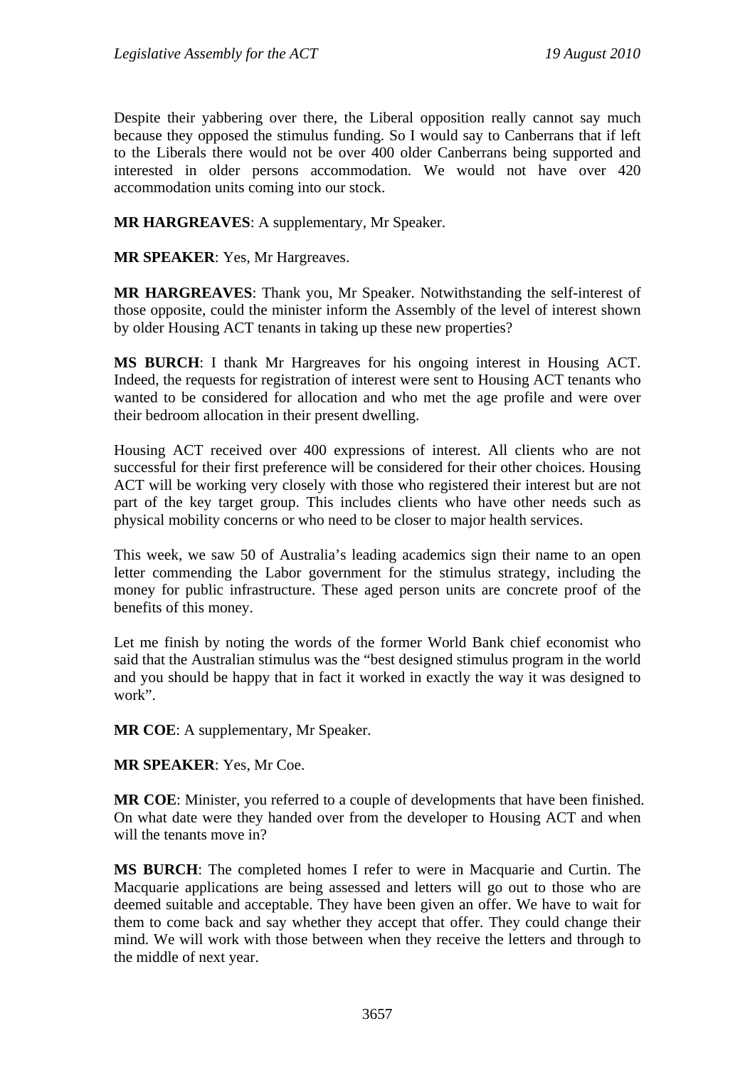Despite their yabbering over there, the Liberal opposition really cannot say much because they opposed the stimulus funding. So I would say to Canberrans that if left to the Liberals there would not be over 400 older Canberrans being supported and interested in older persons accommodation. We would not have over 420 accommodation units coming into our stock.

**MR HARGREAVES**: A supplementary, Mr Speaker.

**MR SPEAKER**: Yes, Mr Hargreaves.

**MR HARGREAVES**: Thank you, Mr Speaker. Notwithstanding the self-interest of those opposite, could the minister inform the Assembly of the level of interest shown by older Housing ACT tenants in taking up these new properties?

**MS BURCH**: I thank Mr Hargreaves for his ongoing interest in Housing ACT. Indeed, the requests for registration of interest were sent to Housing ACT tenants who wanted to be considered for allocation and who met the age profile and were over their bedroom allocation in their present dwelling.

Housing ACT received over 400 expressions of interest. All clients who are not successful for their first preference will be considered for their other choices. Housing ACT will be working very closely with those who registered their interest but are not part of the key target group. This includes clients who have other needs such as physical mobility concerns or who need to be closer to major health services.

This week, we saw 50 of Australia's leading academics sign their name to an open letter commending the Labor government for the stimulus strategy, including the money for public infrastructure. These aged person units are concrete proof of the benefits of this money.

Let me finish by noting the words of the former World Bank chief economist who said that the Australian stimulus was the "best designed stimulus program in the world and you should be happy that in fact it worked in exactly the way it was designed to work".

**MR COE**: A supplementary, Mr Speaker.

**MR SPEAKER**: Yes, Mr Coe.

**MR COE**: Minister, you referred to a couple of developments that have been finished. On what date were they handed over from the developer to Housing ACT and when will the tenants move in?

**MS BURCH**: The completed homes I refer to were in Macquarie and Curtin. The Macquarie applications are being assessed and letters will go out to those who are deemed suitable and acceptable. They have been given an offer. We have to wait for them to come back and say whether they accept that offer. They could change their mind. We will work with those between when they receive the letters and through to the middle of next year.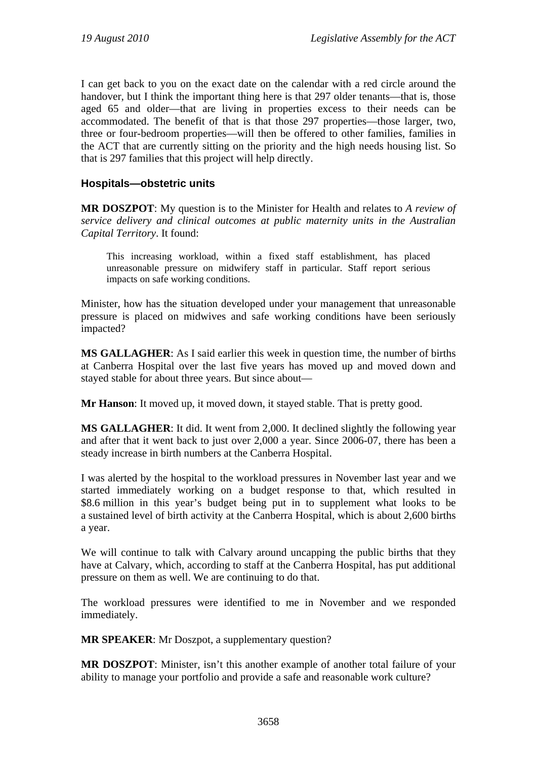I can get back to you on the exact date on the calendar with a red circle around the handover, but I think the important thing here is that 297 older tenants—that is, those aged 65 and older—that are living in properties excess to their needs can be accommodated. The benefit of that is that those 297 properties—those larger, two, three or four-bedroom properties—will then be offered to other families, families in the ACT that are currently sitting on the priority and the high needs housing list. So that is 297 families that this project will help directly.

### Hospitals—obstetric units

**MR DOSZPOT**: My question is to the Minister for Health and relates to *A review of service delivery and clinical outcomes at public maternity units in the Australian Capital Territory*. It found:

> This increasing workload, within a fixed staff establishment, has placed unreasonable pressure on midwifery staff in particular. Staff report serious impacts on safe working conditions.

Minister, how has the situation developed under your management that unreasonable pressure is placed on midwives and safe working conditions have been seriously impacted?

**MS GALLAGHER**: As I said earlier this week in question time, the number of births at Canberra Hospital over the last five years has moved up and moved down and stayed stable for about three years. But since about—

**Mr Hanson**: It moved up, it moved down, it stayed stable. That is pretty good.

**MS GALLAGHER**: It did. It went from 2,000. It declined slightly the following year and after that it went back to just over 2,000 a year. Since 2006-07, there has been a steady increase in birth numbers at the Canberra Hospital.

I was alerted by the hospital to the workload pressures in November last year and we started immediately working on a budget response to that, which resulted in \$8.6 million in this year's budget being put in to supplement what looks to be a sustained level of birth activity at the Canberra Hospital, which is about 2,600 births a year.

We will continue to talk with Calvary around uncapping the public births that they have at Calvary, which, according to staff at the Canberra Hospital, has put additional pressure on them as well. We are continuing to do that.

The workload pressures were identified to me in November and we responded immediately.

**MR SPEAKER**: Mr Doszpot, a supplementary question?

**MR DOSZPOT**: Minister, isn't this another example of another total failure of your ability to manage your portfolio and provide a safe and reasonable work culture?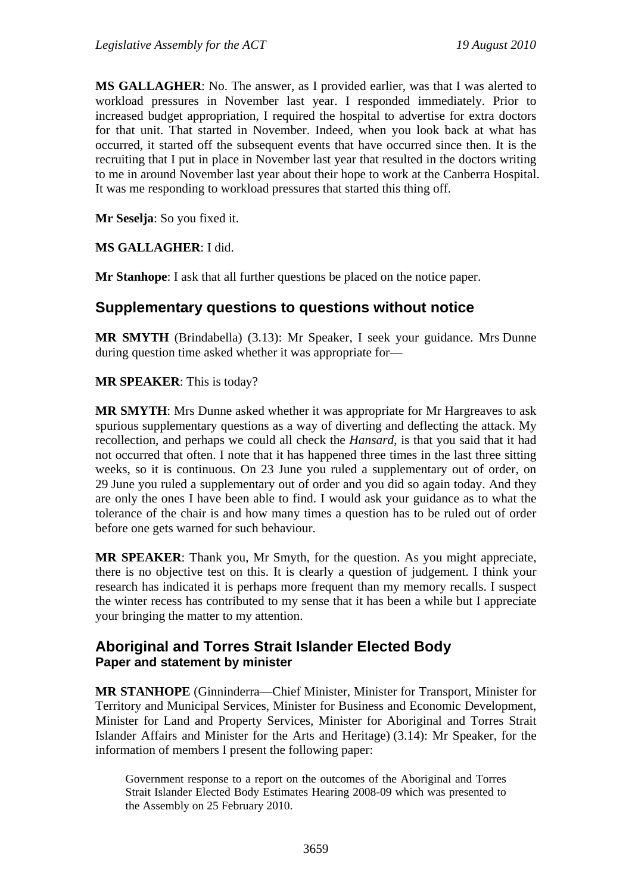**MS GALLAGHER**: No. The answer, as I provided earlier, was that I was alerted to workload pressures in November last year. I responded immediately. Prior to increased budget appropriation, I required the hospital to advertise for extra doctors for that unit. That started in November. Indeed, when you look back at what has occurred, it started off the subsequent events that have occurred since then. It is the recruiting that I put in place in November last year that resulted in the doctors writing to me in around November last year about their hope to work at the Canberra Hospital. It was me responding to workload pressures that started this thing off.

**Mr Seselja**: So you fixed it.

**MS GALLAGHER**: I did.

**Mr Stanhope**: I ask that all further questions be placed on the notice paper.

## Supplementary questions to questions without notice

**MR SMYTH** (Brindabella) (3.13): Mr Speaker, I seek your guidance. Mrs Dunne during question time asked whether it was appropriate for—

**MR SPEAKER**: This is today?

**MR SMYTH**: Mrs Dunne asked whether it was appropriate for Mr Hargreaves to ask spurious supplementary questions as a way of diverting and deflecting the attack. My recollection, and perhaps we could all check the *Hansard*, is that you said that it had not occurred that often. I note that it has happened three times in the last three sitting weeks, so it is continuous. On 23 June you ruled a supplementary out of order, on 29 June you ruled a supplementary out of order and you did so again today. And they are only the ones I have been able to find. I would ask your guidance as to what the tolerance of the chair is and how many times a question has to be ruled out of order before one gets warned for such behaviour.

**MR SPEAKER**: Thank you, Mr Smyth, for the question. As you might appreciate, there is no objective test on this. It is clearly a question of judgement. I think your research has indicated it is perhaps more frequent than my memory recalls. I suspect the winter recess has contributed to my sense that it has been a while but I appreciate your bringing the matter to my attention.

## Aboriginal and Torres Strait Islander Elected Body

### Paper and statement by minister

**MR STANHOPE** (Ginninderra—Chief Minister, Minister for Transport, Minister for Territory and Municipal Services, Minister for Business and Economic Development, Minister for Land and Property Services, Minister for Aboriginal and Torres Strait Islander Affairs and Minister for the Arts and Heritage) (3.14): Mr Speaker, for the information of members I present the following paper:

> Government response to a report on the outcomes of the Aboriginal and Torres Strait Islander Elected Body Estimates Hearing 2008-09 which was presented to the Assembly on 25 February 2010.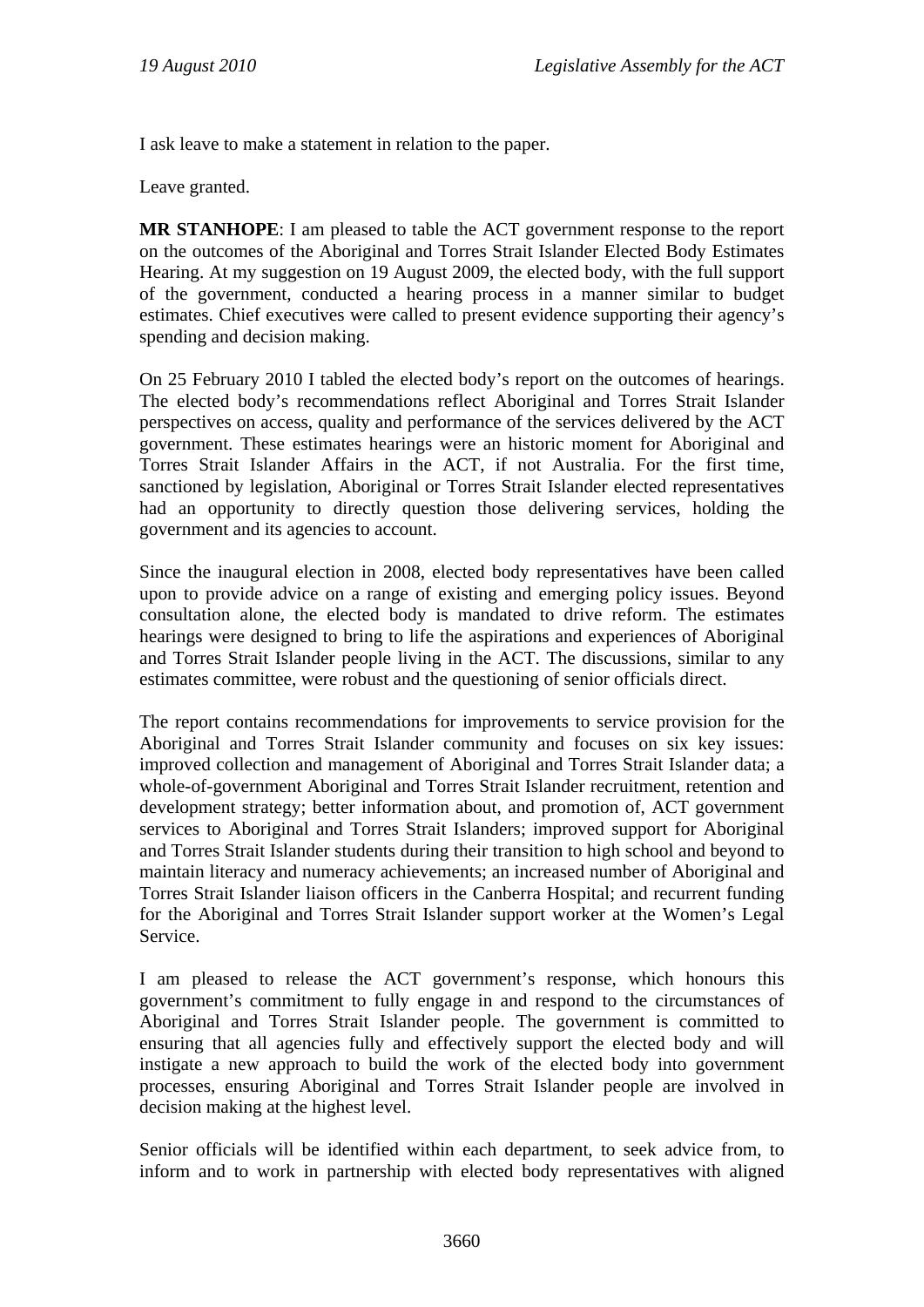I ask leave to make a statement in relation to the paper.

Leave granted.

**MR STANHOPE**: I am pleased to table the ACT government response to the report on the outcomes of the Aboriginal and Torres Strait Islander Elected Body Estimates Hearing. At my suggestion on 19 August 2009, the elected body, with the full support of the government, conducted a hearing process in a manner similar to budget estimates. Chief executives were called to present evidence supporting their agency's spending and decision making.

On 25 February 2010 I tabled the elected body's report on the outcomes of hearings. The elected body's recommendations reflect Aboriginal and Torres Strait Islander perspectives on access, quality and performance of the services delivered by the ACT government. These estimates hearings were an historic moment for Aboriginal and Torres Strait Islander Affairs in the ACT, if not Australia. For the first time, sanctioned by legislation, Aboriginal or Torres Strait Islander elected representatives had an opportunity to directly question those delivering services, holding the government and its agencies to account.

Since the inaugural election in 2008, elected body representatives have been called upon to provide advice on a range of existing and emerging policy issues. Beyond consultation alone, the elected body is mandated to drive reform. The estimates hearings were designed to bring to life the aspirations and experiences of Aboriginal and Torres Strait Islander people living in the ACT. The discussions, similar to any estimates committee, were robust and the questioning of senior officials direct.

The report contains recommendations for improvements to service provision for the Aboriginal and Torres Strait Islander community and focuses on six key issues: improved collection and management of Aboriginal and Torres Strait Islander data; a whole-of-government Aboriginal and Torres Strait Islander recruitment, retention and development strategy; better information about, and promotion of, ACT government services to Aboriginal and Torres Strait Islanders; improved support for Aboriginal and Torres Strait Islander students during their transition to high school and beyond to maintain literacy and numeracy achievements; an increased number of Aboriginal and Torres Strait Islander liaison officers in the Canberra Hospital; and recurrent funding for the Aboriginal and Torres Strait Islander support worker at the Women's Legal Service.

I am pleased to release the ACT government's response, which honours this government's commitment to fully engage in and respond to the circumstances of Aboriginal and Torres Strait Islander people. The government is committed to ensuring that all agencies fully and effectively support the elected body and will instigate a new approach to build the work of the elected body into government processes, ensuring Aboriginal and Torres Strait Islander people are involved in decision making at the highest level.

Senior officials will be identified within each department, to seek advice from, to inform and to work in partnership with elected body representatives with aligned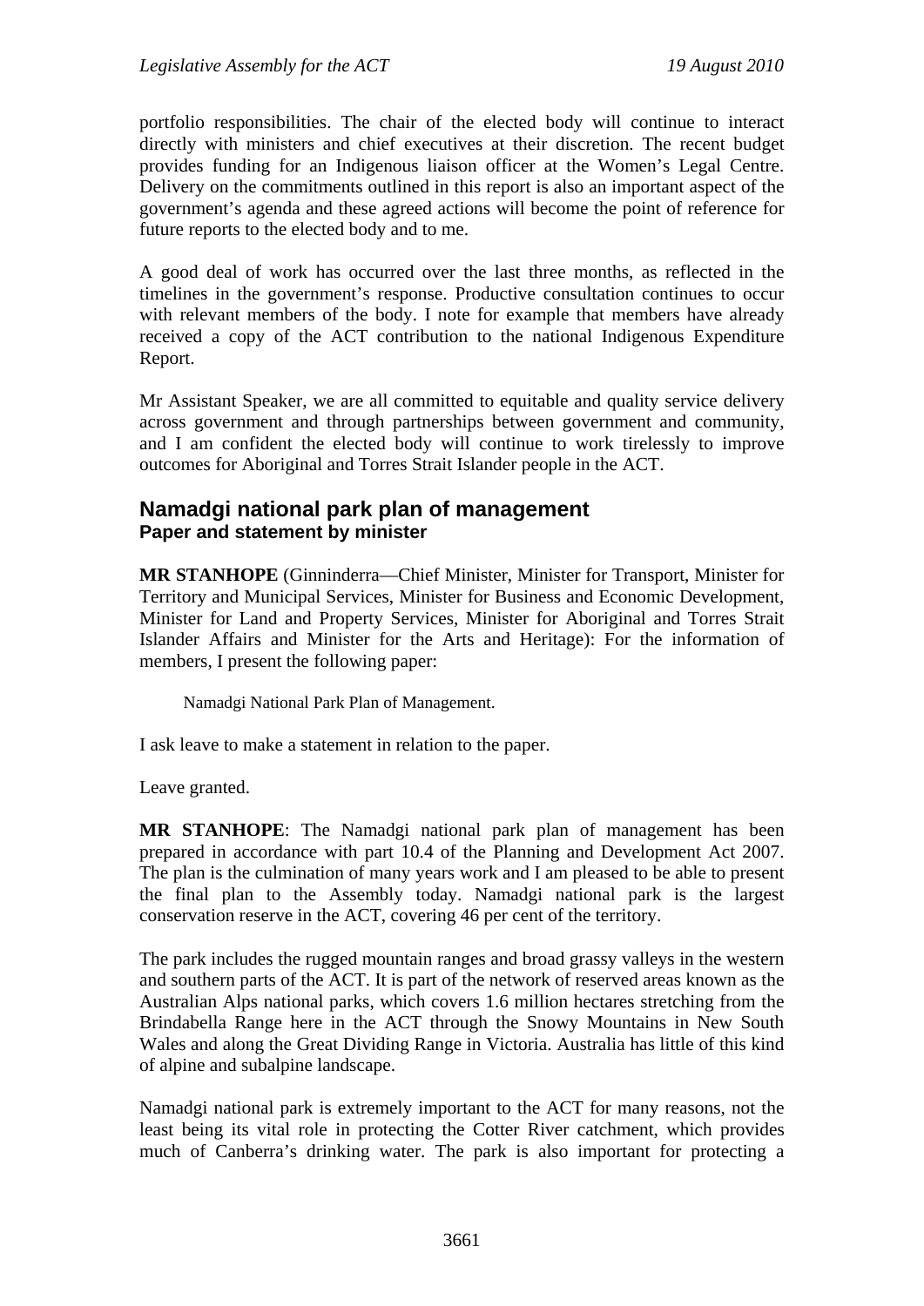portfolio responsibilities. The chair of the elected body will continue to interact directly with ministers and chief executives at their discretion. The recent budget provides funding for an Indigenous liaison officer at the Women's Legal Centre. Delivery on the commitments outlined in this report is also an important aspect of the government's agenda and these agreed actions will become the point of reference for future reports to the elected body and to me.

A good deal of work has occurred over the last three months, as reflected in the timelines in the government's response. Productive consultation continues to occur with relevant members of the body. I note for example that members have already received a copy of the ACT contribution to the national Indigenous Expenditure Report.

Mr Assistant Speaker, we are all committed to equitable and quality service delivery across government and through partnerships between government and community, and I am confident the elected body will continue to work tirelessly to improve outcomes for Aboriginal and Torres Strait Islander people in the ACT.

## Namadgi national park plan of management
### Paper and statement by minister

**MR STANHOPE** (Ginninderra—Chief Minister, Minister for Transport, Minister for Territory and Municipal Services, Minister for Business and Economic Development, Minister for Land and Property Services, Minister for Aboriginal and Torres Strait Islander Affairs and Minister for the Arts and Heritage): For the information of members, I present the following paper:

> Namadgi National Park Plan of Management.

I ask leave to make a statement in relation to the paper.

Leave granted.

**MR STANHOPE**: The Namadgi national park plan of management has been prepared in accordance with part 10.4 of the Planning and Development Act 2007. The plan is the culmination of many years work and I am pleased to be able to present the final plan to the Assembly today. Namadgi national park is the largest conservation reserve in the ACT, covering 46 per cent of the territory.

The park includes the rugged mountain ranges and broad grassy valleys in the western and southern parts of the ACT. It is part of the network of reserved areas known as the Australian Alps national parks, which covers 1.6 million hectares stretching from the Brindabella Range here in the ACT through the Snowy Mountains in New South Wales and along the Great Dividing Range in Victoria. Australia has little of this kind of alpine and subalpine landscape.

Namadgi national park is extremely important to the ACT for many reasons, not the least being its vital role in protecting the Cotter River catchment, which provides much of Canberra's drinking water. The park is also important for protecting a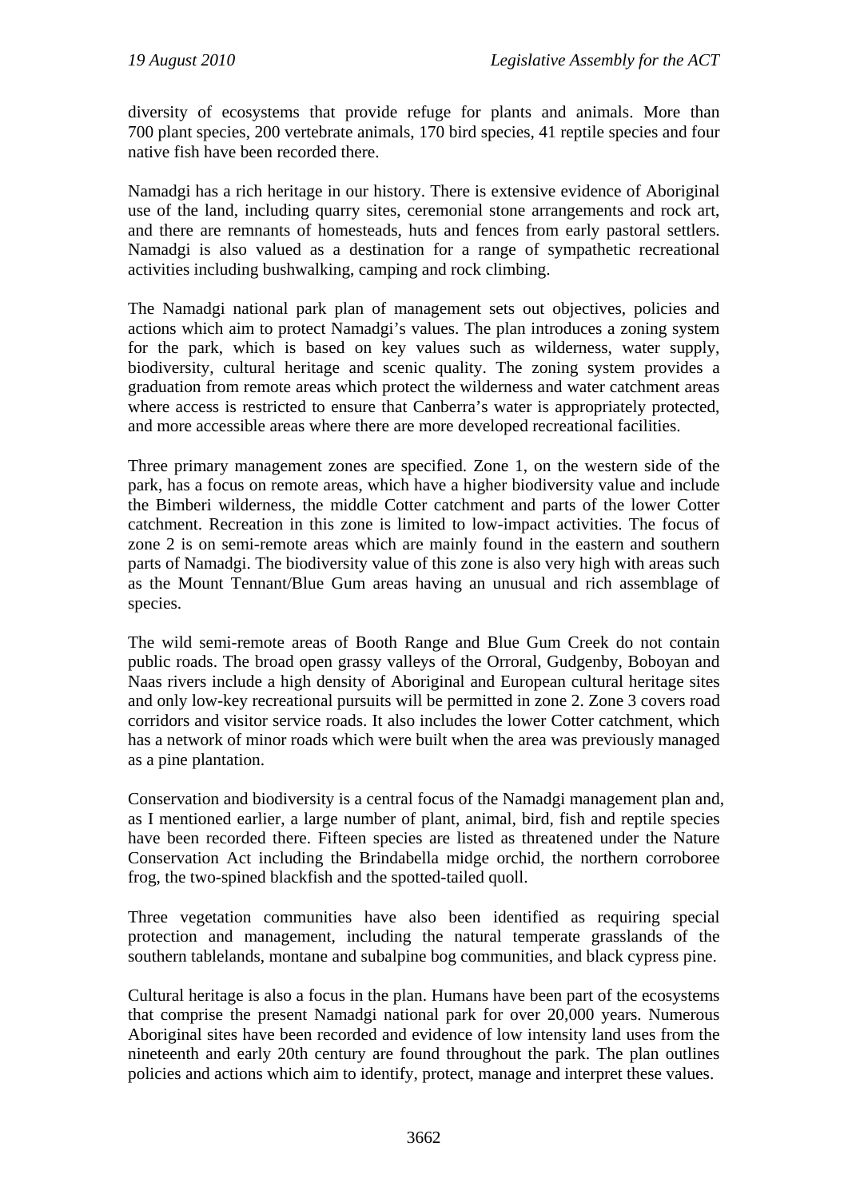diversity of ecosystems that provide refuge for plants and animals. More than 700 plant species, 200 vertebrate animals, 170 bird species, 41 reptile species and four native fish have been recorded there.

Namadgi has a rich heritage in our history. There is extensive evidence of Aboriginal use of the land, including quarry sites, ceremonial stone arrangements and rock art, and there are remnants of homesteads, huts and fences from early pastoral settlers. Namadgi is also valued as a destination for a range of sympathetic recreational activities including bushwalking, camping and rock climbing.

The Namadgi national park plan of management sets out objectives, policies and actions which aim to protect Namadgi's values. The plan introduces a zoning system for the park, which is based on key values such as wilderness, water supply, biodiversity, cultural heritage and scenic quality. The zoning system provides a graduation from remote areas which protect the wilderness and water catchment areas where access is restricted to ensure that Canberra's water is appropriately protected, and more accessible areas where there are more developed recreational facilities.

Three primary management zones are specified. Zone 1, on the western side of the park, has a focus on remote areas, which have a higher biodiversity value and include the Bimberi wilderness, the middle Cotter catchment and parts of the lower Cotter catchment. Recreation in this zone is limited to low-impact activities. The focus of zone 2 is on semi-remote areas which are mainly found in the eastern and southern parts of Namadgi. The biodiversity value of this zone is also very high with areas such as the Mount Tennant/Blue Gum areas having an unusual and rich assemblage of species.

The wild semi-remote areas of Booth Range and Blue Gum Creek do not contain public roads. The broad open grassy valleys of the Orroral, Gudgenby, Boboyan and Naas rivers include a high density of Aboriginal and European cultural heritage sites and only low-key recreational pursuits will be permitted in zone 2. Zone 3 covers road corridors and visitor service roads. It also includes the lower Cotter catchment, which has a network of minor roads which were built when the area was previously managed as a pine plantation.

Conservation and biodiversity is a central focus of the Namadgi management plan and, as I mentioned earlier, a large number of plant, animal, bird, fish and reptile species have been recorded there. Fifteen species are listed as threatened under the Nature Conservation Act including the Brindabella midge orchid, the northern corroboree frog, the two-spined blackfish and the spotted-tailed quoll.

Three vegetation communities have also been identified as requiring special protection and management, including the natural temperate grasslands of the southern tablelands, montane and subalpine bog communities, and black cypress pine.

Cultural heritage is also a focus in the plan. Humans have been part of the ecosystems that comprise the present Namadgi national park for over 20,000 years. Numerous Aboriginal sites have been recorded and evidence of low intensity land uses from the nineteenth and early 20th century are found throughout the park. The plan outlines policies and actions which aim to identify, protect, manage and interpret these values.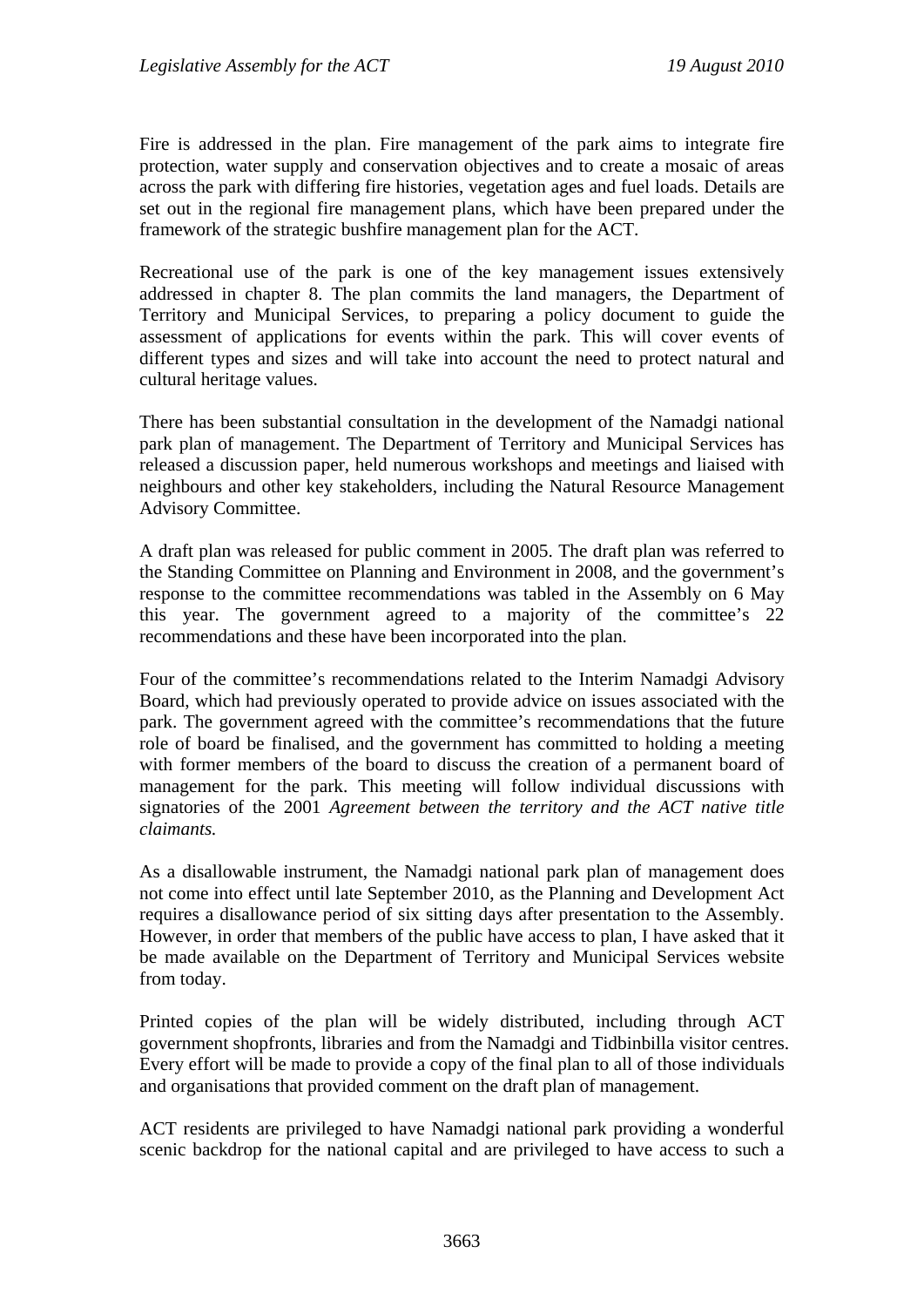Fire is addressed in the plan. Fire management of the park aims to integrate fire protection, water supply and conservation objectives and to create a mosaic of areas across the park with differing fire histories, vegetation ages and fuel loads. Details are set out in the regional fire management plans, which have been prepared under the framework of the strategic bushfire management plan for the ACT.

Recreational use of the park is one of the key management issues extensively addressed in chapter 8. The plan commits the land managers, the Department of Territory and Municipal Services, to preparing a policy document to guide the assessment of applications for events within the park. This will cover events of different types and sizes and will take into account the need to protect natural and cultural heritage values.

There has been substantial consultation in the development of the Namadgi national park plan of management. The Department of Territory and Municipal Services has released a discussion paper, held numerous workshops and meetings and liaised with neighbours and other key stakeholders, including the Natural Resource Management Advisory Committee.

A draft plan was released for public comment in 2005. The draft plan was referred to the Standing Committee on Planning and Environment in 2008, and the government's response to the committee recommendations was tabled in the Assembly on 6 May this year. The government agreed to a majority of the committee's 22 recommendations and these have been incorporated into the plan.

Four of the committee's recommendations related to the Interim Namadgi Advisory Board, which had previously operated to provide advice on issues associated with the park. The government agreed with the committee's recommendations that the future role of board be finalised, and the government has committed to holding a meeting with former members of the board to discuss the creation of a permanent board of management for the park. This meeting will follow individual discussions with signatories of the 2001 *Agreement between the territory and the ACT native title claimants.*

As a disallowable instrument, the Namadgi national park plan of management does not come into effect until late September 2010, as the Planning and Development Act requires a disallowance period of six sitting days after presentation to the Assembly. However, in order that members of the public have access to plan, I have asked that it be made available on the Department of Territory and Municipal Services website from today.

Printed copies of the plan will be widely distributed, including through ACT government shopfronts, libraries and from the Namadgi and Tidbinbilla visitor centres. Every effort will be made to provide a copy of the final plan to all of those individuals and organisations that provided comment on the draft plan of management.

ACT residents are privileged to have Namadgi national park providing a wonderful scenic backdrop for the national capital and are privileged to have access to such a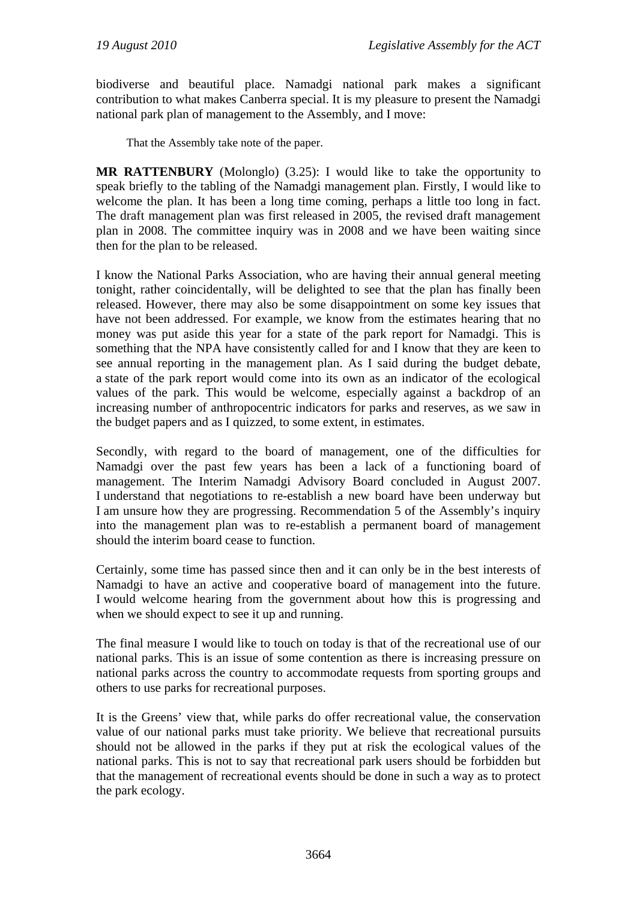biodiverse and beautiful place. Namadgi national park makes a significant contribution to what makes Canberra special. It is my pleasure to present the Namadgi national park plan of management to the Assembly, and I move:

> That the Assembly take note of the paper.

**MR RATTENBURY** (Molonglo) (3.25): I would like to take the opportunity to speak briefly to the tabling of the Namadgi management plan. Firstly, I would like to welcome the plan. It has been a long time coming, perhaps a little too long in fact. The draft management plan was first released in 2005, the revised draft management plan in 2008. The committee inquiry was in 2008 and we have been waiting since then for the plan to be released.

I know the National Parks Association, who are having their annual general meeting tonight, rather coincidentally, will be delighted to see that the plan has finally been released. However, there may also be some disappointment on some key issues that have not been addressed. For example, we know from the estimates hearing that no money was put aside this year for a state of the park report for Namadgi. This is something that the NPA have consistently called for and I know that they are keen to see annual reporting in the management plan. As I said during the budget debate, a state of the park report would come into its own as an indicator of the ecological values of the park. This would be welcome, especially against a backdrop of an increasing number of anthropocentric indicators for parks and reserves, as we saw in the budget papers and as I quizzed, to some extent, in estimates.

Secondly, with regard to the board of management, one of the difficulties for Namadgi over the past few years has been a lack of a functioning board of management. The Interim Namadgi Advisory Board concluded in August 2007. I understand that negotiations to re-establish a new board have been underway but I am unsure how they are progressing. Recommendation 5 of the Assembly's inquiry into the management plan was to re-establish a permanent board of management should the interim board cease to function.

Certainly, some time has passed since then and it can only be in the best interests of Namadgi to have an active and cooperative board of management into the future. I would welcome hearing from the government about how this is progressing and when we should expect to see it up and running.

The final measure I would like to touch on today is that of the recreational use of our national parks. This is an issue of some contention as there is increasing pressure on national parks across the country to accommodate requests from sporting groups and others to use parks for recreational purposes.

It is the Greens' view that, while parks do offer recreational value, the conservation value of our national parks must take priority. We believe that recreational pursuits should not be allowed in the parks if they put at risk the ecological values of the national parks. This is not to say that recreational park users should be forbidden but that the management of recreational events should be done in such a way as to protect the park ecology.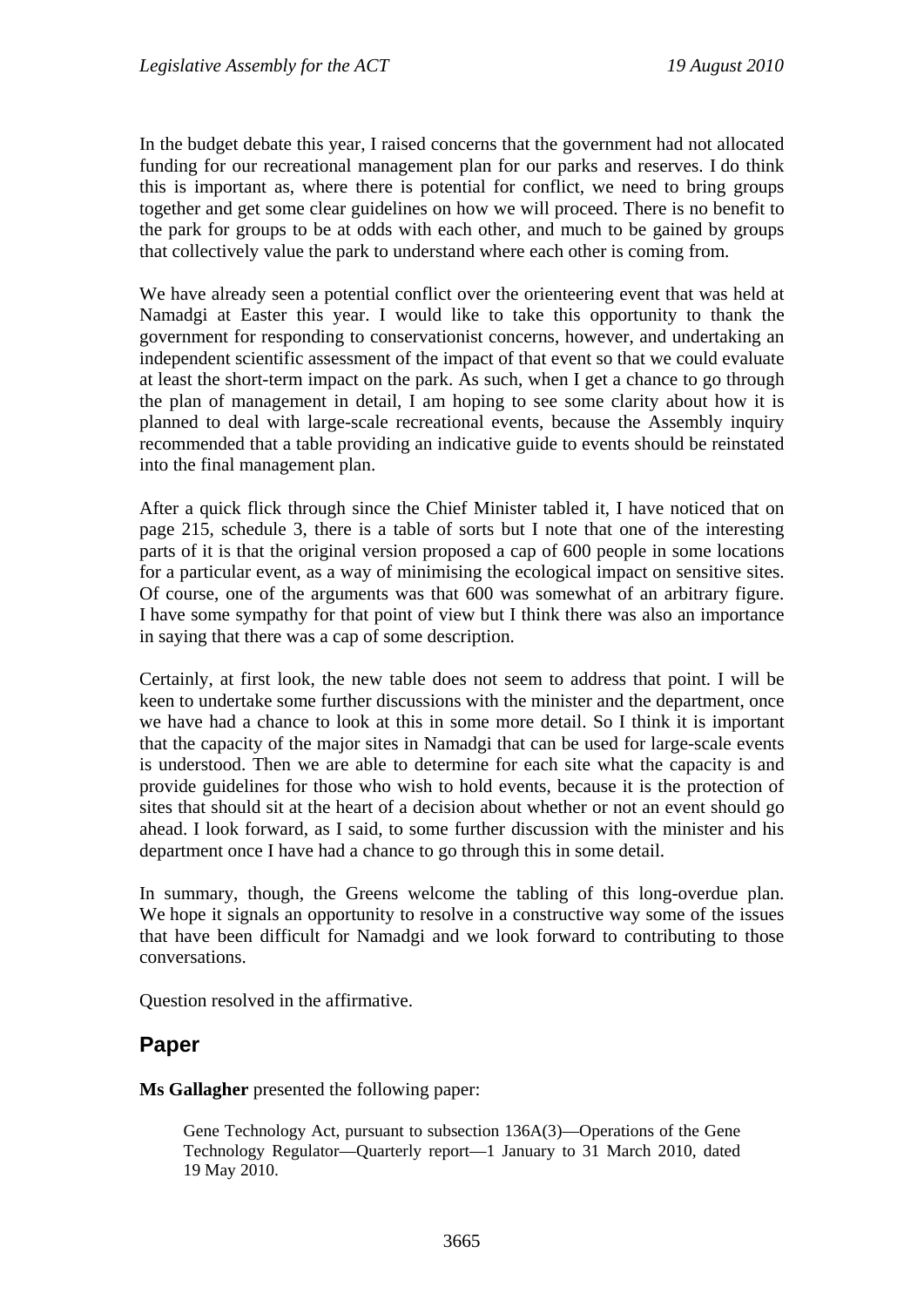In the budget debate this year, I raised concerns that the government had not allocated funding for our recreational management plan for our parks and reserves. I do think this is important as, where there is potential for conflict, we need to bring groups together and get some clear guidelines on how we will proceed. There is no benefit to the park for groups to be at odds with each other, and much to be gained by groups that collectively value the park to understand where each other is coming from.

We have already seen a potential conflict over the orienteering event that was held at Namadgi at Easter this year. I would like to take this opportunity to thank the government for responding to conservationist concerns, however, and undertaking an independent scientific assessment of the impact of that event so that we could evaluate at least the short-term impact on the park. As such, when I get a chance to go through the plan of management in detail, I am hoping to see some clarity about how it is planned to deal with large-scale recreational events, because the Assembly inquiry recommended that a table providing an indicative guide to events should be reinstated into the final management plan.

After a quick flick through since the Chief Minister tabled it, I have noticed that on page 215, schedule 3, there is a table of sorts but I note that one of the interesting parts of it is that the original version proposed a cap of 600 people in some locations for a particular event, as a way of minimising the ecological impact on sensitive sites. Of course, one of the arguments was that 600 was somewhat of an arbitrary figure. I have some sympathy for that point of view but I think there was also an importance in saying that there was a cap of some description.

Certainly, at first look, the new table does not seem to address that point. I will be keen to undertake some further discussions with the minister and the department, once we have had a chance to look at this in some more detail. So I think it is important that the capacity of the major sites in Namadgi that can be used for large-scale events is understood. Then we are able to determine for each site what the capacity is and provide guidelines for those who wish to hold events, because it is the protection of sites that should sit at the heart of a decision about whether or not an event should go ahead. I look forward, as I said, to some further discussion with the minister and his department once I have had a chance to go through this in some detail.

In summary, though, the Greens welcome the tabling of this long-overdue plan. We hope it signals an opportunity to resolve in a constructive way some of the issues that have been difficult for Namadgi and we look forward to contributing to those conversations.

Question resolved in the affirmative.

## Paper

**Ms Gallagher** presented the following paper:

> Gene Technology Act, pursuant to subsection 136A(3)—Operations of the Gene Technology Regulator—Quarterly report—1 January to 31 March 2010, dated 19 May 2010.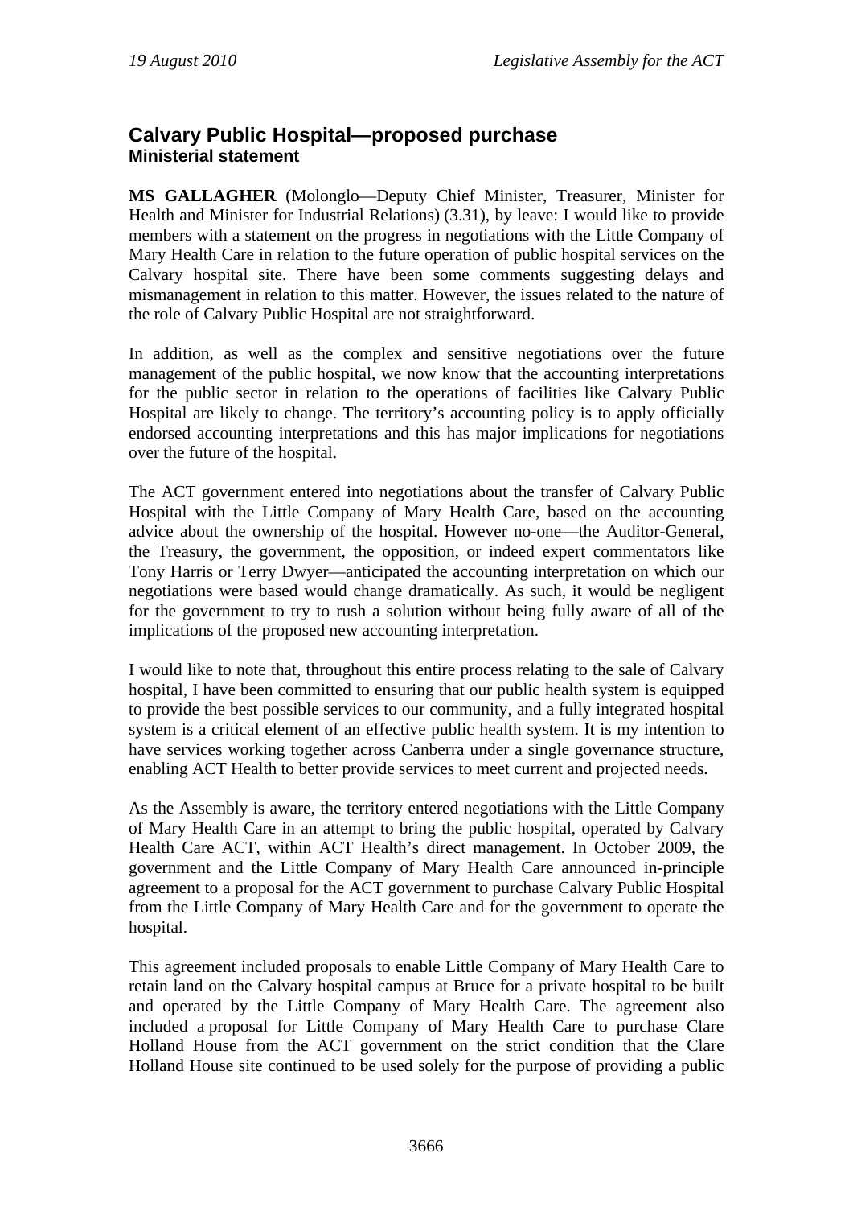## Calvary Public Hospital—proposed purchase
### Ministerial statement

**MS GALLAGHER** (Molonglo—Deputy Chief Minister, Treasurer, Minister for Health and Minister for Industrial Relations) (3.31), by leave: I would like to provide members with a statement on the progress in negotiations with the Little Company of Mary Health Care in relation to the future operation of public hospital services on the Calvary hospital site. There have been some comments suggesting delays and mismanagement in relation to this matter. However, the issues related to the nature of the role of Calvary Public Hospital are not straightforward.

In addition, as well as the complex and sensitive negotiations over the future management of the public hospital, we now know that the accounting interpretations for the public sector in relation to the operations of facilities like Calvary Public Hospital are likely to change. The territory's accounting policy is to apply officially endorsed accounting interpretations and this has major implications for negotiations over the future of the hospital.

The ACT government entered into negotiations about the transfer of Calvary Public Hospital with the Little Company of Mary Health Care, based on the accounting advice about the ownership of the hospital. However no-one—the Auditor-General, the Treasury, the government, the opposition, or indeed expert commentators like Tony Harris or Terry Dwyer—anticipated the accounting interpretation on which our negotiations were based would change dramatically. As such, it would be negligent for the government to try to rush a solution without being fully aware of all of the implications of the proposed new accounting interpretation.

I would like to note that, throughout this entire process relating to the sale of Calvary hospital, I have been committed to ensuring that our public health system is equipped to provide the best possible services to our community, and a fully integrated hospital system is a critical element of an effective public health system. It is my intention to have services working together across Canberra under a single governance structure, enabling ACT Health to better provide services to meet current and projected needs.

As the Assembly is aware, the territory entered negotiations with the Little Company of Mary Health Care in an attempt to bring the public hospital, operated by Calvary Health Care ACT, within ACT Health's direct management. In October 2009, the government and the Little Company of Mary Health Care announced in-principle agreement to a proposal for the ACT government to purchase Calvary Public Hospital from the Little Company of Mary Health Care and for the government to operate the hospital.

This agreement included proposals to enable Little Company of Mary Health Care to retain land on the Calvary hospital campus at Bruce for a private hospital to be built and operated by the Little Company of Mary Health Care. The agreement also included a proposal for Little Company of Mary Health Care to purchase Clare Holland House from the ACT government on the strict condition that the Clare Holland House site continued to be used solely for the purpose of providing a public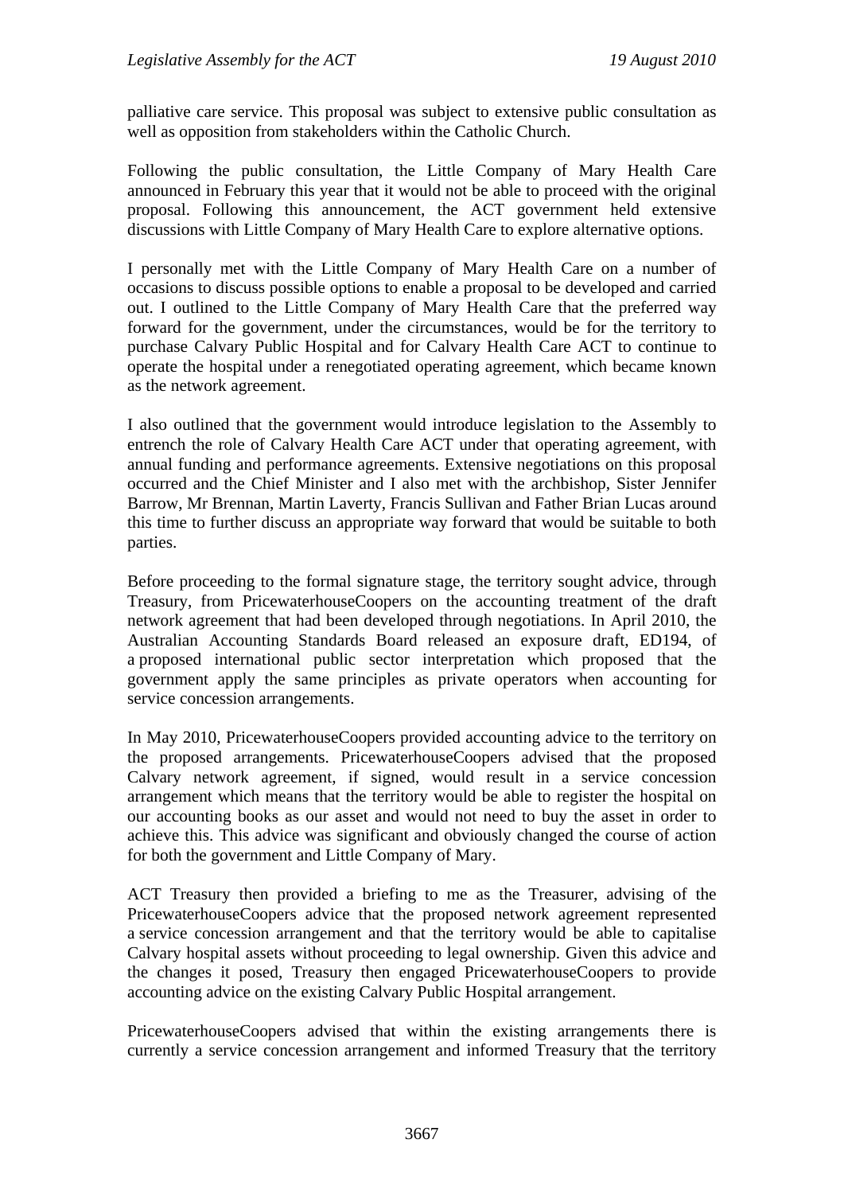palliative care service. This proposal was subject to extensive public consultation as well as opposition from stakeholders within the Catholic Church.

Following the public consultation, the Little Company of Mary Health Care announced in February this year that it would not be able to proceed with the original proposal. Following this announcement, the ACT government held extensive discussions with Little Company of Mary Health Care to explore alternative options.

I personally met with the Little Company of Mary Health Care on a number of occasions to discuss possible options to enable a proposal to be developed and carried out. I outlined to the Little Company of Mary Health Care that the preferred way forward for the government, under the circumstances, would be for the territory to purchase Calvary Public Hospital and for Calvary Health Care ACT to continue to operate the hospital under a renegotiated operating agreement, which became known as the network agreement.

I also outlined that the government would introduce legislation to the Assembly to entrench the role of Calvary Health Care ACT under that operating agreement, with annual funding and performance agreements. Extensive negotiations on this proposal occurred and the Chief Minister and I also met with the archbishop, Sister Jennifer Barrow, Mr Brennan, Martin Laverty, Francis Sullivan and Father Brian Lucas around this time to further discuss an appropriate way forward that would be suitable to both parties.

Before proceeding to the formal signature stage, the territory sought advice, through Treasury, from PricewaterhouseCoopers on the accounting treatment of the draft network agreement that had been developed through negotiations. In April 2010, the Australian Accounting Standards Board released an exposure draft, ED194, of a proposed international public sector interpretation which proposed that the government apply the same principles as private operators when accounting for service concession arrangements.

In May 2010, PricewaterhouseCoopers provided accounting advice to the territory on the proposed arrangements. PricewaterhouseCoopers advised that the proposed Calvary network agreement, if signed, would result in a service concession arrangement which means that the territory would be able to register the hospital on our accounting books as our asset and would not need to buy the asset in order to achieve this. This advice was significant and obviously changed the course of action for both the government and Little Company of Mary.

ACT Treasury then provided a briefing to me as the Treasurer, advising of the PricewaterhouseCoopers advice that the proposed network agreement represented a service concession arrangement and that the territory would be able to capitalise Calvary hospital assets without proceeding to legal ownership. Given this advice and the changes it posed, Treasury then engaged PricewaterhouseCoopers to provide accounting advice on the existing Calvary Public Hospital arrangement.

PricewaterhouseCoopers advised that within the existing arrangements there is currently a service concession arrangement and informed Treasury that the territory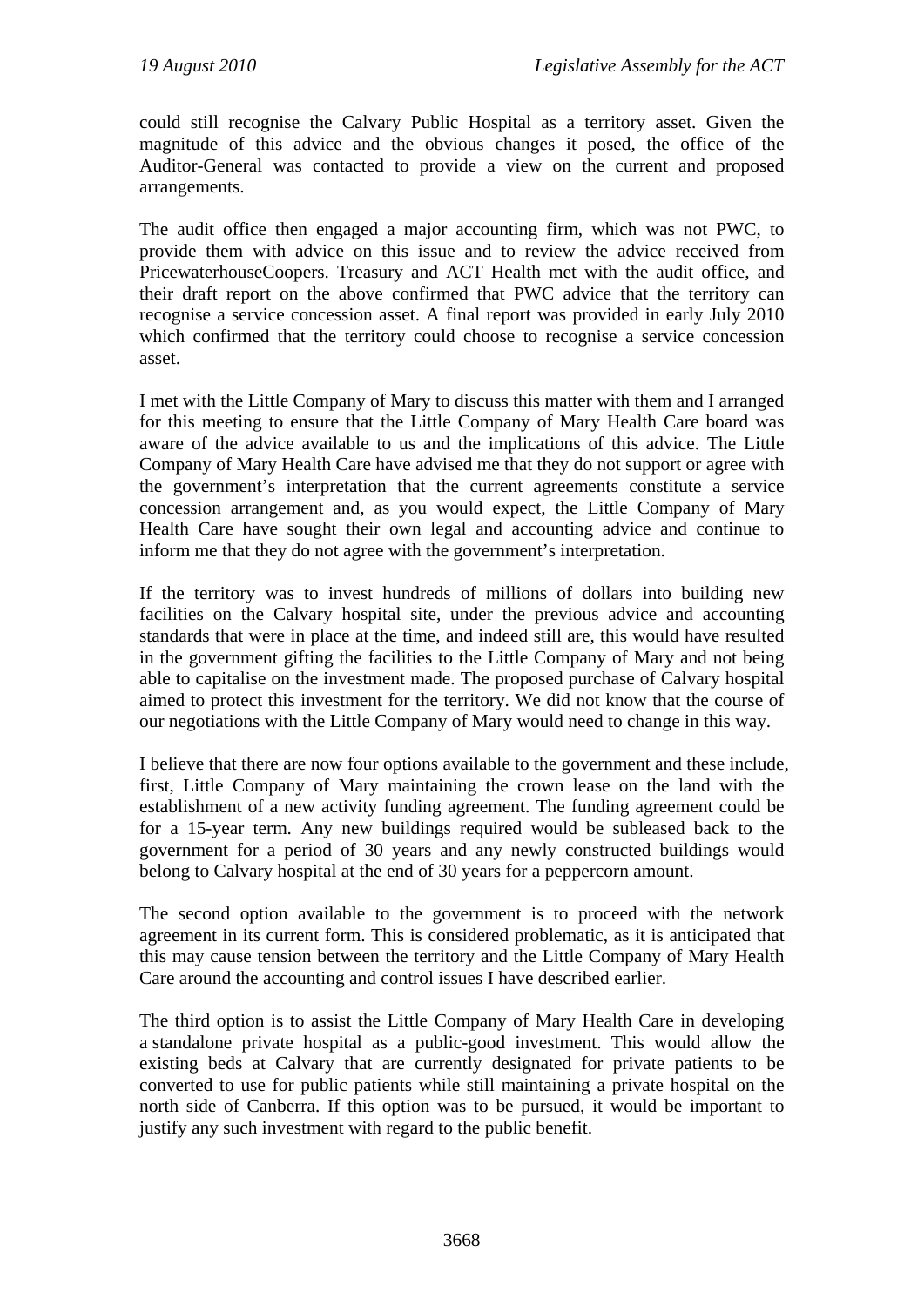could still recognise the Calvary Public Hospital as a territory asset. Given the magnitude of this advice and the obvious changes it posed, the office of the Auditor-General was contacted to provide a view on the current and proposed arrangements.

The audit office then engaged a major accounting firm, which was not PWC, to provide them with advice on this issue and to review the advice received from PricewaterhouseCoopers. Treasury and ACT Health met with the audit office, and their draft report on the above confirmed that PWC advice that the territory can recognise a service concession asset. A final report was provided in early July 2010 which confirmed that the territory could choose to recognise a service concession asset.

I met with the Little Company of Mary to discuss this matter with them and I arranged for this meeting to ensure that the Little Company of Mary Health Care board was aware of the advice available to us and the implications of this advice. The Little Company of Mary Health Care have advised me that they do not support or agree with the government's interpretation that the current agreements constitute a service concession arrangement and, as you would expect, the Little Company of Mary Health Care have sought their own legal and accounting advice and continue to inform me that they do not agree with the government's interpretation.

If the territory was to invest hundreds of millions of dollars into building new facilities on the Calvary hospital site, under the previous advice and accounting standards that were in place at the time, and indeed still are, this would have resulted in the government gifting the facilities to the Little Company of Mary and not being able to capitalise on the investment made. The proposed purchase of Calvary hospital aimed to protect this investment for the territory. We did not know that the course of our negotiations with the Little Company of Mary would need to change in this way.

I believe that there are now four options available to the government and these include, first, Little Company of Mary maintaining the crown lease on the land with the establishment of a new activity funding agreement. The funding agreement could be for a 15-year term. Any new buildings required would be subleased back to the government for a period of 30 years and any newly constructed buildings would belong to Calvary hospital at the end of 30 years for a peppercorn amount.

The second option available to the government is to proceed with the network agreement in its current form. This is considered problematic, as it is anticipated that this may cause tension between the territory and the Little Company of Mary Health Care around the accounting and control issues I have described earlier.

The third option is to assist the Little Company of Mary Health Care in developing a standalone private hospital as a public-good investment. This would allow the existing beds at Calvary that are currently designated for private patients to be converted to use for public patients while still maintaining a private hospital on the north side of Canberra. If this option was to be pursued, it would be important to justify any such investment with regard to the public benefit.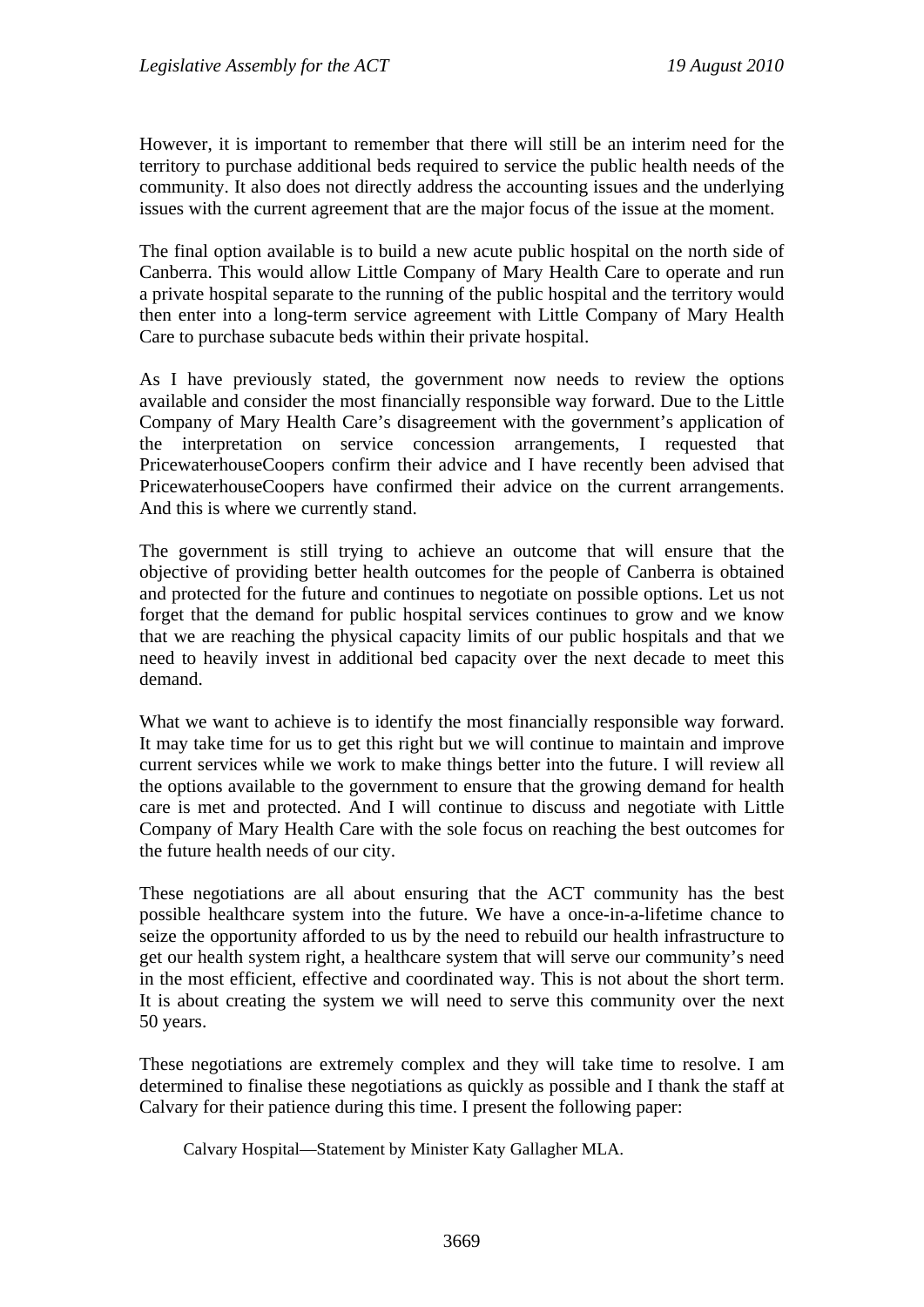However, it is important to remember that there will still be an interim need for the territory to purchase additional beds required to service the public health needs of the community. It also does not directly address the accounting issues and the underlying issues with the current agreement that are the major focus of the issue at the moment.

The final option available is to build a new acute public hospital on the north side of Canberra. This would allow Little Company of Mary Health Care to operate and run a private hospital separate to the running of the public hospital and the territory would then enter into a long-term service agreement with Little Company of Mary Health Care to purchase subacute beds within their private hospital.

As I have previously stated, the government now needs to review the options available and consider the most financially responsible way forward. Due to the Little Company of Mary Health Care's disagreement with the government's application of the interpretation on service concession arrangements, I requested that PricewaterhouseCoopers confirm their advice and I have recently been advised that PricewaterhouseCoopers have confirmed their advice on the current arrangements. And this is where we currently stand.

The government is still trying to achieve an outcome that will ensure that the objective of providing better health outcomes for the people of Canberra is obtained and protected for the future and continues to negotiate on possible options. Let us not forget that the demand for public hospital services continues to grow and we know that we are reaching the physical capacity limits of our public hospitals and that we need to heavily invest in additional bed capacity over the next decade to meet this demand.

What we want to achieve is to identify the most financially responsible way forward. It may take time for us to get this right but we will continue to maintain and improve current services while we work to make things better into the future. I will review all the options available to the government to ensure that the growing demand for health care is met and protected. And I will continue to discuss and negotiate with Little Company of Mary Health Care with the sole focus on reaching the best outcomes for the future health needs of our city.

These negotiations are all about ensuring that the ACT community has the best possible healthcare system into the future. We have a once-in-a-lifetime chance to seize the opportunity afforded to us by the need to rebuild our health infrastructure to get our health system right, a healthcare system that will serve our community's need in the most efficient, effective and coordinated way. This is not about the short term. It is about creating the system we will need to serve this community over the next 50 years.

These negotiations are extremely complex and they will take time to resolve. I am determined to finalise these negotiations as quickly as possible and I thank the staff at Calvary for their patience during this time. I present the following paper:

> Calvary Hospital—Statement by Minister Katy Gallagher MLA.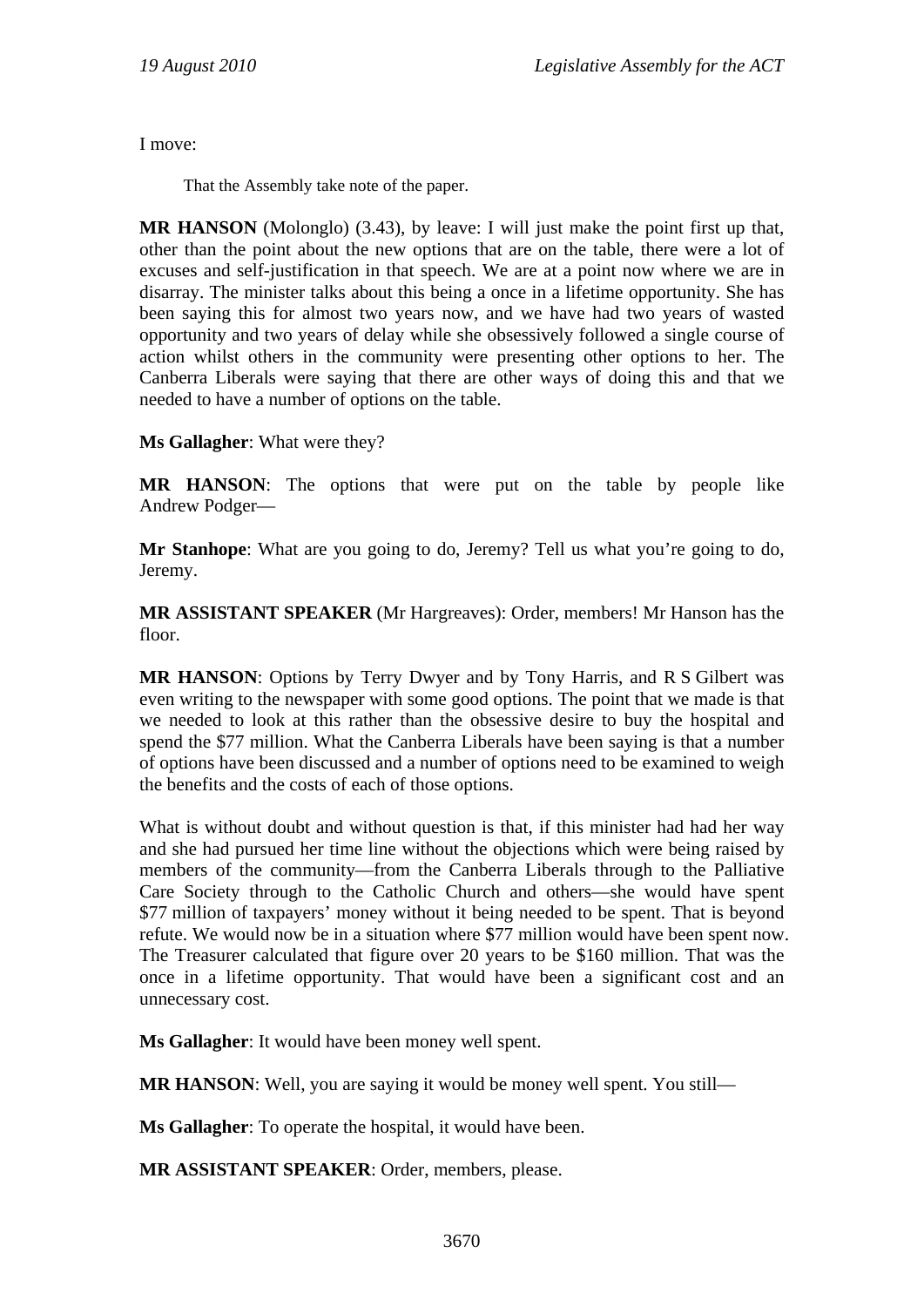I move:

> That the Assembly take note of the paper.

**MR HANSON** (Molonglo) (3.43), by leave: I will just make the point first up that, other than the point about the new options that are on the table, there were a lot of excuses and self-justification in that speech. We are at a point now where we are in disarray. The minister talks about this being a once in a lifetime opportunity. She has been saying this for almost two years now, and we have had two years of wasted opportunity and two years of delay while she obsessively followed a single course of action whilst others in the community were presenting other options to her. The Canberra Liberals were saying that there are other ways of doing this and that we needed to have a number of options on the table.

**Ms Gallagher**: What were they?

**MR HANSON**: The options that were put on the table by people like Andrew Podger—

**Mr Stanhope**: What are you going to do, Jeremy? Tell us what you're going to do, Jeremy.

**MR ASSISTANT SPEAKER** (Mr Hargreaves): Order, members! Mr Hanson has the floor.

**MR HANSON**: Options by Terry Dwyer and by Tony Harris, and R S Gilbert was even writing to the newspaper with some good options. The point that we made is that we needed to look at this rather than the obsessive desire to buy the hospital and spend the $77 million. What the Canberra Liberals have been saying is that a number of options have been discussed and a number of options need to be examined to weigh the benefits and the costs of each of those options.

What is without doubt and without question is that, if this minister had had her way and she had pursued her time line without the objections which were being raised by members of the community—from the Canberra Liberals through to the Palliative Care Society through to the Catholic Church and others—she would have spent $77 million of taxpayers' money without it being needed to be spent. That is beyond refute. We would now be in a situation where $77 million would have been spent now. The Treasurer calculated that figure over 20 years to be $160 million. That was the once in a lifetime opportunity. That would have been a significant cost and an unnecessary cost.

**Ms Gallagher**: It would have been money well spent.

**MR HANSON**: Well, you are saying it would be money well spent. You still—

**Ms Gallagher**: To operate the hospital, it would have been.

**MR ASSISTANT SPEAKER**: Order, members, please.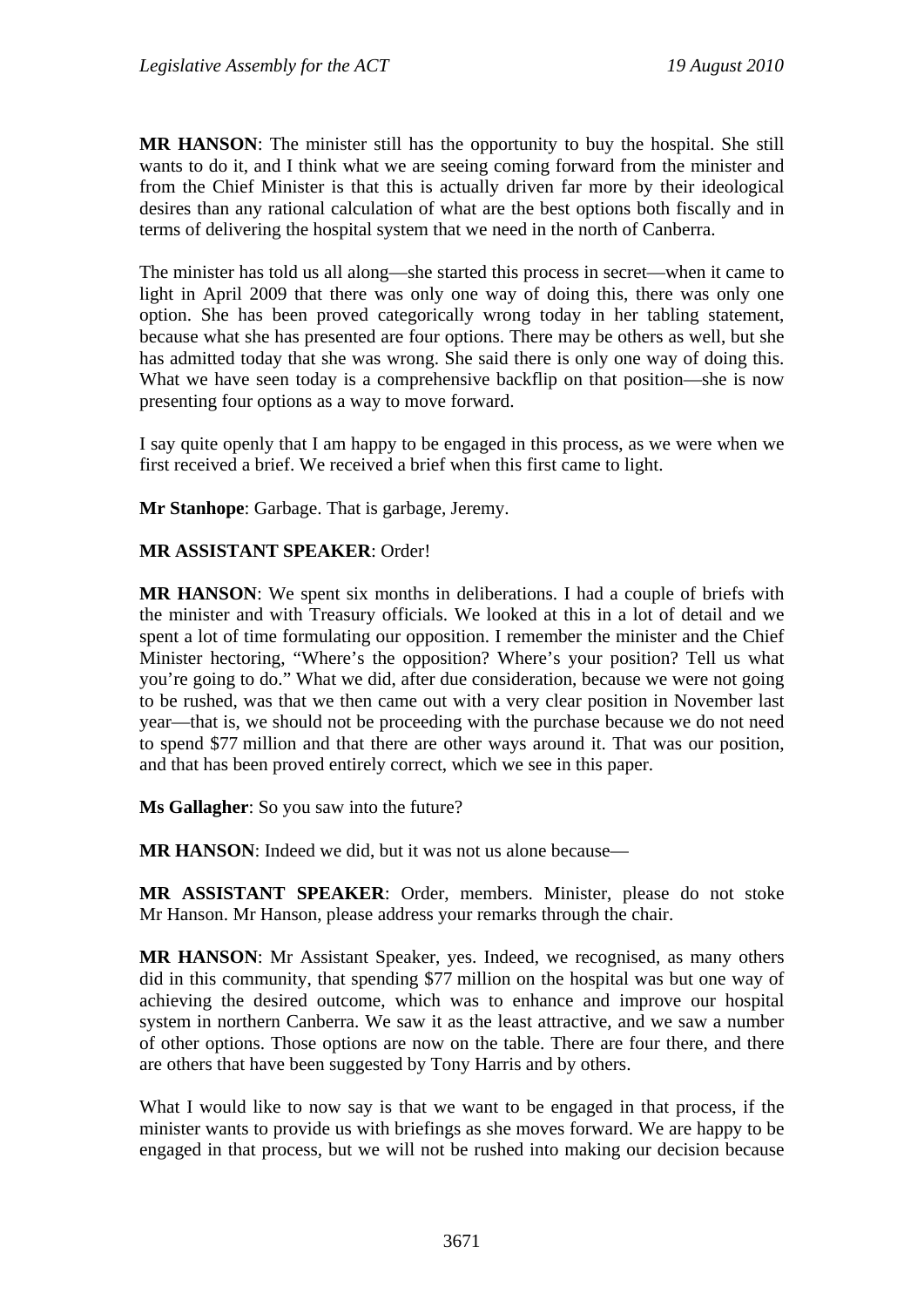**MR HANSON**: The minister still has the opportunity to buy the hospital. She still wants to do it, and I think what we are seeing coming forward from the minister and from the Chief Minister is that this is actually driven far more by their ideological desires than any rational calculation of what are the best options both fiscally and in terms of delivering the hospital system that we need in the north of Canberra.

The minister has told us all along—she started this process in secret—when it came to light in April 2009 that there was only one way of doing this, there was only one option. She has been proved categorically wrong today in her tabling statement, because what she has presented are four options. There may be others as well, but she has admitted today that she was wrong. She said there is only one way of doing this. What we have seen today is a comprehensive backflip on that position—she is now presenting four options as a way to move forward.

I say quite openly that I am happy to be engaged in this process, as we were when we first received a brief. We received a brief when this first came to light.

**Mr Stanhope**: Garbage. That is garbage, Jeremy.

**MR ASSISTANT SPEAKER**: Order!

**MR HANSON**: We spent six months in deliberations. I had a couple of briefs with the minister and with Treasury officials. We looked at this in a lot of detail and we spent a lot of time formulating our opposition. I remember the minister and the Chief Minister hectoring, "Where's the opposition? Where's your position? Tell us what you're going to do." What we did, after due consideration, because we were not going to be rushed, was that we then came out with a very clear position in November last year—that is, we should not be proceeding with the purchase because we do not need to spend $77 million and that there are other ways around it. That was our position, and that has been proved entirely correct, which we see in this paper.

**Ms Gallagher**: So you saw into the future?

**MR HANSON**: Indeed we did, but it was not us alone because—

**MR ASSISTANT SPEAKER**: Order, members. Minister, please do not stoke Mr Hanson. Mr Hanson, please address your remarks through the chair.

**MR HANSON**: Mr Assistant Speaker, yes. Indeed, we recognised, as many others did in this community, that spending $77 million on the hospital was but one way of achieving the desired outcome, which was to enhance and improve our hospital system in northern Canberra. We saw it as the least attractive, and we saw a number of other options. Those options are now on the table. There are four there, and there are others that have been suggested by Tony Harris and by others.

What I would like to now say is that we want to be engaged in that process, if the minister wants to provide us with briefings as she moves forward. We are happy to be engaged in that process, but we will not be rushed into making our decision because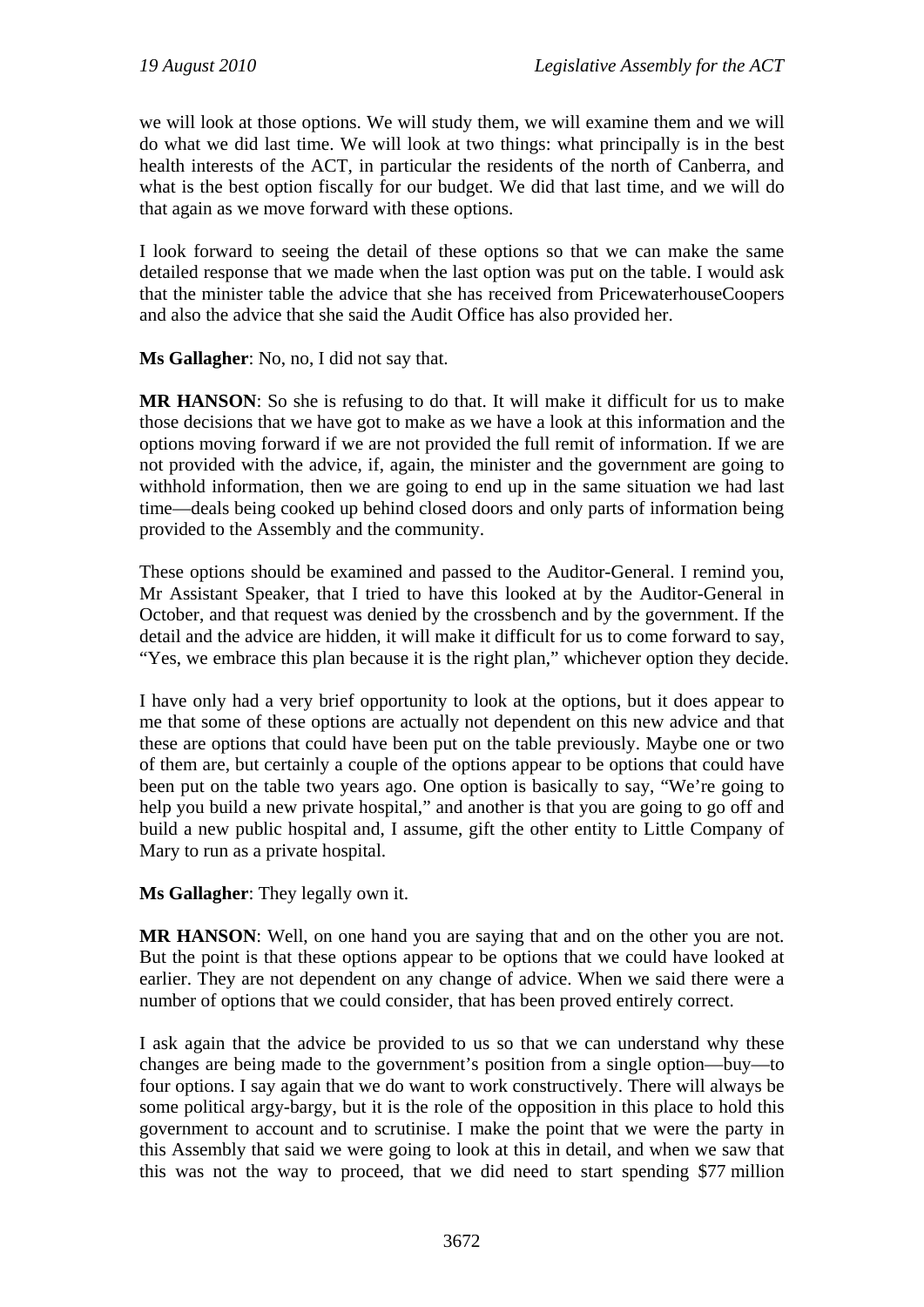we will look at those options. We will study them, we will examine them and we will do what we did last time. We will look at two things: what principally is in the best health interests of the ACT, in particular the residents of the north of Canberra, and what is the best option fiscally for our budget. We did that last time, and we will do that again as we move forward with these options.

I look forward to seeing the detail of these options so that we can make the same detailed response that we made when the last option was put on the table. I would ask that the minister table the advice that she has received from PricewaterhouseCoopers and also the advice that she said the Audit Office has also provided her.

**Ms Gallagher**: No, no, I did not say that.

**MR HANSON**: So she is refusing to do that. It will make it difficult for us to make those decisions that we have got to make as we have a look at this information and the options moving forward if we are not provided the full remit of information. If we are not provided with the advice, if, again, the minister and the government are going to withhold information, then we are going to end up in the same situation we had last time—deals being cooked up behind closed doors and only parts of information being provided to the Assembly and the community.

These options should be examined and passed to the Auditor-General. I remind you, Mr Assistant Speaker, that I tried to have this looked at by the Auditor-General in October, and that request was denied by the crossbench and by the government. If the detail and the advice are hidden, it will make it difficult for us to come forward to say, "Yes, we embrace this plan because it is the right plan," whichever option they decide.

I have only had a very brief opportunity to look at the options, but it does appear to me that some of these options are actually not dependent on this new advice and that these are options that could have been put on the table previously. Maybe one or two of them are, but certainly a couple of the options appear to be options that could have been put on the table two years ago. One option is basically to say, "We're going to help you build a new private hospital," and another is that you are going to go off and build a new public hospital and, I assume, gift the other entity to Little Company of Mary to run as a private hospital.

**Ms Gallagher**: They legally own it.

**MR HANSON**: Well, on one hand you are saying that and on the other you are not. But the point is that these options appear to be options that we could have looked at earlier. They are not dependent on any change of advice. When we said there were a number of options that we could consider, that has been proved entirely correct.

I ask again that the advice be provided to us so that we can understand why these changes are being made to the government's position from a single option—buy—to four options. I say again that we do want to work constructively. There will always be some political argy-bargy, but it is the role of the opposition in this place to hold this government to account and to scrutinise. I make the point that we were the party in this Assembly that said we were going to look at this in detail, and when we saw that this was not the way to proceed, that we did need to start spending $77 million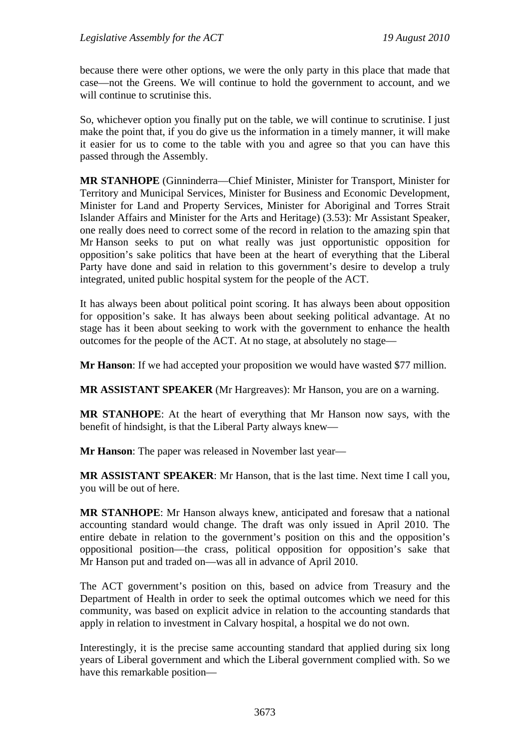because there were other options, we were the only party in this place that made that case—not the Greens. We will continue to hold the government to account, and we will continue to scrutinise this.

So, whichever option you finally put on the table, we will continue to scrutinise. I just make the point that, if you do give us the information in a timely manner, it will make it easier for us to come to the table with you and agree so that you can have this passed through the Assembly.

**MR STANHOPE** (Ginninderra—Chief Minister, Minister for Transport, Minister for Territory and Municipal Services, Minister for Business and Economic Development, Minister for Land and Property Services, Minister for Aboriginal and Torres Strait Islander Affairs and Minister for the Arts and Heritage) (3.53): Mr Assistant Speaker, one really does need to correct some of the record in relation to the amazing spin that Mr Hanson seeks to put on what really was just opportunistic opposition for opposition's sake politics that have been at the heart of everything that the Liberal Party have done and said in relation to this government's desire to develop a truly integrated, united public hospital system for the people of the ACT.

It has always been about political point scoring. It has always been about opposition for opposition's sake. It has always been about seeking political advantage. At no stage has it been about seeking to work with the government to enhance the health outcomes for the people of the ACT. At no stage, at absolutely no stage—

**Mr Hanson**: If we had accepted your proposition we would have wasted $77 million.

**MR ASSISTANT SPEAKER** (Mr Hargreaves): Mr Hanson, you are on a warning.

**MR STANHOPE**: At the heart of everything that Mr Hanson now says, with the benefit of hindsight, is that the Liberal Party always knew—

**Mr Hanson**: The paper was released in November last year—

**MR ASSISTANT SPEAKER**: Mr Hanson, that is the last time. Next time I call you, you will be out of here.

**MR STANHOPE**: Mr Hanson always knew, anticipated and foresaw that a national accounting standard would change. The draft was only issued in April 2010. The entire debate in relation to the government's position on this and the opposition's oppositional position—the crass, political opposition for opposition's sake that Mr Hanson put and traded on—was all in advance of April 2010.

The ACT government's position on this, based on advice from Treasury and the Department of Health in order to seek the optimal outcomes which we need for this community, was based on explicit advice in relation to the accounting standards that apply in relation to investment in Calvary hospital, a hospital we do not own.

Interestingly, it is the precise same accounting standard that applied during six long years of Liberal government and which the Liberal government complied with. So we have this remarkable position—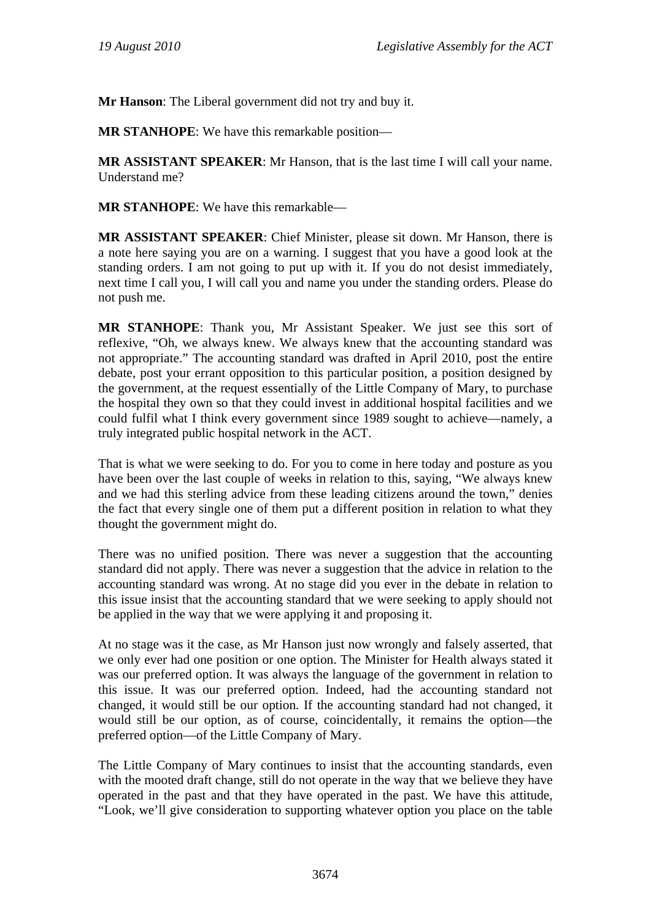**Mr Hanson**: The Liberal government did not try and buy it.

**MR STANHOPE**: We have this remarkable position—

**MR ASSISTANT SPEAKER**: Mr Hanson, that is the last time I will call your name. Understand me?

**MR STANHOPE**: We have this remarkable—

**MR ASSISTANT SPEAKER**: Chief Minister, please sit down. Mr Hanson, there is a note here saying you are on a warning. I suggest that you have a good look at the standing orders. I am not going to put up with it. If you do not desist immediately, next time I call you, I will call you and name you under the standing orders. Please do not push me.

**MR STANHOPE**: Thank you, Mr Assistant Speaker. We just see this sort of reflexive, "Oh, we always knew. We always knew that the accounting standard was not appropriate." The accounting standard was drafted in April 2010, post the entire debate, post your errant opposition to this particular position, a position designed by the government, at the request essentially of the Little Company of Mary, to purchase the hospital they own so that they could invest in additional hospital facilities and we could fulfil what I think every government since 1989 sought to achieve—namely, a truly integrated public hospital network in the ACT.

That is what we were seeking to do. For you to come in here today and posture as you have been over the last couple of weeks in relation to this, saying, "We always knew and we had this sterling advice from these leading citizens around the town," denies the fact that every single one of them put a different position in relation to what they thought the government might do.

There was no unified position. There was never a suggestion that the accounting standard did not apply. There was never a suggestion that the advice in relation to the accounting standard was wrong. At no stage did you ever in the debate in relation to this issue insist that the accounting standard that we were seeking to apply should not be applied in the way that we were applying it and proposing it.

At no stage was it the case, as Mr Hanson just now wrongly and falsely asserted, that we only ever had one position or one option. The Minister for Health always stated it was our preferred option. It was always the language of the government in relation to this issue. It was our preferred option. Indeed, had the accounting standard not changed, it would still be our option. If the accounting standard had not changed, it would still be our option, as of course, coincidentally, it remains the option—the preferred option—of the Little Company of Mary.

The Little Company of Mary continues to insist that the accounting standards, even with the mooted draft change, still do not operate in the way that we believe they have operated in the past and that they have operated in the past. We have this attitude, "Look, we'll give consideration to supporting whatever option you place on the table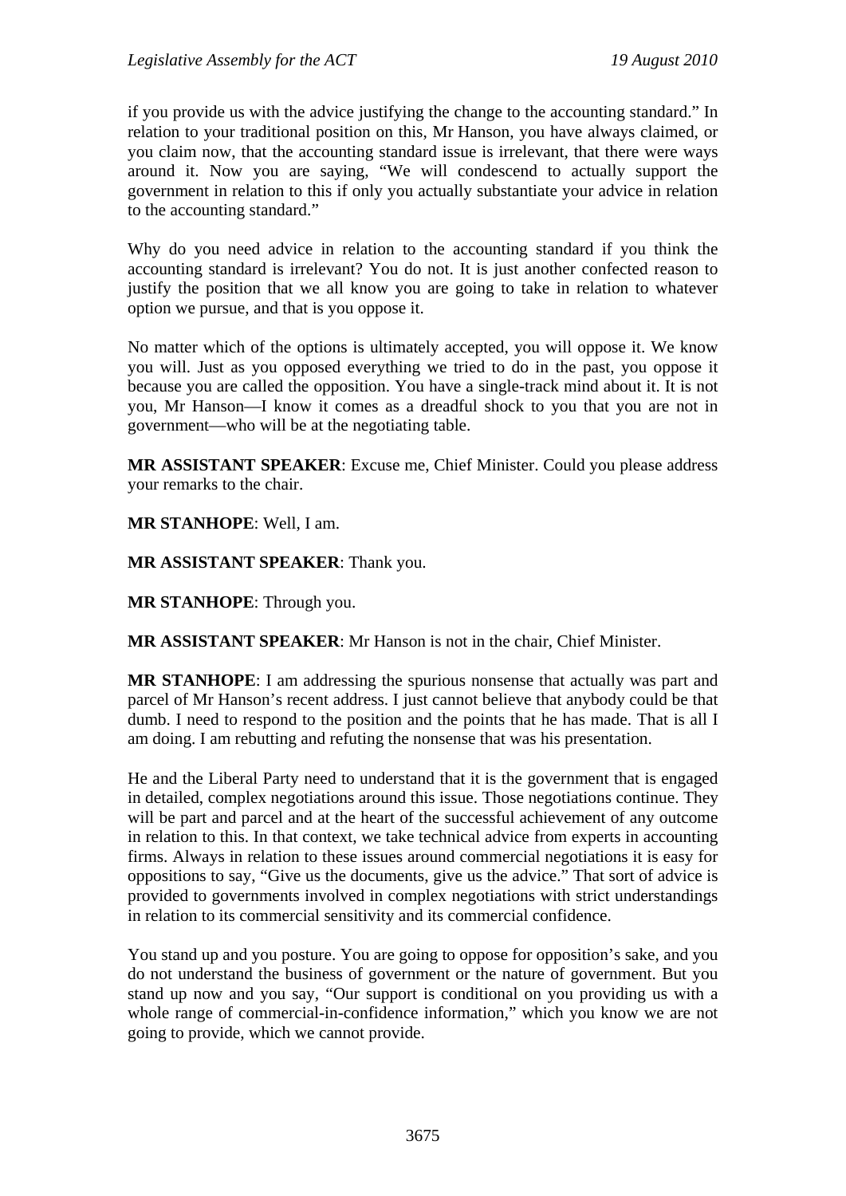if you provide us with the advice justifying the change to the accounting standard." In relation to your traditional position on this, Mr Hanson, you have always claimed, or you claim now, that the accounting standard issue is irrelevant, that there were ways around it. Now you are saying, "We will condescend to actually support the government in relation to this if only you actually substantiate your advice in relation to the accounting standard."

Why do you need advice in relation to the accounting standard if you think the accounting standard is irrelevant? You do not. It is just another confected reason to justify the position that we all know you are going to take in relation to whatever option we pursue, and that is you oppose it.

No matter which of the options is ultimately accepted, you will oppose it. We know you will. Just as you opposed everything we tried to do in the past, you oppose it because you are called the opposition. You have a single-track mind about it. It is not you, Mr Hanson—I know it comes as a dreadful shock to you that you are not in government—who will be at the negotiating table.

**MR ASSISTANT SPEAKER**: Excuse me, Chief Minister. Could you please address your remarks to the chair.

**MR STANHOPE**: Well, I am.

**MR ASSISTANT SPEAKER**: Thank you.

**MR STANHOPE**: Through you.

**MR ASSISTANT SPEAKER**: Mr Hanson is not in the chair, Chief Minister.

**MR STANHOPE**: I am addressing the spurious nonsense that actually was part and parcel of Mr Hanson's recent address. I just cannot believe that anybody could be that dumb. I need to respond to the position and the points that he has made. That is all I am doing. I am rebutting and refuting the nonsense that was his presentation.

He and the Liberal Party need to understand that it is the government that is engaged in detailed, complex negotiations around this issue. Those negotiations continue. They will be part and parcel and at the heart of the successful achievement of any outcome in relation to this. In that context, we take technical advice from experts in accounting firms. Always in relation to these issues around commercial negotiations it is easy for oppositions to say, "Give us the documents, give us the advice." That sort of advice is provided to governments involved in complex negotiations with strict understandings in relation to its commercial sensitivity and its commercial confidence.

You stand up and you posture. You are going to oppose for opposition's sake, and you do not understand the business of government or the nature of government. But you stand up now and you say, "Our support is conditional on you providing us with a whole range of commercial-in-confidence information," which you know we are not going to provide, which we cannot provide.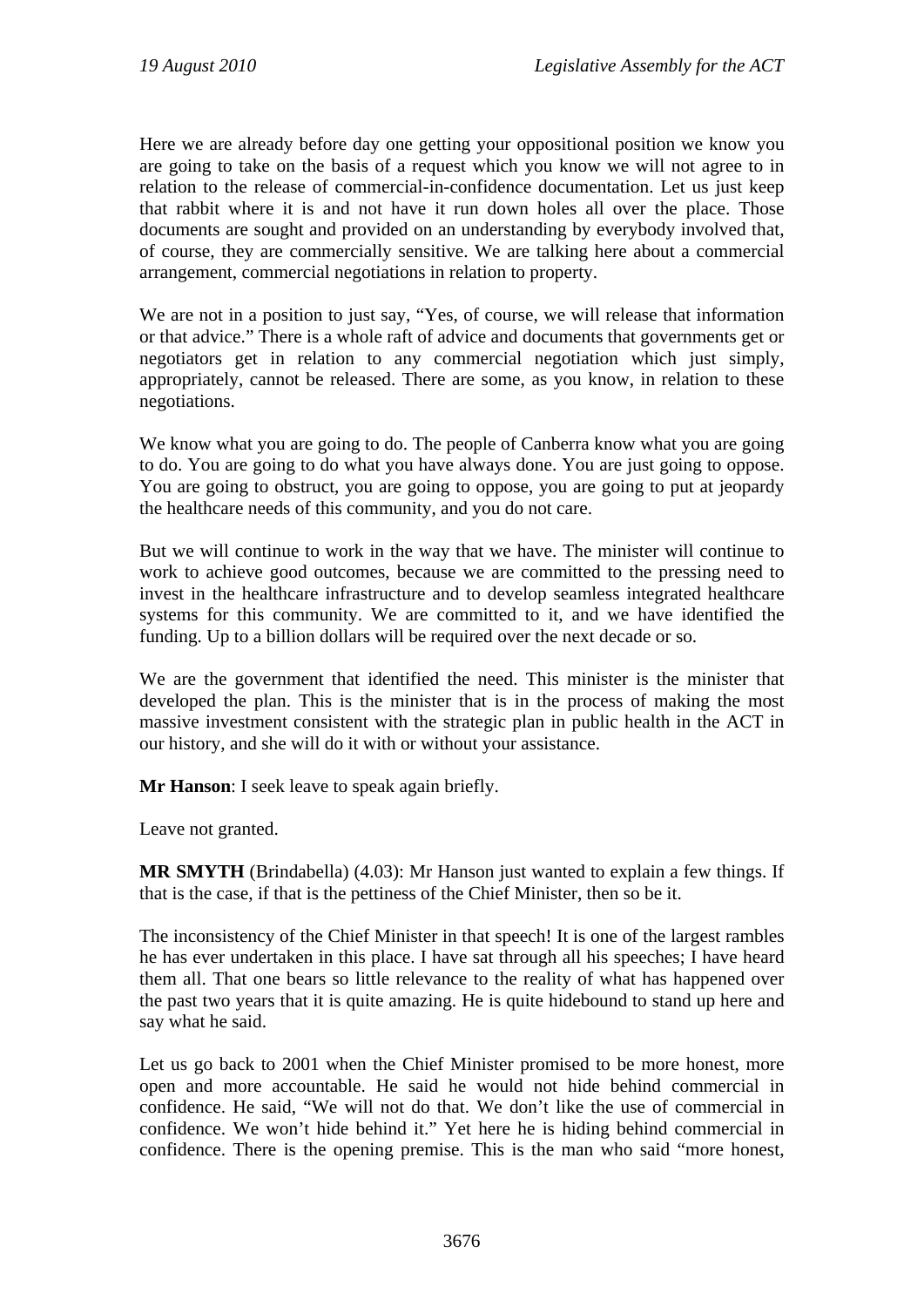Here we are already before day one getting your oppositional position we know you are going to take on the basis of a request which you know we will not agree to in relation to the release of commercial-in-confidence documentation. Let us just keep that rabbit where it is and not have it run down holes all over the place. Those documents are sought and provided on an understanding by everybody involved that, of course, they are commercially sensitive. We are talking here about a commercial arrangement, commercial negotiations in relation to property.

We are not in a position to just say, "Yes, of course, we will release that information or that advice." There is a whole raft of advice and documents that governments get or negotiators get in relation to any commercial negotiation which just simply, appropriately, cannot be released. There are some, as you know, in relation to these negotiations.

We know what you are going to do. The people of Canberra know what you are going to do. You are going to do what you have always done. You are just going to oppose. You are going to obstruct, you are going to oppose, you are going to put at jeopardy the healthcare needs of this community, and you do not care.

But we will continue to work in the way that we have. The minister will continue to work to achieve good outcomes, because we are committed to the pressing need to invest in the healthcare infrastructure and to develop seamless integrated healthcare systems for this community. We are committed to it, and we have identified the funding. Up to a billion dollars will be required over the next decade or so.

We are the government that identified the need. This minister is the minister that developed the plan. This is the minister that is in the process of making the most massive investment consistent with the strategic plan in public health in the ACT in our history, and she will do it with or without your assistance.

**Mr Hanson**: I seek leave to speak again briefly.

Leave not granted.

**MR SMYTH** (Brindabella) (4.03): Mr Hanson just wanted to explain a few things. If that is the case, if that is the pettiness of the Chief Minister, then so be it.

The inconsistency of the Chief Minister in that speech! It is one of the largest rambles he has ever undertaken in this place. I have sat through all his speeches; I have heard them all. That one bears so little relevance to the reality of what has happened over the past two years that it is quite amazing. He is quite hidebound to stand up here and say what he said.

Let us go back to 2001 when the Chief Minister promised to be more honest, more open and more accountable. He said he would not hide behind commercial in confidence. He said, "We will not do that. We don't like the use of commercial in confidence. We won't hide behind it." Yet here he is hiding behind commercial in confidence. There is the opening premise. This is the man who said "more honest,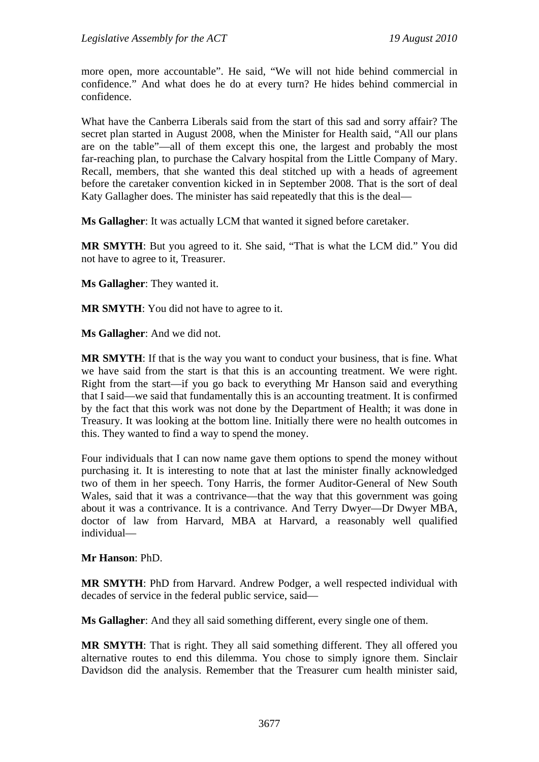more open, more accountable". He said, "We will not hide behind commercial in confidence." And what does he do at every turn? He hides behind commercial in confidence.

What have the Canberra Liberals said from the start of this sad and sorry affair? The secret plan started in August 2008, when the Minister for Health said, "All our plans are on the table"—all of them except this one, the largest and probably the most far-reaching plan, to purchase the Calvary hospital from the Little Company of Mary. Recall, members, that she wanted this deal stitched up with a heads of agreement before the caretaker convention kicked in in September 2008. That is the sort of deal Katy Gallagher does. The minister has said repeatedly that this is the deal—

**Ms Gallagher**: It was actually LCM that wanted it signed before caretaker.

**MR SMYTH**: But you agreed to it. She said, "That is what the LCM did." You did not have to agree to it, Treasurer.

**Ms Gallagher**: They wanted it.

**MR SMYTH**: You did not have to agree to it.

**Ms Gallagher**: And we did not.

**MR SMYTH**: If that is the way you want to conduct your business, that is fine. What we have said from the start is that this is an accounting treatment. We were right. Right from the start—if you go back to everything Mr Hanson said and everything that I said—we said that fundamentally this is an accounting treatment. It is confirmed by the fact that this work was not done by the Department of Health; it was done in Treasury. It was looking at the bottom line. Initially there were no health outcomes in this. They wanted to find a way to spend the money.

Four individuals that I can now name gave them options to spend the money without purchasing it. It is interesting to note that at last the minister finally acknowledged two of them in her speech. Tony Harris, the former Auditor-General of New South Wales, said that it was a contrivance—that the way that this government was going about it was a contrivance. It is a contrivance. And Terry Dwyer—Dr Dwyer MBA, doctor of law from Harvard, MBA at Harvard, a reasonably well qualified individual—

**Mr Hanson**: PhD.

**MR SMYTH**: PhD from Harvard. Andrew Podger, a well respected individual with decades of service in the federal public service, said—

**Ms Gallagher**: And they all said something different, every single one of them.

**MR SMYTH**: That is right. They all said something different. They all offered you alternative routes to end this dilemma. You chose to simply ignore them. Sinclair Davidson did the analysis. Remember that the Treasurer cum health minister said,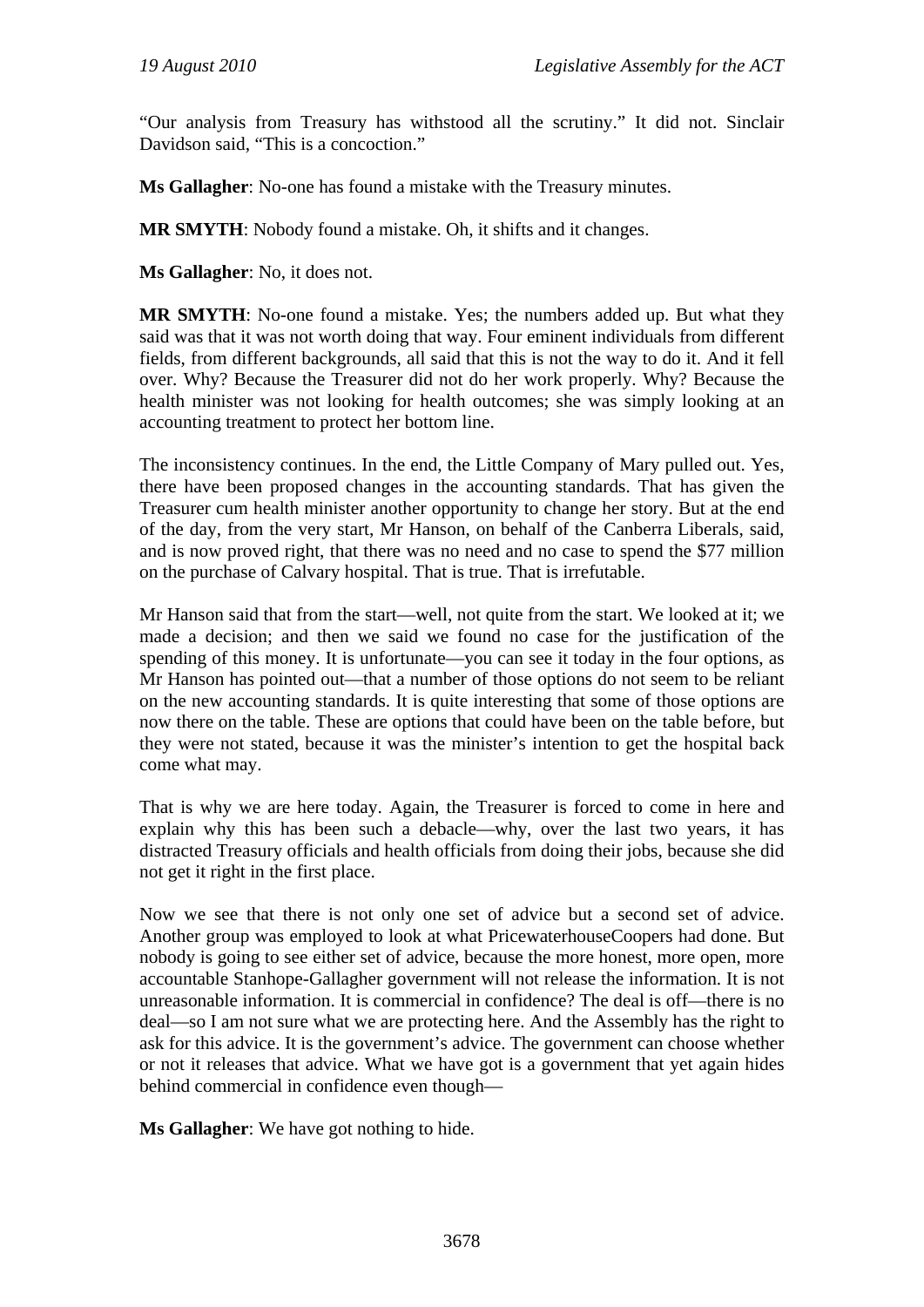“Our analysis from Treasury has withstood all the scrutiny.” It did not. Sinclair Davidson said, “This is a concoction.”

**Ms Gallagher**: No-one has found a mistake with the Treasury minutes.

**MR SMYTH**: Nobody found a mistake. Oh, it shifts and it changes.

**Ms Gallagher**: No, it does not.

**MR SMYTH**: No-one found a mistake. Yes; the numbers added up. But what they said was that it was not worth doing that way. Four eminent individuals from different fields, from different backgrounds, all said that this is not the way to do it. And it fell over. Why? Because the Treasurer did not do her work properly. Why? Because the health minister was not looking for health outcomes; she was simply looking at an accounting treatment to protect her bottom line.

The inconsistency continues. In the end, the Little Company of Mary pulled out. Yes, there have been proposed changes in the accounting standards. That has given the Treasurer cum health minister another opportunity to change her story. But at the end of the day, from the very start, Mr Hanson, on behalf of the Canberra Liberals, said, and is now proved right, that there was no need and no case to spend the $77 million on the purchase of Calvary hospital. That is true. That is irrefutable.

Mr Hanson said that from the start—well, not quite from the start. We looked at it; we made a decision; and then we said we found no case for the justification of the spending of this money. It is unfortunate—you can see it today in the four options, as Mr Hanson has pointed out—that a number of those options do not seem to be reliant on the new accounting standards. It is quite interesting that some of those options are now there on the table. These are options that could have been on the table before, but they were not stated, because it was the minister’s intention to get the hospital back come what may.

That is why we are here today. Again, the Treasurer is forced to come in here and explain why this has been such a debacle—why, over the last two years, it has distracted Treasury officials and health officials from doing their jobs, because she did not get it right in the first place.

Now we see that there is not only one set of advice but a second set of advice. Another group was employed to look at what PricewaterhouseCoopers had done. But nobody is going to see either set of advice, because the more honest, more open, more accountable Stanhope-Gallagher government will not release the information. It is not unreasonable information. It is commercial in confidence? The deal is off—there is no deal—so I am not sure what we are protecting here. And the Assembly has the right to ask for this advice. It is the government’s advice. The government can choose whether or not it releases that advice. What we have got is a government that yet again hides behind commercial in confidence even though—

**Ms Gallagher**: We have got nothing to hide.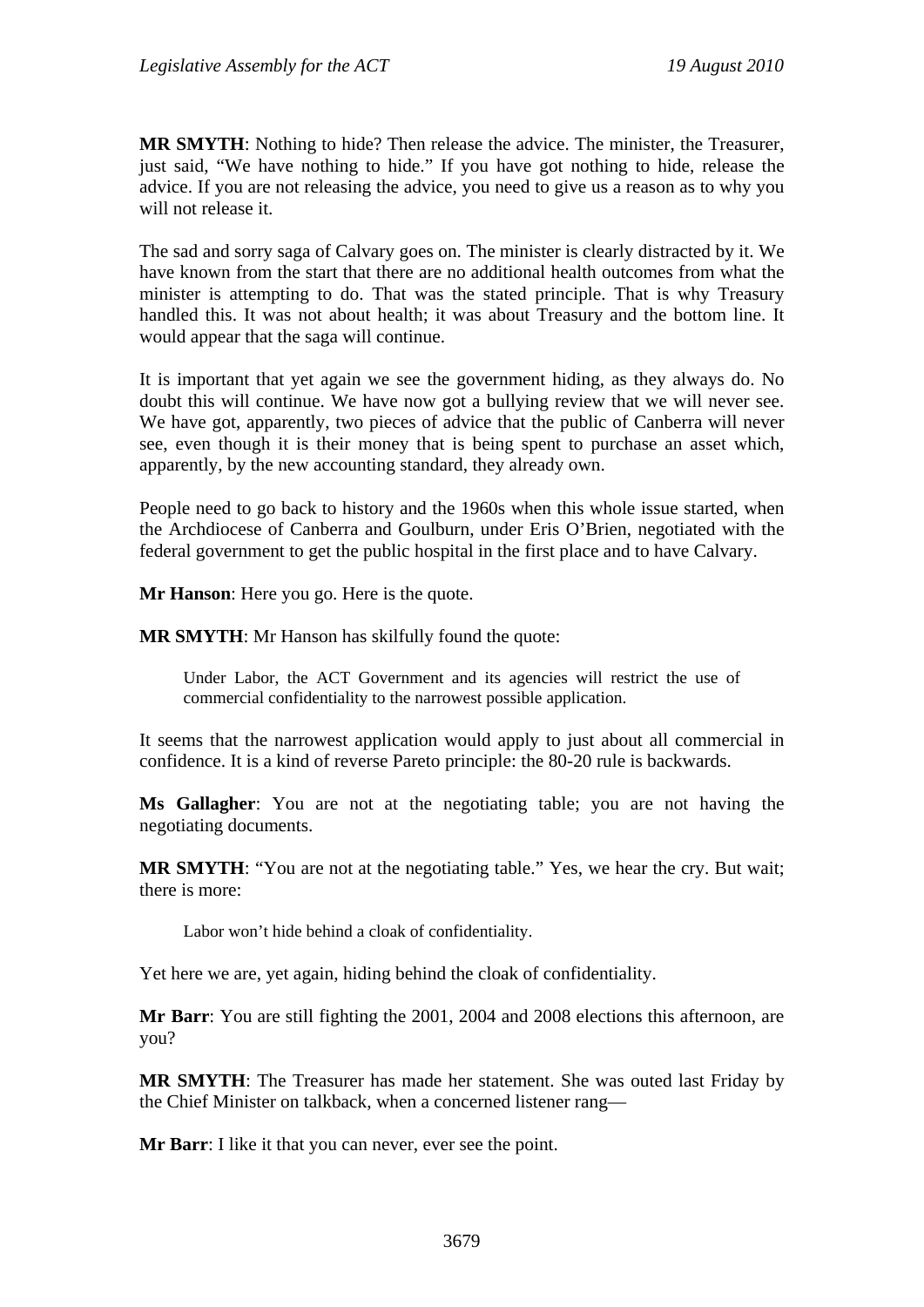**MR SMYTH**: Nothing to hide? Then release the advice. The minister, the Treasurer, just said, "We have nothing to hide." If you have got nothing to hide, release the advice. If you are not releasing the advice, you need to give us a reason as to why you will not release it.

The sad and sorry saga of Calvary goes on. The minister is clearly distracted by it. We have known from the start that there are no additional health outcomes from what the minister is attempting to do. That was the stated principle. That is why Treasury handled this. It was not about health; it was about Treasury and the bottom line. It would appear that the saga will continue.

It is important that yet again we see the government hiding, as they always do. No doubt this will continue. We have now got a bullying review that we will never see. We have got, apparently, two pieces of advice that the public of Canberra will never see, even though it is their money that is being spent to purchase an asset which, apparently, by the new accounting standard, they already own.

People need to go back to history and the 1960s when this whole issue started, when the Archdiocese of Canberra and Goulburn, under Eris O'Brien, negotiated with the federal government to get the public hospital in the first place and to have Calvary.

**Mr Hanson**: Here you go. Here is the quote.

**MR SMYTH**: Mr Hanson has skilfully found the quote:

> Under Labor, the ACT Government and its agencies will restrict the use of commercial confidentiality to the narrowest possible application.

It seems that the narrowest application would apply to just about all commercial in confidence. It is a kind of reverse Pareto principle: the 80-20 rule is backwards.

**Ms Gallagher**: You are not at the negotiating table; you are not having the negotiating documents.

**MR SMYTH**: "You are not at the negotiating table." Yes, we hear the cry. But wait; there is more:

> Labor won't hide behind a cloak of confidentiality.

Yet here we are, yet again, hiding behind the cloak of confidentiality.

**Mr Barr**: You are still fighting the 2001, 2004 and 2008 elections this afternoon, are you?

**MR SMYTH**: The Treasurer has made her statement. She was outed last Friday by the Chief Minister on talkback, when a concerned listener rang—

**Mr Barr**: I like it that you can never, ever see the point.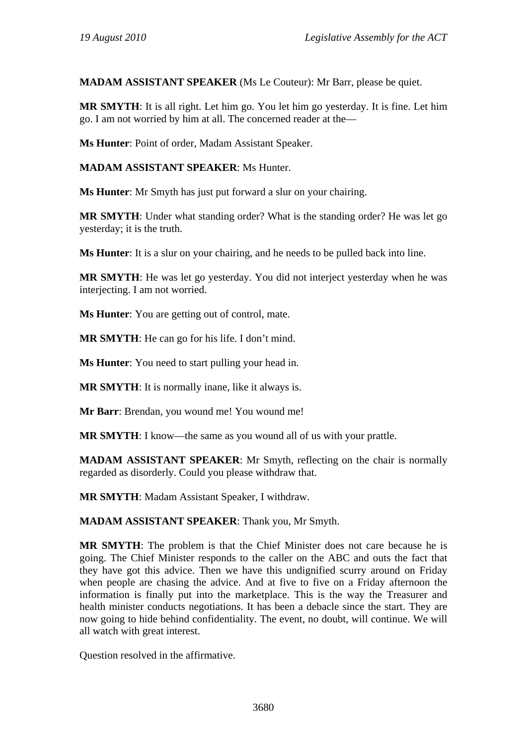**MADAM ASSISTANT SPEAKER** (Ms Le Couteur): Mr Barr, please be quiet.

**MR SMYTH**: It is all right. Let him go. You let him go yesterday. It is fine. Let him go. I am not worried by him at all. The concerned reader at the—

**Ms Hunter**: Point of order, Madam Assistant Speaker.

**MADAM ASSISTANT SPEAKER**: Ms Hunter.

**Ms Hunter**: Mr Smyth has just put forward a slur on your chairing.

**MR SMYTH**: Under what standing order? What is the standing order? He was let go yesterday; it is the truth.

**Ms Hunter**: It is a slur on your chairing, and he needs to be pulled back into line.

**MR SMYTH**: He was let go yesterday. You did not interject yesterday when he was interjecting. I am not worried.

**Ms Hunter**: You are getting out of control, mate.

**MR SMYTH**: He can go for his life. I don't mind.

**Ms Hunter**: You need to start pulling your head in.

**MR SMYTH**: It is normally inane, like it always is.

**Mr Barr**: Brendan, you wound me! You wound me!

**MR SMYTH**: I know—the same as you wound all of us with your prattle.

**MADAM ASSISTANT SPEAKER**: Mr Smyth, reflecting on the chair is normally regarded as disorderly. Could you please withdraw that.

**MR SMYTH**: Madam Assistant Speaker, I withdraw.

**MADAM ASSISTANT SPEAKER**: Thank you, Mr Smyth.

**MR SMYTH**: The problem is that the Chief Minister does not care because he is going. The Chief Minister responds to the caller on the ABC and outs the fact that they have got this advice. Then we have this undignified scurry around on Friday when people are chasing the advice. And at five to five on a Friday afternoon the information is finally put into the marketplace. This is the way the Treasurer and health minister conducts negotiations. It has been a debacle since the start. They are now going to hide behind confidentiality. The event, no doubt, will continue. We will all watch with great interest.

Question resolved in the affirmative.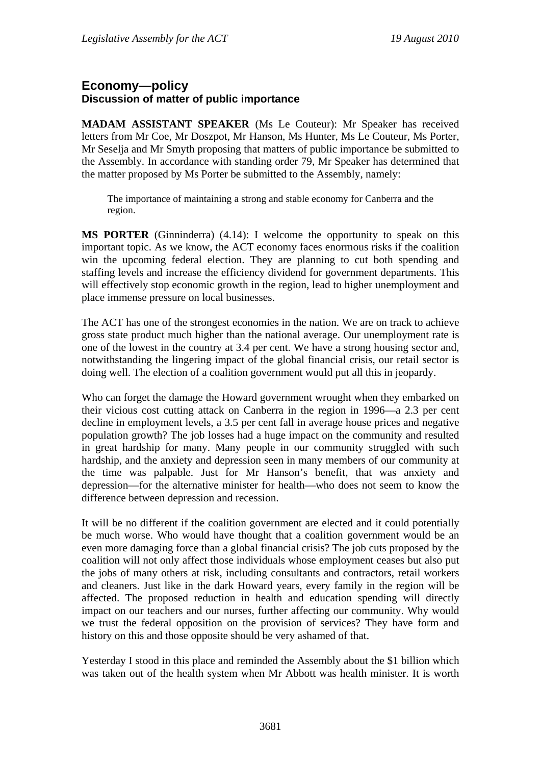## Economy—policy
### Discussion of matter of public importance

**MADAM ASSISTANT SPEAKER** (Ms Le Couteur): Mr Speaker has received letters from Mr Coe, Mr Doszpot, Mr Hanson, Ms Hunter, Ms Le Couteur, Ms Porter, Mr Seselja and Mr Smyth proposing that matters of public importance be submitted to the Assembly. In accordance with standing order 79, Mr Speaker has determined that the matter proposed by Ms Porter be submitted to the Assembly, namely:

> The importance of maintaining a strong and stable economy for Canberra and the region.

**MS PORTER** (Ginninderra) (4.14): I welcome the opportunity to speak on this important topic. As we know, the ACT economy faces enormous risks if the coalition win the upcoming federal election. They are planning to cut both spending and staffing levels and increase the efficiency dividend for government departments. This will effectively stop economic growth in the region, lead to higher unemployment and place immense pressure on local businesses.

The ACT has one of the strongest economies in the nation. We are on track to achieve gross state product much higher than the national average. Our unemployment rate is one of the lowest in the country at 3.4 per cent. We have a strong housing sector and, notwithstanding the lingering impact of the global financial crisis, our retail sector is doing well. The election of a coalition government would put all this in jeopardy.

Who can forget the damage the Howard government wrought when they embarked on their vicious cost cutting attack on Canberra in the region in 1996—a 2.3 per cent decline in employment levels, a 3.5 per cent fall in average house prices and negative population growth? The job losses had a huge impact on the community and resulted in great hardship for many. Many people in our community struggled with such hardship, and the anxiety and depression seen in many members of our community at the time was palpable. Just for Mr Hanson's benefit, that was anxiety and depression—for the alternative minister for health—who does not seem to know the difference between depression and recession.

It will be no different if the coalition government are elected and it could potentially be much worse. Who would have thought that a coalition government would be an even more damaging force than a global financial crisis? The job cuts proposed by the coalition will not only affect those individuals whose employment ceases but also put the jobs of many others at risk, including consultants and contractors, retail workers and cleaners. Just like in the dark Howard years, every family in the region will be affected. The proposed reduction in health and education spending will directly impact on our teachers and our nurses, further affecting our community. Why would we trust the federal opposition on the provision of services? They have form and history on this and those opposite should be very ashamed of that.

Yesterday I stood in this place and reminded the Assembly about the $1 billion which was taken out of the health system when Mr Abbott was health minister. It is worth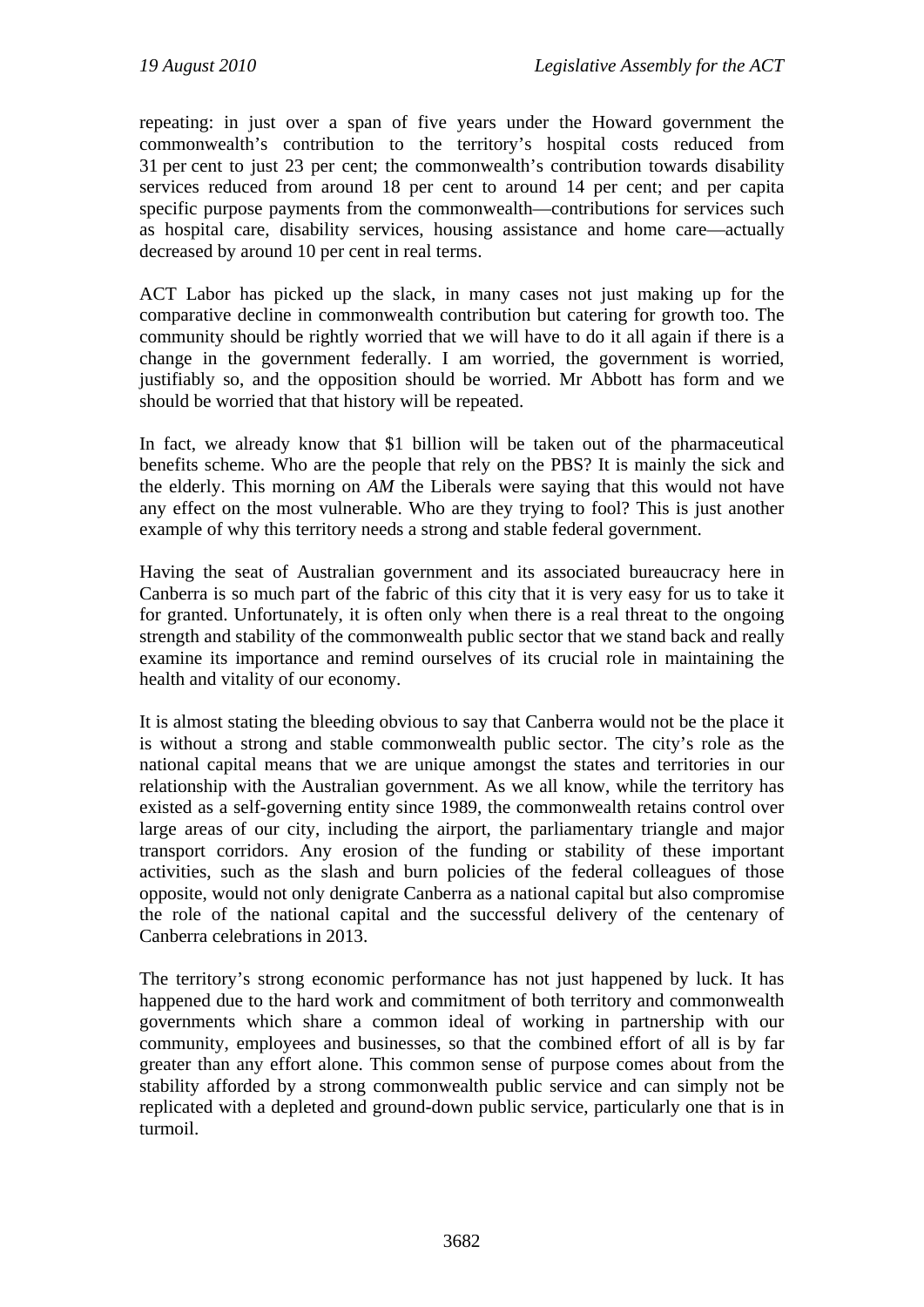repeating: in just over a span of five years under the Howard government the commonwealth's contribution to the territory's hospital costs reduced from 31 per cent to just 23 per cent; the commonwealth's contribution towards disability services reduced from around 18 per cent to around 14 per cent; and per capita specific purpose payments from the commonwealth—contributions for services such as hospital care, disability services, housing assistance and home care—actually decreased by around 10 per cent in real terms.

ACT Labor has picked up the slack, in many cases not just making up for the comparative decline in commonwealth contribution but catering for growth too. The community should be rightly worried that we will have to do it all again if there is a change in the government federally. I am worried, the government is worried, justifiably so, and the opposition should be worried. Mr Abbott has form and we should be worried that that history will be repeated.

In fact, we already know that $1 billion will be taken out of the pharmaceutical benefits scheme. Who are the people that rely on the PBS? It is mainly the sick and the elderly. This morning on *AM* the Liberals were saying that this would not have any effect on the most vulnerable. Who are they trying to fool? This is just another example of why this territory needs a strong and stable federal government.

Having the seat of Australian government and its associated bureaucracy here in Canberra is so much part of the fabric of this city that it is very easy for us to take it for granted. Unfortunately, it is often only when there is a real threat to the ongoing strength and stability of the commonwealth public sector that we stand back and really examine its importance and remind ourselves of its crucial role in maintaining the health and vitality of our economy.

It is almost stating the bleeding obvious to say that Canberra would not be the place it is without a strong and stable commonwealth public sector. The city's role as the national capital means that we are unique amongst the states and territories in our relationship with the Australian government. As we all know, while the territory has existed as a self-governing entity since 1989, the commonwealth retains control over large areas of our city, including the airport, the parliamentary triangle and major transport corridors. Any erosion of the funding or stability of these important activities, such as the slash and burn policies of the federal colleagues of those opposite, would not only denigrate Canberra as a national capital but also compromise the role of the national capital and the successful delivery of the centenary of Canberra celebrations in 2013.

The territory's strong economic performance has not just happened by luck. It has happened due to the hard work and commitment of both territory and commonwealth governments which share a common ideal of working in partnership with our community, employees and businesses, so that the combined effort of all is by far greater than any effort alone. This common sense of purpose comes about from the stability afforded by a strong commonwealth public service and can simply not be replicated with a depleted and ground-down public service, particularly one that is in turmoil.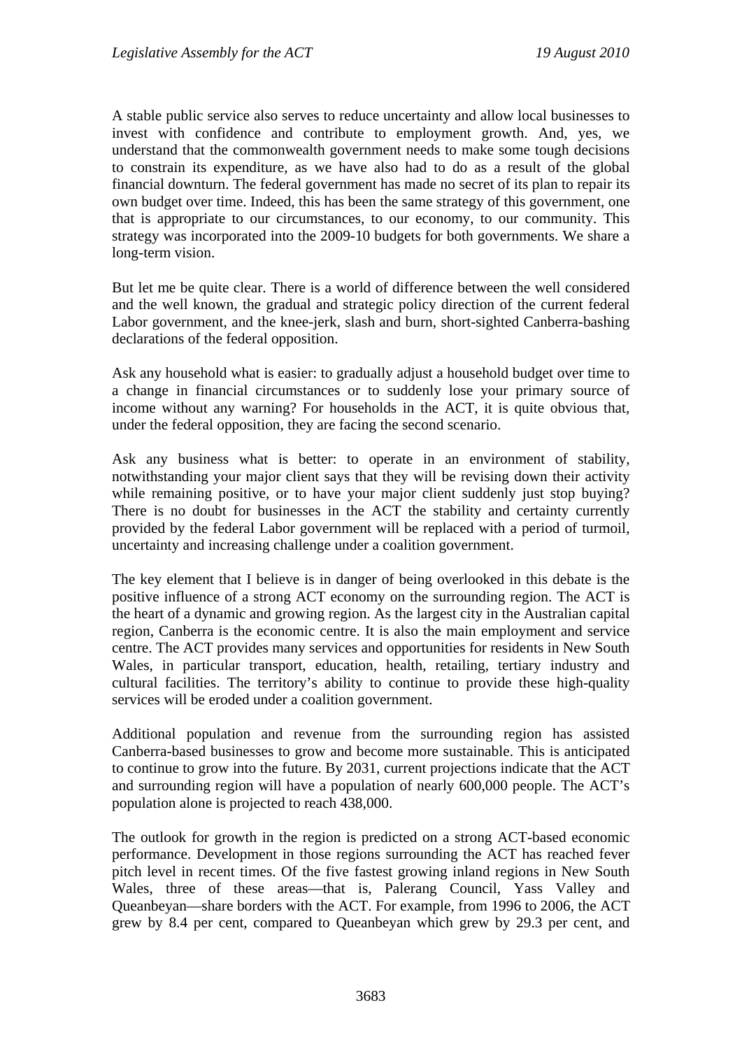A stable public service also serves to reduce uncertainty and allow local businesses to invest with confidence and contribute to employment growth. And, yes, we understand that the commonwealth government needs to make some tough decisions to constrain its expenditure, as we have also had to do as a result of the global financial downturn. The federal government has made no secret of its plan to repair its own budget over time. Indeed, this has been the same strategy of this government, one that is appropriate to our circumstances, to our economy, to our community. This strategy was incorporated into the 2009-10 budgets for both governments. We share a long-term vision.

But let me be quite clear. There is a world of difference between the well considered and the well known, the gradual and strategic policy direction of the current federal Labor government, and the knee-jerk, slash and burn, short-sighted Canberra-bashing declarations of the federal opposition.

Ask any household what is easier: to gradually adjust a household budget over time to a change in financial circumstances or to suddenly lose your primary source of income without any warning? For households in the ACT, it is quite obvious that, under the federal opposition, they are facing the second scenario.

Ask any business what is better: to operate in an environment of stability, notwithstanding your major client says that they will be revising down their activity while remaining positive, or to have your major client suddenly just stop buying? There is no doubt for businesses in the ACT the stability and certainty currently provided by the federal Labor government will be replaced with a period of turmoil, uncertainty and increasing challenge under a coalition government.

The key element that I believe is in danger of being overlooked in this debate is the positive influence of a strong ACT economy on the surrounding region. The ACT is the heart of a dynamic and growing region. As the largest city in the Australian capital region, Canberra is the economic centre. It is also the main employment and service centre. The ACT provides many services and opportunities for residents in New South Wales, in particular transport, education, health, retailing, tertiary industry and cultural facilities. The territory's ability to continue to provide these high-quality services will be eroded under a coalition government.

Additional population and revenue from the surrounding region has assisted Canberra-based businesses to grow and become more sustainable. This is anticipated to continue to grow into the future. By 2031, current projections indicate that the ACT and surrounding region will have a population of nearly 600,000 people. The ACT's population alone is projected to reach 438,000.

The outlook for growth in the region is predicted on a strong ACT-based economic performance. Development in those regions surrounding the ACT has reached fever pitch level in recent times. Of the five fastest growing inland regions in New South Wales, three of these areas—that is, Palerang Council, Yass Valley and Queanbeyan—share borders with the ACT. For example, from 1996 to 2006, the ACT grew by 8.4 per cent, compared to Queanbeyan which grew by 29.3 per cent, and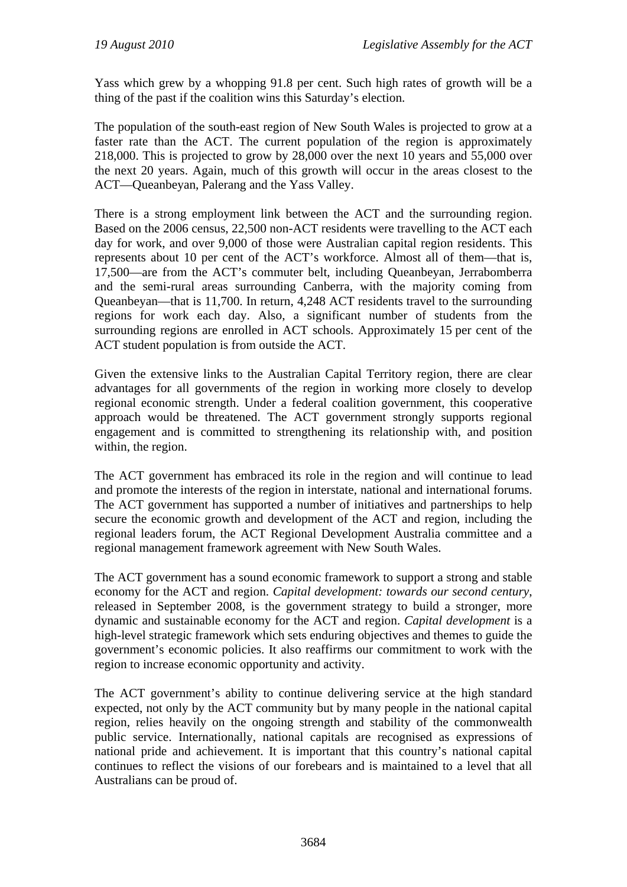Yass which grew by a whopping 91.8 per cent. Such high rates of growth will be a thing of the past if the coalition wins this Saturday's election.

The population of the south-east region of New South Wales is projected to grow at a faster rate than the ACT. The current population of the region is approximately 218,000. This is projected to grow by 28,000 over the next 10 years and 55,000 over the next 20 years. Again, much of this growth will occur in the areas closest to the ACT—Queanbeyan, Palerang and the Yass Valley.

There is a strong employment link between the ACT and the surrounding region. Based on the 2006 census, 22,500 non-ACT residents were travelling to the ACT each day for work, and over 9,000 of those were Australian capital region residents. This represents about 10 per cent of the ACT's workforce. Almost all of them—that is, 17,500—are from the ACT's commuter belt, including Queanbeyan, Jerrabomberra and the semi-rural areas surrounding Canberra, with the majority coming from Queanbeyan—that is 11,700. In return, 4,248 ACT residents travel to the surrounding regions for work each day. Also, a significant number of students from the surrounding regions are enrolled in ACT schools. Approximately 15 per cent of the ACT student population is from outside the ACT.

Given the extensive links to the Australian Capital Territory region, there are clear advantages for all governments of the region in working more closely to develop regional economic strength. Under a federal coalition government, this cooperative approach would be threatened. The ACT government strongly supports regional engagement and is committed to strengthening its relationship with, and position within, the region.

The ACT government has embraced its role in the region and will continue to lead and promote the interests of the region in interstate, national and international forums. The ACT government has supported a number of initiatives and partnerships to help secure the economic growth and development of the ACT and region, including the regional leaders forum, the ACT Regional Development Australia committee and a regional management framework agreement with New South Wales.

The ACT government has a sound economic framework to support a strong and stable economy for the ACT and region. *Capital development: towards our second century*, released in September 2008, is the government strategy to build a stronger, more dynamic and sustainable economy for the ACT and region. *Capital development* is a high-level strategic framework which sets enduring objectives and themes to guide the government's economic policies. It also reaffirms our commitment to work with the region to increase economic opportunity and activity.

The ACT government's ability to continue delivering service at the high standard expected, not only by the ACT community but by many people in the national capital region, relies heavily on the ongoing strength and stability of the commonwealth public service. Internationally, national capitals are recognised as expressions of national pride and achievement. It is important that this country's national capital continues to reflect the visions of our forebears and is maintained to a level that all Australians can be proud of.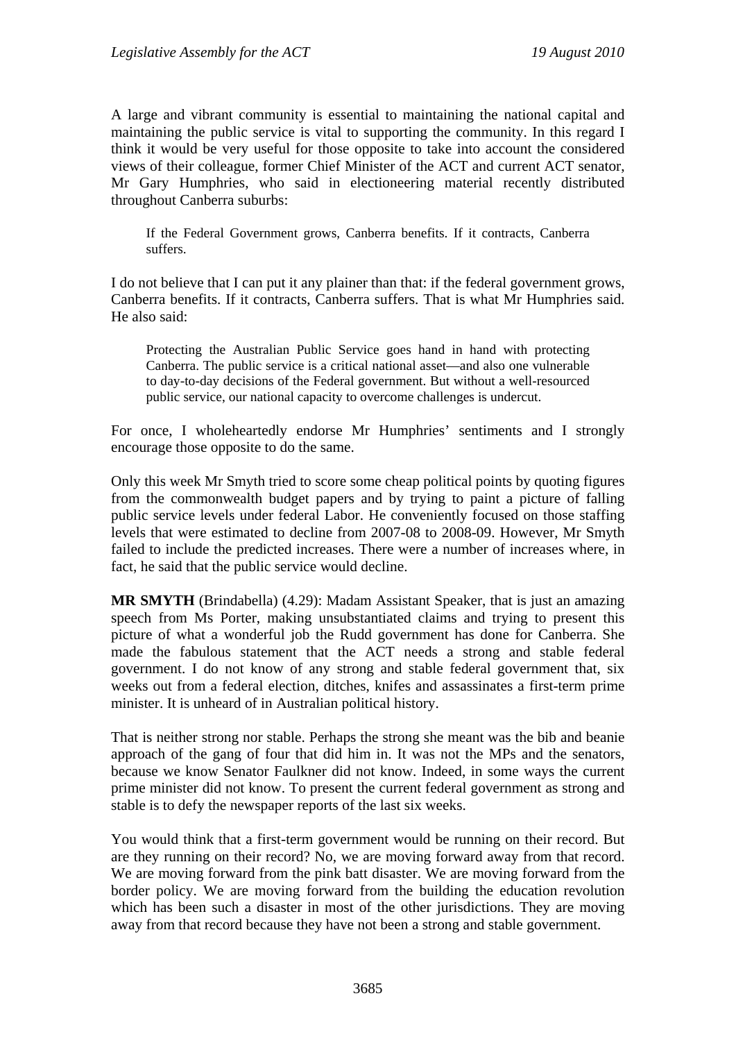A large and vibrant community is essential to maintaining the national capital and maintaining the public service is vital to supporting the community. In this regard I think it would be very useful for those opposite to take into account the considered views of their colleague, former Chief Minister of the ACT and current ACT senator, Mr Gary Humphries, who said in electioneering material recently distributed throughout Canberra suburbs:

> If the Federal Government grows, Canberra benefits. If it contracts, Canberra suffers.

I do not believe that I can put it any plainer than that: if the federal government grows, Canberra benefits. If it contracts, Canberra suffers. That is what Mr Humphries said. He also said:

> Protecting the Australian Public Service goes hand in hand with protecting Canberra. The public service is a critical national asset—and also one vulnerable to day-to-day decisions of the Federal government. But without a well-resourced public service, our national capacity to overcome challenges is undercut.

For once, I wholeheartedly endorse Mr Humphries' sentiments and I strongly encourage those opposite to do the same.

Only this week Mr Smyth tried to score some cheap political points by quoting figures from the commonwealth budget papers and by trying to paint a picture of falling public service levels under federal Labor. He conveniently focused on those staffing levels that were estimated to decline from 2007-08 to 2008-09. However, Mr Smyth failed to include the predicted increases. There were a number of increases where, in fact, he said that the public service would decline.

**MR SMYTH** (Brindabella) (4.29): Madam Assistant Speaker, that is just an amazing speech from Ms Porter, making unsubstantiated claims and trying to present this picture of what a wonderful job the Rudd government has done for Canberra. She made the fabulous statement that the ACT needs a strong and stable federal government. I do not know of any strong and stable federal government that, six weeks out from a federal election, ditches, knifes and assassinates a first-term prime minister. It is unheard of in Australian political history.

That is neither strong nor stable. Perhaps the strong she meant was the bib and beanie approach of the gang of four that did him in. It was not the MPs and the senators, because we know Senator Faulkner did not know. Indeed, in some ways the current prime minister did not know. To present the current federal government as strong and stable is to defy the newspaper reports of the last six weeks.

You would think that a first-term government would be running on their record. But are they running on their record? No, we are moving forward away from that record. We are moving forward from the pink batt disaster. We are moving forward from the border policy. We are moving forward from the building the education revolution which has been such a disaster in most of the other jurisdictions. They are moving away from that record because they have not been a strong and stable government.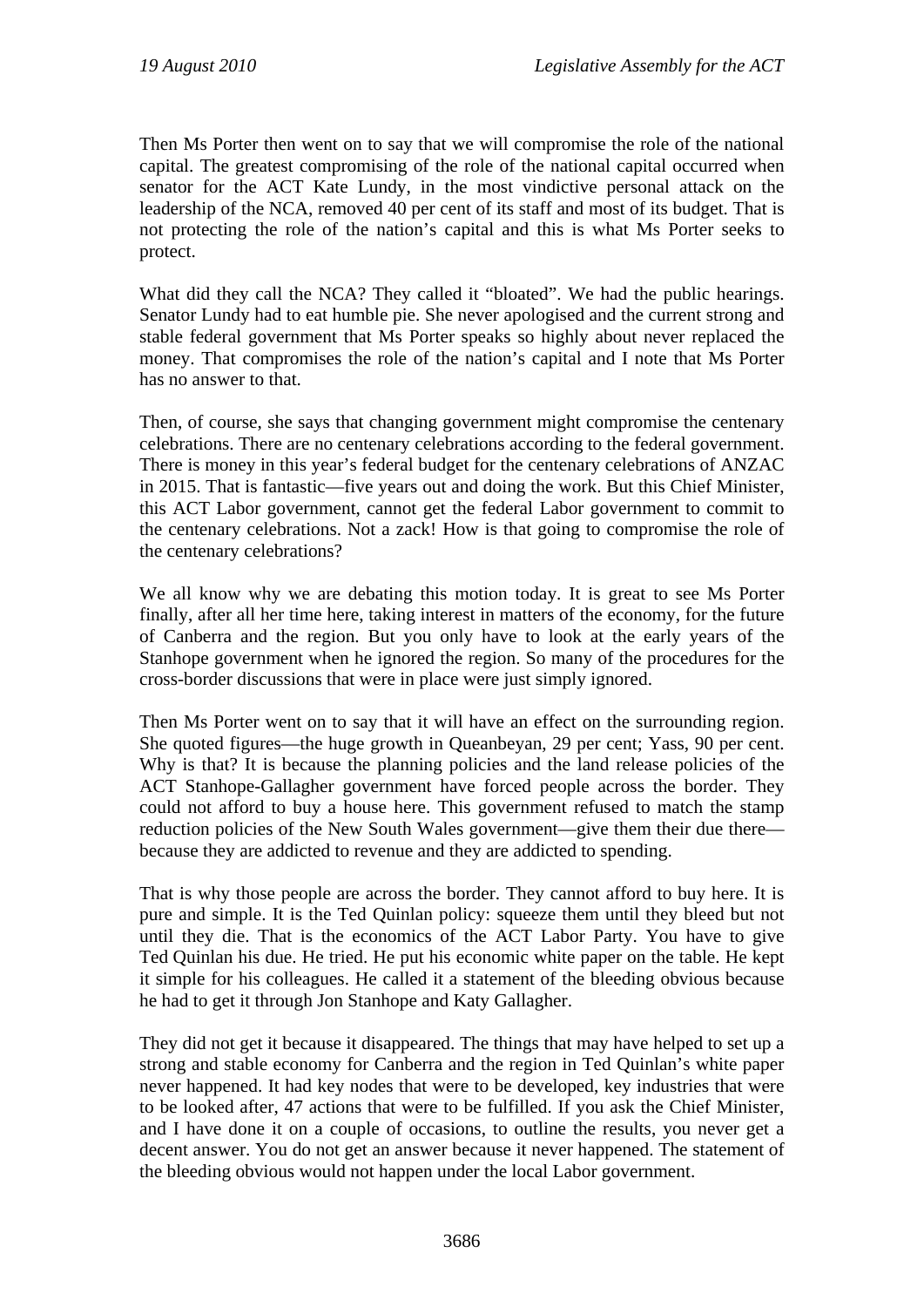Then Ms Porter then went on to say that we will compromise the role of the national capital. The greatest compromising of the role of the national capital occurred when senator for the ACT Kate Lundy, in the most vindictive personal attack on the leadership of the NCA, removed 40 per cent of its staff and most of its budget. That is not protecting the role of the nation's capital and this is what Ms Porter seeks to protect.

What did they call the NCA? They called it "bloated". We had the public hearings. Senator Lundy had to eat humble pie. She never apologised and the current strong and stable federal government that Ms Porter speaks so highly about never replaced the money. That compromises the role of the nation's capital and I note that Ms Porter has no answer to that.

Then, of course, she says that changing government might compromise the centenary celebrations. There are no centenary celebrations according to the federal government. There is money in this year's federal budget for the centenary celebrations of ANZAC in 2015. That is fantastic—five years out and doing the work. But this Chief Minister, this ACT Labor government, cannot get the federal Labor government to commit to the centenary celebrations. Not a zack! How is that going to compromise the role of the centenary celebrations?

We all know why we are debating this motion today. It is great to see Ms Porter finally, after all her time here, taking interest in matters of the economy, for the future of Canberra and the region. But you only have to look at the early years of the Stanhope government when he ignored the region. So many of the procedures for the cross-border discussions that were in place were just simply ignored.

Then Ms Porter went on to say that it will have an effect on the surrounding region. She quoted figures—the huge growth in Queanbeyan, 29 per cent; Yass, 90 per cent. Why is that? It is because the planning policies and the land release policies of the ACT Stanhope-Gallagher government have forced people across the border. They could not afford to buy a house here. This government refused to match the stamp reduction policies of the New South Wales government—give them their due there—because they are addicted to revenue and they are addicted to spending.

That is why those people are across the border. They cannot afford to buy here. It is pure and simple. It is the Ted Quinlan policy: squeeze them until they bleed but not until they die. That is the economics of the ACT Labor Party. You have to give Ted Quinlan his due. He tried. He put his economic white paper on the table. He kept it simple for his colleagues. He called it a statement of the bleeding obvious because he had to get it through Jon Stanhope and Katy Gallagher.

They did not get it because it disappeared. The things that may have helped to set up a strong and stable economy for Canberra and the region in Ted Quinlan's white paper never happened. It had key nodes that were to be developed, key industries that were to be looked after, 47 actions that were to be fulfilled. If you ask the Chief Minister, and I have done it on a couple of occasions, to outline the results, you never get a decent answer. You do not get an answer because it never happened. The statement of the bleeding obvious would not happen under the local Labor government.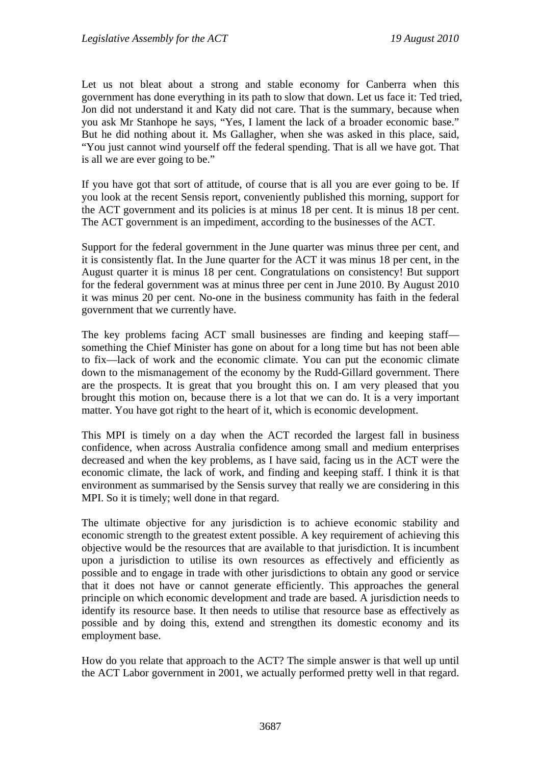Let us not bleat about a strong and stable economy for Canberra when this government has done everything in its path to slow that down. Let us face it: Ted tried, Jon did not understand it and Katy did not care. That is the summary, because when you ask Mr Stanhope he says, "Yes, I lament the lack of a broader economic base." But he did nothing about it. Ms Gallagher, when she was asked in this place, said, "You just cannot wind yourself off the federal spending. That is all we have got. That is all we are ever going to be."

If you have got that sort of attitude, of course that is all you are ever going to be. If you look at the recent Sensis report, conveniently published this morning, support for the ACT government and its policies is at minus 18 per cent. It is minus 18 per cent. The ACT government is an impediment, according to the businesses of the ACT.

Support for the federal government in the June quarter was minus three per cent, and it is consistently flat. In the June quarter for the ACT it was minus 18 per cent, in the August quarter it is minus 18 per cent. Congratulations on consistency! But support for the federal government was at minus three per cent in June 2010. By August 2010 it was minus 20 per cent. No-one in the business community has faith in the federal government that we currently have.

The key problems facing ACT small businesses are finding and keeping staff—something the Chief Minister has gone on about for a long time but has not been able to fix—lack of work and the economic climate. You can put the economic climate down to the mismanagement of the economy by the Rudd-Gillard government. There are the prospects. It is great that you brought this on. I am very pleased that you brought this motion on, because there is a lot that we can do. It is a very important matter. You have got right to the heart of it, which is economic development.

This MPI is timely on a day when the ACT recorded the largest fall in business confidence, when across Australia confidence among small and medium enterprises decreased and when the key problems, as I have said, facing us in the ACT were the economic climate, the lack of work, and finding and keeping staff. I think it is that environment as summarised by the Sensis survey that really we are considering in this MPI. So it is timely; well done in that regard.

The ultimate objective for any jurisdiction is to achieve economic stability and economic strength to the greatest extent possible. A key requirement of achieving this objective would be the resources that are available to that jurisdiction. It is incumbent upon a jurisdiction to utilise its own resources as effectively and efficiently as possible and to engage in trade with other jurisdictions to obtain any good or service that it does not have or cannot generate efficiently. This approaches the general principle on which economic development and trade are based. A jurisdiction needs to identify its resource base. It then needs to utilise that resource base as effectively as possible and by doing this, extend and strengthen its domestic economy and its employment base.

How do you relate that approach to the ACT? The simple answer is that well up until the ACT Labor government in 2001, we actually performed pretty well in that regard.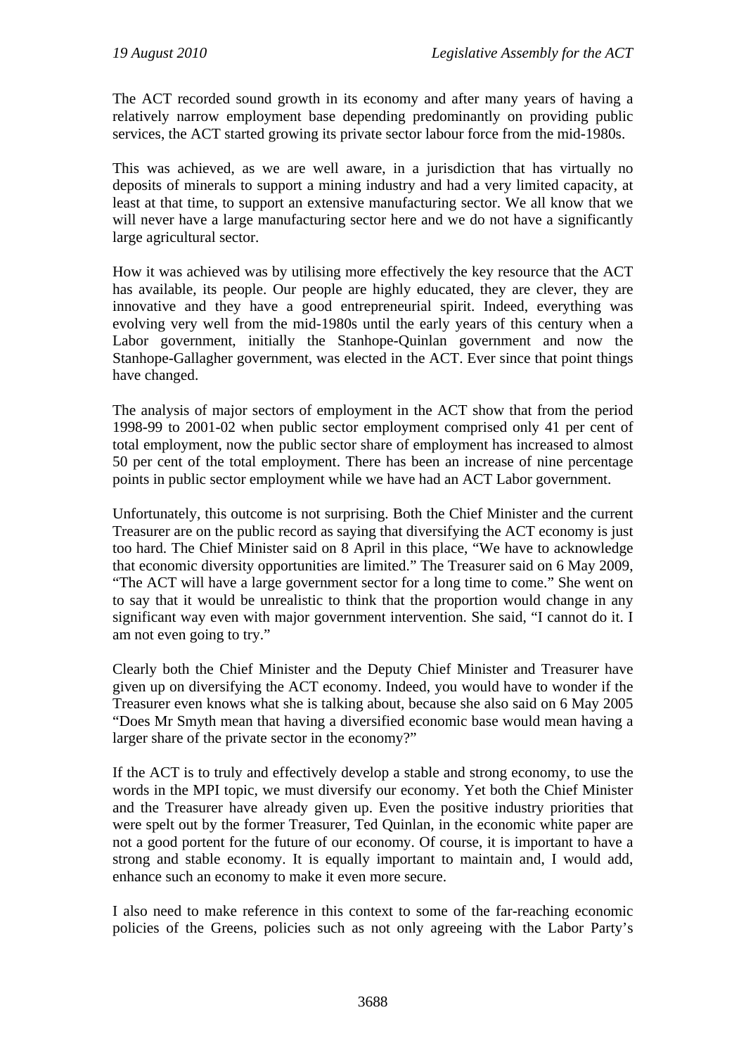The ACT recorded sound growth in its economy and after many years of having a relatively narrow employment base depending predominantly on providing public services, the ACT started growing its private sector labour force from the mid-1980s.

This was achieved, as we are well aware, in a jurisdiction that has virtually no deposits of minerals to support a mining industry and had a very limited capacity, at least at that time, to support an extensive manufacturing sector. We all know that we will never have a large manufacturing sector here and we do not have a significantly large agricultural sector.

How it was achieved was by utilising more effectively the key resource that the ACT has available, its people. Our people are highly educated, they are clever, they are innovative and they have a good entrepreneurial spirit. Indeed, everything was evolving very well from the mid-1980s until the early years of this century when a Labor government, initially the Stanhope-Quinlan government and now the Stanhope-Gallagher government, was elected in the ACT. Ever since that point things have changed.

The analysis of major sectors of employment in the ACT show that from the period 1998-99 to 2001-02 when public sector employment comprised only 41 per cent of total employment, now the public sector share of employment has increased to almost 50 per cent of the total employment. There has been an increase of nine percentage points in public sector employment while we have had an ACT Labor government.

Unfortunately, this outcome is not surprising. Both the Chief Minister and the current Treasurer are on the public record as saying that diversifying the ACT economy is just too hard. The Chief Minister said on 8 April in this place, "We have to acknowledge that economic diversity opportunities are limited." The Treasurer said on 6 May 2009, "The ACT will have a large government sector for a long time to come." She went on to say that it would be unrealistic to think that the proportion would change in any significant way even with major government intervention. She said, "I cannot do it. I am not even going to try."

Clearly both the Chief Minister and the Deputy Chief Minister and Treasurer have given up on diversifying the ACT economy. Indeed, you would have to wonder if the Treasurer even knows what she is talking about, because she also said on 6 May 2005 "Does Mr Smyth mean that having a diversified economic base would mean having a larger share of the private sector in the economy?"

If the ACT is to truly and effectively develop a stable and strong economy, to use the words in the MPI topic, we must diversify our economy. Yet both the Chief Minister and the Treasurer have already given up. Even the positive industry priorities that were spelt out by the former Treasurer, Ted Quinlan, in the economic white paper are not a good portent for the future of our economy. Of course, it is important to have a strong and stable economy. It is equally important to maintain and, I would add, enhance such an economy to make it even more secure.

I also need to make reference in this context to some of the far-reaching economic policies of the Greens, policies such as not only agreeing with the Labor Party's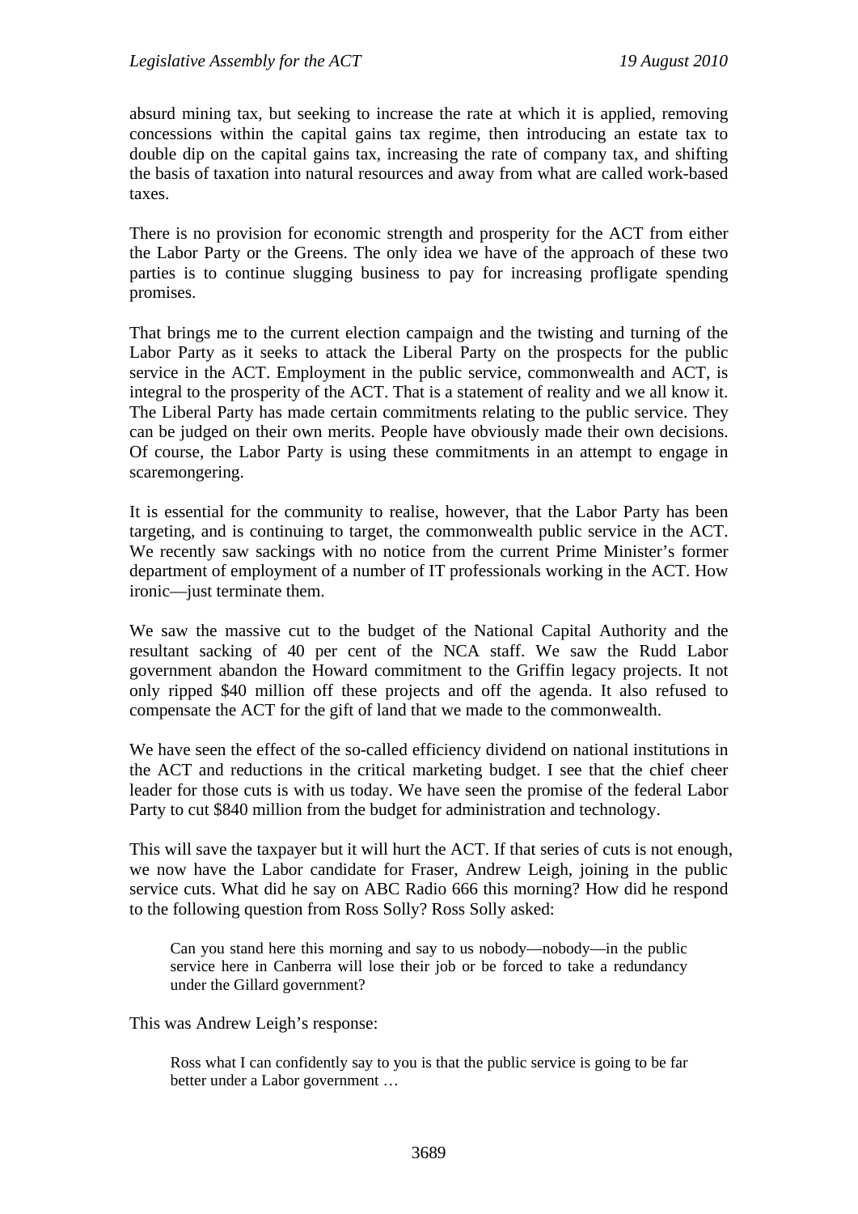absurd mining tax, but seeking to increase the rate at which it is applied, removing concessions within the capital gains tax regime, then introducing an estate tax to double dip on the capital gains tax, increasing the rate of company tax, and shifting the basis of taxation into natural resources and away from what are called work-based taxes.

There is no provision for economic strength and prosperity for the ACT from either the Labor Party or the Greens. The only idea we have of the approach of these two parties is to continue slugging business to pay for increasing profligate spending promises.

That brings me to the current election campaign and the twisting and turning of the Labor Party as it seeks to attack the Liberal Party on the prospects for the public service in the ACT. Employment in the public service, commonwealth and ACT, is integral to the prosperity of the ACT. That is a statement of reality and we all know it. The Liberal Party has made certain commitments relating to the public service. They can be judged on their own merits. People have obviously made their own decisions. Of course, the Labor Party is using these commitments in an attempt to engage in scaremongering.

It is essential for the community to realise, however, that the Labor Party has been targeting, and is continuing to target, the commonwealth public service in the ACT. We recently saw sackings with no notice from the current Prime Minister's former department of employment of a number of IT professionals working in the ACT. How ironic—just terminate them.

We saw the massive cut to the budget of the National Capital Authority and the resultant sacking of 40 per cent of the NCA staff. We saw the Rudd Labor government abandon the Howard commitment to the Griffin legacy projects. It not only ripped $40 million off these projects and off the agenda. It also refused to compensate the ACT for the gift of land that we made to the commonwealth.

We have seen the effect of the so-called efficiency dividend on national institutions in the ACT and reductions in the critical marketing budget. I see that the chief cheer leader for those cuts is with us today. We have seen the promise of the federal Labor Party to cut $840 million from the budget for administration and technology.

This will save the taxpayer but it will hurt the ACT. If that series of cuts is not enough, we now have the Labor candidate for Fraser, Andrew Leigh, joining in the public service cuts. What did he say on ABC Radio 666 this morning? How did he respond to the following question from Ross Solly? Ross Solly asked:

> Can you stand here this morning and say to us nobody—nobody—in the public service here in Canberra will lose their job or be forced to take a redundancy under the Gillard government?

This was Andrew Leigh's response:

> Ross what I can confidently say to you is that the public service is going to be far better under a Labor government …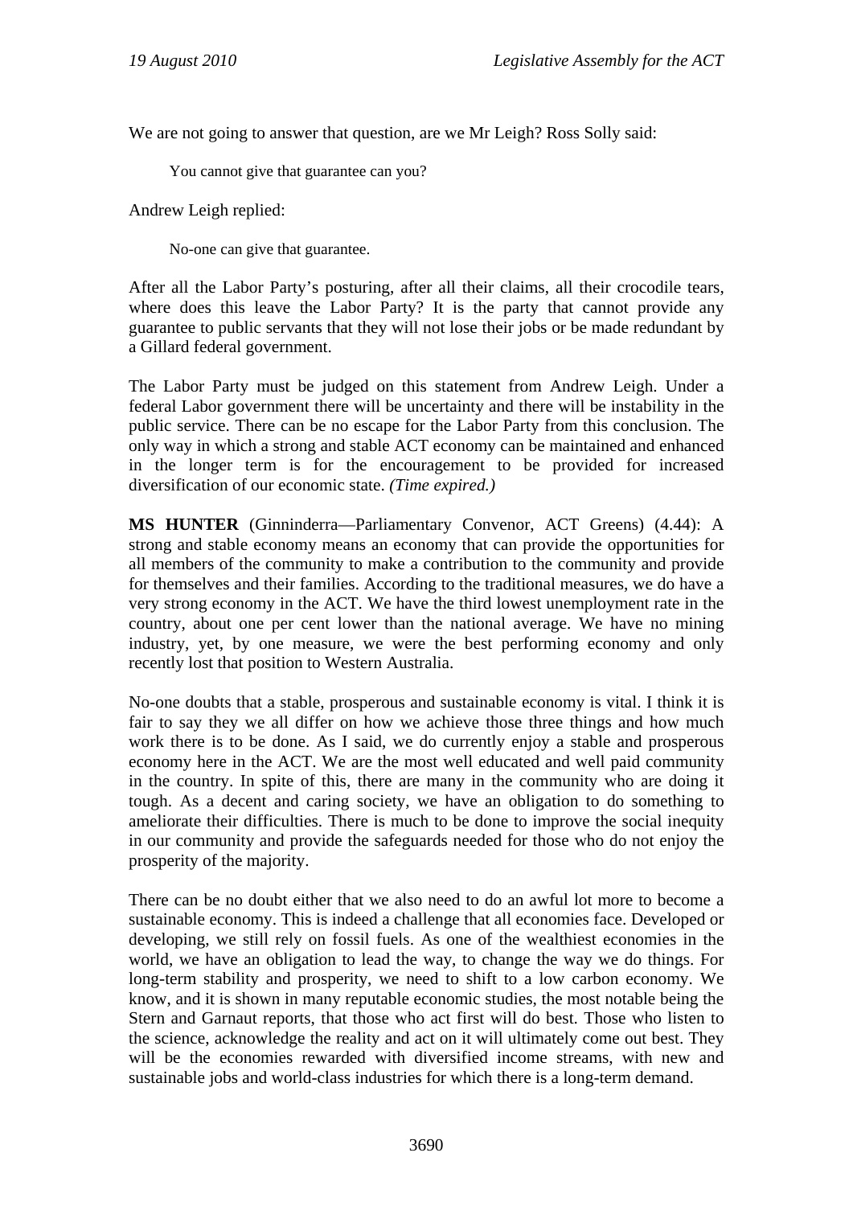We are not going to answer that question, are we Mr Leigh? Ross Solly said:

> You cannot give that guarantee can you?

Andrew Leigh replied:

> No-one can give that guarantee.

After all the Labor Party's posturing, after all their claims, all their crocodile tears, where does this leave the Labor Party? It is the party that cannot provide any guarantee to public servants that they will not lose their jobs or be made redundant by a Gillard federal government.

The Labor Party must be judged on this statement from Andrew Leigh. Under a federal Labor government there will be uncertainty and there will be instability in the public service. There can be no escape for the Labor Party from this conclusion. The only way in which a strong and stable ACT economy can be maintained and enhanced in the longer term is for the encouragement to be provided for increased diversification of our economic state. *(Time expired.)*

**MS HUNTER** (Ginninderra—Parliamentary Convenor, ACT Greens) (4.44): A strong and stable economy means an economy that can provide the opportunities for all members of the community to make a contribution to the community and provide for themselves and their families. According to the traditional measures, we do have a very strong economy in the ACT. We have the third lowest unemployment rate in the country, about one per cent lower than the national average. We have no mining industry, yet, by one measure, we were the best performing economy and only recently lost that position to Western Australia.

No-one doubts that a stable, prosperous and sustainable economy is vital. I think it is fair to say they we all differ on how we achieve those three things and how much work there is to be done. As I said, we do currently enjoy a stable and prosperous economy here in the ACT. We are the most well educated and well paid community in the country. In spite of this, there are many in the community who are doing it tough. As a decent and caring society, we have an obligation to do something to ameliorate their difficulties. There is much to be done to improve the social inequity in our community and provide the safeguards needed for those who do not enjoy the prosperity of the majority.

There can be no doubt either that we also need to do an awful lot more to become a sustainable economy. This is indeed a challenge that all economies face. Developed or developing, we still rely on fossil fuels. As one of the wealthiest economies in the world, we have an obligation to lead the way, to change the way we do things. For long-term stability and prosperity, we need to shift to a low carbon economy. We know, and it is shown in many reputable economic studies, the most notable being the Stern and Garnaut reports, that those who act first will do best. Those who listen to the science, acknowledge the reality and act on it will ultimately come out best. They will be the economies rewarded with diversified income streams, with new and sustainable jobs and world-class industries for which there is a long-term demand.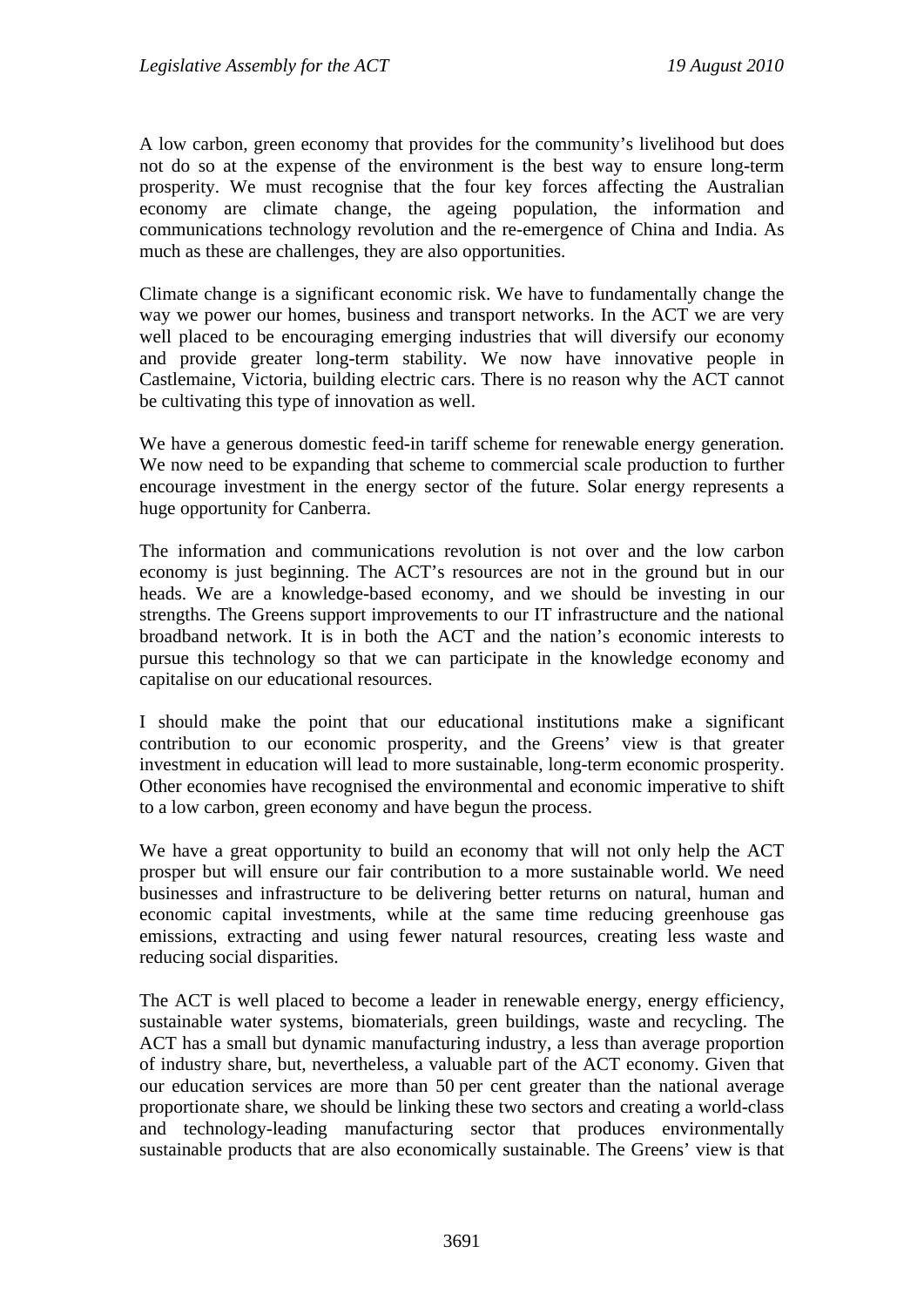A low carbon, green economy that provides for the community's livelihood but does not do so at the expense of the environment is the best way to ensure long-term prosperity. We must recognise that the four key forces affecting the Australian economy are climate change, the ageing population, the information and communications technology revolution and the re-emergence of China and India. As much as these are challenges, they are also opportunities.

Climate change is a significant economic risk. We have to fundamentally change the way we power our homes, business and transport networks. In the ACT we are very well placed to be encouraging emerging industries that will diversify our economy and provide greater long-term stability. We now have innovative people in Castlemaine, Victoria, building electric cars. There is no reason why the ACT cannot be cultivating this type of innovation as well.

We have a generous domestic feed-in tariff scheme for renewable energy generation. We now need to be expanding that scheme to commercial scale production to further encourage investment in the energy sector of the future. Solar energy represents a huge opportunity for Canberra.

The information and communications revolution is not over and the low carbon economy is just beginning. The ACT's resources are not in the ground but in our heads. We are a knowledge-based economy, and we should be investing in our strengths. The Greens support improvements to our IT infrastructure and the national broadband network. It is in both the ACT and the nation's economic interests to pursue this technology so that we can participate in the knowledge economy and capitalise on our educational resources.

I should make the point that our educational institutions make a significant contribution to our economic prosperity, and the Greens' view is that greater investment in education will lead to more sustainable, long-term economic prosperity. Other economies have recognised the environmental and economic imperative to shift to a low carbon, green economy and have begun the process.

We have a great opportunity to build an economy that will not only help the ACT prosper but will ensure our fair contribution to a more sustainable world. We need businesses and infrastructure to be delivering better returns on natural, human and economic capital investments, while at the same time reducing greenhouse gas emissions, extracting and using fewer natural resources, creating less waste and reducing social disparities.

The ACT is well placed to become a leader in renewable energy, energy efficiency, sustainable water systems, biomaterials, green buildings, waste and recycling. The ACT has a small but dynamic manufacturing industry, a less than average proportion of industry share, but, nevertheless, a valuable part of the ACT economy. Given that our education services are more than 50 per cent greater than the national average proportionate share, we should be linking these two sectors and creating a world-class and technology-leading manufacturing sector that produces environmentally sustainable products that are also economically sustainable. The Greens' view is that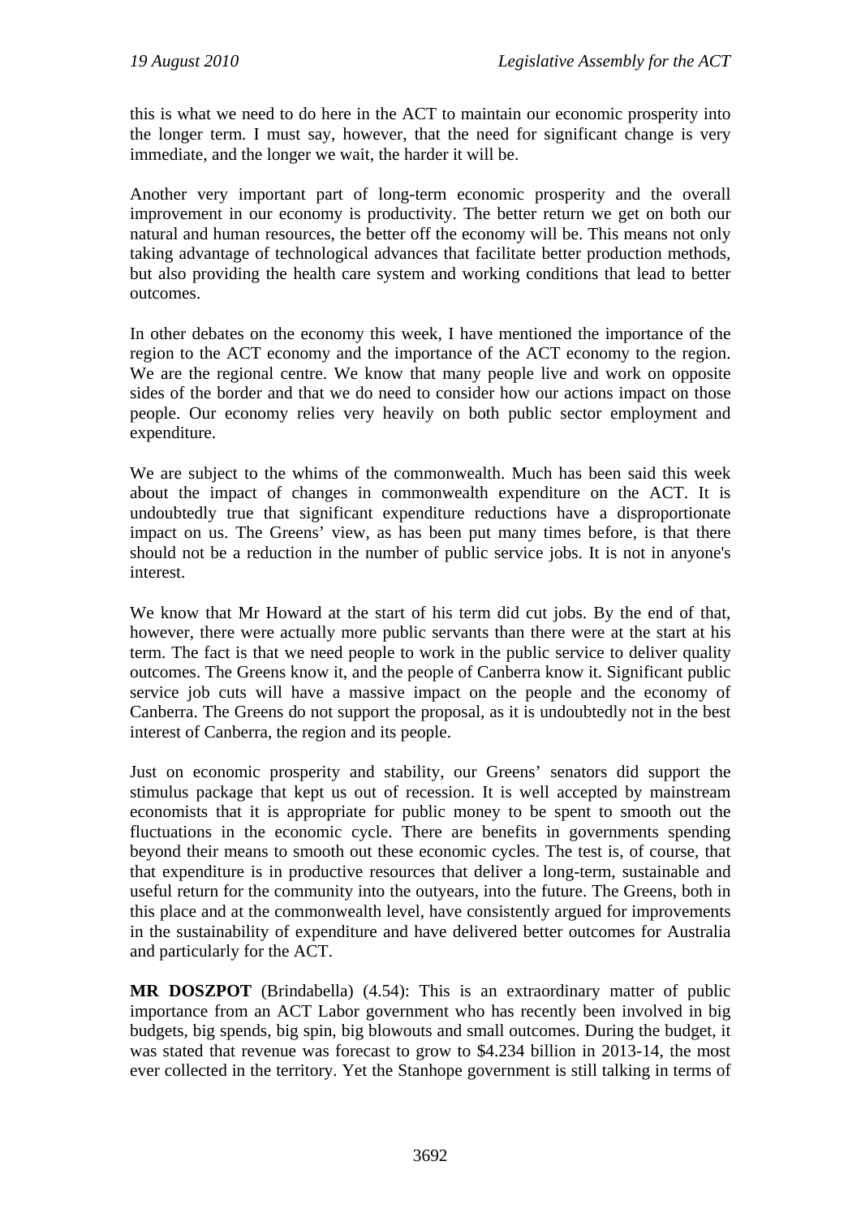this is what we need to do here in the ACT to maintain our economic prosperity into the longer term. I must say, however, that the need for significant change is very immediate, and the longer we wait, the harder it will be.

Another very important part of long-term economic prosperity and the overall improvement in our economy is productivity. The better return we get on both our natural and human resources, the better off the economy will be. This means not only taking advantage of technological advances that facilitate better production methods, but also providing the health care system and working conditions that lead to better outcomes.

In other debates on the economy this week, I have mentioned the importance of the region to the ACT economy and the importance of the ACT economy to the region. We are the regional centre. We know that many people live and work on opposite sides of the border and that we do need to consider how our actions impact on those people. Our economy relies very heavily on both public sector employment and expenditure.

We are subject to the whims of the commonwealth. Much has been said this week about the impact of changes in commonwealth expenditure on the ACT. It is undoubtedly true that significant expenditure reductions have a disproportionate impact on us. The Greens' view, as has been put many times before, is that there should not be a reduction in the number of public service jobs. It is not in anyone's interest.

We know that Mr Howard at the start of his term did cut jobs. By the end of that, however, there were actually more public servants than there were at the start at his term. The fact is that we need people to work in the public service to deliver quality outcomes. The Greens know it, and the people of Canberra know it. Significant public service job cuts will have a massive impact on the people and the economy of Canberra. The Greens do not support the proposal, as it is undoubtedly not in the best interest of Canberra, the region and its people.

Just on economic prosperity and stability, our Greens' senators did support the stimulus package that kept us out of recession. It is well accepted by mainstream economists that it is appropriate for public money to be spent to smooth out the fluctuations in the economic cycle. There are benefits in governments spending beyond their means to smooth out these economic cycles. The test is, of course, that that expenditure is in productive resources that deliver a long-term, sustainable and useful return for the community into the outyears, into the future. The Greens, both in this place and at the commonwealth level, have consistently argued for improvements in the sustainability of expenditure and have delivered better outcomes for Australia and particularly for the ACT.

**MR DOSZPOT** (Brindabella) (4.54): This is an extraordinary matter of public importance from an ACT Labor government who has recently been involved in big budgets, big spends, big spin, big blowouts and small outcomes. During the budget, it was stated that revenue was forecast to grow to $4.234 billion in 2013-14, the most ever collected in the territory. Yet the Stanhope government is still talking in terms of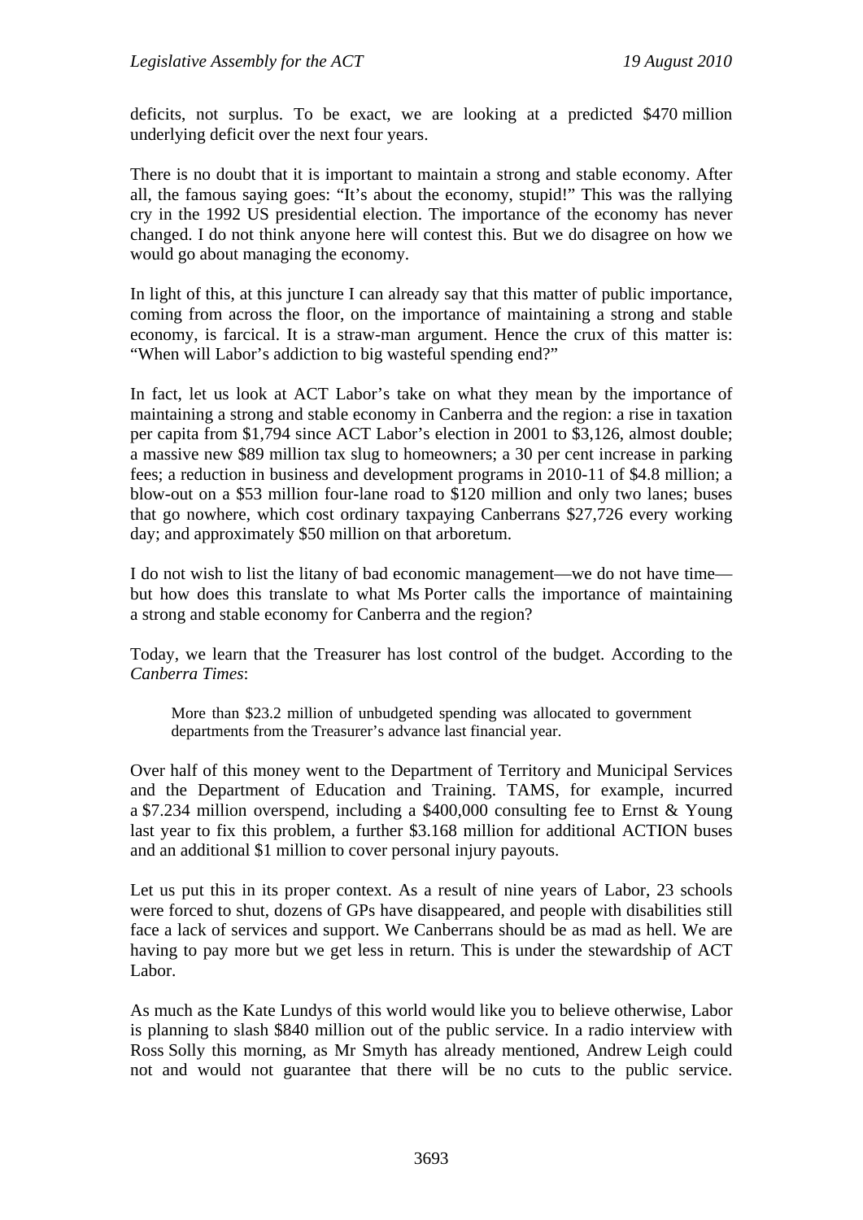deficits, not surplus. To be exact, we are looking at a predicted $470 million underlying deficit over the next four years.

There is no doubt that it is important to maintain a strong and stable economy. After all, the famous saying goes: "It's about the economy, stupid!" This was the rallying cry in the 1992 US presidential election. The importance of the economy has never changed. I do not think anyone here will contest this. But we do disagree on how we would go about managing the economy.

In light of this, at this juncture I can already say that this matter of public importance, coming from across the floor, on the importance of maintaining a strong and stable economy, is farcical. It is a straw-man argument. Hence the crux of this matter is: "When will Labor's addiction to big wasteful spending end?"

In fact, let us look at ACT Labor's take on what they mean by the importance of maintaining a strong and stable economy in Canberra and the region: a rise in taxation per capita from $1,794 since ACT Labor's election in 2001 to $3,126, almost double; a massive new $89 million tax slug to homeowners; a 30 per cent increase in parking fees; a reduction in business and development programs in 2010-11 of $4.8 million; a blow-out on a $53 million four-lane road to $120 million and only two lanes; buses that go nowhere, which cost ordinary taxpaying Canberrans $27,726 every working day; and approximately $50 million on that arboretum.

I do not wish to list the litany of bad economic management—we do not have time—but how does this translate to what Ms Porter calls the importance of maintaining a strong and stable economy for Canberra and the region?

Today, we learn that the Treasurer has lost control of the budget. According to the *Canberra Times*:

> More than $23.2 million of unbudgeted spending was allocated to government departments from the Treasurer's advance last financial year.

Over half of this money went to the Department of Territory and Municipal Services and the Department of Education and Training. TAMS, for example, incurred a $7.234 million overspend, including a $400,000 consulting fee to Ernst & Young last year to fix this problem, a further $3.168 million for additional ACTION buses and an additional $1 million to cover personal injury payouts.

Let us put this in its proper context. As a result of nine years of Labor, 23 schools were forced to shut, dozens of GPs have disappeared, and people with disabilities still face a lack of services and support. We Canberrans should be as mad as hell. We are having to pay more but we get less in return. This is under the stewardship of ACT Labor.

As much as the Kate Lundys of this world would like you to believe otherwise, Labor is planning to slash $840 million out of the public service. In a radio interview with Ross Solly this morning, as Mr Smyth has already mentioned, Andrew Leigh could not and would not guarantee that there will be no cuts to the public service.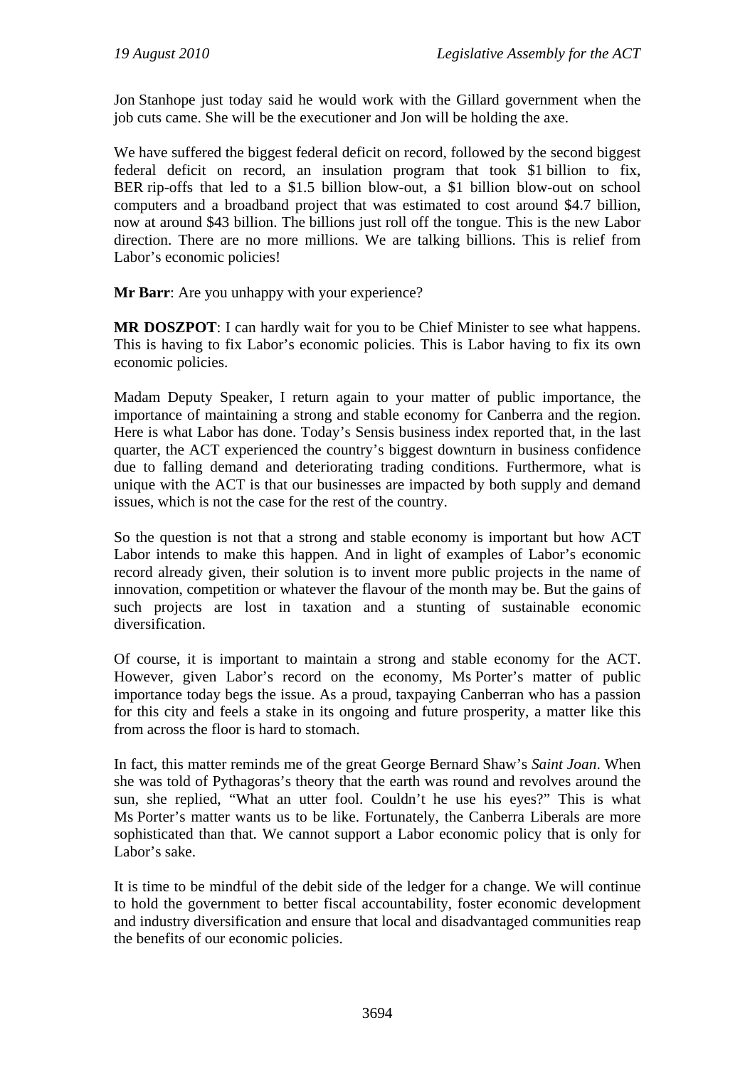Jon Stanhope just today said he would work with the Gillard government when the job cuts came. She will be the executioner and Jon will be holding the axe.

We have suffered the biggest federal deficit on record, followed by the second biggest federal deficit on record, an insulation program that took $1 billion to fix, BER rip-offs that led to a $1.5 billion blow-out, a $1 billion blow-out on school computers and a broadband project that was estimated to cost around $4.7 billion, now at around $43 billion. The billions just roll off the tongue. This is the new Labor direction. There are no more millions. We are talking billions. This is relief from Labor's economic policies!

**Mr Barr**: Are you unhappy with your experience?

**MR DOSZPOT**: I can hardly wait for you to be Chief Minister to see what happens. This is having to fix Labor's economic policies. This is Labor having to fix its own economic policies.

Madam Deputy Speaker, I return again to your matter of public importance, the importance of maintaining a strong and stable economy for Canberra and the region. Here is what Labor has done. Today's Sensis business index reported that, in the last quarter, the ACT experienced the country's biggest downturn in business confidence due to falling demand and deteriorating trading conditions. Furthermore, what is unique with the ACT is that our businesses are impacted by both supply and demand issues, which is not the case for the rest of the country.

So the question is not that a strong and stable economy is important but how ACT Labor intends to make this happen. And in light of examples of Labor's economic record already given, their solution is to invent more public projects in the name of innovation, competition or whatever the flavour of the month may be. But the gains of such projects are lost in taxation and a stunting of sustainable economic diversification.

Of course, it is important to maintain a strong and stable economy for the ACT. However, given Labor's record on the economy, Ms Porter's matter of public importance today begs the issue. As a proud, taxpaying Canberran who has a passion for this city and feels a stake in its ongoing and future prosperity, a matter like this from across the floor is hard to stomach.

In fact, this matter reminds me of the great George Bernard Shaw's *Saint Joan*. When she was told of Pythagoras's theory that the earth was round and revolves around the sun, she replied, "What an utter fool. Couldn't he use his eyes?" This is what Ms Porter's matter wants us to be like. Fortunately, the Canberra Liberals are more sophisticated than that. We cannot support a Labor economic policy that is only for Labor's sake.

It is time to be mindful of the debit side of the ledger for a change. We will continue to hold the government to better fiscal accountability, foster economic development and industry diversification and ensure that local and disadvantaged communities reap the benefits of our economic policies.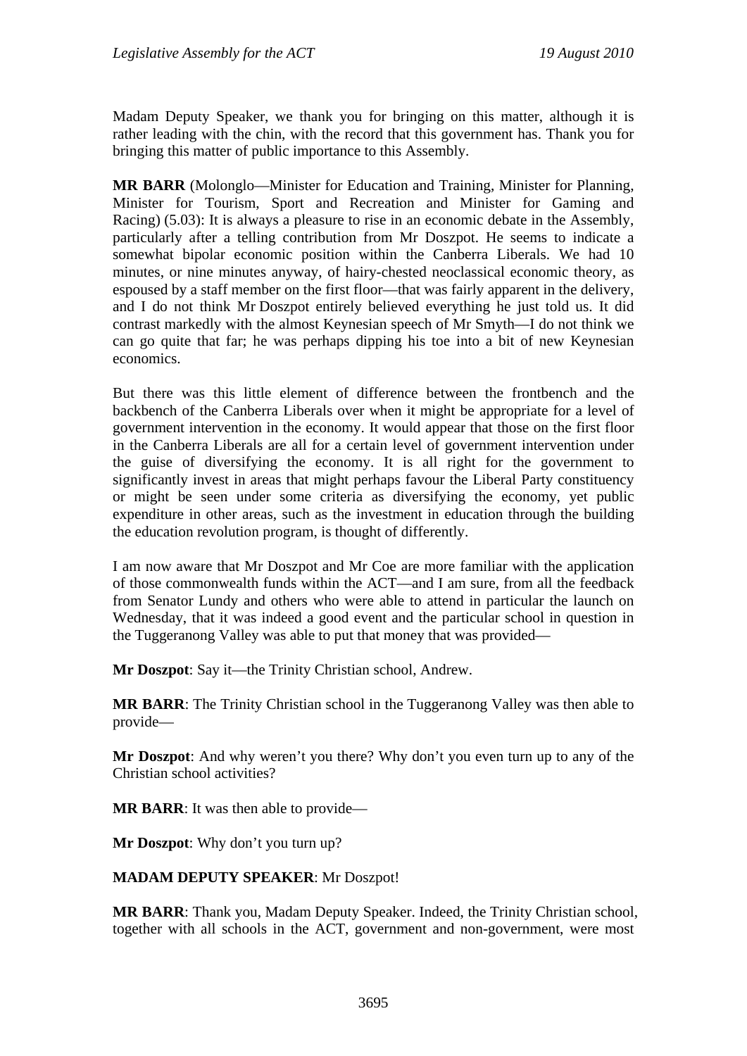Madam Deputy Speaker, we thank you for bringing on this matter, although it is rather leading with the chin, with the record that this government has. Thank you for bringing this matter of public importance to this Assembly.

**MR BARR** (Molonglo—Minister for Education and Training, Minister for Planning, Minister for Tourism, Sport and Recreation and Minister for Gaming and Racing) (5.03): It is always a pleasure to rise in an economic debate in the Assembly, particularly after a telling contribution from Mr Doszpot. He seems to indicate a somewhat bipolar economic position within the Canberra Liberals. We had 10 minutes, or nine minutes anyway, of hairy-chested neoclassical economic theory, as espoused by a staff member on the first floor—that was fairly apparent in the delivery, and I do not think Mr Doszpot entirely believed everything he just told us. It did contrast markedly with the almost Keynesian speech of Mr Smyth—I do not think we can go quite that far; he was perhaps dipping his toe into a bit of new Keynesian economics.

But there was this little element of difference between the frontbench and the backbench of the Canberra Liberals over when it might be appropriate for a level of government intervention in the economy. It would appear that those on the first floor in the Canberra Liberals are all for a certain level of government intervention under the guise of diversifying the economy. It is all right for the government to significantly invest in areas that might perhaps favour the Liberal Party constituency or might be seen under some criteria as diversifying the economy, yet public expenditure in other areas, such as the investment in education through the building the education revolution program, is thought of differently.

I am now aware that Mr Doszpot and Mr Coe are more familiar with the application of those commonwealth funds within the ACT—and I am sure, from all the feedback from Senator Lundy and others who were able to attend in particular the launch on Wednesday, that it was indeed a good event and the particular school in question in the Tuggeranong Valley was able to put that money that was provided—

**Mr Doszpot**: Say it—the Trinity Christian school, Andrew.

**MR BARR**: The Trinity Christian school in the Tuggeranong Valley was then able to provide—

**Mr Doszpot**: And why weren't you there? Why don't you even turn up to any of the Christian school activities?

**MR BARR**: It was then able to provide—

**Mr Doszpot**: Why don't you turn up?

**MADAM DEPUTY SPEAKER**: Mr Doszpot!

**MR BARR**: Thank you, Madam Deputy Speaker. Indeed, the Trinity Christian school, together with all schools in the ACT, government and non-government, were most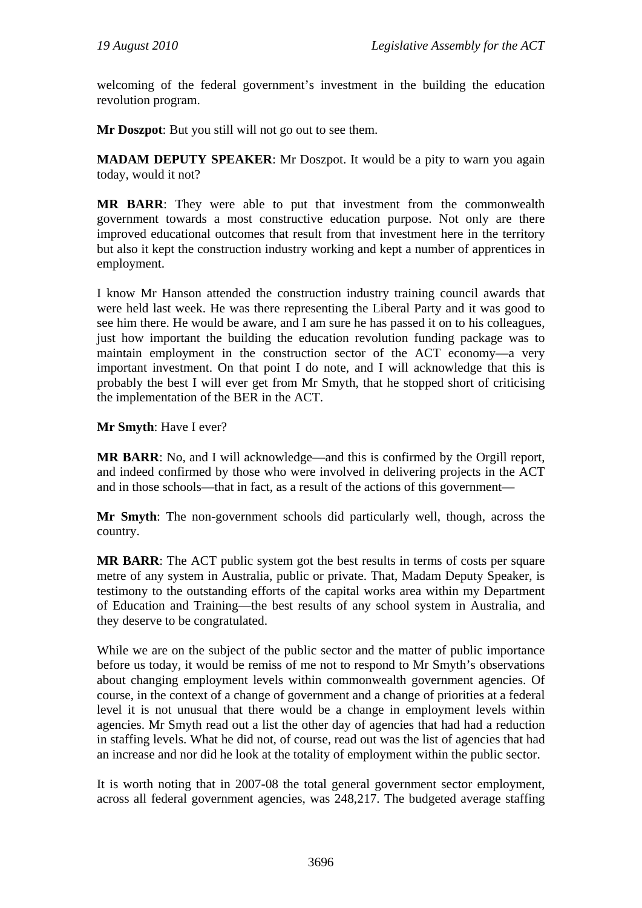welcoming of the federal government's investment in the building the education revolution program.

**Mr Doszpot**: But you still will not go out to see them.

**MADAM DEPUTY SPEAKER**: Mr Doszpot. It would be a pity to warn you again today, would it not?

**MR BARR**: They were able to put that investment from the commonwealth government towards a most constructive education purpose. Not only are there improved educational outcomes that result from that investment here in the territory but also it kept the construction industry working and kept a number of apprentices in employment.

I know Mr Hanson attended the construction industry training council awards that were held last week. He was there representing the Liberal Party and it was good to see him there. He would be aware, and I am sure he has passed it on to his colleagues, just how important the building the education revolution funding package was to maintain employment in the construction sector of the ACT economy—a very important investment. On that point I do note, and I will acknowledge that this is probably the best I will ever get from Mr Smyth, that he stopped short of criticising the implementation of the BER in the ACT.

**Mr Smyth**: Have I ever?

**MR BARR**: No, and I will acknowledge—and this is confirmed by the Orgill report, and indeed confirmed by those who were involved in delivering projects in the ACT and in those schools—that in fact, as a result of the actions of this government—

**Mr Smyth**: The non-government schools did particularly well, though, across the country.

**MR BARR**: The ACT public system got the best results in terms of costs per square metre of any system in Australia, public or private. That, Madam Deputy Speaker, is testimony to the outstanding efforts of the capital works area within my Department of Education and Training—the best results of any school system in Australia, and they deserve to be congratulated.

While we are on the subject of the public sector and the matter of public importance before us today, it would be remiss of me not to respond to Mr Smyth's observations about changing employment levels within commonwealth government agencies. Of course, in the context of a change of government and a change of priorities at a federal level it is not unusual that there would be a change in employment levels within agencies. Mr Smyth read out a list the other day of agencies that had had a reduction in staffing levels. What he did not, of course, read out was the list of agencies that had an increase and nor did he look at the totality of employment within the public sector.

It is worth noting that in 2007-08 the total general government sector employment, across all federal government agencies, was 248,217. The budgeted average staffing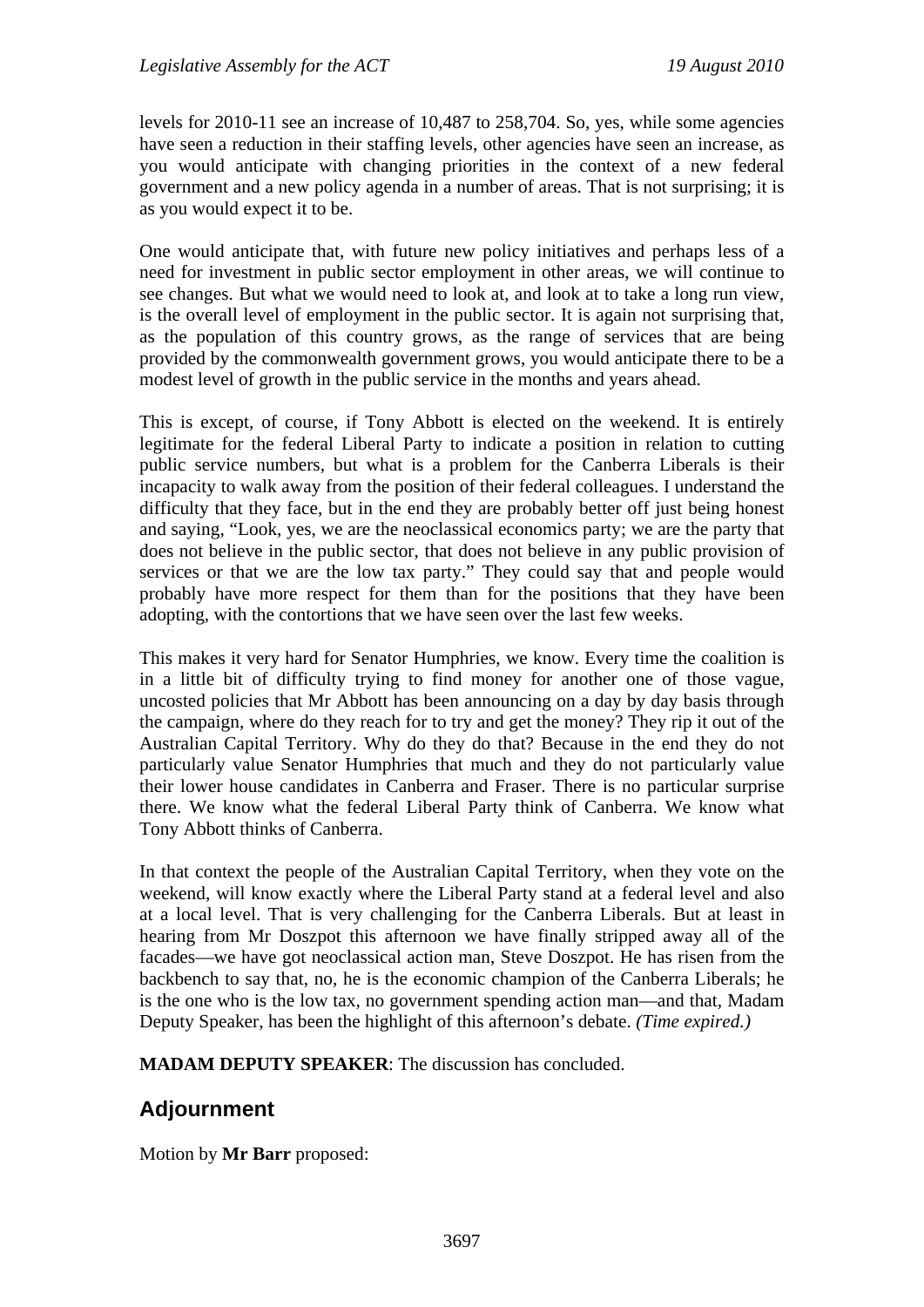levels for 2010-11 see an increase of 10,487 to 258,704. So, yes, while some agencies have seen a reduction in their staffing levels, other agencies have seen an increase, as you would anticipate with changing priorities in the context of a new federal government and a new policy agenda in a number of areas. That is not surprising; it is as you would expect it to be.

One would anticipate that, with future new policy initiatives and perhaps less of a need for investment in public sector employment in other areas, we will continue to see changes. But what we would need to look at, and look at to take a long run view, is the overall level of employment in the public sector. It is again not surprising that, as the population of this country grows, as the range of services that are being provided by the commonwealth government grows, you would anticipate there to be a modest level of growth in the public service in the months and years ahead.

This is except, of course, if Tony Abbott is elected on the weekend. It is entirely legitimate for the federal Liberal Party to indicate a position in relation to cutting public service numbers, but what is a problem for the Canberra Liberals is their incapacity to walk away from the position of their federal colleagues. I understand the difficulty that they face, but in the end they are probably better off just being honest and saying, "Look, yes, we are the neoclassical economics party; we are the party that does not believe in the public sector, that does not believe in any public provision of services or that we are the low tax party." They could say that and people would probably have more respect for them than for the positions that they have been adopting, with the contortions that we have seen over the last few weeks.

This makes it very hard for Senator Humphries, we know. Every time the coalition is in a little bit of difficulty trying to find money for another one of those vague, uncosted policies that Mr Abbott has been announcing on a day by day basis through the campaign, where do they reach for to try and get the money? They rip it out of the Australian Capital Territory. Why do they do that? Because in the end they do not particularly value Senator Humphries that much and they do not particularly value their lower house candidates in Canberra and Fraser. There is no particular surprise there. We know what the federal Liberal Party think of Canberra. We know what Tony Abbott thinks of Canberra.

In that context the people of the Australian Capital Territory, when they vote on the weekend, will know exactly where the Liberal Party stand at a federal level and also at a local level. That is very challenging for the Canberra Liberals. But at least in hearing from Mr Doszpot this afternoon we have finally stripped away all of the facades—we have got neoclassical action man, Steve Doszpot. He has risen from the backbench to say that, no, he is the economic champion of the Canberra Liberals; he is the one who is the low tax, no government spending action man—and that, Madam Deputy Speaker, has been the highlight of this afternoon's debate. *(Time expired.)*

**MADAM DEPUTY SPEAKER**: The discussion has concluded.

## Adjournment

Motion by **Mr Barr** proposed: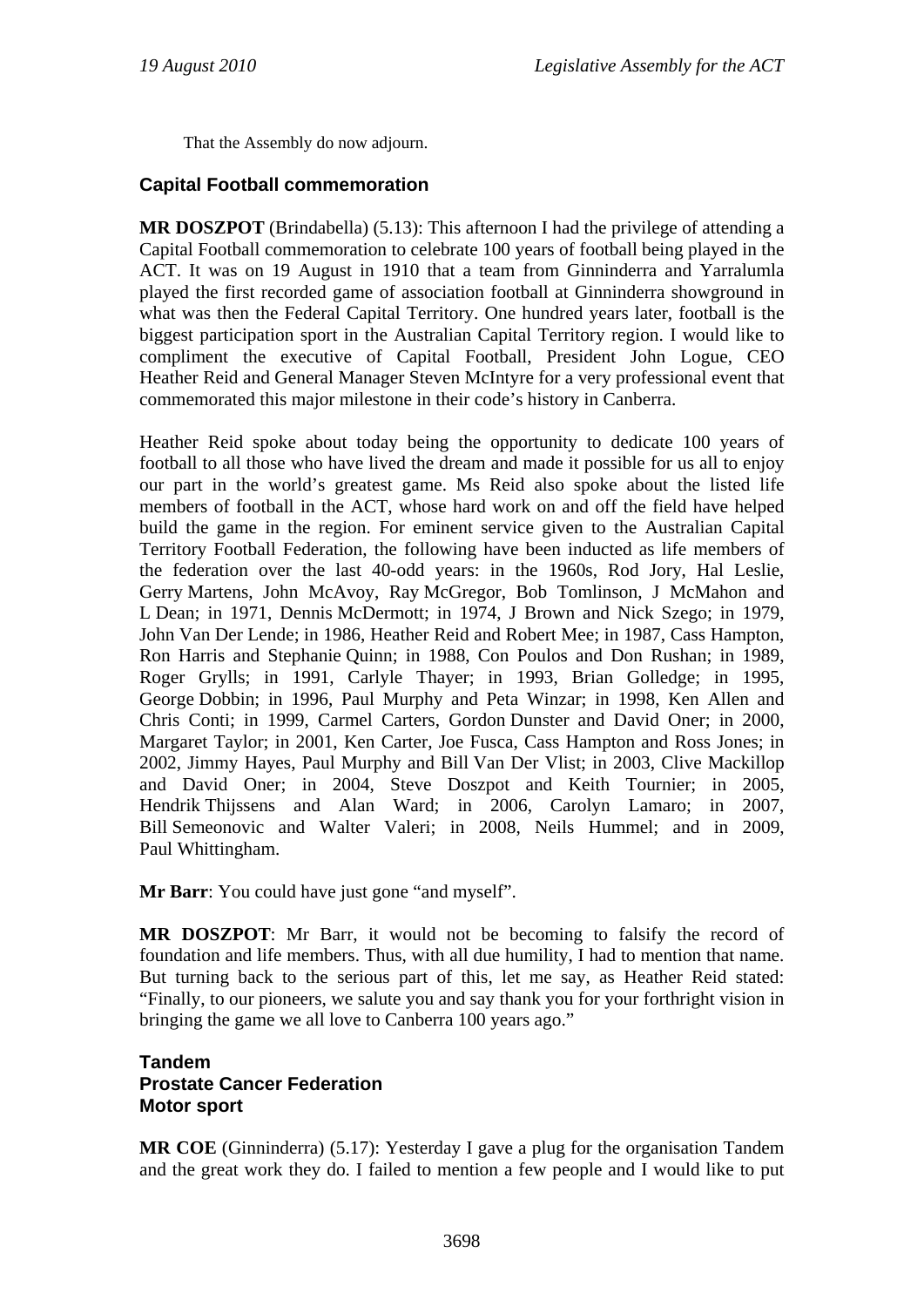That the Assembly do now adjourn.

## Capital Football commemoration

**MR DOSZPOT** (Brindabella) (5.13): This afternoon I had the privilege of attending a Capital Football commemoration to celebrate 100 years of football being played in the ACT. It was on 19 August in 1910 that a team from Ginninderra and Yarralumla played the first recorded game of association football at Ginninderra showground in what was then the Federal Capital Territory. One hundred years later, football is the biggest participation sport in the Australian Capital Territory region. I would like to compliment the executive of Capital Football, President John Logue, CEO Heather Reid and General Manager Steven McIntyre for a very professional event that commemorated this major milestone in their code's history in Canberra.

Heather Reid spoke about today being the opportunity to dedicate 100 years of football to all those who have lived the dream and made it possible for us all to enjoy our part in the world's greatest game. Ms Reid also spoke about the listed life members of football in the ACT, whose hard work on and off the field have helped build the game in the region. For eminent service given to the Australian Capital Territory Football Federation, the following have been inducted as life members of the federation over the last 40-odd years: in the 1960s, Rod Jory, Hal Leslie, Gerry Martens, John McAvoy, Ray McGregor, Bob Tomlinson, J McMahon and L Dean; in 1971, Dennis McDermott; in 1974, J Brown and Nick Szego; in 1979, John Van Der Lende; in 1986, Heather Reid and Robert Mee; in 1987, Cass Hampton, Ron Harris and Stephanie Quinn; in 1988, Con Poulos and Don Rushan; in 1989, Roger Grylls; in 1991, Carlyle Thayer; in 1993, Brian Golledge; in 1995, George Dobbin; in 1996, Paul Murphy and Peta Winzar; in 1998, Ken Allen and Chris Conti; in 1999, Carmel Carters, Gordon Dunster and David Oner; in 2000, Margaret Taylor; in 2001, Ken Carter, Joe Fusca, Cass Hampton and Ross Jones; in 2002, Jimmy Hayes, Paul Murphy and Bill Van Der Vlist; in 2003, Clive Mackillop and David Oner; in 2004, Steve Doszpot and Keith Tournier; in 2005, Hendrik Thijssens and Alan Ward; in 2006, Carolyn Lamaro; in 2007, Bill Semeonovic and Walter Valeri; in 2008, Neils Hummel; and in 2009, Paul Whittingham.

**Mr Barr**: You could have just gone "and myself".

**MR DOSZPOT**: Mr Barr, it would not be becoming to falsify the record of foundation and life members. Thus, with all due humility, I had to mention that name. But turning back to the serious part of this, let me say, as Heather Reid stated: "Finally, to our pioneers, we salute you and say thank you for your forthright vision in bringing the game we all love to Canberra 100 years ago."

## Tandem
## Prostate Cancer Federation
## Motor sport

**MR COE** (Ginninderra) (5.17): Yesterday I gave a plug for the organisation Tandem and the great work they do. I failed to mention a few people and I would like to put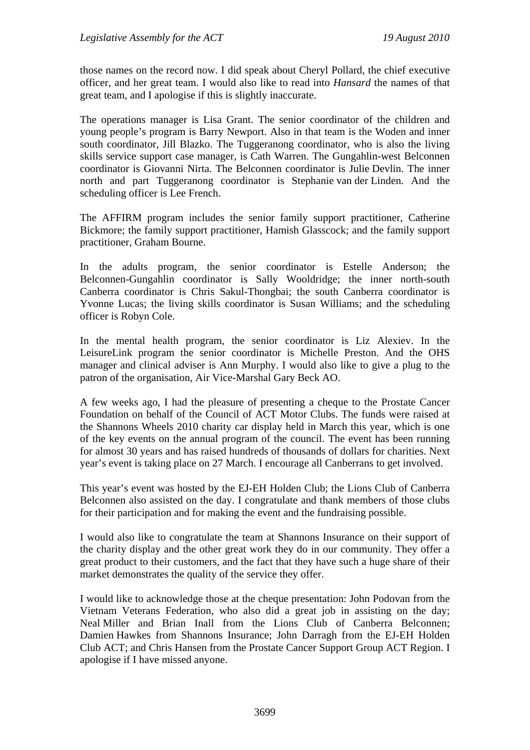those names on the record now. I did speak about Cheryl Pollard, the chief executive officer, and her great team. I would also like to read into *Hansard* the names of that great team, and I apologise if this is slightly inaccurate.

The operations manager is Lisa Grant. The senior coordinator of the children and young people's program is Barry Newport. Also in that team is the Woden and inner south coordinator, Jill Blazko. The Tuggeranong coordinator, who is also the living skills service support case manager, is Cath Warren. The Gungahlin-west Belconnen coordinator is Giovanni Nirta. The Belconnen coordinator is Julie Devlin. The inner north and part Tuggeranong coordinator is Stephanie van der Linden. And the scheduling officer is Lee French.

The AFFIRM program includes the senior family support practitioner, Catherine Bickmore; the family support practitioner, Hamish Glasscock; and the family support practitioner, Graham Bourne.

In the adults program, the senior coordinator is Estelle Anderson; the Belconnen-Gungahlin coordinator is Sally Wooldridge; the inner north-south Canberra coordinator is Chris Sakul-Thongbai; the south Canberra coordinator is Yvonne Lucas; the living skills coordinator is Susan Williams; and the scheduling officer is Robyn Cole.

In the mental health program, the senior coordinator is Liz Alexiev. In the LeisureLink program the senior coordinator is Michelle Preston. And the OHS manager and clinical adviser is Ann Murphy. I would also like to give a plug to the patron of the organisation, Air Vice-Marshal Gary Beck AO.

A few weeks ago, I had the pleasure of presenting a cheque to the Prostate Cancer Foundation on behalf of the Council of ACT Motor Clubs. The funds were raised at the Shannons Wheels 2010 charity car display held in March this year, which is one of the key events on the annual program of the council. The event has been running for almost 30 years and has raised hundreds of thousands of dollars for charities. Next year's event is taking place on 27 March. I encourage all Canberrans to get involved.

This year's event was hosted by the EJ-EH Holden Club; the Lions Club of Canberra Belconnen also assisted on the day. I congratulate and thank members of those clubs for their participation and for making the event and the fundraising possible.

I would also like to congratulate the team at Shannons Insurance on their support of the charity display and the other great work they do in our community. They offer a great product to their customers, and the fact that they have such a huge share of their market demonstrates the quality of the service they offer.

I would like to acknowledge those at the cheque presentation: John Podovan from the Vietnam Veterans Federation, who also did a great job in assisting on the day; Neal Miller and Brian Inall from the Lions Club of Canberra Belconnen; Damien Hawkes from Shannons Insurance; John Darragh from the EJ-EH Holden Club ACT; and Chris Hansen from the Prostate Cancer Support Group ACT Region. I apologise if I have missed anyone.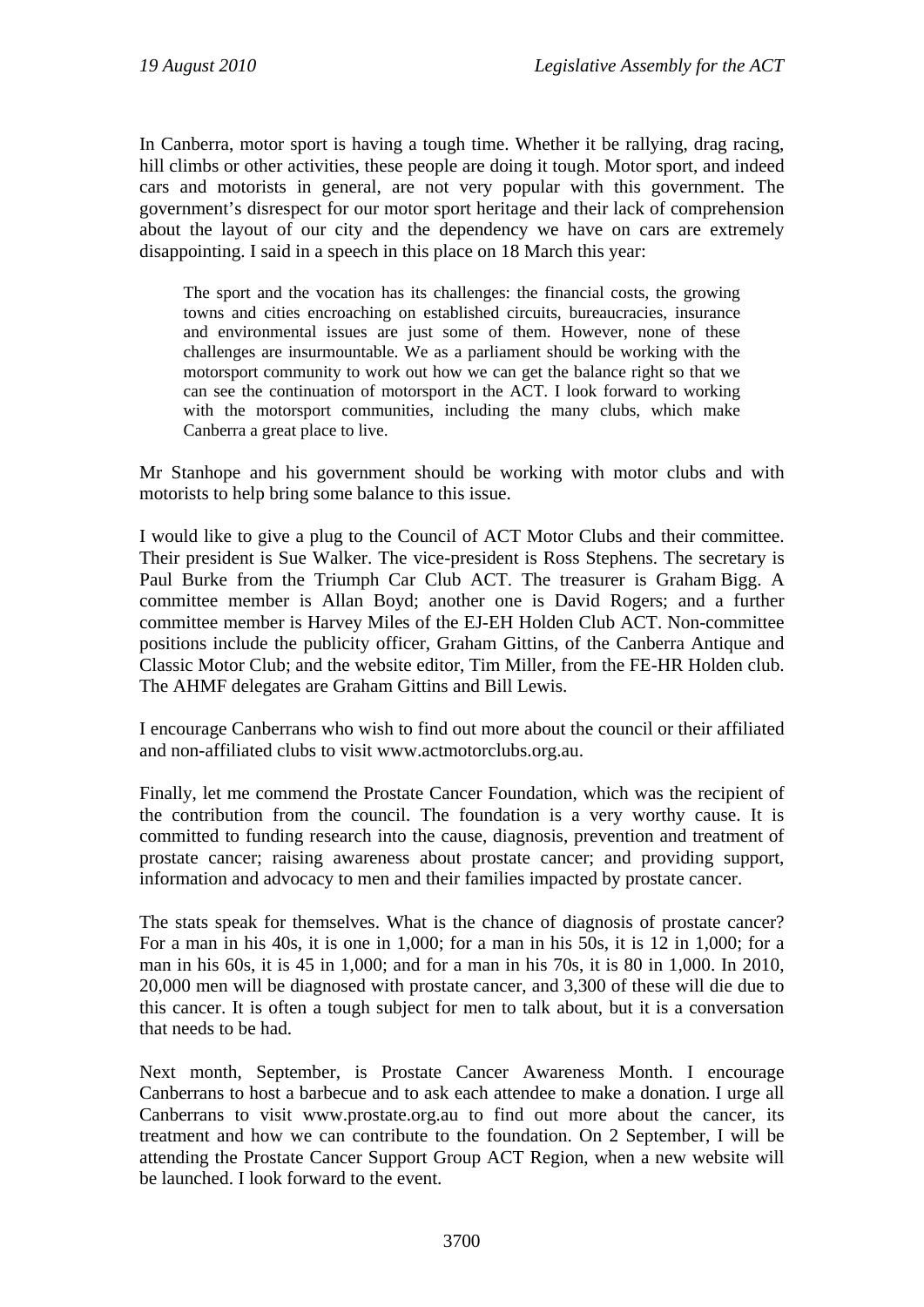In Canberra, motor sport is having a tough time. Whether it be rallying, drag racing, hill climbs or other activities, these people are doing it tough. Motor sport, and indeed cars and motorists in general, are not very popular with this government. The government's disrespect for our motor sport heritage and their lack of comprehension about the layout of our city and the dependency we have on cars are extremely disappointing. I said in a speech in this place on 18 March this year:

> The sport and the vocation has its challenges: the financial costs, the growing towns and cities encroaching on established circuits, bureaucracies, insurance and environmental issues are just some of them. However, none of these challenges are insurmountable. We as a parliament should be working with the motorsport community to work out how we can get the balance right so that we can see the continuation of motorsport in the ACT. I look forward to working with the motorsport communities, including the many clubs, which make Canberra a great place to live.

Mr Stanhope and his government should be working with motor clubs and with motorists to help bring some balance to this issue.

I would like to give a plug to the Council of ACT Motor Clubs and their committee. Their president is Sue Walker. The vice-president is Ross Stephens. The secretary is Paul Burke from the Triumph Car Club ACT. The treasurer is Graham Bigg. A committee member is Allan Boyd; another one is David Rogers; and a further committee member is Harvey Miles of the EJ-EH Holden Club ACT. Non-committee positions include the publicity officer, Graham Gittins, of the Canberra Antique and Classic Motor Club; and the website editor, Tim Miller, from the FE-HR Holden club. The AHMF delegates are Graham Gittins and Bill Lewis.

I encourage Canberrans who wish to find out more about the council or their affiliated and non-affiliated clubs to visit www.actmotorclubs.org.au.

Finally, let me commend the Prostate Cancer Foundation, which was the recipient of the contribution from the council. The foundation is a very worthy cause. It is committed to funding research into the cause, diagnosis, prevention and treatment of prostate cancer; raising awareness about prostate cancer; and providing support, information and advocacy to men and their families impacted by prostate cancer.

The stats speak for themselves. What is the chance of diagnosis of prostate cancer? For a man in his 40s, it is one in 1,000; for a man in his 50s, it is 12 in 1,000; for a man in his 60s, it is 45 in 1,000; and for a man in his 70s, it is 80 in 1,000. In 2010, 20,000 men will be diagnosed with prostate cancer, and 3,300 of these will die due to this cancer. It is often a tough subject for men to talk about, but it is a conversation that needs to be had.

Next month, September, is Prostate Cancer Awareness Month. I encourage Canberrans to host a barbecue and to ask each attendee to make a donation. I urge all Canberrans to visit www.prostate.org.au to find out more about the cancer, its treatment and how we can contribute to the foundation. On 2 September, I will be attending the Prostate Cancer Support Group ACT Region, when a new website will be launched. I look forward to the event.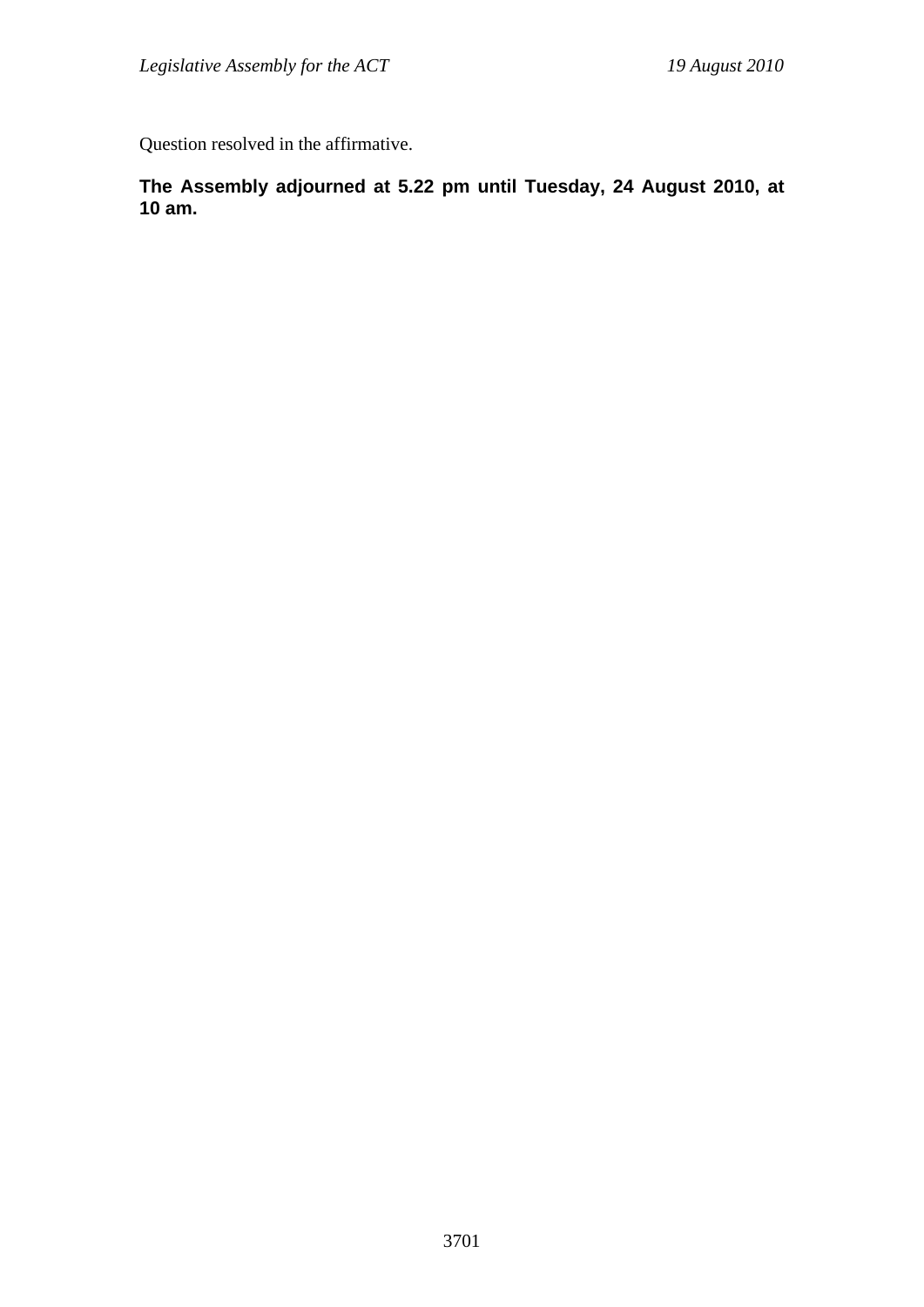Question resolved in the affirmative.

**The Assembly adjourned at 5.22 pm until Tuesday, 24 August 2010, at 10 am.**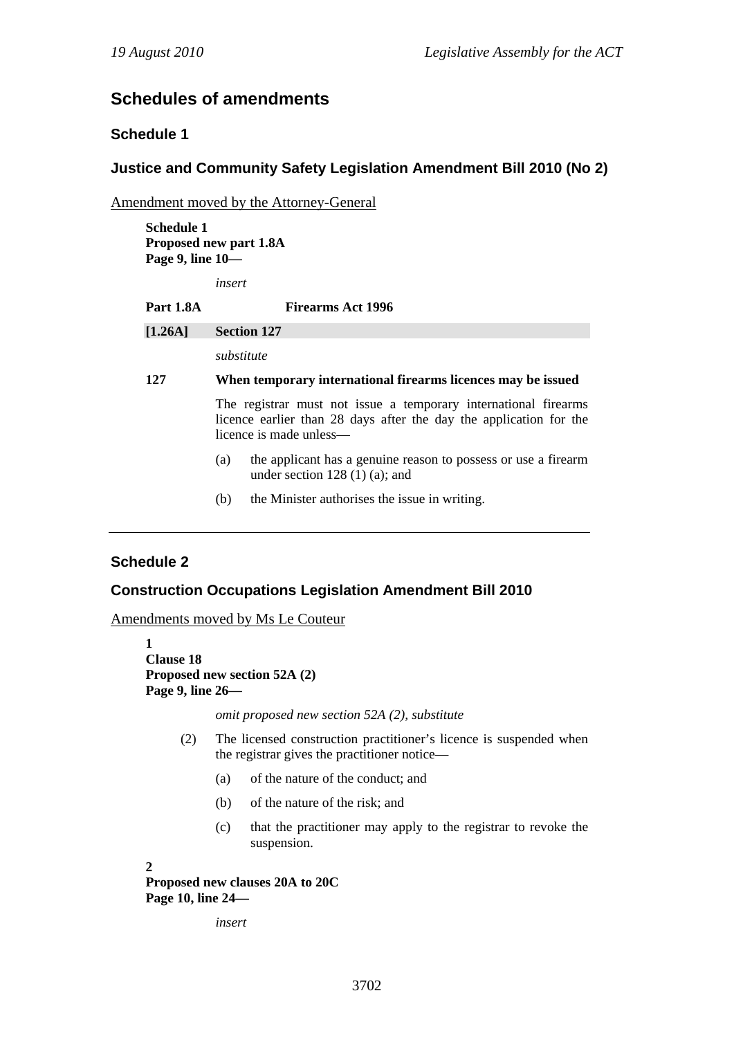## Schedules of amendments

### Schedule 1

### Justice and Community Safety Legislation Amendment Bill 2010 (No 2)

Amendment moved by the Attorney-General

**Schedule 1**
**Proposed new part 1.8A**
**Page 9, line 10—**

*insert*

**Part 1.8A Firearms Act 1996**

**[1.26A] Section 127**

*substitute*

**127 When temporary international firearms licences may be issued**

The registrar must not issue a temporary international firearms licence earlier than 28 days after the day the application for the licence is made unless—

(a) the applicant has a genuine reason to possess or use a firearm under section 128 (1) (a); and

(b) the Minister authorises the issue in writing.

---

### Schedule 2

### Construction Occupations Legislation Amendment Bill 2010

Amendments moved by Ms Le Couteur

**1**
**Clause 18**
**Proposed new section 52A (2)**
**Page 9, line 26—**

*omit proposed new section 52A (2), substitute*

(2) The licensed construction practitioner's licence is suspended when the registrar gives the practitioner notice—

(a) of the nature of the conduct; and

(b) of the nature of the risk; and

(c) that the practitioner may apply to the registrar to revoke the suspension.

**2**
**Proposed new clauses 20A to 20C**
**Page 10, line 24—**

*insert*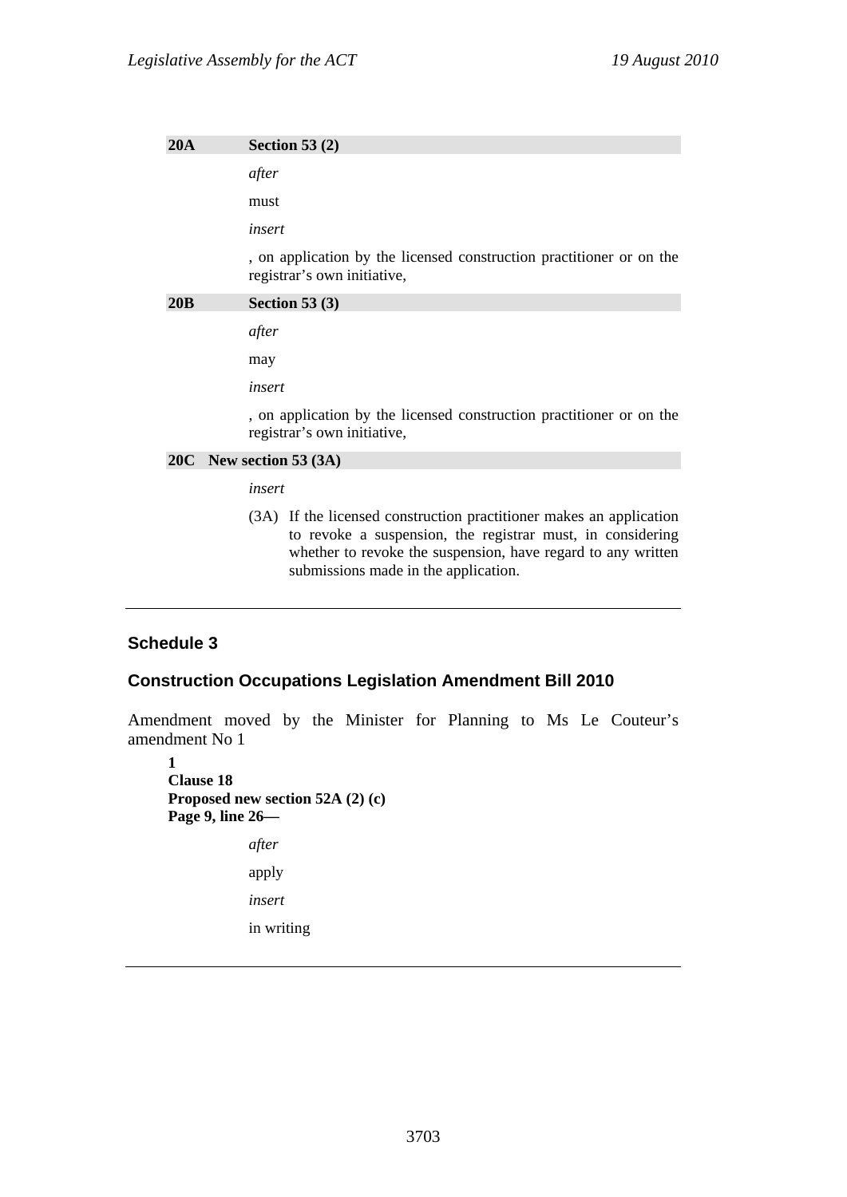**20A Section 53 (2)**

*after*

must

*insert*

, on application by the licensed construction practitioner or on the registrar’s own initiative,

**20B Section 53 (3)**

*after*

may

*insert*

, on application by the licensed construction practitioner or on the registrar’s own initiative,

**20C New section 53 (3A)**

*insert*

(3A) If the licensed construction practitioner makes an application to revoke a suspension, the registrar must, in considering whether to revoke the suspension, have regard to any written submissions made in the application.

---

## Schedule 3

### Construction Occupations Legislation Amendment Bill 2010

Amendment moved by the Minister for Planning to Ms Le Couteur’s amendment No 1

**1**
**Clause 18**
**Proposed new section 52A (2) (c)**
**Page 9, line 26—**

*after*

apply

*insert*

in writing

---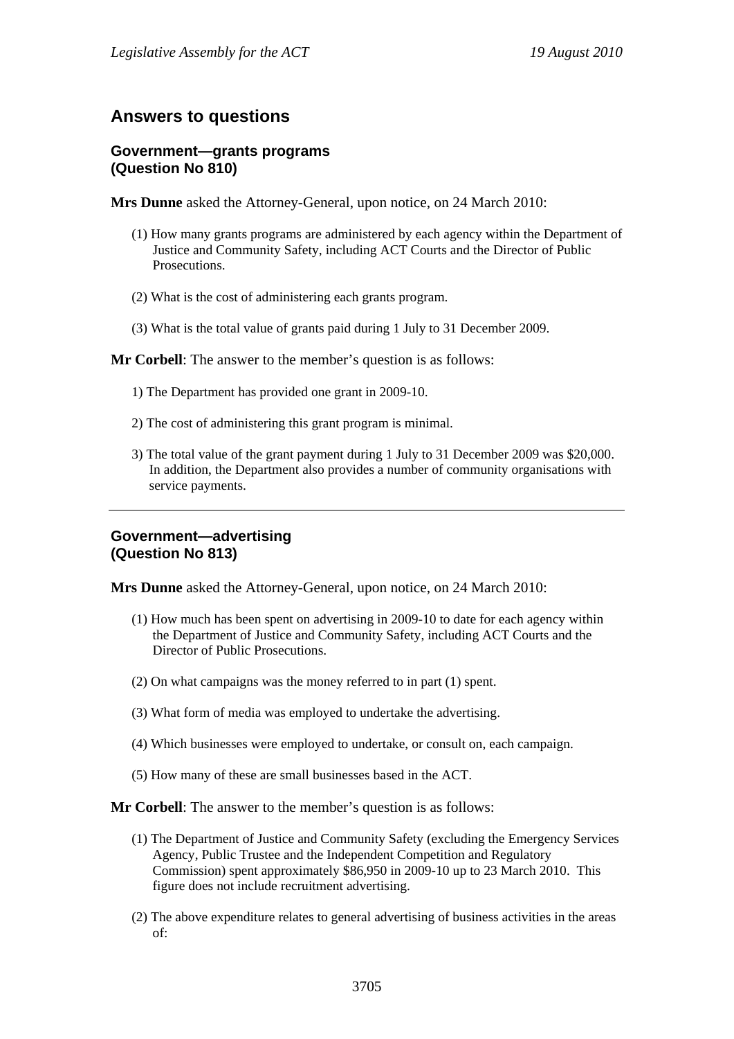## Answers to questions

### Government—grants programs (Question No 810)

**Mrs Dunne** asked the Attorney-General, upon notice, on 24 March 2010:

(1) How many grants programs are administered by each agency within the Department of Justice and Community Safety, including ACT Courts and the Director of Public Prosecutions.

(2) What is the cost of administering each grants program.

(3) What is the total value of grants paid during 1 July to 31 December 2009.

**Mr Corbell**: The answer to the member's question is as follows:

1) The Department has provided one grant in 2009-10.

2) The cost of administering this grant program is minimal.

3) The total value of the grant payment during 1 July to 31 December 2009 was $20,000. In addition, the Department also provides a number of community organisations with service payments.

---

### Government—advertising (Question No 813)

**Mrs Dunne** asked the Attorney-General, upon notice, on 24 March 2010:

(1) How much has been spent on advertising in 2009-10 to date for each agency within the Department of Justice and Community Safety, including ACT Courts and the Director of Public Prosecutions.

(2) On what campaigns was the money referred to in part (1) spent.

(3) What form of media was employed to undertake the advertising.

(4) Which businesses were employed to undertake, or consult on, each campaign.

(5) How many of these are small businesses based in the ACT.

**Mr Corbell**: The answer to the member's question is as follows:

(1) The Department of Justice and Community Safety (excluding the Emergency Services Agency, Public Trustee and the Independent Competition and Regulatory Commission) spent approximately $86,950 in 2009-10 up to 23 March 2010. This figure does not include recruitment advertising.

(2) The above expenditure relates to general advertising of business activities in the areas of: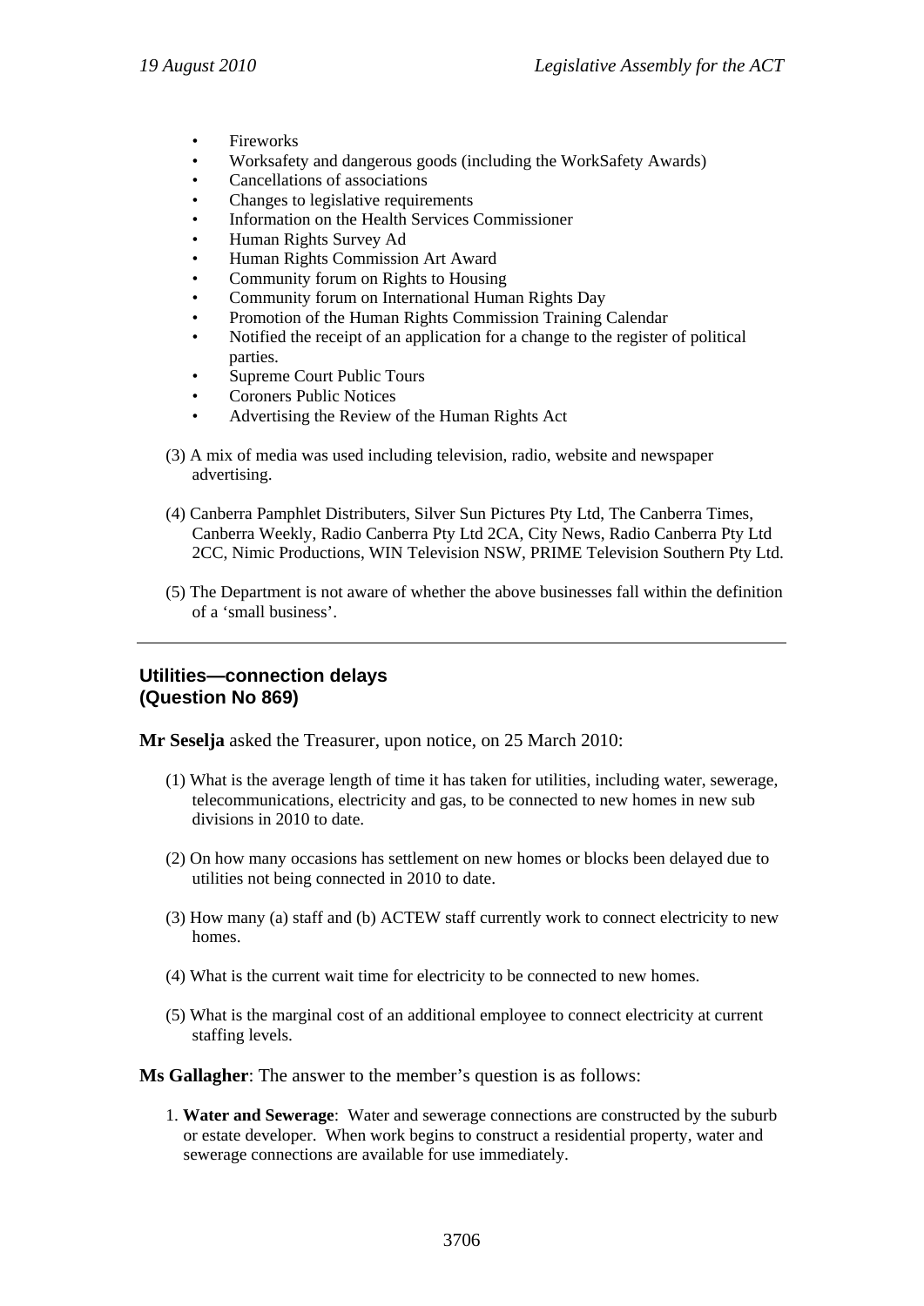- Fireworks
- Worksafety and dangerous goods (including the WorkSafety Awards)
- Cancellations of associations
- Changes to legislative requirements
- Information on the Health Services Commissioner
- Human Rights Survey Ad
- Human Rights Commission Art Award
- Community forum on Rights to Housing
- Community forum on International Human Rights Day
- Promotion of the Human Rights Commission Training Calendar
- Notified the receipt of an application for a change to the register of political parties.
- Supreme Court Public Tours
- Coroners Public Notices
- Advertising the Review of the Human Rights Act

(3) A mix of media was used including television, radio, website and newspaper advertising.

(4) Canberra Pamphlet Distributers, Silver Sun Pictures Pty Ltd, The Canberra Times, Canberra Weekly, Radio Canberra Pty Ltd 2CA, City News, Radio Canberra Pty Ltd 2CC, Nimic Productions, WIN Television NSW, PRIME Television Southern Pty Ltd.

(5) The Department is not aware of whether the above businesses fall within the definition of a 'small business'.

---

## Utilities—connection delays (Question No 869)

**Mr Seselja** asked the Treasurer, upon notice, on 25 March 2010:

(1) What is the average length of time it has taken for utilities, including water, sewerage, telecommunications, electricity and gas, to be connected to new homes in new sub divisions in 2010 to date.

(2) On how many occasions has settlement on new homes or blocks been delayed due to utilities not being connected in 2010 to date.

(3) How many (a) staff and (b) ACTEW staff currently work to connect electricity to new homes.

(4) What is the current wait time for electricity to be connected to new homes.

(5) What is the marginal cost of an additional employee to connect electricity at current staffing levels.

**Ms Gallagher**: The answer to the member's question is as follows:

1. **Water and Sewerage**: Water and sewerage connections are constructed by the suburb or estate developer. When work begins to construct a residential property, water and sewerage connections are available for use immediately.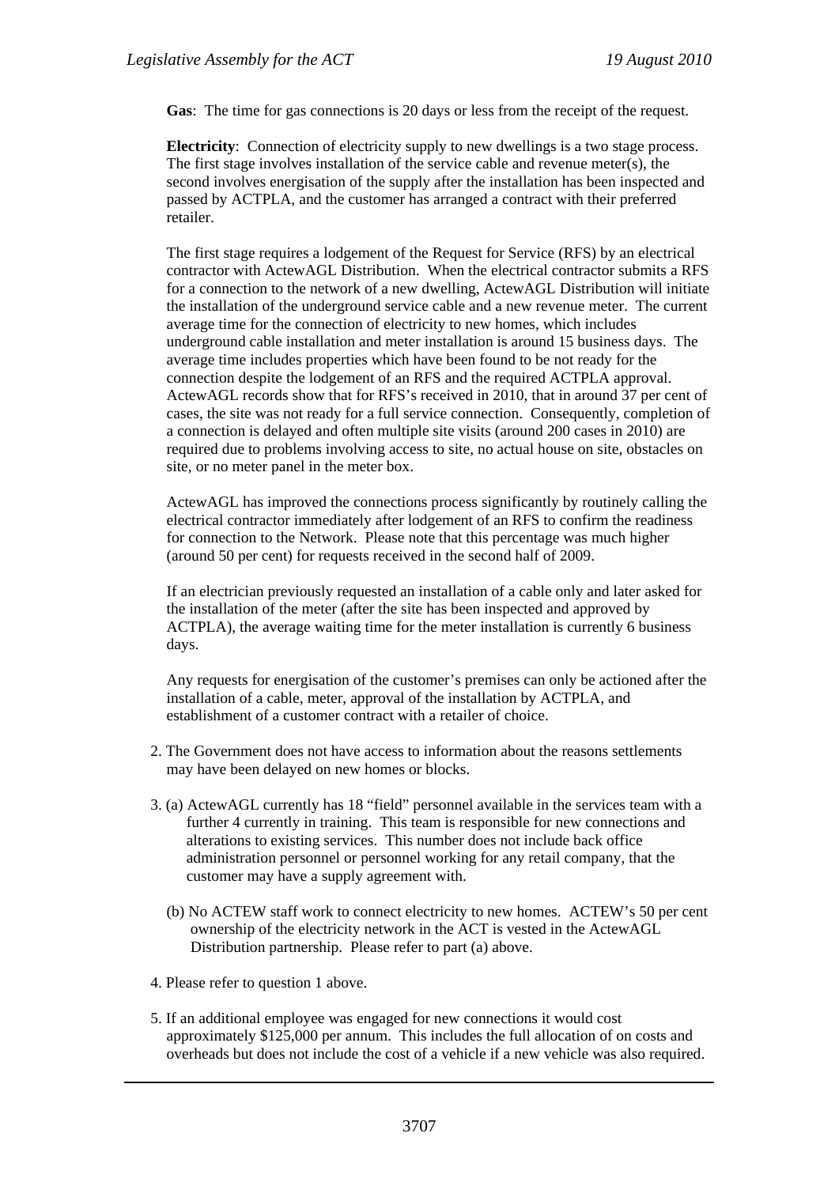**Gas**: The time for gas connections is 20 days or less from the receipt of the request.

**Electricity**: Connection of electricity supply to new dwellings is a two stage process. The first stage involves installation of the service cable and revenue meter(s), the second involves energisation of the supply after the installation has been inspected and passed by ACTPLA, and the customer has arranged a contract with their preferred retailer.

The first stage requires a lodgement of the Request for Service (RFS) by an electrical contractor with ActewAGL Distribution. When the electrical contractor submits a RFS for a connection to the network of a new dwelling, ActewAGL Distribution will initiate the installation of the underground service cable and a new revenue meter. The current average time for the connection of electricity to new homes, which includes underground cable installation and meter installation is around 15 business days. The average time includes properties which have been found to be not ready for the connection despite the lodgement of an RFS and the required ACTPLA approval. ActewAGL records show that for RFS's received in 2010, that in around 37 per cent of cases, the site was not ready for a full service connection. Consequently, completion of a connection is delayed and often multiple site visits (around 200 cases in 2010) are required due to problems involving access to site, no actual house on site, obstacles on site, or no meter panel in the meter box.

ActewAGL has improved the connections process significantly by routinely calling the electrical contractor immediately after lodgement of an RFS to confirm the readiness for connection to the Network. Please note that this percentage was much higher (around 50 per cent) for requests received in the second half of 2009.

If an electrician previously requested an installation of a cable only and later asked for the installation of the meter (after the site has been inspected and approved by ACTPLA), the average waiting time for the meter installation is currently 6 business days.

Any requests for energisation of the customer's premises can only be actioned after the installation of a cable, meter, approval of the installation by ACTPLA, and establishment of a customer contract with a retailer of choice.

2. The Government does not have access to information about the reasons settlements may have been delayed on new homes or blocks.

3. (a) ActewAGL currently has 18 "field" personnel available in the services team with a further 4 currently in training. This team is responsible for new connections and alterations to existing services. This number does not include back office administration personnel or personnel working for any retail company, that the customer may have a supply agreement with.

   (b) No ACTEW staff work to connect electricity to new homes. ACTEW's 50 per cent ownership of the electricity network in the ACT is vested in the ActewAGL Distribution partnership. Please refer to part (a) above.

4. Please refer to question 1 above.

5. If an additional employee was engaged for new connections it would cost approximately $125,000 per annum. This includes the full allocation of on costs and overheads but does not include the cost of a vehicle if a new vehicle was also required.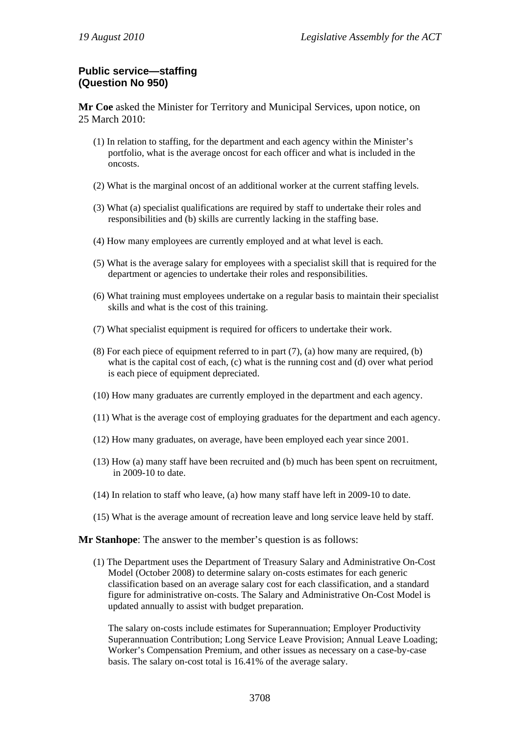**Public service—staffing**
**(Question No 950)**

**Mr Coe** asked the Minister for Territory and Municipal Services, upon notice, on 25 March 2010:

(1) In relation to staffing, for the department and each agency within the Minister's portfolio, what is the average oncost for each officer and what is included in the oncosts.

(2) What is the marginal oncost of an additional worker at the current staffing levels.

(3) What (a) specialist qualifications are required by staff to undertake their roles and responsibilities and (b) skills are currently lacking in the staffing base.

(4) How many employees are currently employed and at what level is each.

(5) What is the average salary for employees with a specialist skill that is required for the department or agencies to undertake their roles and responsibilities.

(6) What training must employees undertake on a regular basis to maintain their specialist skills and what is the cost of this training.

(7) What specialist equipment is required for officers to undertake their work.

(8) For each piece of equipment referred to in part (7), (a) how many are required, (b) what is the capital cost of each, (c) what is the running cost and (d) over what period is each piece of equipment depreciated.

(10) How many graduates are currently employed in the department and each agency.

(11) What is the average cost of employing graduates for the department and each agency.

(12) How many graduates, on average, have been employed each year since 2001.

(13) How (a) many staff have been recruited and (b) much has been spent on recruitment, in 2009-10 to date.

(14) In relation to staff who leave, (a) how many staff have left in 2009-10 to date.

(15) What is the average amount of recreation leave and long service leave held by staff.

**Mr Stanhope**: The answer to the member's question is as follows:

(1) The Department uses the Department of Treasury Salary and Administrative On-Cost Model (October 2008) to determine salary on-costs estimates for each generic classification based on an average salary cost for each classification, and a standard figure for administrative on-costs. The Salary and Administrative On-Cost Model is updated annually to assist with budget preparation.

The salary on-costs include estimates for Superannuation; Employer Productivity Superannuation Contribution; Long Service Leave Provision; Annual Leave Loading; Worker's Compensation Premium, and other issues as necessary on a case-by-case basis. The salary on-cost total is 16.41% of the average salary.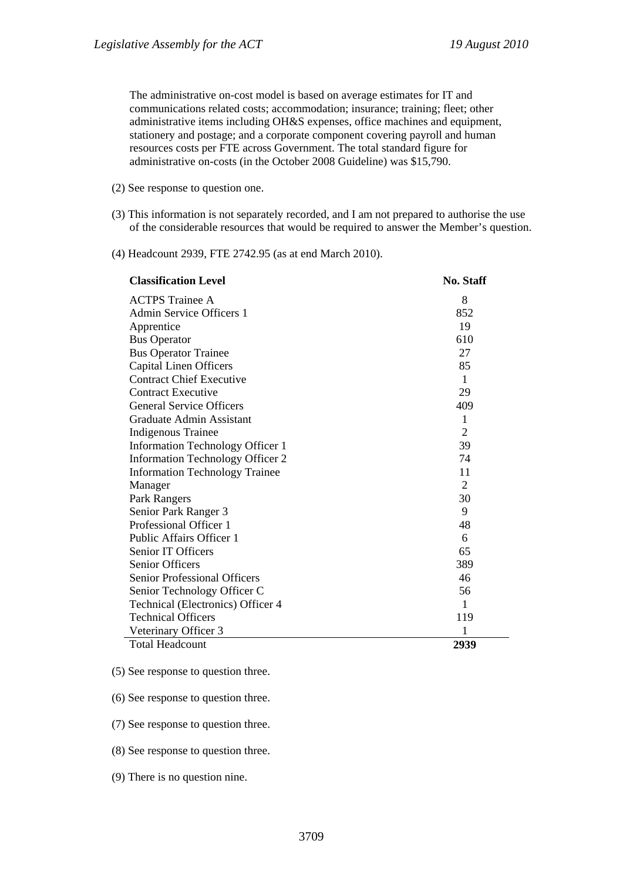The administrative on-cost model is based on average estimates for IT and communications related costs; accommodation; insurance; training; fleet; other administrative items including OH&S expenses, office machines and equipment, stationery and postage; and a corporate component covering payroll and human resources costs per FTE across Government. The total standard figure for administrative on-costs (in the October 2008 Guideline) was $15,790.

(2) See response to question one.

(3) This information is not separately recorded, and I am not prepared to authorise the use of the considerable resources that would be required to answer the Member's question.

(4) Headcount 2939, FTE 2742.95 (as at end March 2010).

| Classification Level | No. Staff |
|---|---|
| ACTPS Trainee A | 8 |
| Admin Service Officers 1 | 852 |
| Apprentice | 19 |
| Bus Operator | 610 |
| Bus Operator Trainee | 27 |
| Capital Linen Officers | 85 |
| Contract Chief Executive | 1 |
| Contract Executive | 29 |
| General Service Officers | 409 |
| Graduate Admin Assistant | 1 |
| Indigenous Trainee | 2 |
| Information Technology Officer 1 | 39 |
| Information Technology Officer 2 | 74 |
| Information Technology Trainee | 11 |
| Manager | 2 |
| Park Rangers | 30 |
| Senior Park Ranger 3 | 9 |
| Professional Officer 1 | 48 |
| Public Affairs Officer 1 | 6 |
| Senior IT Officers | 65 |
| Senior Officers | 389 |
| Senior Professional Officers | 46 |
| Senior Technology Officer C | 56 |
| Technical (Electronics) Officer 4 | 1 |
| Technical Officers | 119 |
| Veterinary Officer 3 | 1 |
| Total Headcount | **2939** |

(5) See response to question three.

(6) See response to question three.

(7) See response to question three.

(8) See response to question three.

(9) There is no question nine.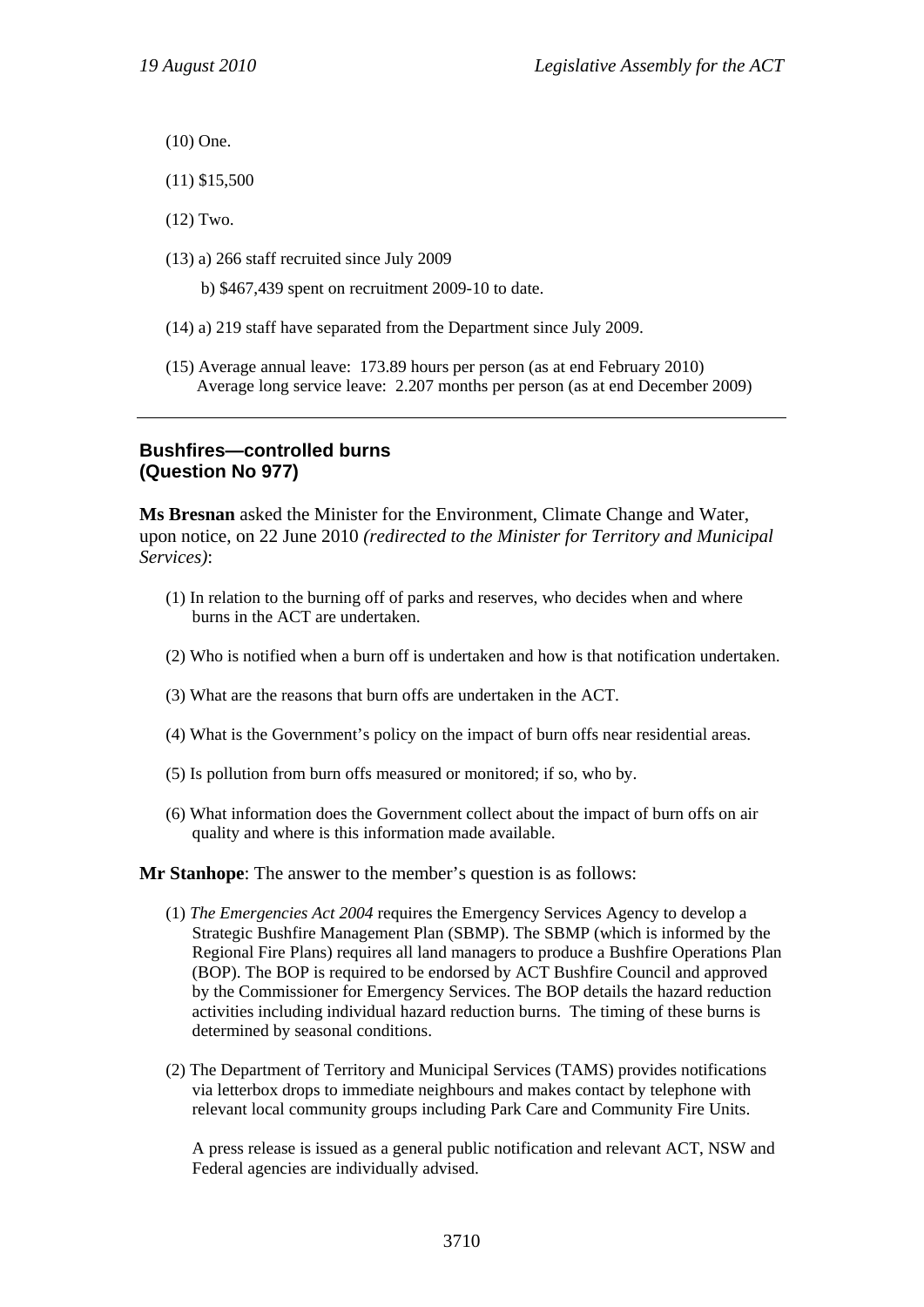(10) One.

(11) $15,500

(12) Two.

(13) a) 266 staff recruited since July 2009

b) $467,439 spent on recruitment 2009-10 to date.

(14) a) 219 staff have separated from the Department since July 2009.

(15) Average annual leave: 173.89 hours per person (as at end February 2010)
Average long service leave: 2.207 months per person (as at end December 2009)

---

## Bushfires—controlled burns (Question No 977)

**Ms Bresnan** asked the Minister for the Environment, Climate Change and Water, upon notice, on 22 June 2010 *(redirected to the Minister for Territory and Municipal Services)*:

(1) In relation to the burning off of parks and reserves, who decides when and where burns in the ACT are undertaken.

(2) Who is notified when a burn off is undertaken and how is that notification undertaken.

(3) What are the reasons that burn offs are undertaken in the ACT.

(4) What is the Government's policy on the impact of burn offs near residential areas.

(5) Is pollution from burn offs measured or monitored; if so, who by.

(6) What information does the Government collect about the impact of burn offs on air quality and where is this information made available.

**Mr Stanhope**: The answer to the member's question is as follows:

(1) *The Emergencies Act 2004* requires the Emergency Services Agency to develop a Strategic Bushfire Management Plan (SBMP). The SBMP (which is informed by the Regional Fire Plans) requires all land managers to produce a Bushfire Operations Plan (BOP). The BOP is required to be endorsed by ACT Bushfire Council and approved by the Commissioner for Emergency Services. The BOP details the hazard reduction activities including individual hazard reduction burns. The timing of these burns is determined by seasonal conditions.

(2) The Department of Territory and Municipal Services (TAMS) provides notifications via letterbox drops to immediate neighbours and makes contact by telephone with relevant local community groups including Park Care and Community Fire Units.

A press release is issued as a general public notification and relevant ACT, NSW and Federal agencies are individually advised.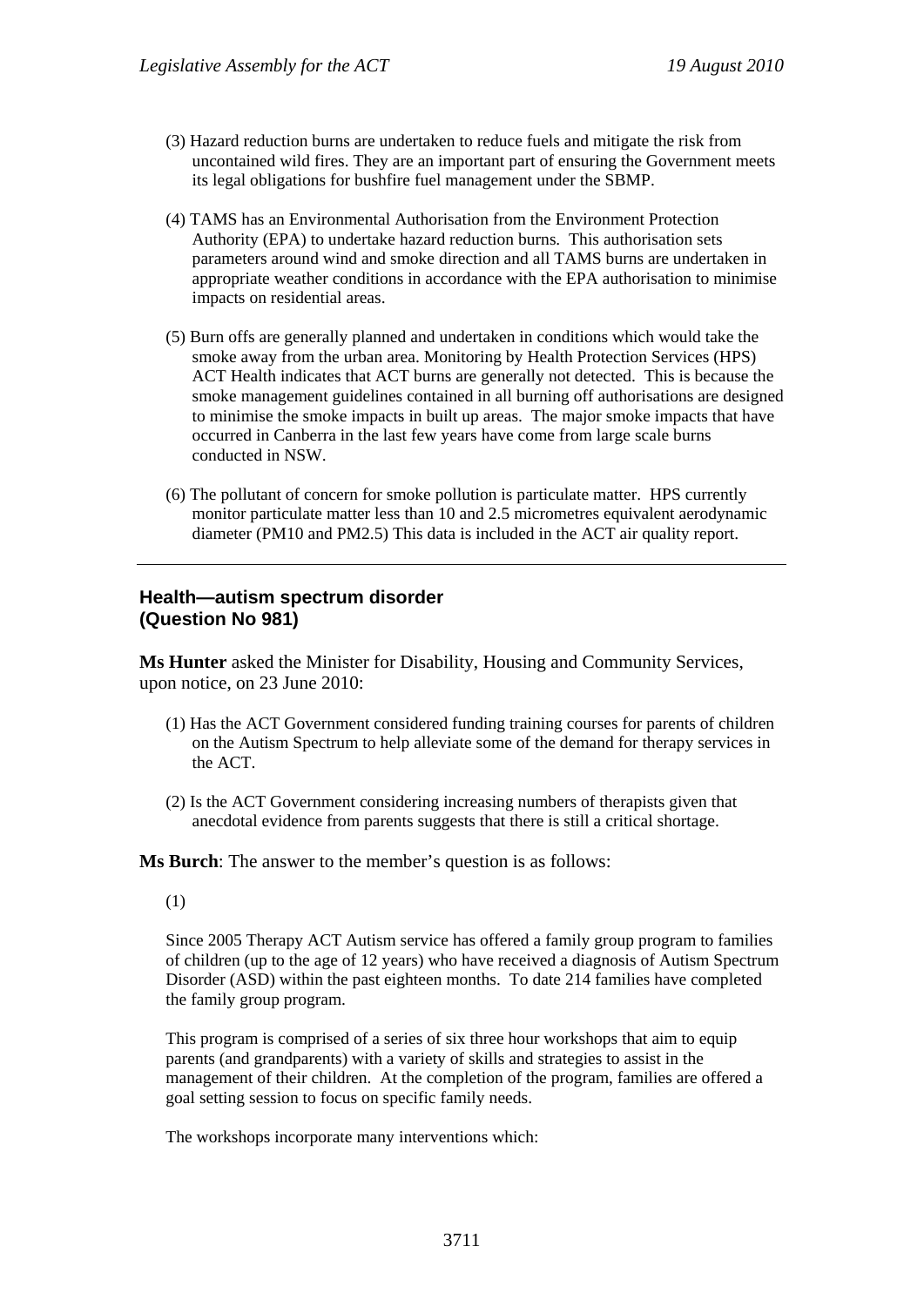(3) Hazard reduction burns are undertaken to reduce fuels and mitigate the risk from uncontained wild fires. They are an important part of ensuring the Government meets its legal obligations for bushfire fuel management under the SBMP.

(4) TAMS has an Environmental Authorisation from the Environment Protection Authority (EPA) to undertake hazard reduction burns. This authorisation sets parameters around wind and smoke direction and all TAMS burns are undertaken in appropriate weather conditions in accordance with the EPA authorisation to minimise impacts on residential areas.

(5) Burn offs are generally planned and undertaken in conditions which would take the smoke away from the urban area. Monitoring by Health Protection Services (HPS) ACT Health indicates that ACT burns are generally not detected. This is because the smoke management guidelines contained in all burning off authorisations are designed to minimise the smoke impacts in built up areas. The major smoke impacts that have occurred in Canberra in the last few years have come from large scale burns conducted in NSW.

(6) The pollutant of concern for smoke pollution is particulate matter. HPS currently monitor particulate matter less than 10 and 2.5 micrometres equivalent aerodynamic diameter (PM10 and PM2.5) This data is included in the ACT air quality report.

---

## Health—autism spectrum disorder (Question No 981)

**Ms Hunter** asked the Minister for Disability, Housing and Community Services, upon notice, on 23 June 2010:

(1) Has the ACT Government considered funding training courses for parents of children on the Autism Spectrum to help alleviate some of the demand for therapy services in the ACT.

(2) Is the ACT Government considering increasing numbers of therapists given that anecdotal evidence from parents suggests that there is still a critical shortage.

**Ms Burch**: The answer to the member's question is as follows:

(1)

Since 2005 Therapy ACT Autism service has offered a family group program to families of children (up to the age of 12 years) who have received a diagnosis of Autism Spectrum Disorder (ASD) within the past eighteen months. To date 214 families have completed the family group program.

This program is comprised of a series of six three hour workshops that aim to equip parents (and grandparents) with a variety of skills and strategies to assist in the management of their children. At the completion of the program, families are offered a goal setting session to focus on specific family needs.

The workshops incorporate many interventions which: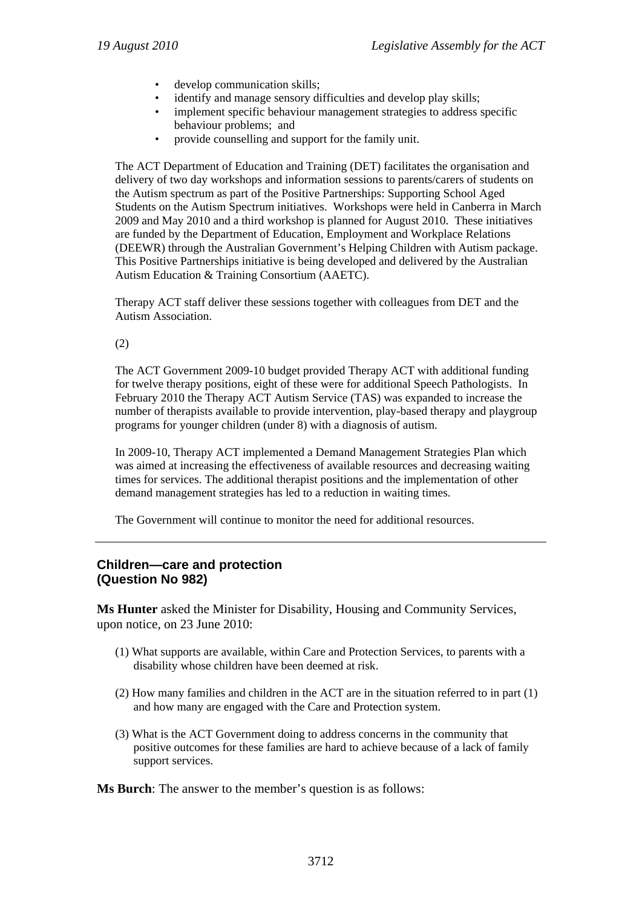- develop communication skills;
- identify and manage sensory difficulties and develop play skills;
- implement specific behaviour management strategies to address specific behaviour problems; and
- provide counselling and support for the family unit.

The ACT Department of Education and Training (DET) facilitates the organisation and delivery of two day workshops and information sessions to parents/carers of students on the Autism spectrum as part of the Positive Partnerships: Supporting School Aged Students on the Autism Spectrum initiatives. Workshops were held in Canberra in March 2009 and May 2010 and a third workshop is planned for August 2010. These initiatives are funded by the Department of Education, Employment and Workplace Relations (DEEWR) through the Australian Government's Helping Children with Autism package. This Positive Partnerships initiative is being developed and delivered by the Australian Autism Education & Training Consortium (AAETC).

Therapy ACT staff deliver these sessions together with colleagues from DET and the Autism Association.

(2)

The ACT Government 2009-10 budget provided Therapy ACT with additional funding for twelve therapy positions, eight of these were for additional Speech Pathologists. In February 2010 the Therapy ACT Autism Service (TAS) was expanded to increase the number of therapists available to provide intervention, play-based therapy and playgroup programs for younger children (under 8) with a diagnosis of autism.

In 2009-10, Therapy ACT implemented a Demand Management Strategies Plan which was aimed at increasing the effectiveness of available resources and decreasing waiting times for services. The additional therapist positions and the implementation of other demand management strategies has led to a reduction in waiting times.

The Government will continue to monitor the need for additional resources.

---

## Children—care and protection
## (Question No 982)

**Ms Hunter** asked the Minister for Disability, Housing and Community Services, upon notice, on 23 June 2010:

(1) What supports are available, within Care and Protection Services, to parents with a disability whose children have been deemed at risk.

(2) How many families and children in the ACT are in the situation referred to in part (1) and how many are engaged with the Care and Protection system.

(3) What is the ACT Government doing to address concerns in the community that positive outcomes for these families are hard to achieve because of a lack of family support services.

**Ms Burch**: The answer to the member's question is as follows: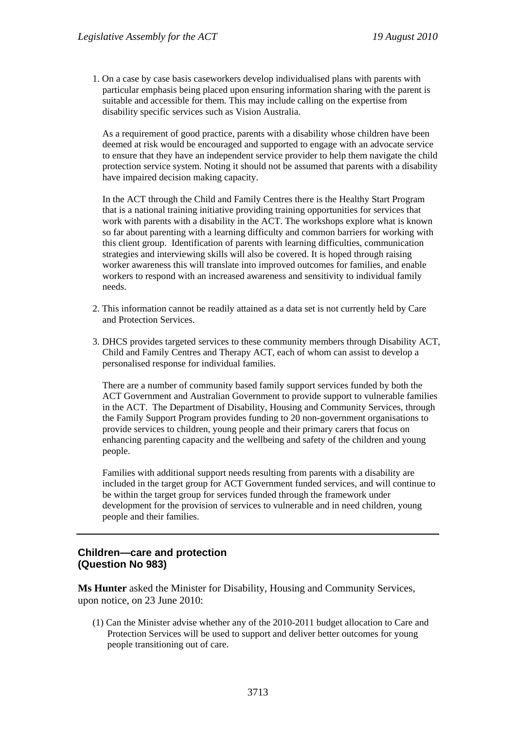1. On a case by case basis caseworkers develop individualised plans with parents with particular emphasis being placed upon ensuring information sharing with the parent is suitable and accessible for them. This may include calling on the expertise from disability specific services such as Vision Australia.

   As a requirement of good practice, parents with a disability whose children have been deemed at risk would be encouraged and supported to engage with an advocate service to ensure that they have an independent service provider to help them navigate the child protection service system. Noting it should not be assumed that parents with a disability have impaired decision making capacity.

   In the ACT through the Child and Family Centres there is the Healthy Start Program that is a national training initiative providing training opportunities for services that work with parents with a disability in the ACT. The workshops explore what is known so far about parenting with a learning difficulty and common barriers for working with this client group. Identification of parents with learning difficulties, communication strategies and interviewing skills will also be covered. It is hoped through raising worker awareness this will translate into improved outcomes for families, and enable workers to respond with an increased awareness and sensitivity to individual family needs.

2. This information cannot be readily attained as a data set is not currently held by Care and Protection Services.

3. DHCS provides targeted services to these community members through Disability ACT, Child and Family Centres and Therapy ACT, each of whom can assist to develop a personalised response for individual families.

   There are a number of community based family support services funded by both the ACT Government and Australian Government to provide support to vulnerable families in the ACT. The Department of Disability, Housing and Community Services, through the Family Support Program provides funding to 20 non-government organisations to provide services to children, young people and their primary carers that focus on enhancing parenting capacity and the wellbeing and safety of the children and young people.

   Families with additional support needs resulting from parents with a disability are included in the target group for ACT Government funded services, and will continue to be within the target group for services funded through the framework under development for the provision of services to vulnerable and in need children, young people and their families.

---

## Children—care and protection (Question No 983)

**Ms Hunter** asked the Minister for Disability, Housing and Community Services, upon notice, on 23 June 2010:

(1) Can the Minister advise whether any of the 2010-2011 budget allocation to Care and Protection Services will be used to support and deliver better outcomes for young people transitioning out of care.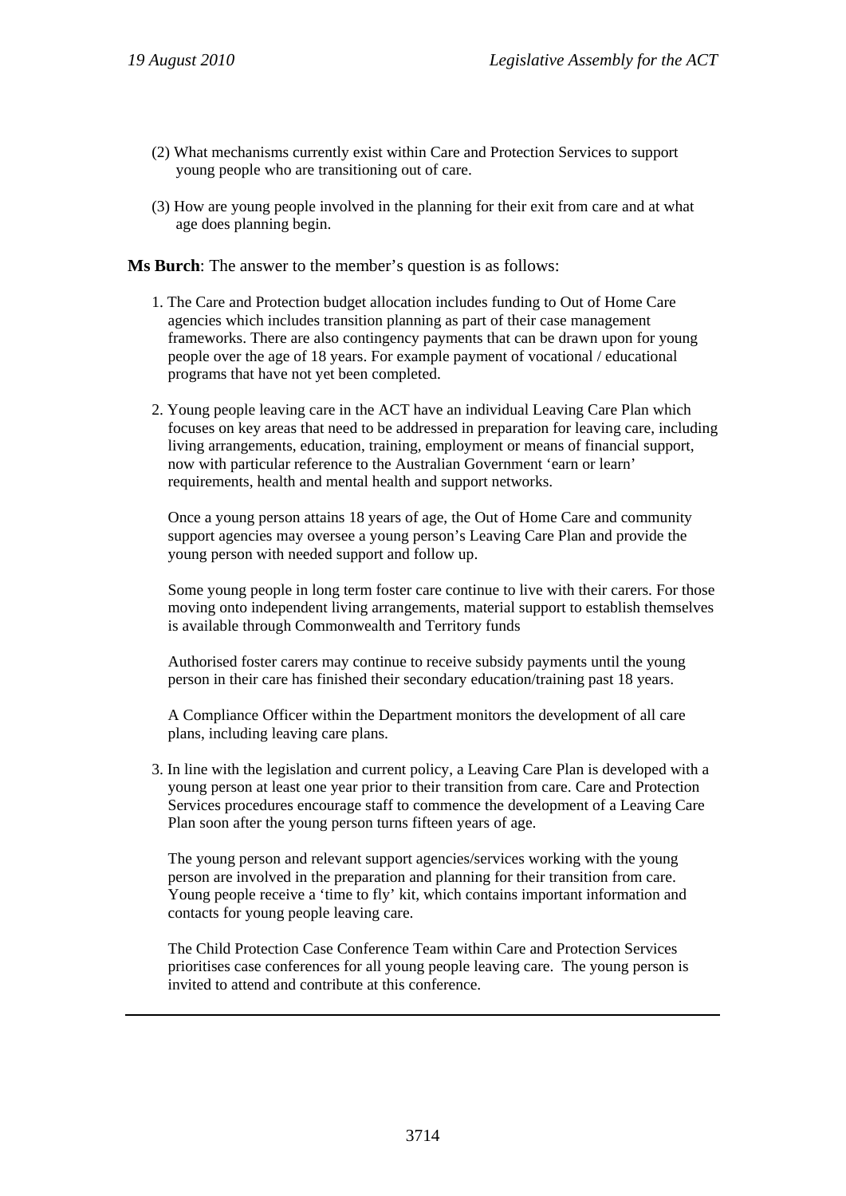(2) What mechanisms currently exist within Care and Protection Services to support young people who are transitioning out of care.

(3) How are young people involved in the planning for their exit from care and at what age does planning begin.

**Ms Burch**: The answer to the member's question is as follows:

1. The Care and Protection budget allocation includes funding to Out of Home Care agencies which includes transition planning as part of their case management frameworks. There are also contingency payments that can be drawn upon for young people over the age of 18 years. For example payment of vocational / educational programs that have not yet been completed.

2. Young people leaving care in the ACT have an individual Leaving Care Plan which focuses on key areas that need to be addressed in preparation for leaving care, including living arrangements, education, training, employment or means of financial support, now with particular reference to the Australian Government 'earn or learn' requirements, health and mental health and support networks.

   Once a young person attains 18 years of age, the Out of Home Care and community support agencies may oversee a young person's Leaving Care Plan and provide the young person with needed support and follow up.

   Some young people in long term foster care continue to live with their carers. For those moving onto independent living arrangements, material support to establish themselves is available through Commonwealth and Territory funds

   Authorised foster carers may continue to receive subsidy payments until the young person in their care has finished their secondary education/training past 18 years.

   A Compliance Officer within the Department monitors the development of all care plans, including leaving care plans.

3. In line with the legislation and current policy, a Leaving Care Plan is developed with a young person at least one year prior to their transition from care. Care and Protection Services procedures encourage staff to commence the development of a Leaving Care Plan soon after the young person turns fifteen years of age.

   The young person and relevant support agencies/services working with the young person are involved in the preparation and planning for their transition from care. Young people receive a 'time to fly' kit, which contains important information and contacts for young people leaving care.

   The Child Protection Case Conference Team within Care and Protection Services prioritises case conferences for all young people leaving care. The young person is invited to attend and contribute at this conference.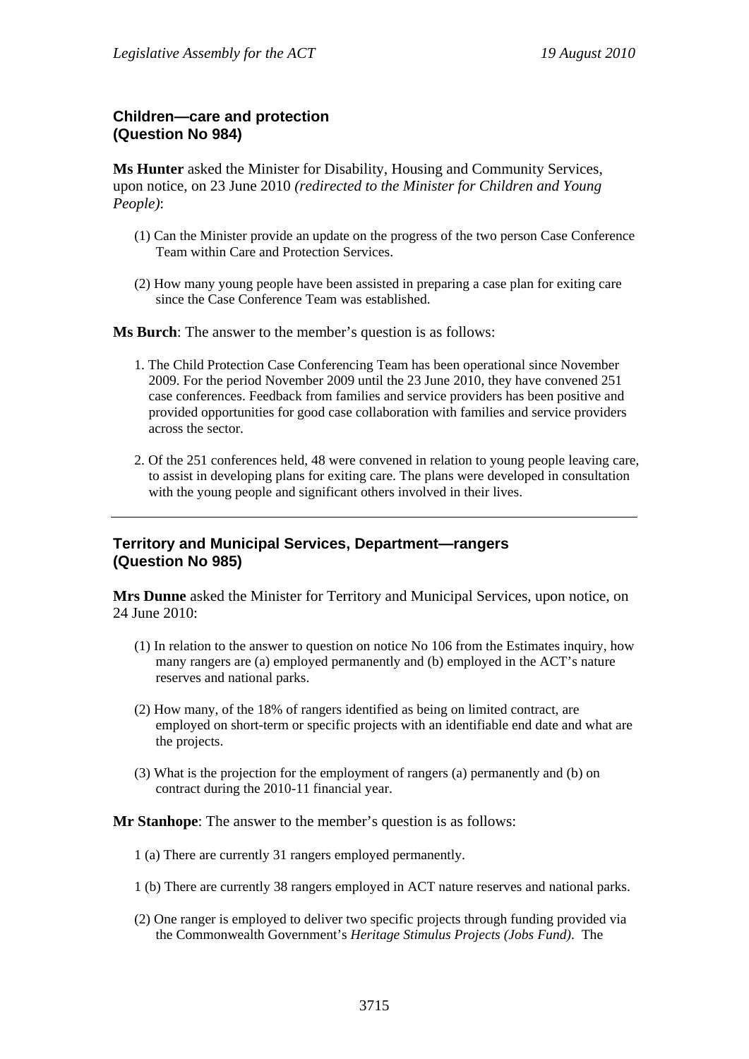**Children—care and protection**
**(Question No 984)**

**Ms Hunter** asked the Minister for Disability, Housing and Community Services, upon notice, on 23 June 2010 *(redirected to the Minister for Children and Young People)*:

(1) Can the Minister provide an update on the progress of the two person Case Conference Team within Care and Protection Services.

(2) How many young people have been assisted in preparing a case plan for exiting care since the Case Conference Team was established.

**Ms Burch**: The answer to the member's question is as follows:

1. The Child Protection Case Conferencing Team has been operational since November 2009. For the period November 2009 until the 23 June 2010, they have convened 251 case conferences. Feedback from families and service providers has been positive and provided opportunities for good case collaboration with families and service providers across the sector.

2. Of the 251 conferences held, 48 were convened in relation to young people leaving care, to assist in developing plans for exiting care. The plans were developed in consultation with the young people and significant others involved in their lives.

---

**Territory and Municipal Services, Department—rangers**
**(Question No 985)**

**Mrs Dunne** asked the Minister for Territory and Municipal Services, upon notice, on 24 June 2010:

(1) In relation to the answer to question on notice No 106 from the Estimates inquiry, how many rangers are (a) employed permanently and (b) employed in the ACT's nature reserves and national parks.

(2) How many, of the 18% of rangers identified as being on limited contract, are employed on short-term or specific projects with an identifiable end date and what are the projects.

(3) What is the projection for the employment of rangers (a) permanently and (b) on contract during the 2010-11 financial year.

**Mr Stanhope**: The answer to the member's question is as follows:

1 (a) There are currently 31 rangers employed permanently.

1 (b) There are currently 38 rangers employed in ACT nature reserves and national parks.

(2) One ranger is employed to deliver two specific projects through funding provided via the Commonwealth Government's *Heritage Stimulus Projects (Jobs Fund)*. The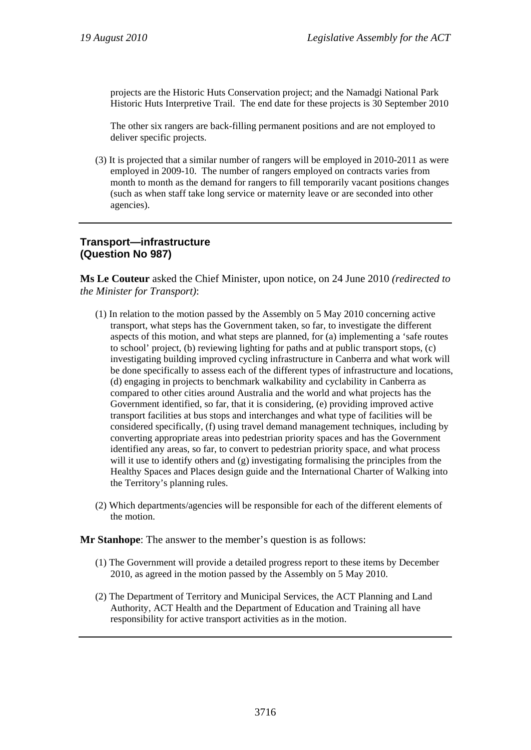projects are the Historic Huts Conservation project; and the Namadgi National Park Historic Huts Interpretive Trail. The end date for these projects is 30 September 2010

The other six rangers are back-filling permanent positions and are not employed to deliver specific projects.

(3) It is projected that a similar number of rangers will be employed in 2010-2011 as were employed in 2009-10. The number of rangers employed on contracts varies from month to month as the demand for rangers to fill temporarily vacant positions changes (such as when staff take long service or maternity leave or are seconded into other agencies).

---

## Transport—infrastructure (Question No 987)

**Ms Le Couteur** asked the Chief Minister, upon notice, on 24 June 2010 *(redirected to the Minister for Transport)*:

(1) In relation to the motion passed by the Assembly on 5 May 2010 concerning active transport, what steps has the Government taken, so far, to investigate the different aspects of this motion, and what steps are planned, for (a) implementing a 'safe routes to school' project, (b) reviewing lighting for paths and at public transport stops, (c) investigating building improved cycling infrastructure in Canberra and what work will be done specifically to assess each of the different types of infrastructure and locations, (d) engaging in projects to benchmark walkability and cyclability in Canberra as compared to other cities around Australia and the world and what projects has the Government identified, so far, that it is considering, (e) providing improved active transport facilities at bus stops and interchanges and what type of facilities will be considered specifically, (f) using travel demand management techniques, including by converting appropriate areas into pedestrian priority spaces and has the Government identified any areas, so far, to convert to pedestrian priority space, and what process will it use to identify others and (g) investigating formalising the principles from the Healthy Spaces and Places design guide and the International Charter of Walking into the Territory's planning rules.

(2) Which departments/agencies will be responsible for each of the different elements of the motion.

**Mr Stanhope**: The answer to the member's question is as follows:

(1) The Government will provide a detailed progress report to these items by December 2010, as agreed in the motion passed by the Assembly on 5 May 2010.

(2) The Department of Territory and Municipal Services, the ACT Planning and Land Authority, ACT Health and the Department of Education and Training all have responsibility for active transport activities as in the motion.

---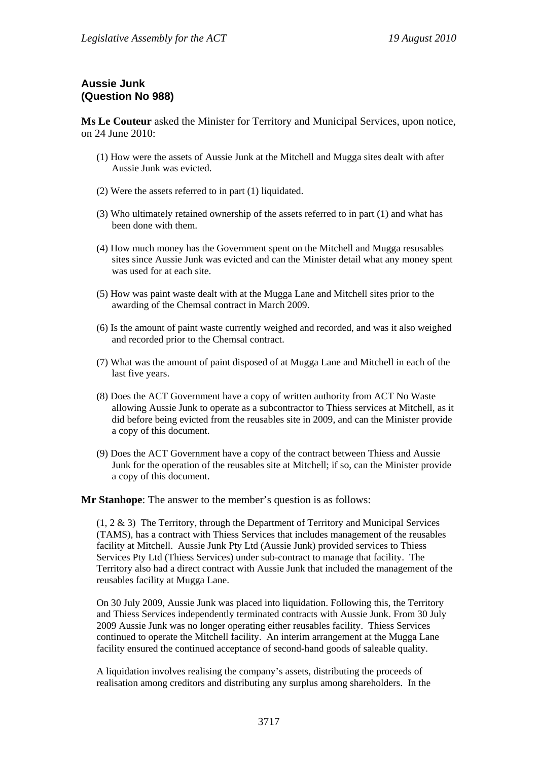### Aussie Junk
### (Question No 988)

**Ms Le Couteur** asked the Minister for Territory and Municipal Services, upon notice, on 24 June 2010:

(1) How were the assets of Aussie Junk at the Mitchell and Mugga sites dealt with after Aussie Junk was evicted.

(2) Were the assets referred to in part (1) liquidated.

(3) Who ultimately retained ownership of the assets referred to in part (1) and what has been done with them.

(4) How much money has the Government spent on the Mitchell and Mugga resusables sites since Aussie Junk was evicted and can the Minister detail what any money spent was used for at each site.

(5) How was paint waste dealt with at the Mugga Lane and Mitchell sites prior to the awarding of the Chemsal contract in March 2009.

(6) Is the amount of paint waste currently weighed and recorded, and was it also weighed and recorded prior to the Chemsal contract.

(7) What was the amount of paint disposed of at Mugga Lane and Mitchell in each of the last five years.

(8) Does the ACT Government have a copy of written authority from ACT No Waste allowing Aussie Junk to operate as a subcontractor to Thiess services at Mitchell, as it did before being evicted from the reusables site in 2009, and can the Minister provide a copy of this document.

(9) Does the ACT Government have a copy of the contract between Thiess and Aussie Junk for the operation of the reusables site at Mitchell; if so, can the Minister provide a copy of this document.

**Mr Stanhope**: The answer to the member's question is as follows:

(1, 2 & 3) The Territory, through the Department of Territory and Municipal Services (TAMS), has a contract with Thiess Services that includes management of the reusables facility at Mitchell. Aussie Junk Pty Ltd (Aussie Junk) provided services to Thiess Services Pty Ltd (Thiess Services) under sub-contract to manage that facility. The Territory also had a direct contract with Aussie Junk that included the management of the reusables facility at Mugga Lane.

On 30 July 2009, Aussie Junk was placed into liquidation. Following this, the Territory and Thiess Services independently terminated contracts with Aussie Junk. From 30 July 2009 Aussie Junk was no longer operating either reusables facility. Thiess Services continued to operate the Mitchell facility. An interim arrangement at the Mugga Lane facility ensured the continued acceptance of second-hand goods of saleable quality.

A liquidation involves realising the company's assets, distributing the proceeds of realisation among creditors and distributing any surplus among shareholders. In the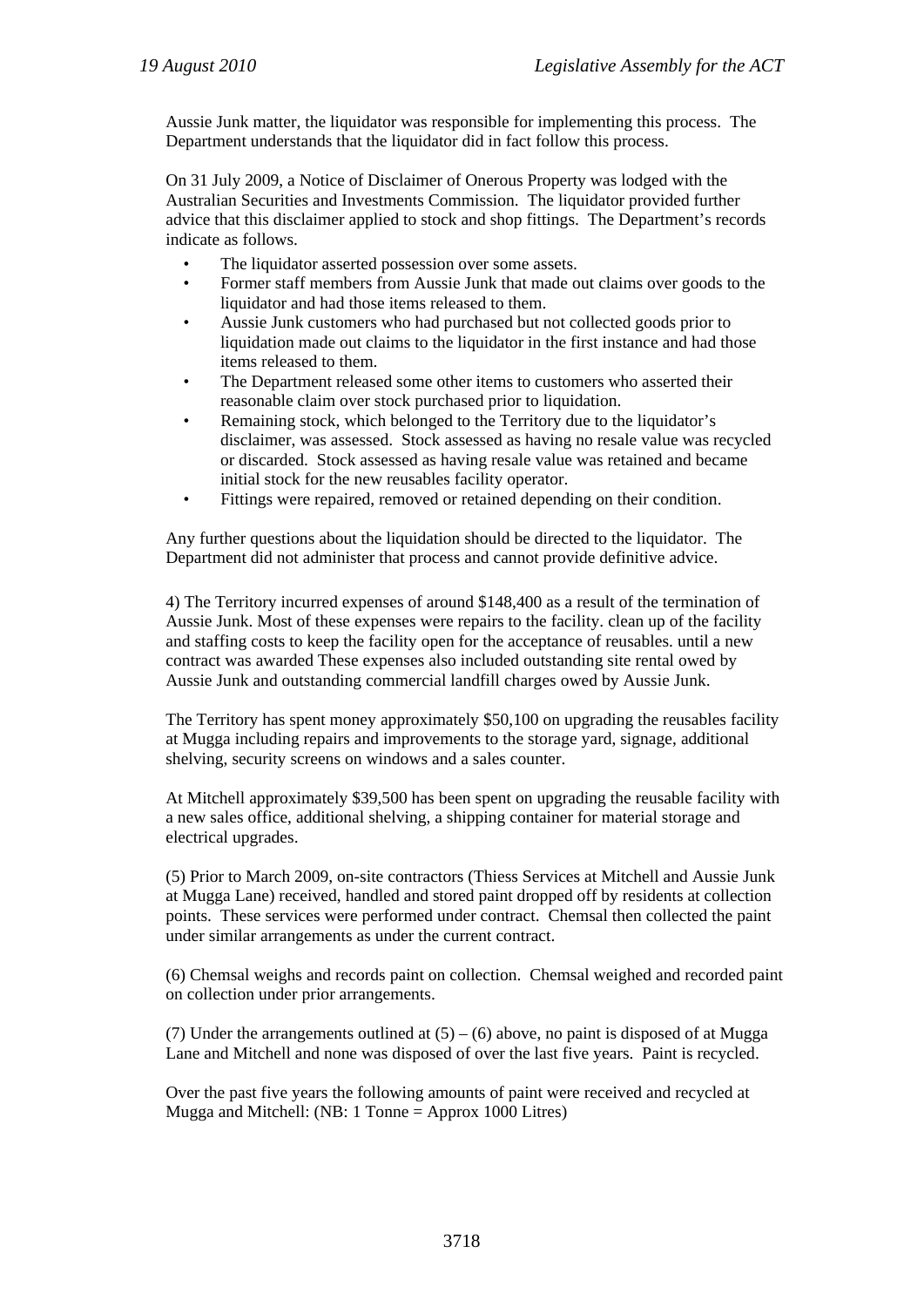Aussie Junk matter, the liquidator was responsible for implementing this process. The Department understands that the liquidator did in fact follow this process.

On 31 July 2009, a Notice of Disclaimer of Onerous Property was lodged with the Australian Securities and Investments Commission. The liquidator provided further advice that this disclaimer applied to stock and shop fittings. The Department's records indicate as follows.

- The liquidator asserted possession over some assets.
- Former staff members from Aussie Junk that made out claims over goods to the liquidator and had those items released to them.
- Aussie Junk customers who had purchased but not collected goods prior to liquidation made out claims to the liquidator in the first instance and had those items released to them.
- The Department released some other items to customers who asserted their reasonable claim over stock purchased prior to liquidation.
- Remaining stock, which belonged to the Territory due to the liquidator's disclaimer, was assessed. Stock assessed as having no resale value was recycled or discarded. Stock assessed as having resale value was retained and became initial stock for the new reusables facility operator.
- Fittings were repaired, removed or retained depending on their condition.

Any further questions about the liquidation should be directed to the liquidator. The Department did not administer that process and cannot provide definitive advice.

4) The Territory incurred expenses of around $148,400 as a result of the termination of Aussie Junk. Most of these expenses were repairs to the facility. clean up of the facility and staffing costs to keep the facility open for the acceptance of reusables. until a new contract was awarded These expenses also included outstanding site rental owed by Aussie Junk and outstanding commercial landfill charges owed by Aussie Junk.

The Territory has spent money approximately $50,100 on upgrading the reusables facility at Mugga including repairs and improvements to the storage yard, signage, additional shelving, security screens on windows and a sales counter.

At Mitchell approximately $39,500 has been spent on upgrading the reusable facility with a new sales office, additional shelving, a shipping container for material storage and electrical upgrades.

(5) Prior to March 2009, on-site contractors (Thiess Services at Mitchell and Aussie Junk at Mugga Lane) received, handled and stored paint dropped off by residents at collection points. These services were performed under contract. Chemsal then collected the paint under similar arrangements as under the current contract.

(6) Chemsal weighs and records paint on collection. Chemsal weighed and recorded paint on collection under prior arrangements.

(7) Under the arrangements outlined at (5) – (6) above, no paint is disposed of at Mugga Lane and Mitchell and none was disposed of over the last five years. Paint is recycled.

Over the past five years the following amounts of paint were received and recycled at Mugga and Mitchell: (NB: 1 Tonne = Approx 1000 Litres)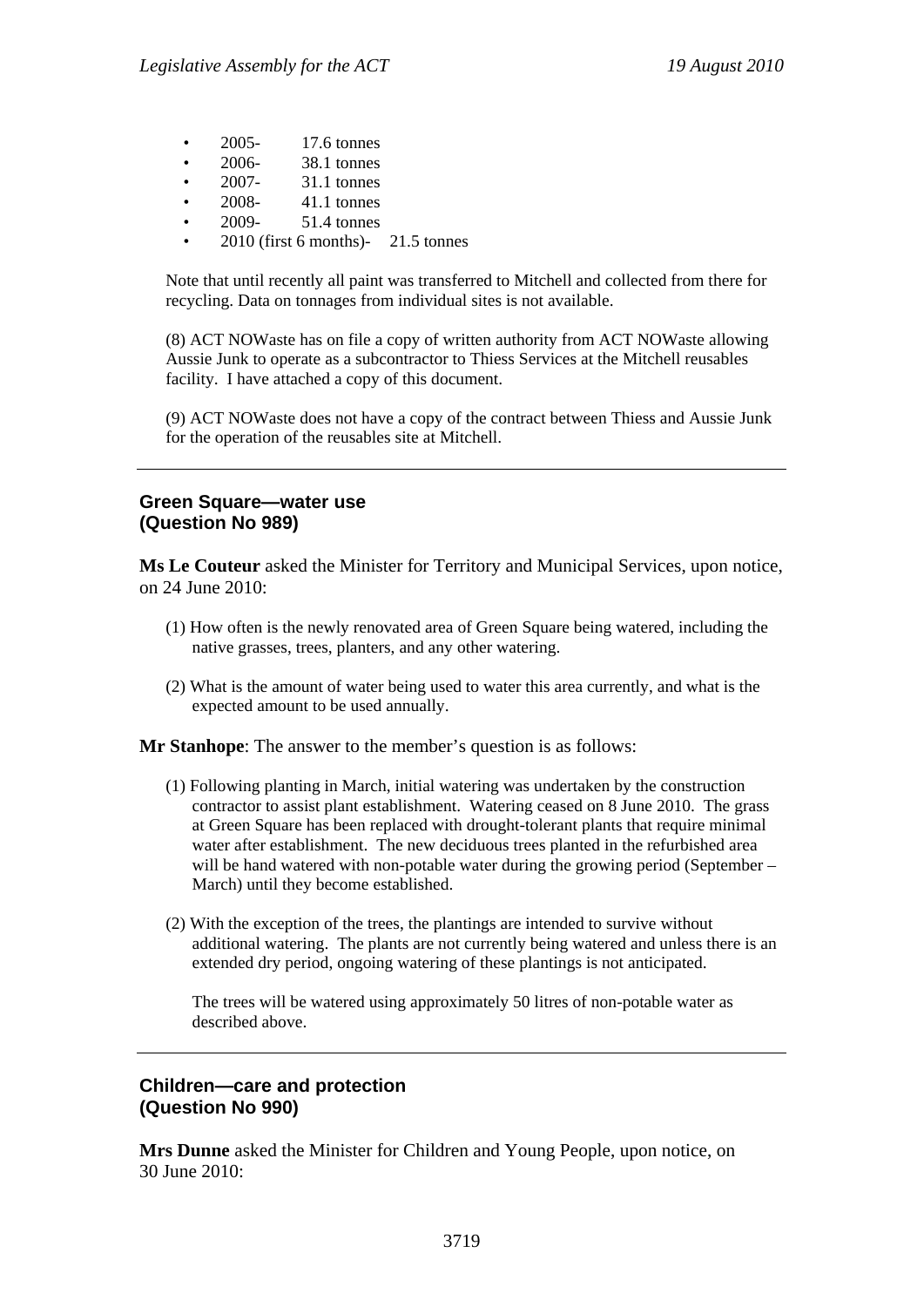- 2005- 17.6 tonnes
- 2006- 38.1 tonnes
- 2007- 31.1 tonnes
- 2008- 41.1 tonnes
- 2009- 51.4 tonnes
- 2010 (first 6 months)- 21.5 tonnes

Note that until recently all paint was transferred to Mitchell and collected from there for recycling. Data on tonnages from individual sites is not available.

(8) ACT NOWaste has on file a copy of written authority from ACT NOWaste allowing Aussie Junk to operate as a subcontractor to Thiess Services at the Mitchell reusables facility. I have attached a copy of this document.

(9) ACT NOWaste does not have a copy of the contract between Thiess and Aussie Junk for the operation of the reusables site at Mitchell.

---

### Green Square—water use (Question No 989)

**Ms Le Couteur** asked the Minister for Territory and Municipal Services, upon notice, on 24 June 2010:

(1) How often is the newly renovated area of Green Square being watered, including the native grasses, trees, planters, and any other watering.

(2) What is the amount of water being used to water this area currently, and what is the expected amount to be used annually.

**Mr Stanhope**: The answer to the member's question is as follows:

(1) Following planting in March, initial watering was undertaken by the construction contractor to assist plant establishment. Watering ceased on 8 June 2010. The grass at Green Square has been replaced with drought-tolerant plants that require minimal water after establishment. The new deciduous trees planted in the refurbished area will be hand watered with non-potable water during the growing period (September – March) until they become established.

(2) With the exception of the trees, the plantings are intended to survive without additional watering. The plants are not currently being watered and unless there is an extended dry period, ongoing watering of these plantings is not anticipated.

The trees will be watered using approximately 50 litres of non-potable water as described above.

---

### Children—care and protection (Question No 990)

**Mrs Dunne** asked the Minister for Children and Young People, upon notice, on 30 June 2010: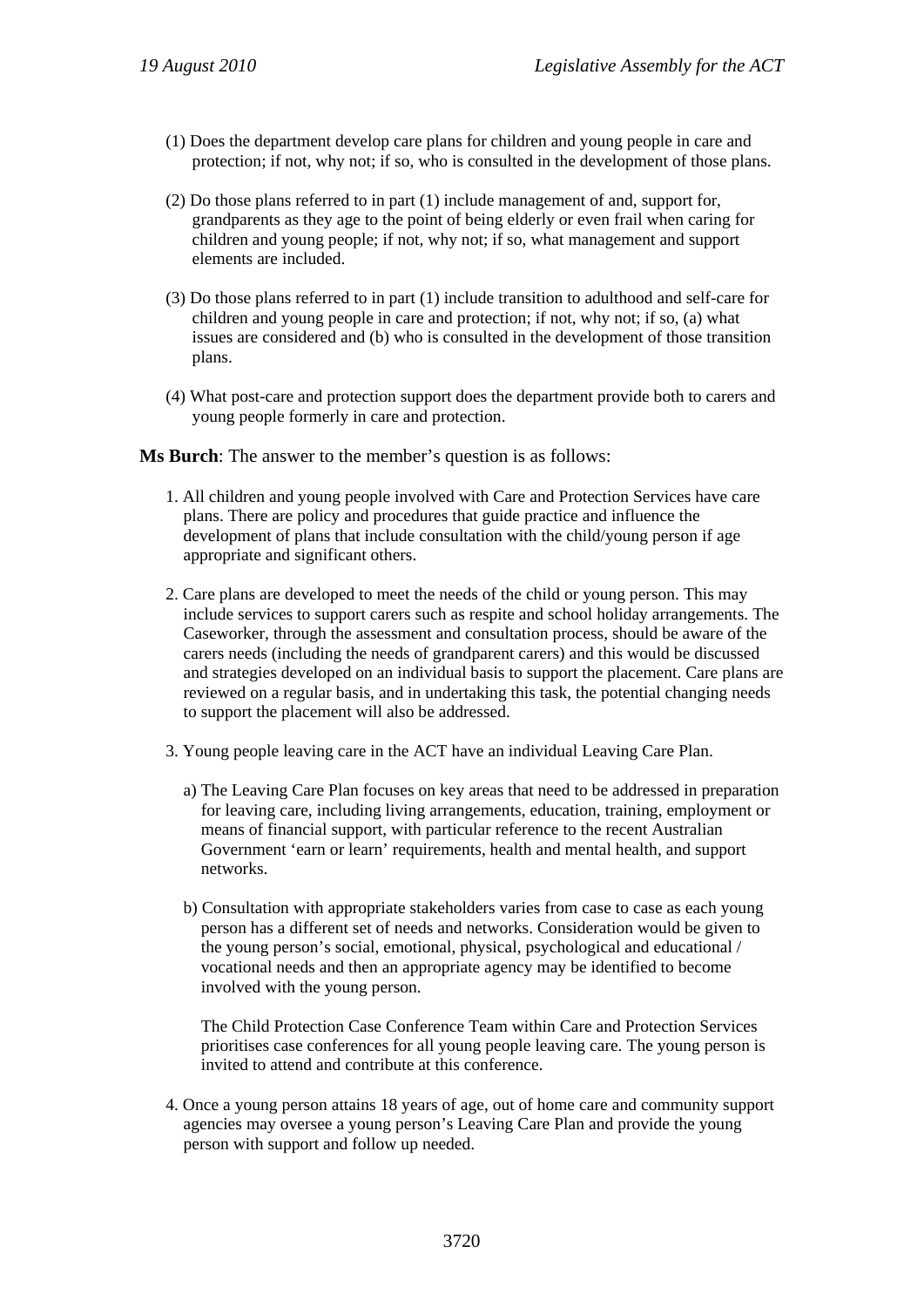(1) Does the department develop care plans for children and young people in care and protection; if not, why not; if so, who is consulted in the development of those plans.

(2) Do those plans referred to in part (1) include management of and, support for, grandparents as they age to the point of being elderly or even frail when caring for children and young people; if not, why not; if so, what management and support elements are included.

(3) Do those plans referred to in part (1) include transition to adulthood and self-care for children and young people in care and protection; if not, why not; if so, (a) what issues are considered and (b) who is consulted in the development of those transition plans.

(4) What post-care and protection support does the department provide both to carers and young people formerly in care and protection.

**Ms Burch**: The answer to the member's question is as follows:

1. All children and young people involved with Care and Protection Services have care plans. There are policy and procedures that guide practice and influence the development of plans that include consultation with the child/young person if age appropriate and significant others.

2. Care plans are developed to meet the needs of the child or young person. This may include services to support carers such as respite and school holiday arrangements. The Caseworker, through the assessment and consultation process, should be aware of the carers needs (including the needs of grandparent carers) and this would be discussed and strategies developed on an individual basis to support the placement. Care plans are reviewed on a regular basis, and in undertaking this task, the potential changing needs to support the placement will also be addressed.

3. Young people leaving care in the ACT have an individual Leaving Care Plan.

   a) The Leaving Care Plan focuses on key areas that need to be addressed in preparation for leaving care, including living arrangements, education, training, employment or means of financial support, with particular reference to the recent Australian Government 'earn or learn' requirements, health and mental health, and support networks.

   b) Consultation with appropriate stakeholders varies from case to case as each young person has a different set of needs and networks. Consideration would be given to the young person's social, emotional, physical, psychological and educational / vocational needs and then an appropriate agency may be identified to become involved with the young person.

   The Child Protection Case Conference Team within Care and Protection Services prioritises case conferences for all young people leaving care. The young person is invited to attend and contribute at this conference.

4. Once a young person attains 18 years of age, out of home care and community support agencies may oversee a young person's Leaving Care Plan and provide the young person with support and follow up needed.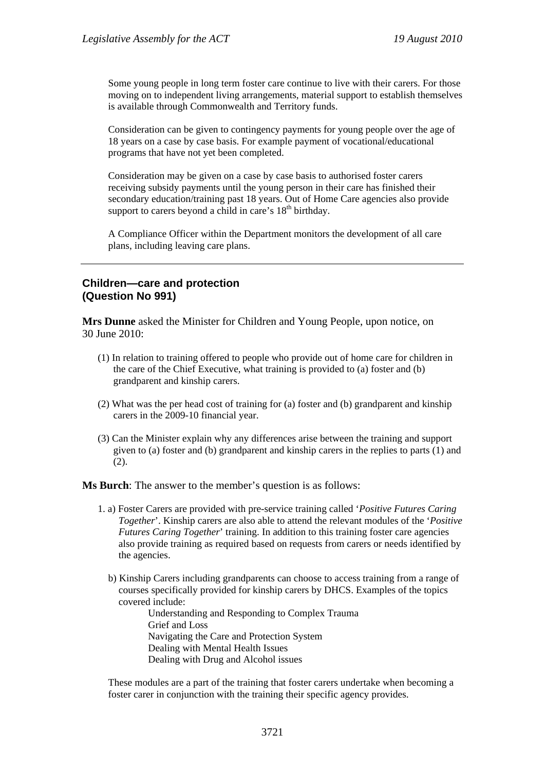Some young people in long term foster care continue to live with their carers. For those moving on to independent living arrangements, material support to establish themselves is available through Commonwealth and Territory funds.

Consideration can be given to contingency payments for young people over the age of 18 years on a case by case basis. For example payment of vocational/educational programs that have not yet been completed.

Consideration may be given on a case by case basis to authorised foster carers receiving subsidy payments until the young person in their care has finished their secondary education/training past 18 years. Out of Home Care agencies also provide support to carers beyond a child in care's 18th birthday.

A Compliance Officer within the Department monitors the development of all care plans, including leaving care plans.

---

## Children—care and protection (Question No 991)

**Mrs Dunne** asked the Minister for Children and Young People, upon notice, on 30 June 2010:

(1) In relation to training offered to people who provide out of home care for children in the care of the Chief Executive, what training is provided to (a) foster and (b) grandparent and kinship carers.

(2) What was the per head cost of training for (a) foster and (b) grandparent and kinship carers in the 2009-10 financial year.

(3) Can the Minister explain why any differences arise between the training and support given to (a) foster and (b) grandparent and kinship carers in the replies to parts (1) and (2).

**Ms Burch**: The answer to the member's question is as follows:

1. a) Foster Carers are provided with pre-service training called '*Positive Futures Caring Together*'. Kinship carers are also able to attend the relevant modules of the '*Positive Futures Caring Together*' training. In addition to this training foster care agencies also provide training as required based on requests from carers or needs identified by the agencies.

   b) Kinship Carers including grandparents can choose to access training from a range of courses specifically provided for kinship carers by DHCS. Examples of the topics covered include:

      Understanding and Responding to Complex Trauma
      Grief and Loss
      Navigating the Care and Protection System
      Dealing with Mental Health Issues
      Dealing with Drug and Alcohol issues

   These modules are a part of the training that foster carers undertake when becoming a foster carer in conjunction with the training their specific agency provides.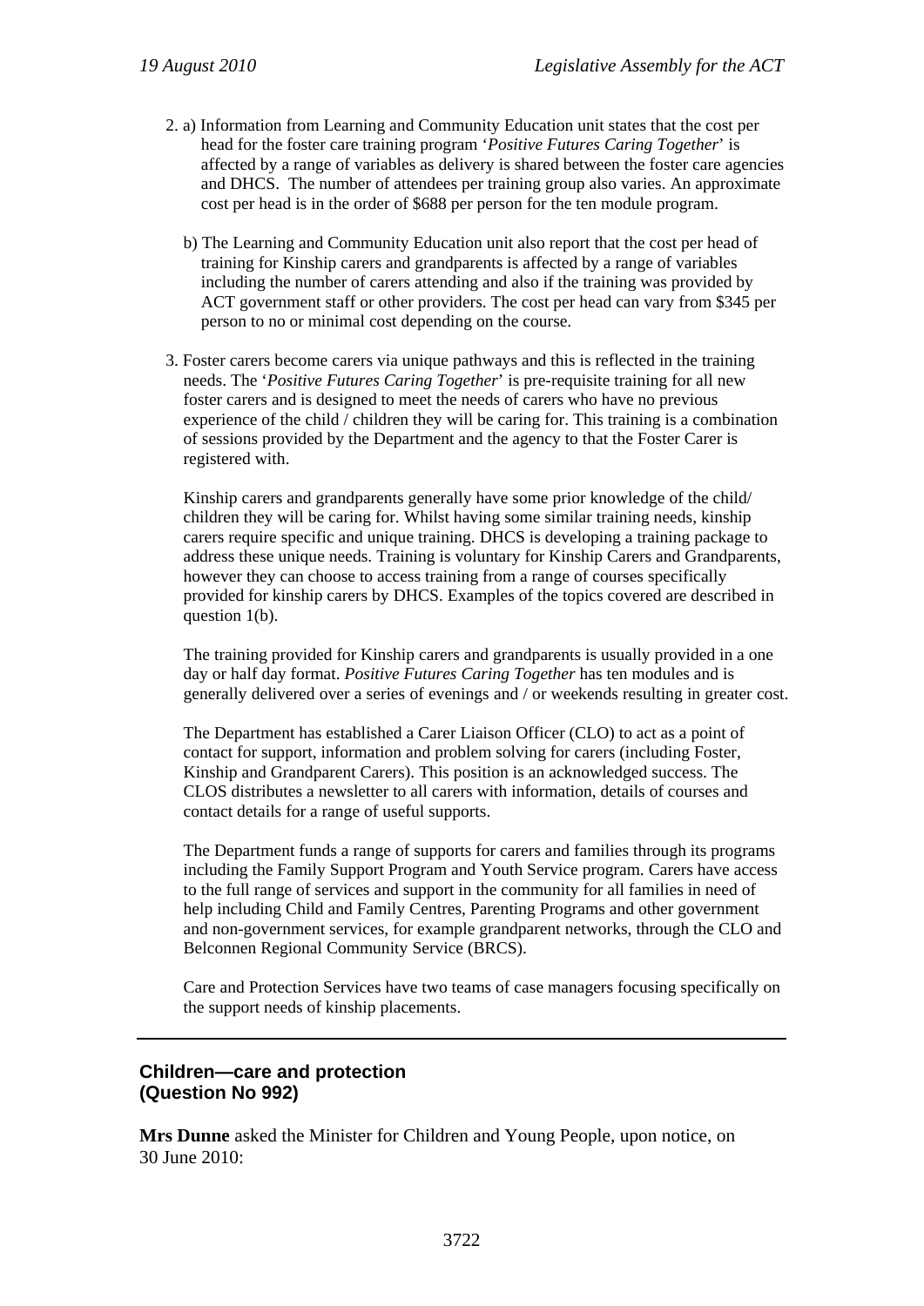2. a) Information from Learning and Community Education unit states that the cost per head for the foster care training program '*Positive Futures Caring Together*' is affected by a range of variables as delivery is shared between the foster care agencies and DHCS. The number of attendees per training group also varies. An approximate cost per head is in the order of $688 per person for the ten module program.

   b) The Learning and Community Education unit also report that the cost per head of training for Kinship carers and grandparents is affected by a range of variables including the number of carers attending and also if the training was provided by ACT government staff or other providers. The cost per head can vary from $345 per person to no or minimal cost depending on the course.

3. Foster carers become carers via unique pathways and this is reflected in the training needs. The '*Positive Futures Caring Together*' is pre-requisite training for all new foster carers and is designed to meet the needs of carers who have no previous experience of the child / children they will be caring for. This training is a combination of sessions provided by the Department and the agency to that the Foster Carer is registered with.

   Kinship carers and grandparents generally have some prior knowledge of the child/ children they will be caring for. Whilst having some similar training needs, kinship carers require specific and unique training. DHCS is developing a training package to address these unique needs. Training is voluntary for Kinship Carers and Grandparents, however they can choose to access training from a range of courses specifically provided for kinship carers by DHCS. Examples of the topics covered are described in question 1(b).

   The training provided for Kinship carers and grandparents is usually provided in a one day or half day format. *Positive Futures Caring Together* has ten modules and is generally delivered over a series of evenings and / or weekends resulting in greater cost.

   The Department has established a Carer Liaison Officer (CLO) to act as a point of contact for support, information and problem solving for carers (including Foster, Kinship and Grandparent Carers). This position is an acknowledged success. The CLOS distributes a newsletter to all carers with information, details of courses and contact details for a range of useful supports.

   The Department funds a range of supports for carers and families through its programs including the Family Support Program and Youth Service program. Carers have access to the full range of services and support in the community for all families in need of help including Child and Family Centres, Parenting Programs and other government and non-government services, for example grandparent networks, through the CLO and Belconnen Regional Community Service (BRCS).

   Care and Protection Services have two teams of case managers focusing specifically on the support needs of kinship placements.

---

**Children—care and protection**
**(Question No 992)**

**Mrs Dunne** asked the Minister for Children and Young People, upon notice, on 30 June 2010: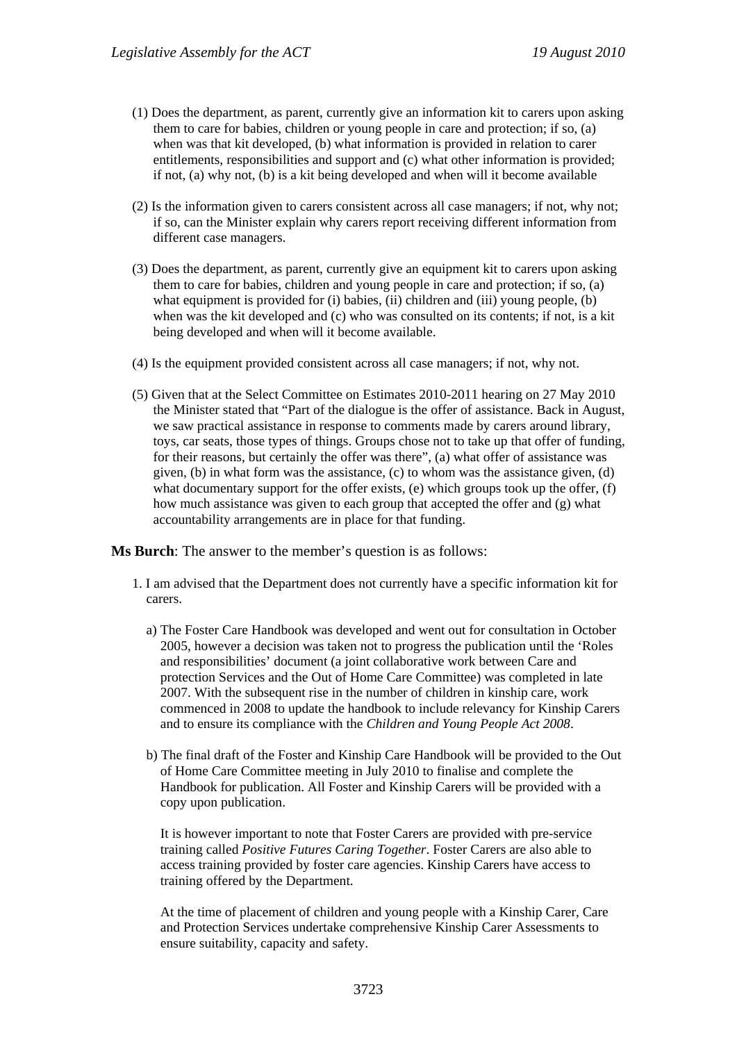(1) Does the department, as parent, currently give an information kit to carers upon asking them to care for babies, children or young people in care and protection; if so, (a) when was that kit developed, (b) what information is provided in relation to carer entitlements, responsibilities and support and (c) what other information is provided; if not, (a) why not, (b) is a kit being developed and when will it become available

(2) Is the information given to carers consistent across all case managers; if not, why not; if so, can the Minister explain why carers report receiving different information from different case managers.

(3) Does the department, as parent, currently give an equipment kit to carers upon asking them to care for babies, children and young people in care and protection; if so, (a) what equipment is provided for (i) babies, (ii) children and (iii) young people, (b) when was the kit developed and (c) who was consulted on its contents; if not, is a kit being developed and when will it become available.

(4) Is the equipment provided consistent across all case managers; if not, why not.

(5) Given that at the Select Committee on Estimates 2010-2011 hearing on 27 May 2010 the Minister stated that "Part of the dialogue is the offer of assistance. Back in August, we saw practical assistance in response to comments made by carers around library, toys, car seats, those types of things. Groups chose not to take up that offer of funding, for their reasons, but certainly the offer was there", (a) what offer of assistance was given, (b) in what form was the assistance, (c) to whom was the assistance given, (d) what documentary support for the offer exists, (e) which groups took up the offer, (f) how much assistance was given to each group that accepted the offer and (g) what accountability arrangements are in place for that funding.

**Ms Burch**: The answer to the member's question is as follows:

1. I am advised that the Department does not currently have a specific information kit for carers.

   a) The Foster Care Handbook was developed and went out for consultation in October 2005, however a decision was taken not to progress the publication until the 'Roles and responsibilities' document (a joint collaborative work between Care and protection Services and the Out of Home Care Committee) was completed in late 2007. With the subsequent rise in the number of children in kinship care, work commenced in 2008 to update the handbook to include relevancy for Kinship Carers and to ensure its compliance with the *Children and Young People Act 2008*.

   b) The final draft of the Foster and Kinship Care Handbook will be provided to the Out of Home Care Committee meeting in July 2010 to finalise and complete the Handbook for publication. All Foster and Kinship Carers will be provided with a copy upon publication.

   It is however important to note that Foster Carers are provided with pre-service training called *Positive Futures Caring Together*. Foster Carers are also able to access training provided by foster care agencies. Kinship Carers have access to training offered by the Department.

   At the time of placement of children and young people with a Kinship Carer, Care and Protection Services undertake comprehensive Kinship Carer Assessments to ensure suitability, capacity and safety.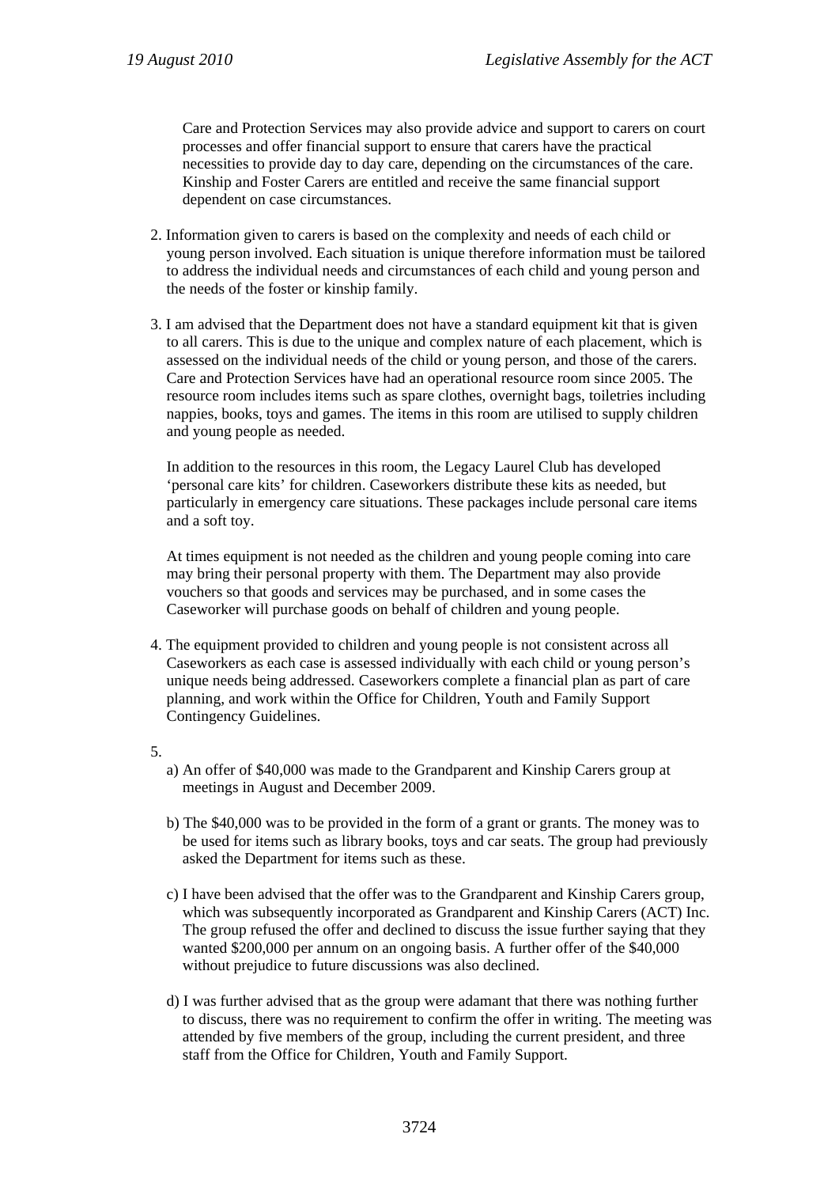Care and Protection Services may also provide advice and support to carers on court processes and offer financial support to ensure that carers have the practical necessities to provide day to day care, depending on the circumstances of the care. Kinship and Foster Carers are entitled and receive the same financial support dependent on case circumstances.

2. Information given to carers is based on the complexity and needs of each child or young person involved. Each situation is unique therefore information must be tailored to address the individual needs and circumstances of each child and young person and the needs of the foster or kinship family.

3. I am advised that the Department does not have a standard equipment kit that is given to all carers. This is due to the unique and complex nature of each placement, which is assessed on the individual needs of the child or young person, and those of the carers. Care and Protection Services have had an operational resource room since 2005. The resource room includes items such as spare clothes, overnight bags, toiletries including nappies, books, toys and games. The items in this room are utilised to supply children and young people as needed.

   In addition to the resources in this room, the Legacy Laurel Club has developed 'personal care kits' for children. Caseworkers distribute these kits as needed, but particularly in emergency care situations. These packages include personal care items and a soft toy.

   At times equipment is not needed as the children and young people coming into care may bring their personal property with them. The Department may also provide vouchers so that goods and services may be purchased, and in some cases the Caseworker will purchase goods on behalf of children and young people.

4. The equipment provided to children and young people is not consistent across all Caseworkers as each case is assessed individually with each child or young person's unique needs being addressed. Caseworkers complete a financial plan as part of care planning, and work within the Office for Children, Youth and Family Support Contingency Guidelines.

5.
   a) An offer of $40,000 was made to the Grandparent and Kinship Carers group at meetings in August and December 2009.

   b) The $40,000 was to be provided in the form of a grant or grants. The money was to be used for items such as library books, toys and car seats. The group had previously asked the Department for items such as these.

   c) I have been advised that the offer was to the Grandparent and Kinship Carers group, which was subsequently incorporated as Grandparent and Kinship Carers (ACT) Inc. The group refused the offer and declined to discuss the issue further saying that they wanted $200,000 per annum on an ongoing basis. A further offer of the $40,000 without prejudice to future discussions was also declined.

   d) I was further advised that as the group were adamant that there was nothing further to discuss, there was no requirement to confirm the offer in writing. The meeting was attended by five members of the group, including the current president, and three staff from the Office for Children, Youth and Family Support.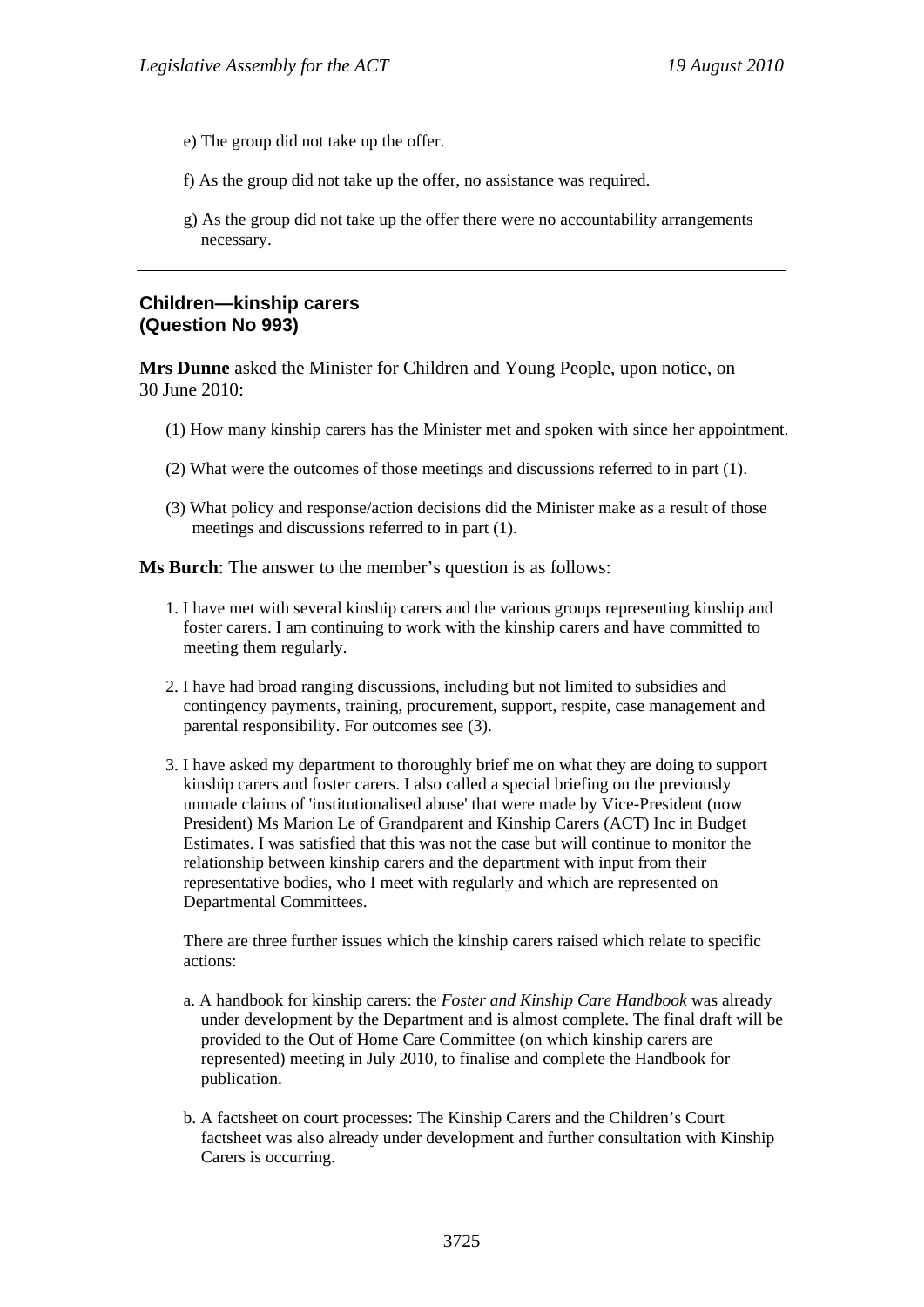e) The group did not take up the offer.

f) As the group did not take up the offer, no assistance was required.

g) As the group did not take up the offer there were no accountability arrangements necessary.

---

### Children—kinship carers (Question No 993)

**Mrs Dunne** asked the Minister for Children and Young People, upon notice, on 30 June 2010:

(1) How many kinship carers has the Minister met and spoken with since her appointment.

(2) What were the outcomes of those meetings and discussions referred to in part (1).

(3) What policy and response/action decisions did the Minister make as a result of those meetings and discussions referred to in part (1).

**Ms Burch**: The answer to the member's question is as follows:

1. I have met with several kinship carers and the various groups representing kinship and foster carers. I am continuing to work with the kinship carers and have committed to meeting them regularly.

2. I have had broad ranging discussions, including but not limited to subsidies and contingency payments, training, procurement, support, respite, case management and parental responsibility. For outcomes see (3).

3. I have asked my department to thoroughly brief me on what they are doing to support kinship carers and foster carers. I also called a special briefing on the previously unmade claims of 'institutionalised abuse' that were made by Vice-President (now President) Ms Marion Le of Grandparent and Kinship Carers (ACT) Inc in Budget Estimates. I was satisfied that this was not the case but will continue to monitor the relationship between kinship carers and the department with input from their representative bodies, who I meet with regularly and which are represented on Departmental Committees.

   There are three further issues which the kinship carers raised which relate to specific actions:

   a. A handbook for kinship carers: the *Foster and Kinship Care Handbook* was already under development by the Department and is almost complete. The final draft will be provided to the Out of Home Care Committee (on which kinship carers are represented) meeting in July 2010, to finalise and complete the Handbook for publication.

   b. A factsheet on court processes: The Kinship Carers and the Children's Court factsheet was also already under development and further consultation with Kinship Carers is occurring.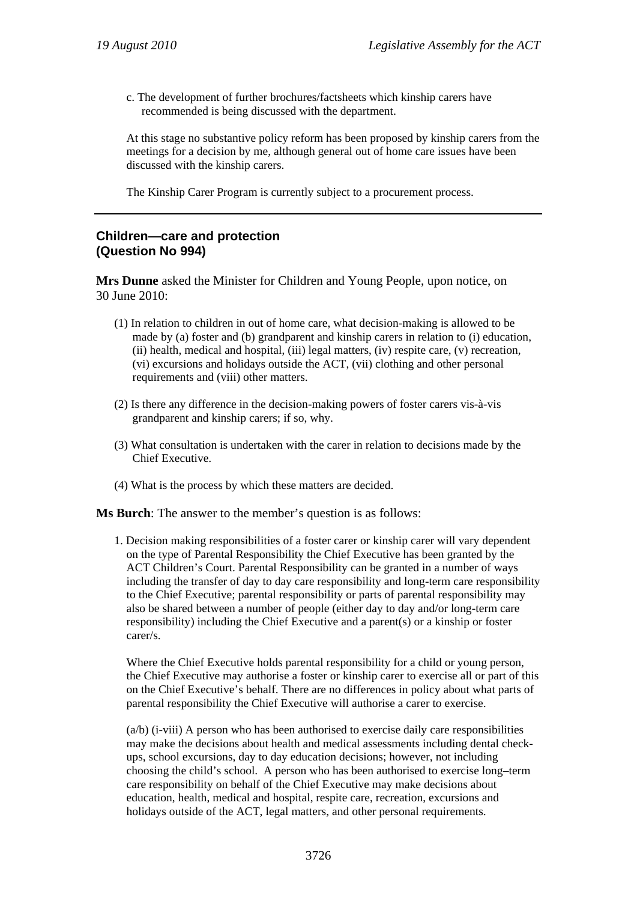c. The development of further brochures/factsheets which kinship carers have recommended is being discussed with the department.

At this stage no substantive policy reform has been proposed by kinship carers from the meetings for a decision by me, although general out of home care issues have been discussed with the kinship carers.

The Kinship Carer Program is currently subject to a procurement process.

---

## Children—care and protection (Question No 994)

**Mrs Dunne** asked the Minister for Children and Young People, upon notice, on 30 June 2010:

(1) In relation to children in out of home care, what decision-making is allowed to be made by (a) foster and (b) grandparent and kinship carers in relation to (i) education, (ii) health, medical and hospital, (iii) legal matters, (iv) respite care, (v) recreation, (vi) excursions and holidays outside the ACT, (vii) clothing and other personal requirements and (viii) other matters.

(2) Is there any difference in the decision-making powers of foster carers vis-à-vis grandparent and kinship carers; if so, why.

(3) What consultation is undertaken with the carer in relation to decisions made by the Chief Executive.

(4) What is the process by which these matters are decided.

**Ms Burch**: The answer to the member's question is as follows:

1. Decision making responsibilities of a foster carer or kinship carer will vary dependent on the type of Parental Responsibility the Chief Executive has been granted by the ACT Children's Court. Parental Responsibility can be granted in a number of ways including the transfer of day to day care responsibility and long-term care responsibility to the Chief Executive; parental responsibility or parts of parental responsibility may also be shared between a number of people (either day to day and/or long-term care responsibility) including the Chief Executive and a parent(s) or a kinship or foster carer/s.

   Where the Chief Executive holds parental responsibility for a child or young person, the Chief Executive may authorise a foster or kinship carer to exercise all or part of this on the Chief Executive's behalf. There are no differences in policy about what parts of parental responsibility the Chief Executive will authorise a carer to exercise.

   (a/b) (i-viii) A person who has been authorised to exercise daily care responsibilities may make the decisions about health and medical assessments including dental check-ups, school excursions, day to day education decisions; however, not including choosing the child's school. A person who has been authorised to exercise long–term care responsibility on behalf of the Chief Executive may make decisions about education, health, medical and hospital, respite care, recreation, excursions and holidays outside of the ACT, legal matters, and other personal requirements.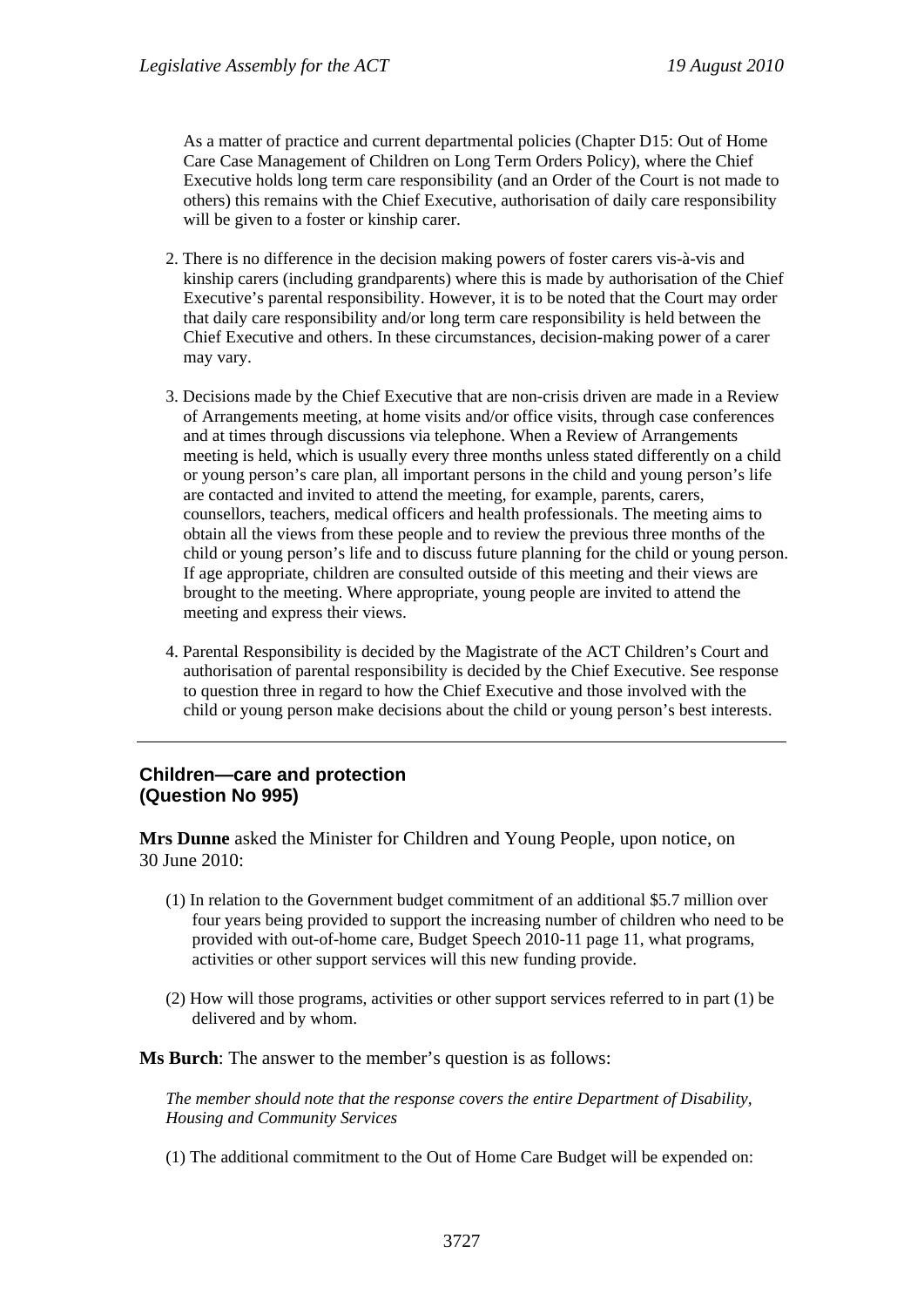As a matter of practice and current departmental policies (Chapter D15: Out of Home Care Case Management of Children on Long Term Orders Policy), where the Chief Executive holds long term care responsibility (and an Order of the Court is not made to others) this remains with the Chief Executive, authorisation of daily care responsibility will be given to a foster or kinship carer.

2. There is no difference in the decision making powers of foster carers vis-à-vis and kinship carers (including grandparents) where this is made by authorisation of the Chief Executive's parental responsibility. However, it is to be noted that the Court may order that daily care responsibility and/or long term care responsibility is held between the Chief Executive and others. In these circumstances, decision-making power of a carer may vary.

3. Decisions made by the Chief Executive that are non-crisis driven are made in a Review of Arrangements meeting, at home visits and/or office visits, through case conferences and at times through discussions via telephone. When a Review of Arrangements meeting is held, which is usually every three months unless stated differently on a child or young person's care plan, all important persons in the child and young person's life are contacted and invited to attend the meeting, for example, parents, carers, counsellors, teachers, medical officers and health professionals. The meeting aims to obtain all the views from these people and to review the previous three months of the child or young person's life and to discuss future planning for the child or young person. If age appropriate, children are consulted outside of this meeting and their views are brought to the meeting. Where appropriate, young people are invited to attend the meeting and express their views.

4. Parental Responsibility is decided by the Magistrate of the ACT Children's Court and authorisation of parental responsibility is decided by the Chief Executive. See response to question three in regard to how the Chief Executive and those involved with the child or young person make decisions about the child or young person's best interests.

---

## Children—care and protection (Question No 995)

**Mrs Dunne** asked the Minister for Children and Young People, upon notice, on 30 June 2010:

(1) In relation to the Government budget commitment of an additional $5.7 million over four years being provided to support the increasing number of children who need to be provided with out-of-home care, Budget Speech 2010-11 page 11, what programs, activities or other support services will this new funding provide.

(2) How will those programs, activities or other support services referred to in part (1) be delivered and by whom.

**Ms Burch**: The answer to the member's question is as follows:

*The member should note that the response covers the entire Department of Disability, Housing and Community Services*

(1) The additional commitment to the Out of Home Care Budget will be expended on: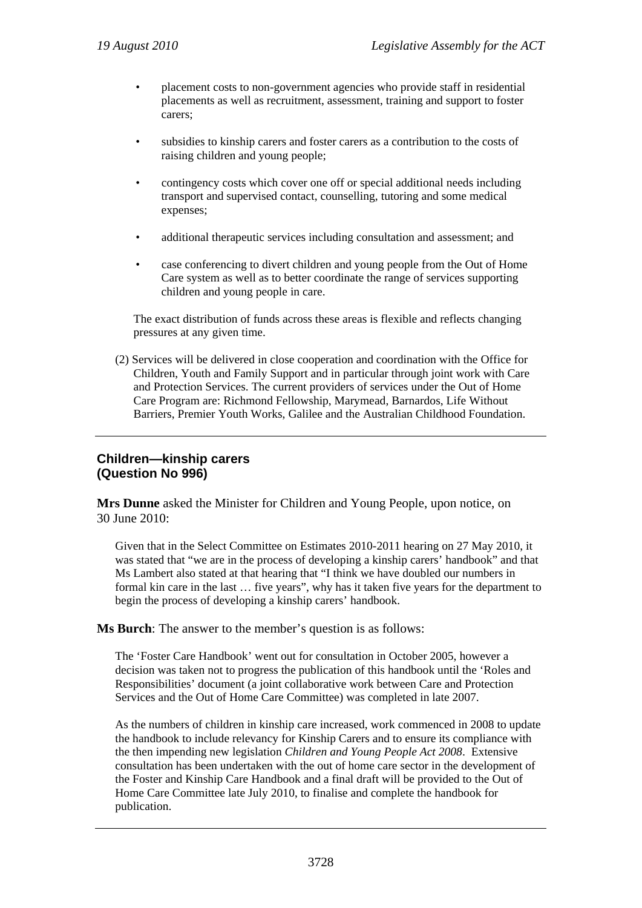- placement costs to non-government agencies who provide staff in residential placements as well as recruitment, assessment, training and support to foster carers;
- subsidies to kinship carers and foster carers as a contribution to the costs of raising children and young people;
- contingency costs which cover one off or special additional needs including transport and supervised contact, counselling, tutoring and some medical expenses;
- additional therapeutic services including consultation and assessment; and
- case conferencing to divert children and young people from the Out of Home Care system as well as to better coordinate the range of services supporting children and young people in care.

The exact distribution of funds across these areas is flexible and reflects changing pressures at any given time.

(2) Services will be delivered in close cooperation and coordination with the Office for Children, Youth and Family Support and in particular through joint work with Care and Protection Services. The current providers of services under the Out of Home Care Program are: Richmond Fellowship, Marymead, Barnardos, Life Without Barriers, Premier Youth Works, Galilee and the Australian Childhood Foundation.

---

## Children—kinship carers (Question No 996)

**Mrs Dunne** asked the Minister for Children and Young People, upon notice, on 30 June 2010:

Given that in the Select Committee on Estimates 2010-2011 hearing on 27 May 2010, it was stated that "we are in the process of developing a kinship carers' handbook" and that Ms Lambert also stated at that hearing that "I think we have doubled our numbers in formal kin care in the last … five years", why has it taken five years for the department to begin the process of developing a kinship carers' handbook.

**Ms Burch**: The answer to the member's question is as follows:

The 'Foster Care Handbook' went out for consultation in October 2005, however a decision was taken not to progress the publication of this handbook until the 'Roles and Responsibilities' document (a joint collaborative work between Care and Protection Services and the Out of Home Care Committee) was completed in late 2007.

As the numbers of children in kinship care increased, work commenced in 2008 to update the handbook to include relevancy for Kinship Carers and to ensure its compliance with the then impending new legislation *Children and Young People Act 2008*. Extensive consultation has been undertaken with the out of home care sector in the development of the Foster and Kinship Care Handbook and a final draft will be provided to the Out of Home Care Committee late July 2010, to finalise and complete the handbook for publication.

---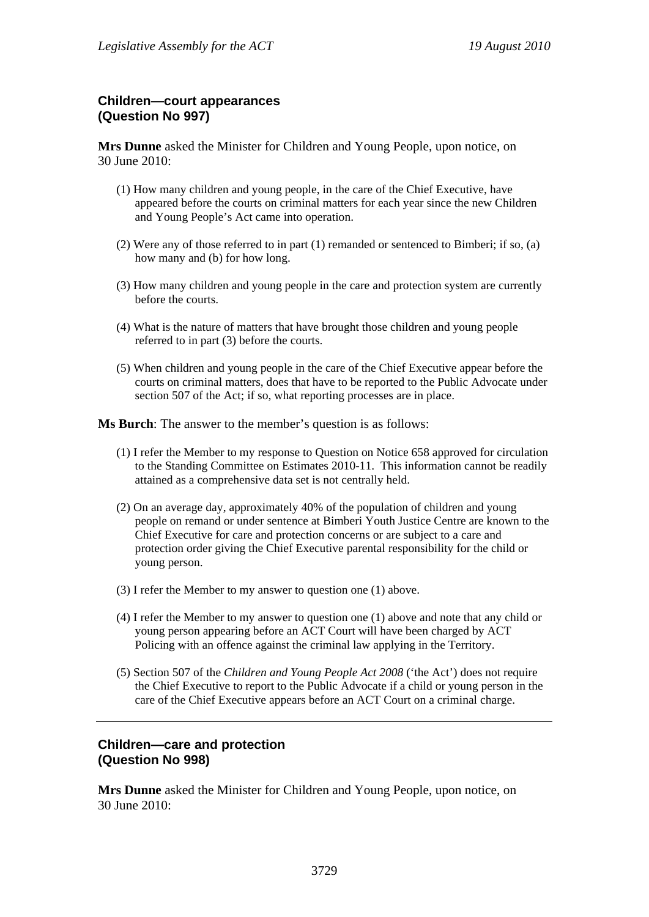**Children—court appearances**
**(Question No 997)**

**Mrs Dunne** asked the Minister for Children and Young People, upon notice, on 30 June 2010:

(1) How many children and young people, in the care of the Chief Executive, have appeared before the courts on criminal matters for each year since the new Children and Young People's Act came into operation.

(2) Were any of those referred to in part (1) remanded or sentenced to Bimberi; if so, (a) how many and (b) for how long.

(3) How many children and young people in the care and protection system are currently before the courts.

(4) What is the nature of matters that have brought those children and young people referred to in part (3) before the courts.

(5) When children and young people in the care of the Chief Executive appear before the courts on criminal matters, does that have to be reported to the Public Advocate under section 507 of the Act; if so, what reporting processes are in place.

**Ms Burch**: The answer to the member's question is as follows:

(1) I refer the Member to my response to Question on Notice 658 approved for circulation to the Standing Committee on Estimates 2010-11. This information cannot be readily attained as a comprehensive data set is not centrally held.

(2) On an average day, approximately 40% of the population of children and young people on remand or under sentence at Bimberi Youth Justice Centre are known to the Chief Executive for care and protection concerns or are subject to a care and protection order giving the Chief Executive parental responsibility for the child or young person.

(3) I refer the Member to my answer to question one (1) above.

(4) I refer the Member to my answer to question one (1) above and note that any child or young person appearing before an ACT Court will have been charged by ACT Policing with an offence against the criminal law applying in the Territory.

(5) Section 507 of the *Children and Young People Act 2008* ('the Act') does not require the Chief Executive to report to the Public Advocate if a child or young person in the care of the Chief Executive appears before an ACT Court on a criminal charge.

---

**Children—care and protection**
**(Question No 998)**

**Mrs Dunne** asked the Minister for Children and Young People, upon notice, on 30 June 2010: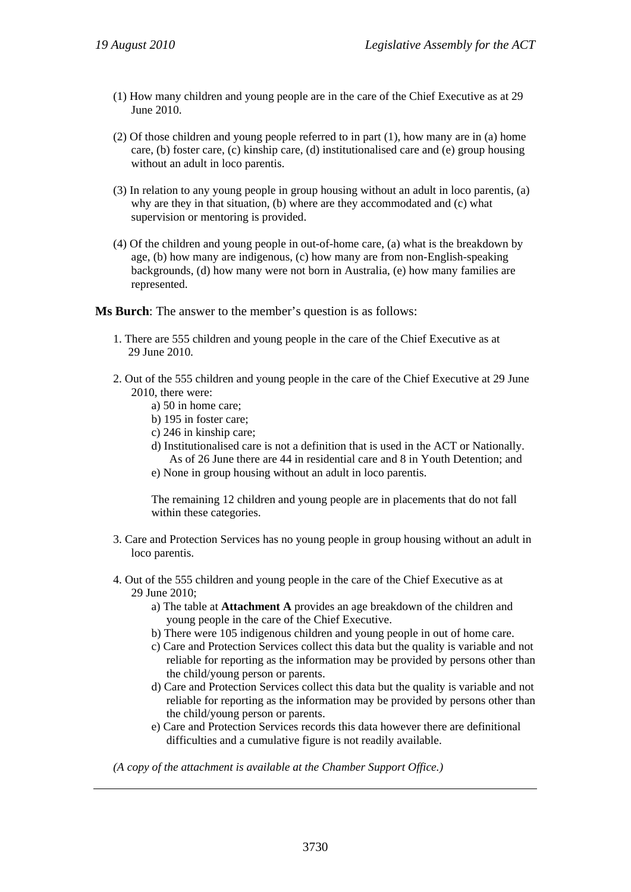(1) How many children and young people are in the care of the Chief Executive as at 29 June 2010.

(2) Of those children and young people referred to in part (1), how many are in (a) home care, (b) foster care, (c) kinship care, (d) institutionalised care and (e) group housing without an adult in loco parentis.

(3) In relation to any young people in group housing without an adult in loco parentis, (a) why are they in that situation, (b) where are they accommodated and (c) what supervision or mentoring is provided.

(4) Of the children and young people in out-of-home care, (a) what is the breakdown by age, (b) how many are indigenous, (c) how many are from non-English-speaking backgrounds, (d) how many were not born in Australia, (e) how many families are represented.

**Ms Burch**: The answer to the member's question is as follows:

1. There are 555 children and young people in the care of the Chief Executive as at 29 June 2010.

2. Out of the 555 children and young people in the care of the Chief Executive at 29 June 2010, there were:
   a) 50 in home care;
   b) 195 in foster care;
   c) 246 in kinship care;
   d) Institutionalised care is not a definition that is used in the ACT or Nationally. As of 26 June there are 44 in residential care and 8 in Youth Detention; and
   e) None in group housing without an adult in loco parentis.

   The remaining 12 children and young people are in placements that do not fall within these categories.

3. Care and Protection Services has no young people in group housing without an adult in loco parentis.

4. Out of the 555 children and young people in the care of the Chief Executive as at 29 June 2010;
   a) The table at **Attachment A** provides an age breakdown of the children and young people in the care of the Chief Executive.
   b) There were 105 indigenous children and young people in out of home care.
   c) Care and Protection Services collect this data but the quality is variable and not reliable for reporting as the information may be provided by persons other than the child/young person or parents.
   d) Care and Protection Services collect this data but the quality is variable and not reliable for reporting as the information may be provided by persons other than the child/young person or parents.
   e) Care and Protection Services records this data however there are definitional difficulties and a cumulative figure is not readily available.

*(A copy of the attachment is available at the Chamber Support Office.)*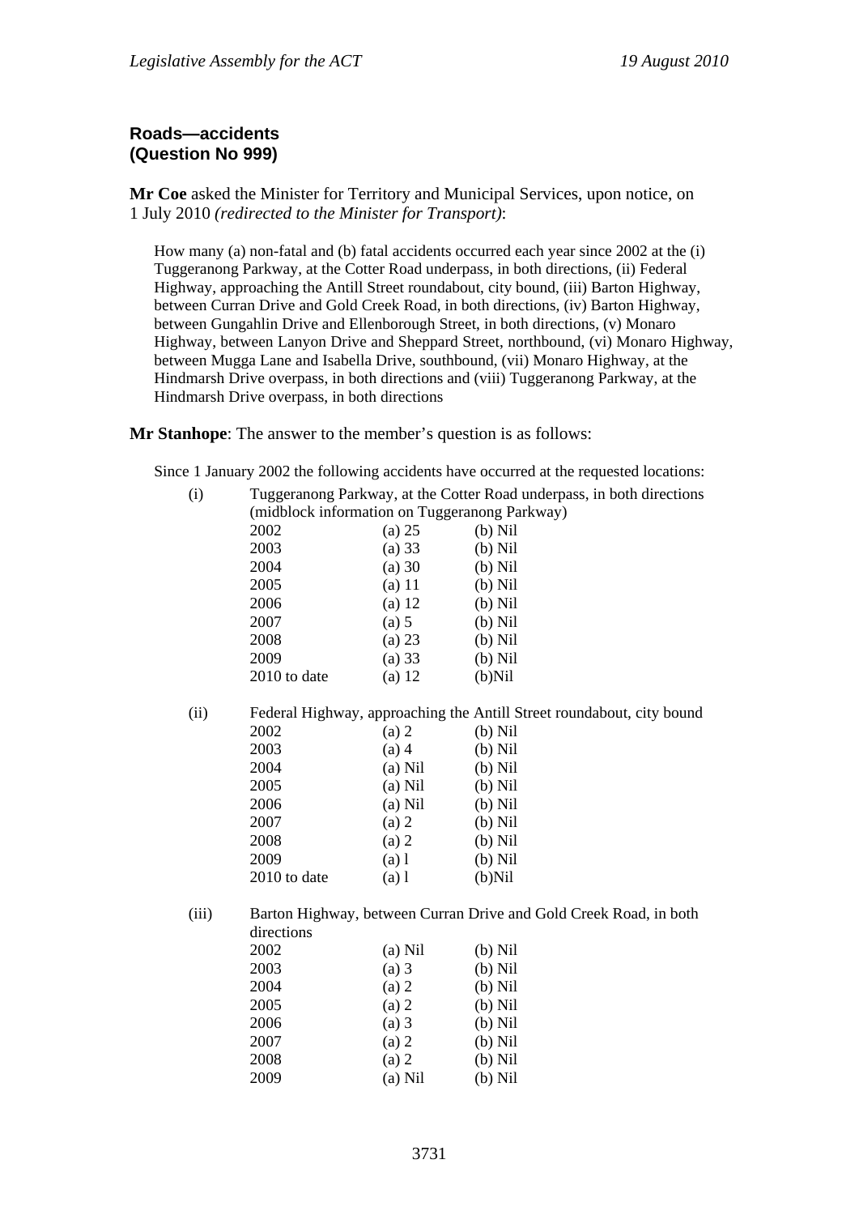**Roads—accidents**
**(Question No 999)**

**Mr Coe** asked the Minister for Territory and Municipal Services, upon notice, on 1 July 2010 *(redirected to the Minister for Transport)*:

> How many (a) non-fatal and (b) fatal accidents occurred each year since 2002 at the (i) Tuggeranong Parkway, at the Cotter Road underpass, in both directions, (ii) Federal Highway, approaching the Antill Street roundabout, city bound, (iii) Barton Highway, between Curran Drive and Gold Creek Road, in both directions, (iv) Barton Highway, between Gungahlin Drive and Ellenborough Street, in both directions, (v) Monaro Highway, between Lanyon Drive and Sheppard Street, northbound, (vi) Monaro Highway, between Mugga Lane and Isabella Drive, southbound, (vii) Monaro Highway, at the Hindmarsh Drive overpass, in both directions and (viii) Tuggeranong Parkway, at the Hindmarsh Drive overpass, in both directions

**Mr Stanhope**: The answer to the member's question is as follows:

Since 1 January 2002 the following accidents have occurred at the requested locations:

(i) Tuggeranong Parkway, at the Cotter Road underpass, in both directions (midblock information on Tuggeranong Parkway)

| | | |
|---|---|---|
| 2002 | (a) 25 | (b) Nil |
| 2003 | (a) 33 | (b) Nil |
| 2004 | (a) 30 | (b) Nil |
| 2005 | (a) 11 | (b) Nil |
| 2006 | (a) 12 | (b) Nil |
| 2007 | (a) 5 | (b) Nil |
| 2008 | (a) 23 | (b) Nil |
| 2009 | (a) 33 | (b) Nil |
| 2010 to date | (a) 12 | (b)Nil |

(ii) Federal Highway, approaching the Antill Street roundabout, city bound

| | | |
|---|---|---|
| 2002 | (a) 2 | (b) Nil |
| 2003 | (a) 4 | (b) Nil |
| 2004 | (a) Nil | (b) Nil |
| 2005 | (a) Nil | (b) Nil |
| 2006 | (a) Nil | (b) Nil |
| 2007 | (a) 2 | (b) Nil |
| 2008 | (a) 2 | (b) Nil |
| 2009 | (a) l | (b) Nil |
| 2010 to date | (a) l | (b)Nil |

(iii) Barton Highway, between Curran Drive and Gold Creek Road, in both directions

| | | |
|---|---|---|
| 2002 | (a) Nil | (b) Nil |
| 2003 | (a) 3 | (b) Nil |
| 2004 | (a) 2 | (b) Nil |
| 2005 | (a) 2 | (b) Nil |
| 2006 | (a) 3 | (b) Nil |
| 2007 | (a) 2 | (b) Nil |
| 2008 | (a) 2 | (b) Nil |
| 2009 | (a) Nil | (b) Nil |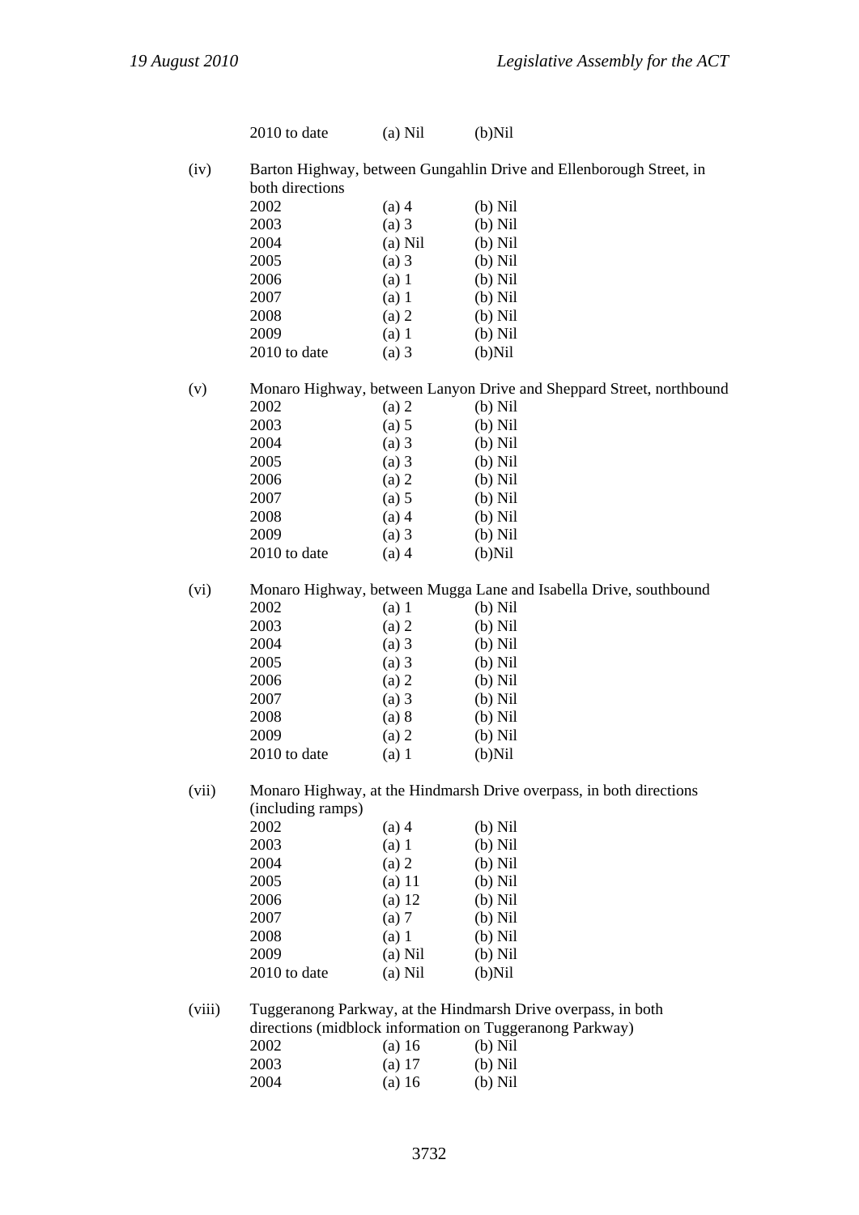| | | |
|---|---|---|
| 2010 to date | (a) Nil | (b)Nil |

(iv) Barton Highway, between Gungahlin Drive and Ellenborough Street, in both directions

| | | |
|---|---|---|
| 2002 | (a) 4 | (b) Nil |
| 2003 | (a) 3 | (b) Nil |
| 2004 | (a) Nil | (b) Nil |
| 2005 | (a) 3 | (b) Nil |
| 2006 | (a) 1 | (b) Nil |
| 2007 | (a) 1 | (b) Nil |
| 2008 | (a) 2 | (b) Nil |
| 2009 | (a) 1 | (b) Nil |
| 2010 to date | (a) 3 | (b)Nil |

(v) Monaro Highway, between Lanyon Drive and Sheppard Street, northbound

| | | |
|---|---|---|
| 2002 | (a) 2 | (b) Nil |
| 2003 | (a) 5 | (b) Nil |
| 2004 | (a) 3 | (b) Nil |
| 2005 | (a) 3 | (b) Nil |
| 2006 | (a) 2 | (b) Nil |
| 2007 | (a) 5 | (b) Nil |
| 2008 | (a) 4 | (b) Nil |
| 2009 | (a) 3 | (b) Nil |
| 2010 to date | (a) 4 | (b)Nil |

(vi) Monaro Highway, between Mugga Lane and Isabella Drive, southbound

| | | |
|---|---|---|
| 2002 | (a) 1 | (b) Nil |
| 2003 | (a) 2 | (b) Nil |
| 2004 | (a) 3 | (b) Nil |
| 2005 | (a) 3 | (b) Nil |
| 2006 | (a) 2 | (b) Nil |
| 2007 | (a) 3 | (b) Nil |
| 2008 | (a) 8 | (b) Nil |
| 2009 | (a) 2 | (b) Nil |
| 2010 to date | (a) 1 | (b)Nil |

(vii) Monaro Highway, at the Hindmarsh Drive overpass, in both directions (including ramps)

| | | |
|---|---|---|
| 2002 | (a) 4 | (b) Nil |
| 2003 | (a) 1 | (b) Nil |
| 2004 | (a) 2 | (b) Nil |
| 2005 | (a) 11 | (b) Nil |
| 2006 | (a) 12 | (b) Nil |
| 2007 | (a) 7 | (b) Nil |
| 2008 | (a) 1 | (b) Nil |
| 2009 | (a) Nil | (b) Nil |
| 2010 to date | (a) Nil | (b)Nil |

(viii) Tuggeranong Parkway, at the Hindmarsh Drive overpass, in both directions (midblock information on Tuggeranong Parkway)

| | | |
|---|---|---|
| 2002 | (a) 16 | (b) Nil |
| 2003 | (a) 17 | (b) Nil |
| 2004 | (a) 16 | (b) Nil |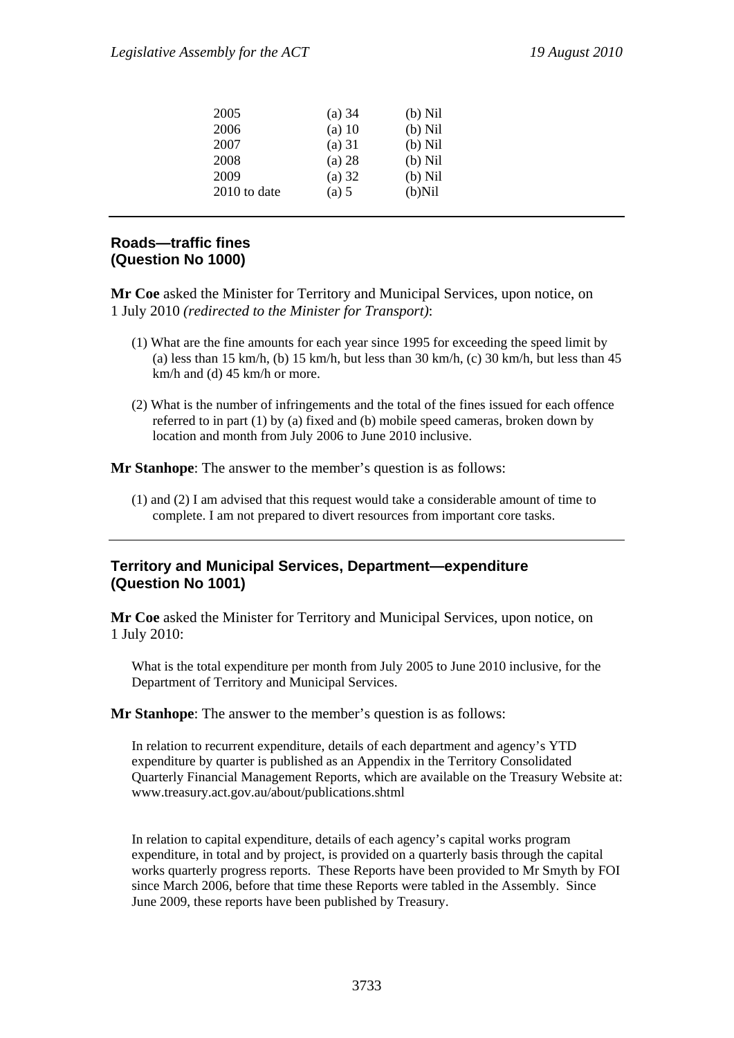| | | |
|---|---|---|
| 2005 | (a) 34 | (b) Nil |
| 2006 | (a) 10 | (b) Nil |
| 2007 | (a) 31 | (b) Nil |
| 2008 | (a) 28 | (b) Nil |
| 2009 | (a) 32 | (b) Nil |
| 2010 to date | (a) 5 | (b)Nil |

---

## Roads—traffic fines (Question No 1000)

**Mr Coe** asked the Minister for Territory and Municipal Services, upon notice, on 1 July 2010 *(redirected to the Minister for Transport)*:

(1) What are the fine amounts for each year since 1995 for exceeding the speed limit by (a) less than 15 km/h, (b) 15 km/h, but less than 30 km/h, (c) 30 km/h, but less than 45 km/h and (d) 45 km/h or more.

(2) What is the number of infringements and the total of the fines issued for each offence referred to in part (1) by (a) fixed and (b) mobile speed cameras, broken down by location and month from July 2006 to June 2010 inclusive.

**Mr Stanhope**: The answer to the member's question is as follows:

(1) and (2) I am advised that this request would take a considerable amount of time to complete. I am not prepared to divert resources from important core tasks.

---

## Territory and Municipal Services, Department—expenditure (Question No 1001)

**Mr Coe** asked the Minister for Territory and Municipal Services, upon notice, on 1 July 2010:

What is the total expenditure per month from July 2005 to June 2010 inclusive, for the Department of Territory and Municipal Services.

**Mr Stanhope**: The answer to the member's question is as follows:

In relation to recurrent expenditure, details of each department and agency's YTD expenditure by quarter is published as an Appendix in the Territory Consolidated Quarterly Financial Management Reports, which are available on the Treasury Website at: www.treasury.act.gov.au/about/publications.shtml

In relation to capital expenditure, details of each agency's capital works program expenditure, in total and by project, is provided on a quarterly basis through the capital works quarterly progress reports. These Reports have been provided to Mr Smyth by FOI since March 2006, before that time these Reports were tabled in the Assembly. Since June 2009, these reports have been published by Treasury.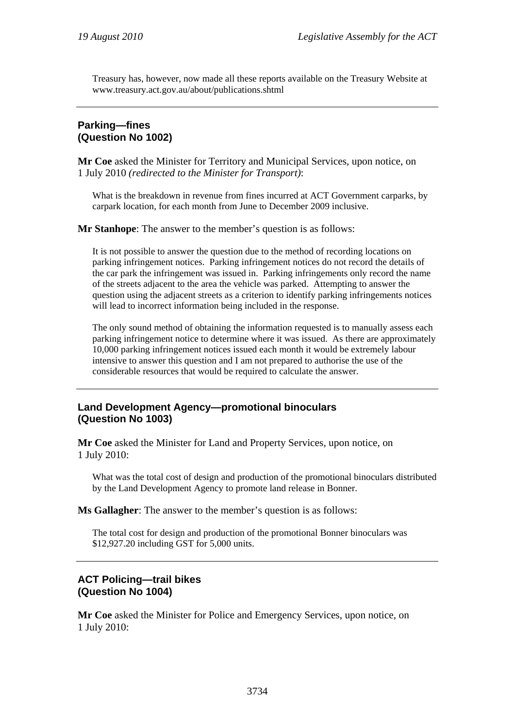Treasury has, however, now made all these reports available on the Treasury Website at www.treasury.act.gov.au/about/publications.shtml

---

## Parking—fines
## (Question No 1002)

**Mr Coe** asked the Minister for Territory and Municipal Services, upon notice, on 1 July 2010 *(redirected to the Minister for Transport)*:

> What is the breakdown in revenue from fines incurred at ACT Government carparks, by carpark location, for each month from June to December 2009 inclusive.

**Mr Stanhope**: The answer to the member's question is as follows:

> It is not possible to answer the question due to the method of recording locations on parking infringement notices. Parking infringement notices do not record the details of the car park the infringement was issued in. Parking infringements only record the name of the streets adjacent to the area the vehicle was parked. Attempting to answer the question using the adjacent streets as a criterion to identify parking infringements notices will lead to incorrect information being included in the response.
>
> The only sound method of obtaining the information requested is to manually assess each parking infringement notice to determine where it was issued. As there are approximately 10,000 parking infringement notices issued each month it would be extremely labour intensive to answer this question and I am not prepared to authorise the use of the considerable resources that would be required to calculate the answer.

---

## Land Development Agency—promotional binoculars
## (Question No 1003)

**Mr Coe** asked the Minister for Land and Property Services, upon notice, on 1 July 2010:

> What was the total cost of design and production of the promotional binoculars distributed by the Land Development Agency to promote land release in Bonner.

**Ms Gallagher**: The answer to the member's question is as follows:

> The total cost for design and production of the promotional Bonner binoculars was $12,927.20 including GST for 5,000 units.

---

## ACT Policing—trail bikes
## (Question No 1004)

**Mr Coe** asked the Minister for Police and Emergency Services, upon notice, on 1 July 2010: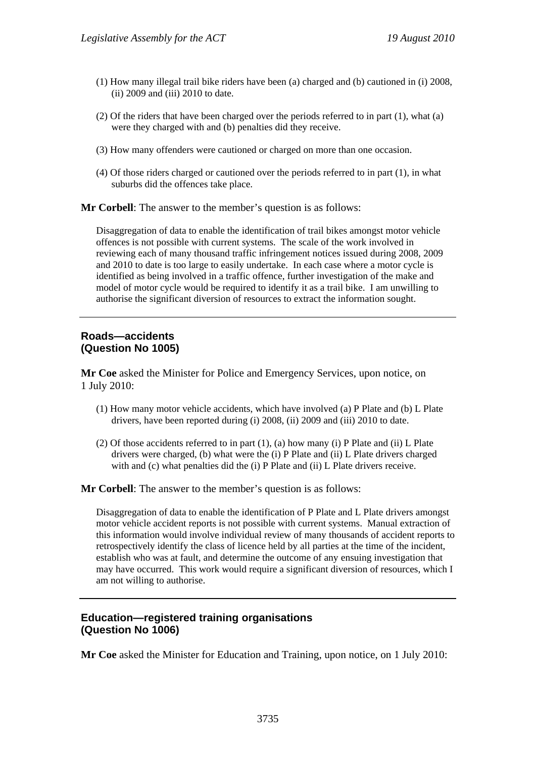(1) How many illegal trail bike riders have been (a) charged and (b) cautioned in (i) 2008, (ii) 2009 and (iii) 2010 to date.

(2) Of the riders that have been charged over the periods referred to in part (1), what (a) were they charged with and (b) penalties did they receive.

(3) How many offenders were cautioned or charged on more than one occasion.

(4) Of those riders charged or cautioned over the periods referred to in part (1), in what suburbs did the offences take place.

**Mr Corbell**: The answer to the member's question is as follows:

Disaggregation of data to enable the identification of trail bikes amongst motor vehicle offences is not possible with current systems. The scale of the work involved in reviewing each of many thousand traffic infringement notices issued during 2008, 2009 and 2010 to date is too large to easily undertake. In each case where a motor cycle is identified as being involved in a traffic offence, further investigation of the make and model of motor cycle would be required to identify it as a trail bike. I am unwilling to authorise the significant diversion of resources to extract the information sought.

---

## Roads—accidents (Question No 1005)

**Mr Coe** asked the Minister for Police and Emergency Services, upon notice, on 1 July 2010:

(1) How many motor vehicle accidents, which have involved (a) P Plate and (b) L Plate drivers, have been reported during (i) 2008, (ii) 2009 and (iii) 2010 to date.

(2) Of those accidents referred to in part (1), (a) how many (i) P Plate and (ii) L Plate drivers were charged, (b) what were the (i) P Plate and (ii) L Plate drivers charged with and (c) what penalties did the (i) P Plate and (ii) L Plate drivers receive.

**Mr Corbell**: The answer to the member's question is as follows:

Disaggregation of data to enable the identification of P Plate and L Plate drivers amongst motor vehicle accident reports is not possible with current systems. Manual extraction of this information would involve individual review of many thousands of accident reports to retrospectively identify the class of licence held by all parties at the time of the incident, establish who was at fault, and determine the outcome of any ensuing investigation that may have occurred. This work would require a significant diversion of resources, which I am not willing to authorise.

---

## Education—registered training organisations (Question No 1006)

**Mr Coe** asked the Minister for Education and Training, upon notice, on 1 July 2010: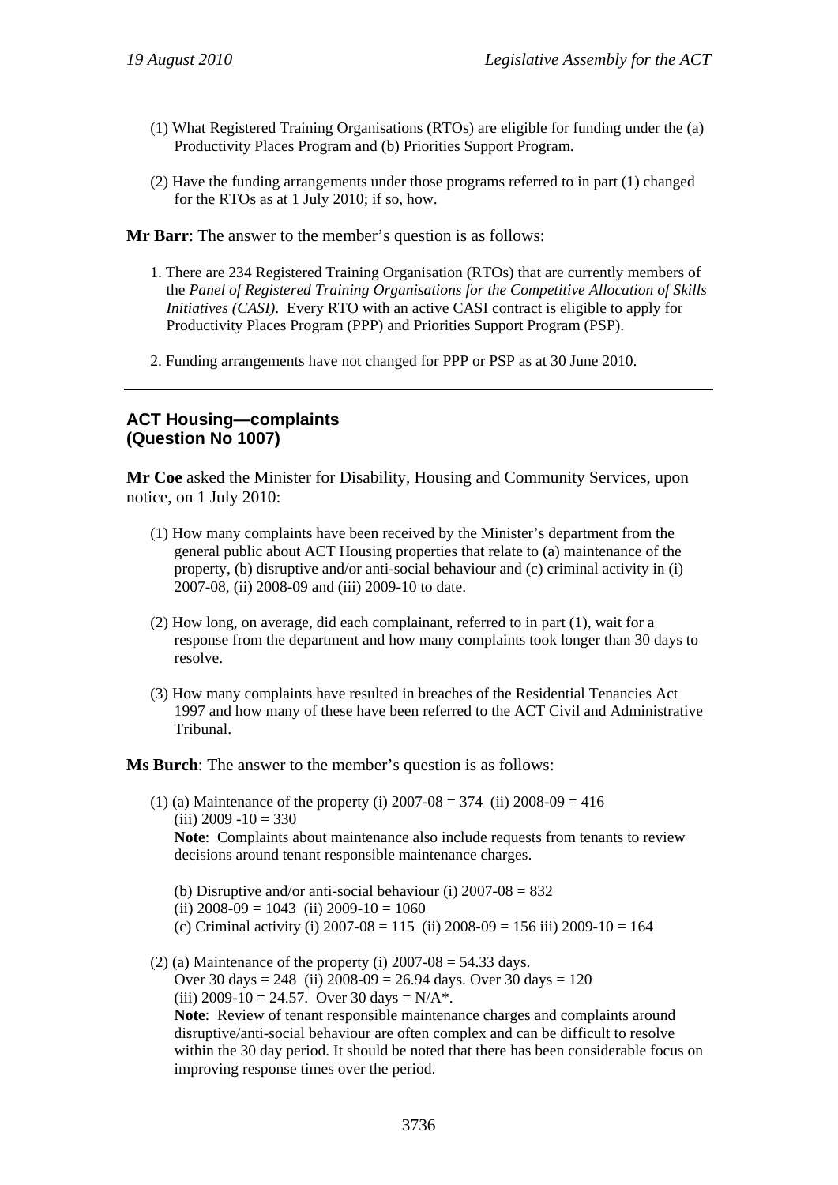(1) What Registered Training Organisations (RTOs) are eligible for funding under the (a) Productivity Places Program and (b) Priorities Support Program.

(2) Have the funding arrangements under those programs referred to in part (1) changed for the RTOs as at 1 July 2010; if so, how.

**Mr Barr**: The answer to the member's question is as follows:

1. There are 234 Registered Training Organisation (RTOs) that are currently members of the *Panel of Registered Training Organisations for the Competitive Allocation of Skills Initiatives (CASI)*. Every RTO with an active CASI contract is eligible to apply for Productivity Places Program (PPP) and Priorities Support Program (PSP).

2. Funding arrangements have not changed for PPP or PSP as at 30 June 2010.

---

## ACT Housing—complaints (Question No 1007)

**Mr Coe** asked the Minister for Disability, Housing and Community Services, upon notice, on 1 July 2010:

(1) How many complaints have been received by the Minister's department from the general public about ACT Housing properties that relate to (a) maintenance of the property, (b) disruptive and/or anti-social behaviour and (c) criminal activity in (i) 2007-08, (ii) 2008-09 and (iii) 2009-10 to date.

(2) How long, on average, did each complainant, referred to in part (1), wait for a response from the department and how many complaints took longer than 30 days to resolve.

(3) How many complaints have resulted in breaches of the Residential Tenancies Act 1997 and how many of these have been referred to the ACT Civil and Administrative Tribunal.

**Ms Burch**: The answer to the member's question is as follows:

(1) (a) Maintenance of the property (i) 2007-08 = 374 (ii) 2008-09 = 416 (iii) 2009 -10 = 330
**Note**: Complaints about maintenance also include requests from tenants to review decisions around tenant responsible maintenance charges.

(b) Disruptive and/or anti-social behaviour (i) 2007-08 = 832 (ii) 2008-09 = 1043 (ii) 2009-10 = 1060
(c) Criminal activity (i) 2007-08 = 115 (ii) 2008-09 = 156 iii) 2009-10 = 164

(2) (a) Maintenance of the property (i) 2007-08 = 54.33 days. Over 30 days = 248 (ii) 2008-09 = 26.94 days. Over 30 days = 120 (iii) 2009-10 = 24.57. Over 30 days = N/A*.
**Note**: Review of tenant responsible maintenance charges and complaints around disruptive/anti-social behaviour are often complex and can be difficult to resolve within the 30 day period. It should be noted that there has been considerable focus on improving response times over the period.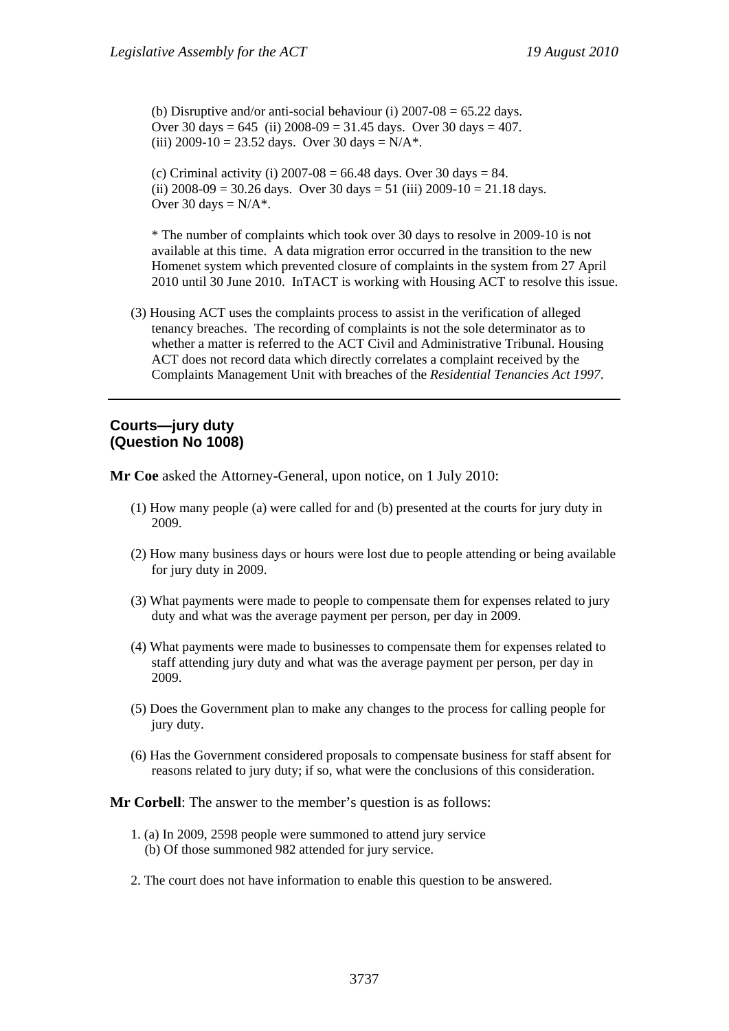(b) Disruptive and/or anti-social behaviour (i) 2007-08 = 65.22 days. Over 30 days = 645 (ii) 2008-09 = 31.45 days. Over 30 days = 407. (iii) 2009-10 = 23.52 days. Over 30 days = N/A*.

(c) Criminal activity (i) 2007-08 = 66.48 days. Over 30 days = 84. (ii) 2008-09 = 30.26 days. Over 30 days = 51 (iii) 2009-10 = 21.18 days. Over 30 days = N/A*.

* The number of complaints which took over 30 days to resolve in 2009-10 is not available at this time. A data migration error occurred in the transition to the new Homenet system which prevented closure of complaints in the system from 27 April 2010 until 30 June 2010. InTACT is working with Housing ACT to resolve this issue.

(3) Housing ACT uses the complaints process to assist in the verification of alleged tenancy breaches. The recording of complaints is not the sole determinator as to whether a matter is referred to the ACT Civil and Administrative Tribunal. Housing ACT does not record data which directly correlates a complaint received by the Complaints Management Unit with breaches of the *Residential Tenancies Act 1997*.

---

## Courts—jury duty (Question No 1008)

**Mr Coe** asked the Attorney-General, upon notice, on 1 July 2010:

(1) How many people (a) were called for and (b) presented at the courts for jury duty in 2009.

(2) How many business days or hours were lost due to people attending or being available for jury duty in 2009.

(3) What payments were made to people to compensate them for expenses related to jury duty and what was the average payment per person, per day in 2009.

(4) What payments were made to businesses to compensate them for expenses related to staff attending jury duty and what was the average payment per person, per day in 2009.

(5) Does the Government plan to make any changes to the process for calling people for jury duty.

(6) Has the Government considered proposals to compensate business for staff absent for reasons related to jury duty; if so, what were the conclusions of this consideration.

**Mr Corbell**: The answer to the member's question is as follows:

1. (a) In 2009, 2598 people were summoned to attend jury service
   (b) Of those summoned 982 attended for jury service.

2. The court does not have information to enable this question to be answered.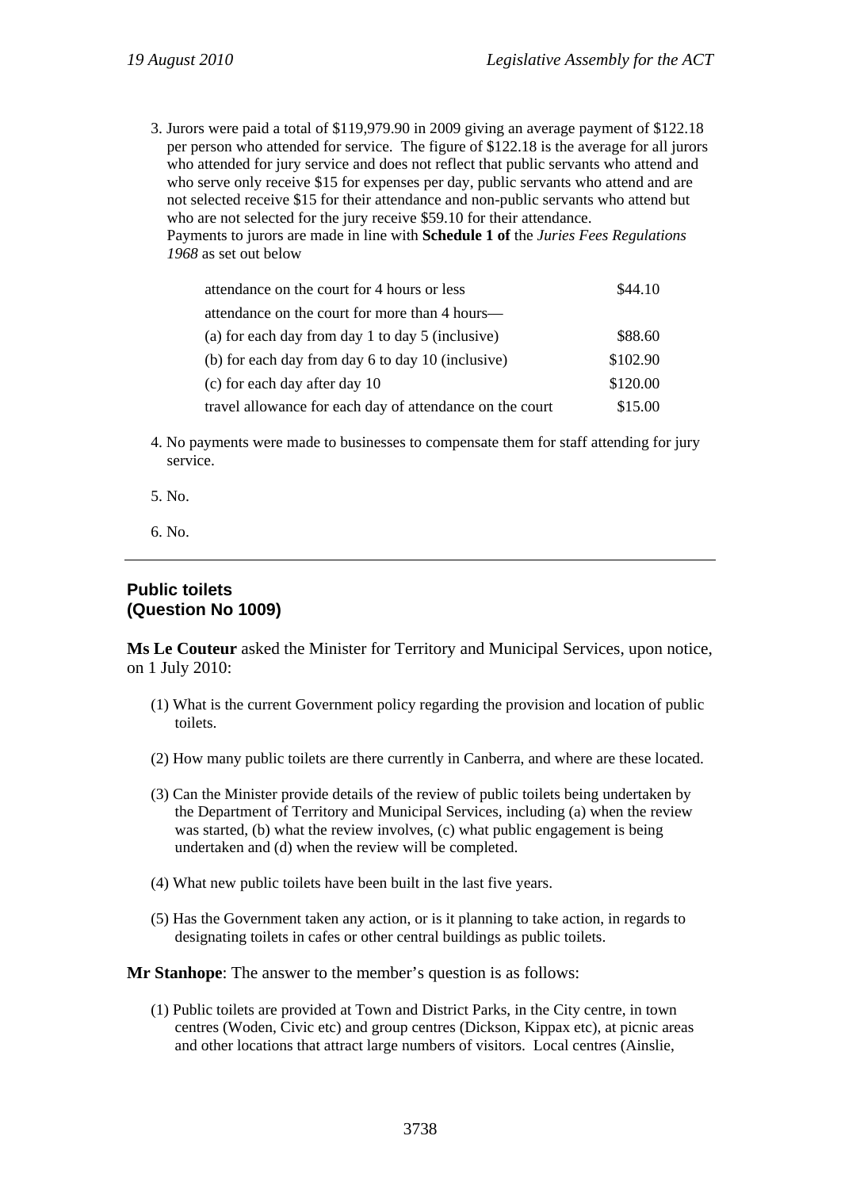3. Jurors were paid a total of $119,979.90 in 2009 giving an average payment of $122.18 per person who attended for service. The figure of $122.18 is the average for all jurors who attended for jury service and does not reflect that public servants who attend and who serve only receive $15 for expenses per day, public servants who attend and are not selected receive $15 for their attendance and non-public servants who attend but who are not selected for the jury receive $59.10 for their attendance.
   Payments to jurors are made in line with **Schedule 1 of** the *Juries Fees Regulations 1968* as set out below

   | | |
   |---|---|
   | attendance on the court for 4 hours or less | $44.10 |
   | attendance on the court for more than 4 hours— | |
   | (a) for each day from day 1 to day 5 (inclusive) | $88.60 |
   | (b) for each day from day 6 to day 10 (inclusive) | $102.90 |
   | (c) for each day after day 10 | $120.00 |
   | travel allowance for each day of attendance on the court | $15.00 |

4. No payments were made to businesses to compensate them for staff attending for jury service.

5. No.

6. No.

---

## Public toilets
## (Question No 1009)

**Ms Le Couteur** asked the Minister for Territory and Municipal Services, upon notice, on 1 July 2010:

(1) What is the current Government policy regarding the provision and location of public toilets.

(2) How many public toilets are there currently in Canberra, and where are these located.

(3) Can the Minister provide details of the review of public toilets being undertaken by the Department of Territory and Municipal Services, including (a) when the review was started, (b) what the review involves, (c) what public engagement is being undertaken and (d) when the review will be completed.

(4) What new public toilets have been built in the last five years.

(5) Has the Government taken any action, or is it planning to take action, in regards to designating toilets in cafes or other central buildings as public toilets.

**Mr Stanhope**: The answer to the member's question is as follows:

(1) Public toilets are provided at Town and District Parks, in the City centre, in town centres (Woden, Civic etc) and group centres (Dickson, Kippax etc), at picnic areas and other locations that attract large numbers of visitors. Local centres (Ainslie,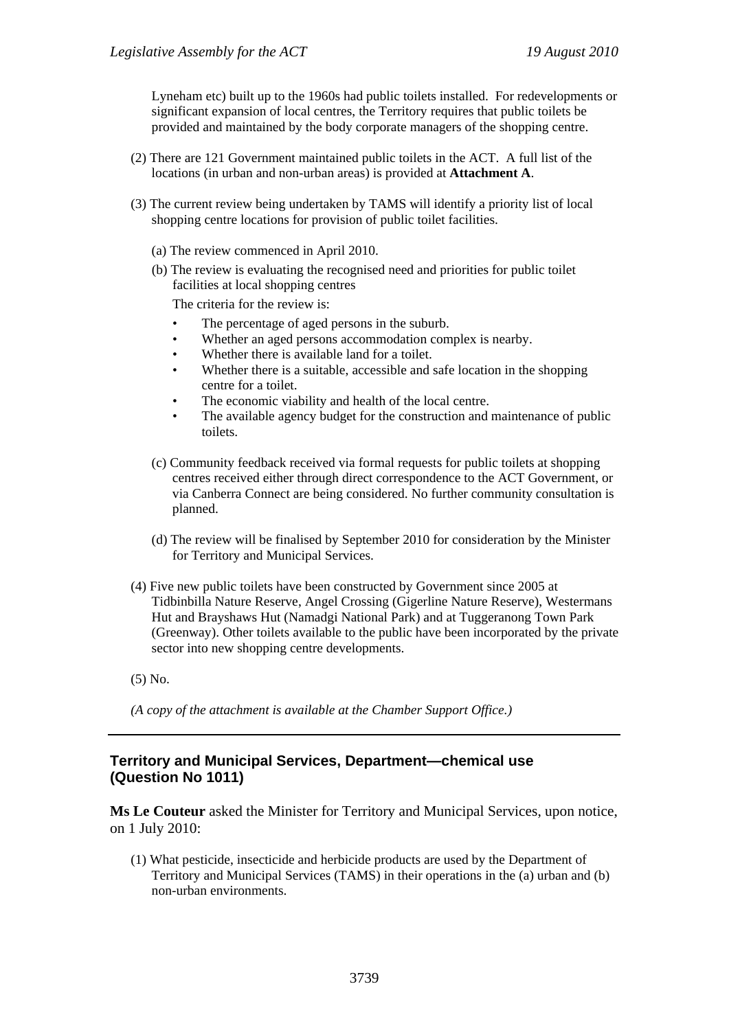Lyneham etc) built up to the 1960s had public toilets installed. For redevelopments or significant expansion of local centres, the Territory requires that public toilets be provided and maintained by the body corporate managers of the shopping centre.

(2) There are 121 Government maintained public toilets in the ACT. A full list of the locations (in urban and non-urban areas) is provided at **Attachment A**.

(3) The current review being undertaken by TAMS will identify a priority list of local shopping centre locations for provision of public toilet facilities.

(a) The review commenced in April 2010.

(b) The review is evaluating the recognised need and priorities for public toilet facilities at local shopping centres

The criteria for the review is:

- The percentage of aged persons in the suburb.
- Whether an aged persons accommodation complex is nearby.
- Whether there is available land for a toilet.
- Whether there is a suitable, accessible and safe location in the shopping centre for a toilet.
- The economic viability and health of the local centre.
- The available agency budget for the construction and maintenance of public toilets.

(c) Community feedback received via formal requests for public toilets at shopping centres received either through direct correspondence to the ACT Government, or via Canberra Connect are being considered. No further community consultation is planned.

(d) The review will be finalised by September 2010 for consideration by the Minister for Territory and Municipal Services.

(4) Five new public toilets have been constructed by Government since 2005 at Tidbinbilla Nature Reserve, Angel Crossing (Gigerline Nature Reserve), Westermans Hut and Brayshaws Hut (Namadgi National Park) and at Tuggeranong Town Park (Greenway). Other toilets available to the public have been incorporated by the private sector into new shopping centre developments.

(5) No.

*(A copy of the attachment is available at the Chamber Support Office.)*

---

## Territory and Municipal Services, Department—chemical use (Question No 1011)

**Ms Le Couteur** asked the Minister for Territory and Municipal Services, upon notice, on 1 July 2010:

(1) What pesticide, insecticide and herbicide products are used by the Department of Territory and Municipal Services (TAMS) in their operations in the (a) urban and (b) non-urban environments.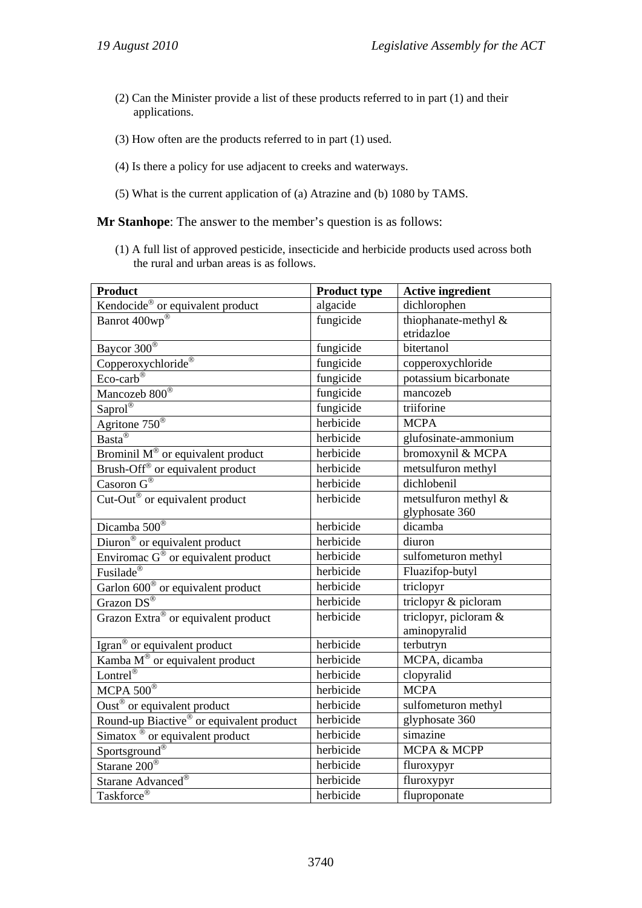(2) Can the Minister provide a list of these products referred to in part (1) and their applications.

(3) How often are the products referred to in part (1) used.

(4) Is there a policy for use adjacent to creeks and waterways.

(5) What is the current application of (a) Atrazine and (b) 1080 by TAMS.

**Mr Stanhope**: The answer to the member's question is as follows:

(1) A full list of approved pesticide, insecticide and herbicide products used across both the rural and urban areas is as follows.

| Product | Product type | Active ingredient |
|---|---|---|
| Kendocide® or equivalent product | algacide | dichlorophen |
| Banrot 400wp® | fungicide | thiophanate-methyl & etridazloe |
| Baycor 300® | fungicide | bitertanol |
| Copperoxychloride® | fungicide | copperoxychloride |
| Eco-carb® | fungicide | potassium bicarbonate |
| Mancozeb 800® | fungicide | mancozeb |
| Saprol® | fungicide | triiforine |
| Agritone 750® | herbicide | MCPA |
| Basta® | herbicide | glufosinate-ammonium |
| Brominil M® or equivalent product | herbicide | bromoxynil & MCPA |
| Brush-Off® or equivalent product | herbicide | metsulfuron methyl |
| Casoron G® | herbicide | dichlobenil |
| Cut-Out® or equivalent product | herbicide | metsulfuron methyl & glyphosate 360 |
| Dicamba 500® | herbicide | dicamba |
| Diuron® or equivalent product | herbicide | diuron |
| Enviromac G® or equivalent product | herbicide | sulfometuron methyl |
| Fusilade® | herbicide | Fluazifop-butyl |
| Garlon 600® or equivalent product | herbicide | triclopyr |
| Grazon DS® | herbicide | triclopyr & picloram |
| Grazon Extra® or equivalent product | herbicide | triclopyr, picloram & aminopyralid |
| Igran® or equivalent product | herbicide | terbutryn |
| Kamba M® or equivalent product | herbicide | MCPA, dicamba |
| Lontrel® | herbicide | clopyralid |
| MCPA 500® | herbicide | MCPA |
| Oust® or equivalent product | herbicide | sulfometuron methyl |
| Round-up Biactive® or equivalent product | herbicide | glyphosate 360 |
| Simatox ® or equivalent product | herbicide | simazine |
| Sportsground® | herbicide | MCPA & MCPP |
| Starane 200® | herbicide | fluroxypyr |
| Starane Advanced® | herbicide | fluroxypyr |
| Taskforce® | herbicide | flupropionate |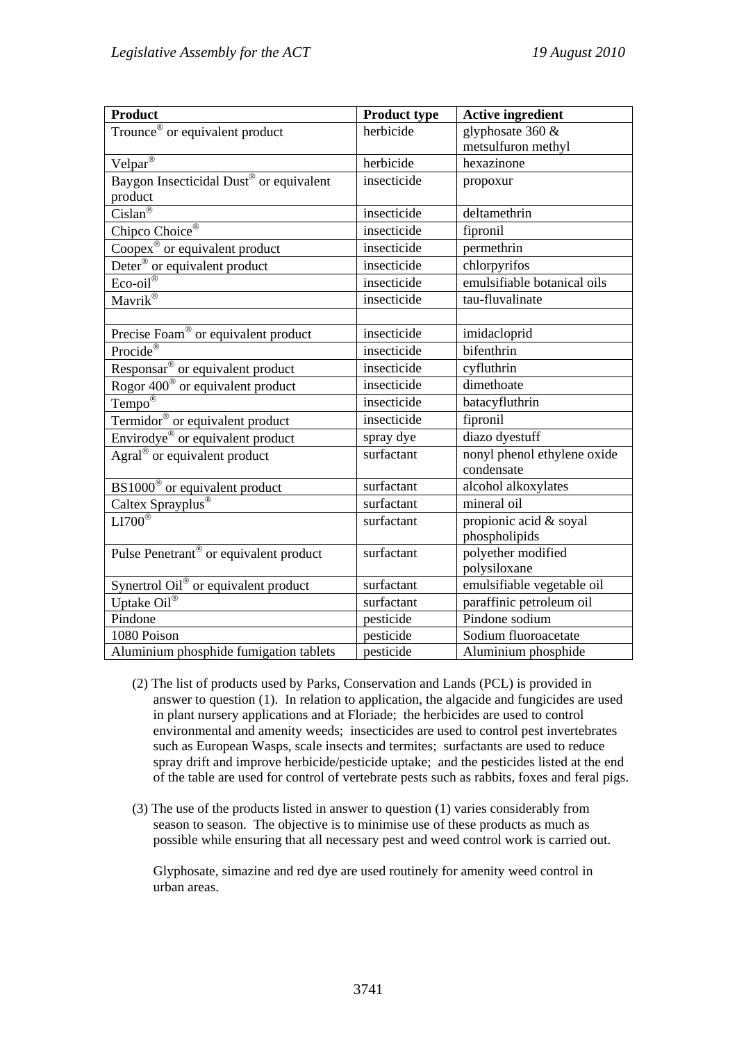| Product | Product type | Active ingredient |
| --- | --- | --- |
| Trounce® or equivalent product | herbicide | glyphosate 360 & metsulfuron methyl |
| Velpar® | herbicide | hexazinone |
| Baygon Insecticidal Dust® or equivalent product | insecticide | propoxur |
| Cislan® | insecticide | deltamethrin |
| Chipco Choice® | insecticide | fipronil |
| Coopex® or equivalent product | insecticide | permethrin |
| Deter® or equivalent product | insecticide | chlorpyrifos |
| Eco-oil® | insecticide | emulsifiable botanical oils |
| Mavrik® | insecticide | tau-fluvalinate |
| | | |
| Precise Foam® or equivalent product | insecticide | imidacloprid |
| Procide® | insecticide | bifenthrin |
| Responsar® or equivalent product | insecticide | cyfluthrin |
| Rogor 400® or equivalent product | insecticide | dimethoate |
| Tempo® | insecticide | batacyfluthrin |
| Termidor® or equivalent product | insecticide | fipronil |
| Envirodye® or equivalent product | spray dye | diazo dyestuff |
| Agral® or equivalent product | surfactant | nonyl phenol ethylene oxide condensate |
| BS1000® or equivalent product | surfactant | alcohol alkoxylates |
| Caltex Sprayplus® | surfactant | mineral oil |
| LI700® | surfactant | propionic acid & soyal phospholipids |
| Pulse Penetrant® or equivalent product | surfactant | polyether modified polysiloxane |
| Synertrol Oil® or equivalent product | surfactant | emulsifiable vegetable oil |
| Uptake Oil® | surfactant | paraffinic petroleum oil |
| Pindone | pesticide | Pindone sodium |
| 1080 Poison | pesticide | Sodium fluoroacetate |
| Aluminium phosphide fumigation tablets | pesticide | Aluminium phosphide |

(2) The list of products used by Parks, Conservation and Lands (PCL) is provided in answer to question (1). In relation to application, the algacide and fungicides are used in plant nursery applications and at Floriade; the herbicides are used to control environmental and amenity weeds; insecticides are used to control pest invertebrates such as European Wasps, scale insects and termites; surfactants are used to reduce spray drift and improve herbicide/pesticide uptake; and the pesticides listed at the end of the table are used for control of vertebrate pests such as rabbits, foxes and feral pigs.

(3) The use of the products listed in answer to question (1) varies considerably from season to season. The objective is to minimise use of these products as much as possible while ensuring that all necessary pest and weed control work is carried out.

Glyphosate, simazine and red dye are used routinely for amenity weed control in urban areas.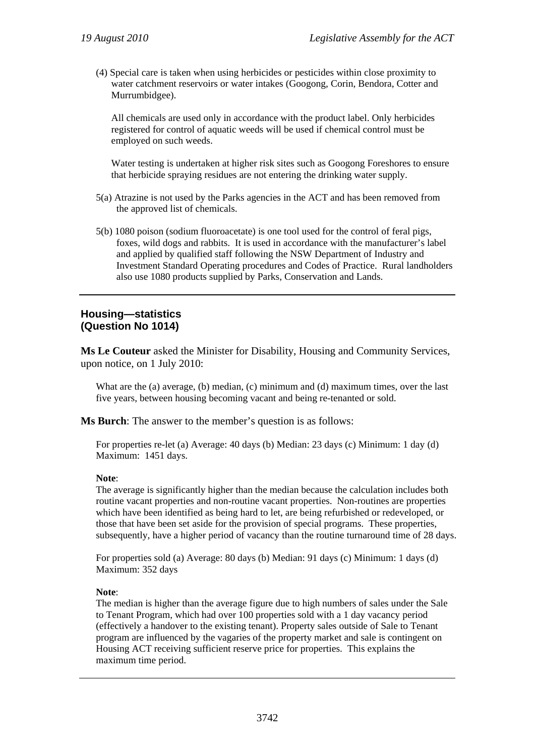(4) Special care is taken when using herbicides or pesticides within close proximity to water catchment reservoirs or water intakes (Googong, Corin, Bendora, Cotter and Murrumbidgee).

All chemicals are used only in accordance with the product label. Only herbicides registered for control of aquatic weeds will be used if chemical control must be employed on such weeds.

Water testing is undertaken at higher risk sites such as Googong Foreshores to ensure that herbicide spraying residues are not entering the drinking water supply.

5(a) Atrazine is not used by the Parks agencies in the ACT and has been removed from the approved list of chemicals.

5(b) 1080 poison (sodium fluoroacetate) is one tool used for the control of feral pigs, foxes, wild dogs and rabbits. It is used in accordance with the manufacturer's label and applied by qualified staff following the NSW Department of Industry and Investment Standard Operating procedures and Codes of Practice. Rural landholders also use 1080 products supplied by Parks, Conservation and Lands.

---

## Housing—statistics (Question No 1014)

**Ms Le Couteur** asked the Minister for Disability, Housing and Community Services, upon notice, on 1 July 2010:

What are the (a) average, (b) median, (c) minimum and (d) maximum times, over the last five years, between housing becoming vacant and being re-tenanted or sold.

**Ms Burch**: The answer to the member's question is as follows:

For properties re-let (a) Average: 40 days (b) Median: 23 days (c) Minimum: 1 day (d) Maximum: 1451 days.

**Note**:
The average is significantly higher than the median because the calculation includes both routine vacant properties and non-routine vacant properties. Non-routines are properties which have been identified as being hard to let, are being refurbished or redeveloped, or those that have been set aside for the provision of special programs. These properties, subsequently, have a higher period of vacancy than the routine turnaround time of 28 days.

For properties sold (a) Average: 80 days (b) Median: 91 days (c) Minimum: 1 days (d) Maximum: 352 days

**Note**:
The median is higher than the average figure due to high numbers of sales under the Sale to Tenant Program, which had over 100 properties sold with a 1 day vacancy period (effectively a handover to the existing tenant). Property sales outside of Sale to Tenant program are influenced by the vagaries of the property market and sale is contingent on Housing ACT receiving sufficient reserve price for properties. This explains the maximum time period.

---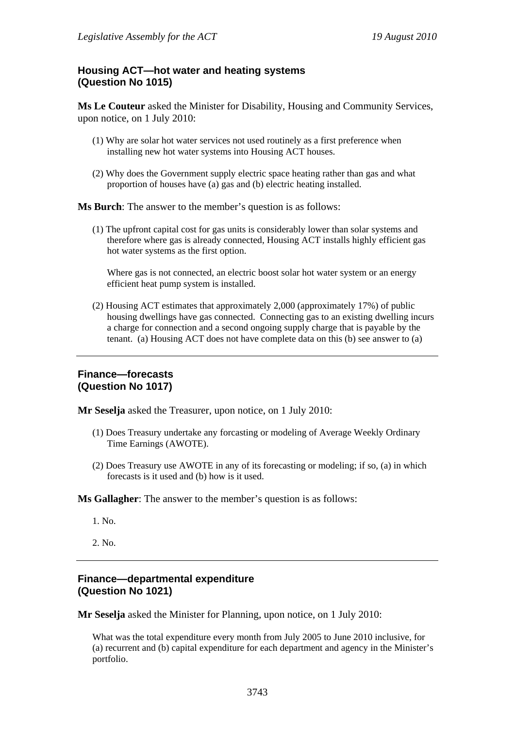### Housing ACT—hot water and heating systems (Question No 1015)

**Ms Le Couteur** asked the Minister for Disability, Housing and Community Services, upon notice, on 1 July 2010:

(1) Why are solar hot water services not used routinely as a first preference when installing new hot water systems into Housing ACT houses.

(2) Why does the Government supply electric space heating rather than gas and what proportion of houses have (a) gas and (b) electric heating installed.

**Ms Burch**: The answer to the member's question is as follows:

(1) The upfront capital cost for gas units is considerably lower than solar systems and therefore where gas is already connected, Housing ACT installs highly efficient gas hot water systems as the first option.

Where gas is not connected, an electric boost solar hot water system or an energy efficient heat pump system is installed.

(2) Housing ACT estimates that approximately 2,000 (approximately 17%) of public housing dwellings have gas connected. Connecting gas to an existing dwelling incurs a charge for connection and a second ongoing supply charge that is payable by the tenant. (a) Housing ACT does not have complete data on this (b) see answer to (a)

---

### Finance—forecasts (Question No 1017)

**Mr Seselja** asked the Treasurer, upon notice, on 1 July 2010:

(1) Does Treasury undertake any forcasting or modeling of Average Weekly Ordinary Time Earnings (AWOTE).

(2) Does Treasury use AWOTE in any of its forecasting or modeling; if so, (a) in which forecasts is it used and (b) how is it used.

**Ms Gallagher**: The answer to the member's question is as follows:

1. No.

2. No.

---

### Finance—departmental expenditure (Question No 1021)

**Mr Seselja** asked the Minister for Planning, upon notice, on 1 July 2010:

What was the total expenditure every month from July 2005 to June 2010 inclusive, for (a) recurrent and (b) capital expenditure for each department and agency in the Minister's portfolio.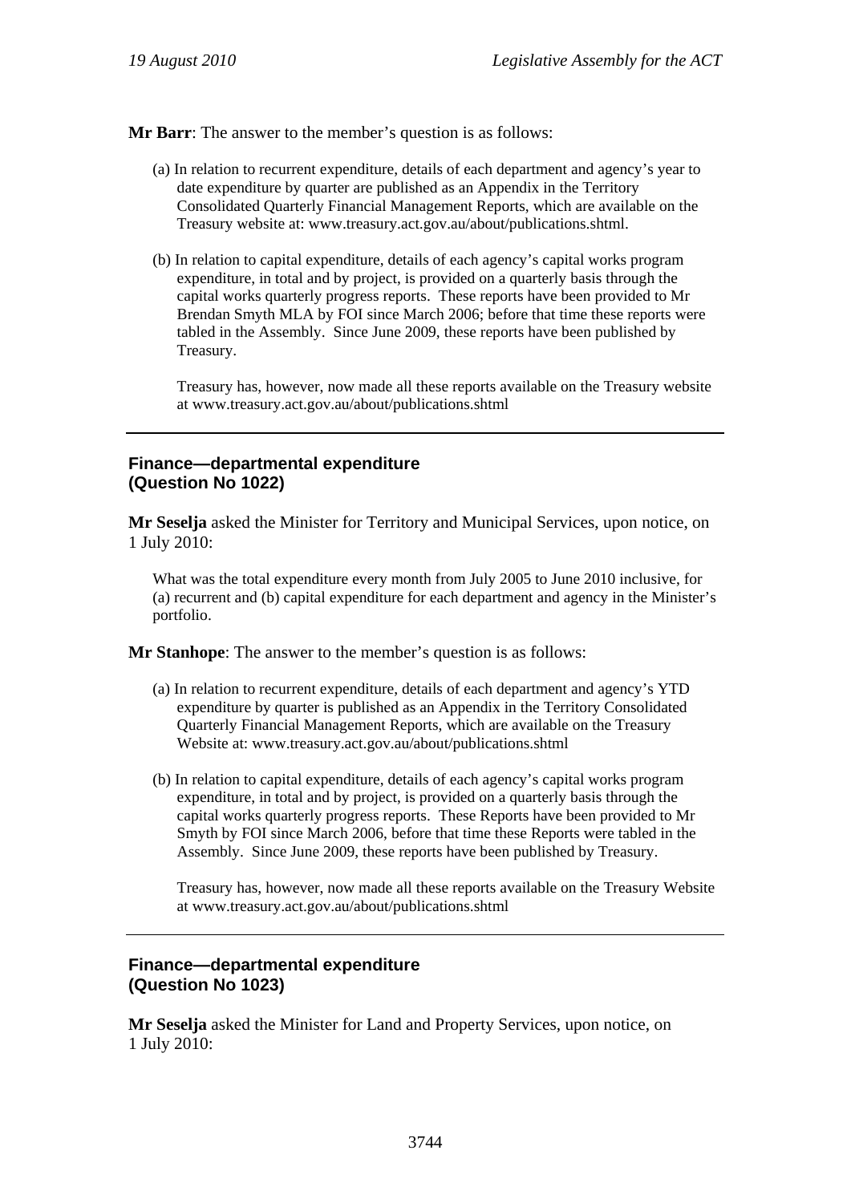**Mr Barr**: The answer to the member's question is as follows:

(a) In relation to recurrent expenditure, details of each department and agency's year to date expenditure by quarter are published as an Appendix in the Territory Consolidated Quarterly Financial Management Reports, which are available on the Treasury website at: www.treasury.act.gov.au/about/publications.shtml.

(b) In relation to capital expenditure, details of each agency's capital works program expenditure, in total and by project, is provided on a quarterly basis through the capital works quarterly progress reports. These reports have been provided to Mr Brendan Smyth MLA by FOI since March 2006; before that time these reports were tabled in the Assembly. Since June 2009, these reports have been published by Treasury.

Treasury has, however, now made all these reports available on the Treasury website at www.treasury.act.gov.au/about/publications.shtml

---

## Finance—departmental expenditure (Question No 1022)

**Mr Seselja** asked the Minister for Territory and Municipal Services, upon notice, on 1 July 2010:

What was the total expenditure every month from July 2005 to June 2010 inclusive, for (a) recurrent and (b) capital expenditure for each department and agency in the Minister's portfolio.

**Mr Stanhope**: The answer to the member's question is as follows:

(a) In relation to recurrent expenditure, details of each department and agency's YTD expenditure by quarter is published as an Appendix in the Territory Consolidated Quarterly Financial Management Reports, which are available on the Treasury Website at: www.treasury.act.gov.au/about/publications.shtml

(b) In relation to capital expenditure, details of each agency's capital works program expenditure, in total and by project, is provided on a quarterly basis through the capital works quarterly progress reports. These Reports have been provided to Mr Smyth by FOI since March 2006, before that time these Reports were tabled in the Assembly. Since June 2009, these reports have been published by Treasury.

Treasury has, however, now made all these reports available on the Treasury Website at www.treasury.act.gov.au/about/publications.shtml

---

## Finance—departmental expenditure (Question No 1023)

**Mr Seselja** asked the Minister for Land and Property Services, upon notice, on 1 July 2010: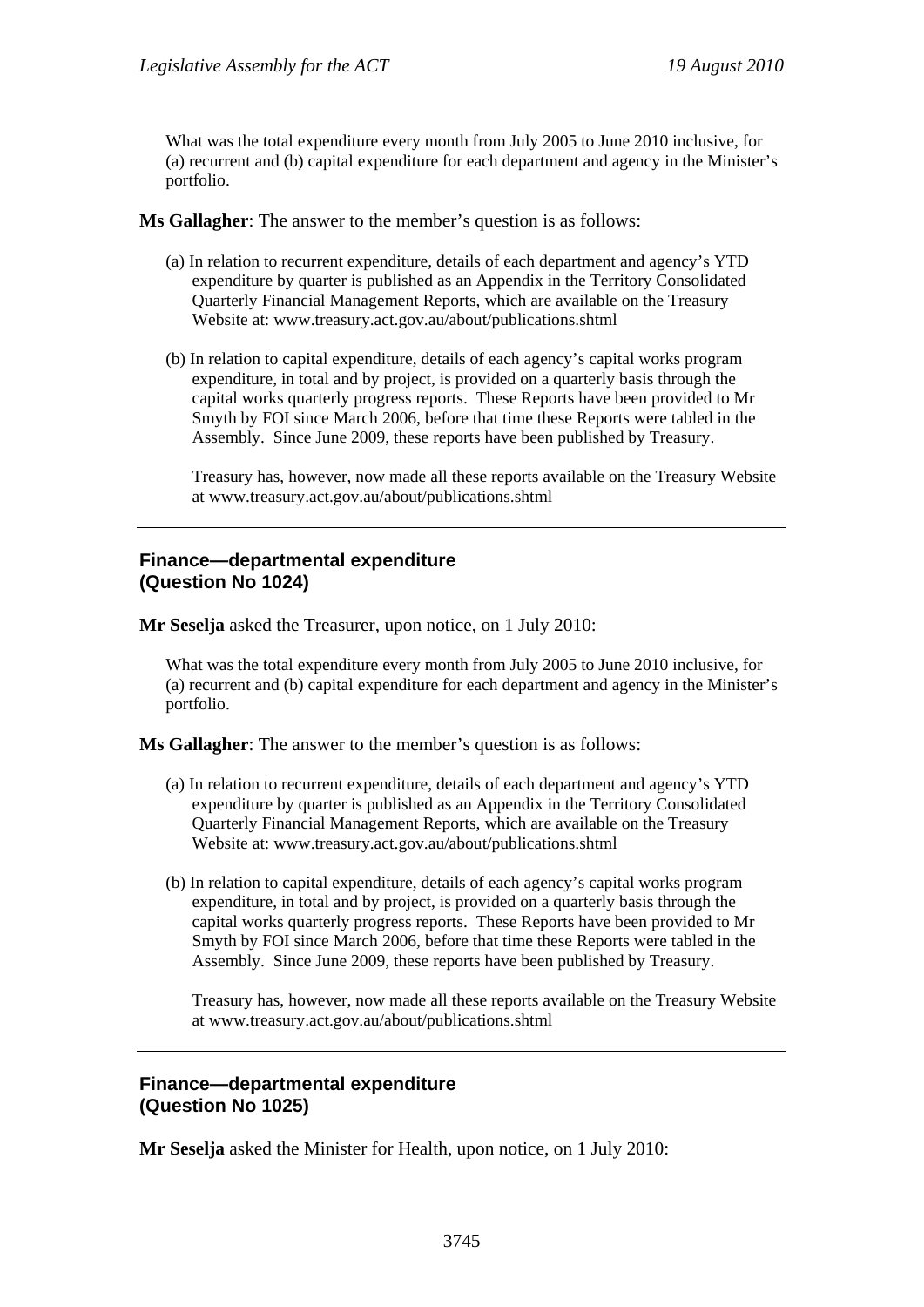What was the total expenditure every month from July 2005 to June 2010 inclusive, for (a) recurrent and (b) capital expenditure for each department and agency in the Minister's portfolio.

**Ms Gallagher**: The answer to the member's question is as follows:

(a) In relation to recurrent expenditure, details of each department and agency's YTD expenditure by quarter is published as an Appendix in the Territory Consolidated Quarterly Financial Management Reports, which are available on the Treasury Website at: www.treasury.act.gov.au/about/publications.shtml

(b) In relation to capital expenditure, details of each agency's capital works program expenditure, in total and by project, is provided on a quarterly basis through the capital works quarterly progress reports. These Reports have been provided to Mr Smyth by FOI since March 2006, before that time these Reports were tabled in the Assembly. Since June 2009, these reports have been published by Treasury.

Treasury has, however, now made all these reports available on the Treasury Website at www.treasury.act.gov.au/about/publications.shtml

---

### Finance—departmental expenditure (Question No 1024)

**Mr Seselja** asked the Treasurer, upon notice, on 1 July 2010:

What was the total expenditure every month from July 2005 to June 2010 inclusive, for (a) recurrent and (b) capital expenditure for each department and agency in the Minister's portfolio.

**Ms Gallagher**: The answer to the member's question is as follows:

(a) In relation to recurrent expenditure, details of each department and agency's YTD expenditure by quarter is published as an Appendix in the Territory Consolidated Quarterly Financial Management Reports, which are available on the Treasury Website at: www.treasury.act.gov.au/about/publications.shtml

(b) In relation to capital expenditure, details of each agency's capital works program expenditure, in total and by project, is provided on a quarterly basis through the capital works quarterly progress reports. These Reports have been provided to Mr Smyth by FOI since March 2006, before that time these Reports were tabled in the Assembly. Since June 2009, these reports have been published by Treasury.

Treasury has, however, now made all these reports available on the Treasury Website at www.treasury.act.gov.au/about/publications.shtml

---

### Finance—departmental expenditure (Question No 1025)

**Mr Seselja** asked the Minister for Health, upon notice, on 1 July 2010: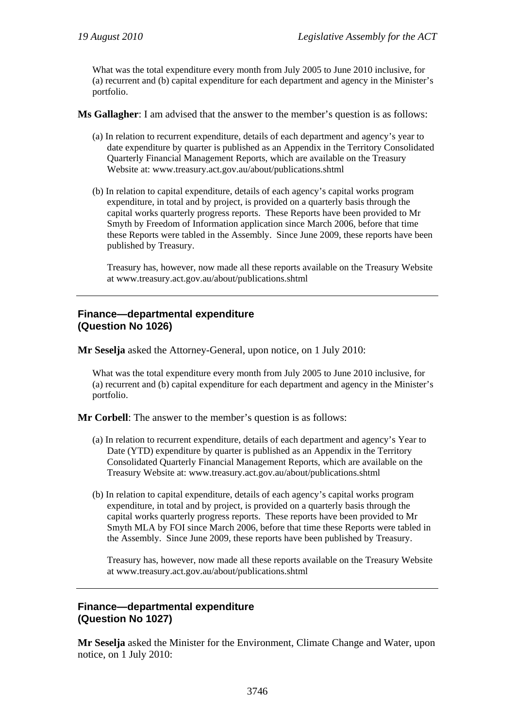What was the total expenditure every month from July 2005 to June 2010 inclusive, for (a) recurrent and (b) capital expenditure for each department and agency in the Minister's portfolio.

**Ms Gallagher**: I am advised that the answer to the member's question is as follows:

(a) In relation to recurrent expenditure, details of each department and agency's year to date expenditure by quarter is published as an Appendix in the Territory Consolidated Quarterly Financial Management Reports, which are available on the Treasury Website at: www.treasury.act.gov.au/about/publications.shtml

(b) In relation to capital expenditure, details of each agency's capital works program expenditure, in total and by project, is provided on a quarterly basis through the capital works quarterly progress reports. These Reports have been provided to Mr Smyth by Freedom of Information application since March 2006, before that time these Reports were tabled in the Assembly. Since June 2009, these reports have been published by Treasury.

Treasury has, however, now made all these reports available on the Treasury Website at www.treasury.act.gov.au/about/publications.shtml

---

### Finance—departmental expenditure (Question No 1026)

**Mr Seselja** asked the Attorney-General, upon notice, on 1 July 2010:

What was the total expenditure every month from July 2005 to June 2010 inclusive, for (a) recurrent and (b) capital expenditure for each department and agency in the Minister's portfolio.

**Mr Corbell**: The answer to the member's question is as follows:

(a) In relation to recurrent expenditure, details of each department and agency's Year to Date (YTD) expenditure by quarter is published as an Appendix in the Territory Consolidated Quarterly Financial Management Reports, which are available on the Treasury Website at: www.treasury.act.gov.au/about/publications.shtml

(b) In relation to capital expenditure, details of each agency's capital works program expenditure, in total and by project, is provided on a quarterly basis through the capital works quarterly progress reports. These reports have been provided to Mr Smyth MLA by FOI since March 2006, before that time these Reports were tabled in the Assembly. Since June 2009, these reports have been published by Treasury.

Treasury has, however, now made all these reports available on the Treasury Website at www.treasury.act.gov.au/about/publications.shtml

---

### Finance—departmental expenditure (Question No 1027)

**Mr Seselja** asked the Minister for the Environment, Climate Change and Water, upon notice, on 1 July 2010: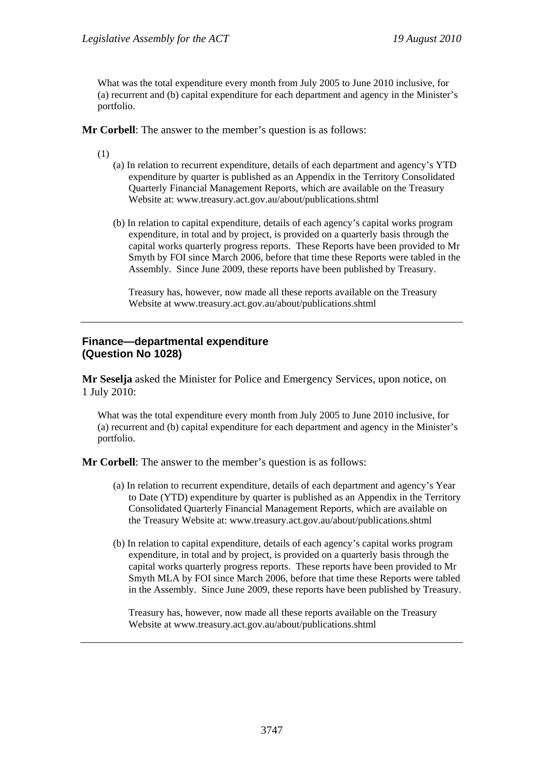What was the total expenditure every month from July 2005 to June 2010 inclusive, for (a) recurrent and (b) capital expenditure for each department and agency in the Minister's portfolio.

**Mr Corbell**: The answer to the member's question is as follows:

(1)

(a) In relation to recurrent expenditure, details of each department and agency's YTD expenditure by quarter is published as an Appendix in the Territory Consolidated Quarterly Financial Management Reports, which are available on the Treasury Website at: www.treasury.act.gov.au/about/publications.shtml

(b) In relation to capital expenditure, details of each agency's capital works program expenditure, in total and by project, is provided on a quarterly basis through the capital works quarterly progress reports. These Reports have been provided to Mr Smyth by FOI since March 2006, before that time these Reports were tabled in the Assembly. Since June 2009, these reports have been published by Treasury.

Treasury has, however, now made all these reports available on the Treasury Website at www.treasury.act.gov.au/about/publications.shtml

---

### Finance—departmental expenditure
### (Question No 1028)

**Mr Seselja** asked the Minister for Police and Emergency Services, upon notice, on 1 July 2010:

What was the total expenditure every month from July 2005 to June 2010 inclusive, for (a) recurrent and (b) capital expenditure for each department and agency in the Minister's portfolio.

**Mr Corbell**: The answer to the member's question is as follows:

(a) In relation to recurrent expenditure, details of each department and agency's Year to Date (YTD) expenditure by quarter is published as an Appendix in the Territory Consolidated Quarterly Financial Management Reports, which are available on the Treasury Website at: www.treasury.act.gov.au/about/publications.shtml

(b) In relation to capital expenditure, details of each agency's capital works program expenditure, in total and by project, is provided on a quarterly basis through the capital works quarterly progress reports. These reports have been provided to Mr Smyth MLA by FOI since March 2006, before that time these Reports were tabled in the Assembly. Since June 2009, these reports have been published by Treasury.

Treasury has, however, now made all these reports available on the Treasury Website at www.treasury.act.gov.au/about/publications.shtml

---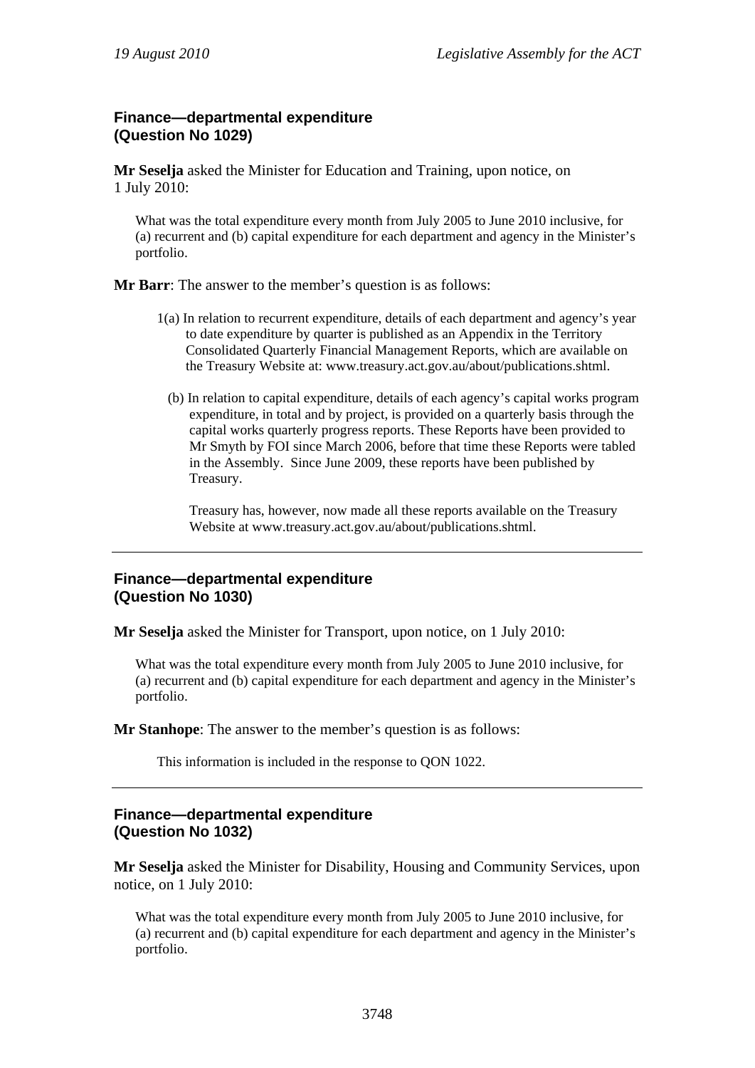### Finance—departmental expenditure
### (Question No 1029)

**Mr Seselja** asked the Minister for Education and Training, upon notice, on 1 July 2010:

> What was the total expenditure every month from July 2005 to June 2010 inclusive, for (a) recurrent and (b) capital expenditure for each department and agency in the Minister's portfolio.

**Mr Barr**: The answer to the member's question is as follows:

1(a) In relation to recurrent expenditure, details of each department and agency's year to date expenditure by quarter is published as an Appendix in the Territory Consolidated Quarterly Financial Management Reports, which are available on the Treasury Website at: www.treasury.act.gov.au/about/publications.shtml.

(b) In relation to capital expenditure, details of each agency's capital works program expenditure, in total and by project, is provided on a quarterly basis through the capital works quarterly progress reports. These Reports have been provided to Mr Smyth by FOI since March 2006, before that time these Reports were tabled in the Assembly. Since June 2009, these reports have been published by Treasury.

Treasury has, however, now made all these reports available on the Treasury Website at www.treasury.act.gov.au/about/publications.shtml.

---

### Finance—departmental expenditure
### (Question No 1030)

**Mr Seselja** asked the Minister for Transport, upon notice, on 1 July 2010:

> What was the total expenditure every month from July 2005 to June 2010 inclusive, for (a) recurrent and (b) capital expenditure for each department and agency in the Minister's portfolio.

**Mr Stanhope**: The answer to the member's question is as follows:

This information is included in the response to QON 1022.

---

### Finance—departmental expenditure
### (Question No 1032)

**Mr Seselja** asked the Minister for Disability, Housing and Community Services, upon notice, on 1 July 2010:

> What was the total expenditure every month from July 2005 to June 2010 inclusive, for (a) recurrent and (b) capital expenditure for each department and agency in the Minister's portfolio.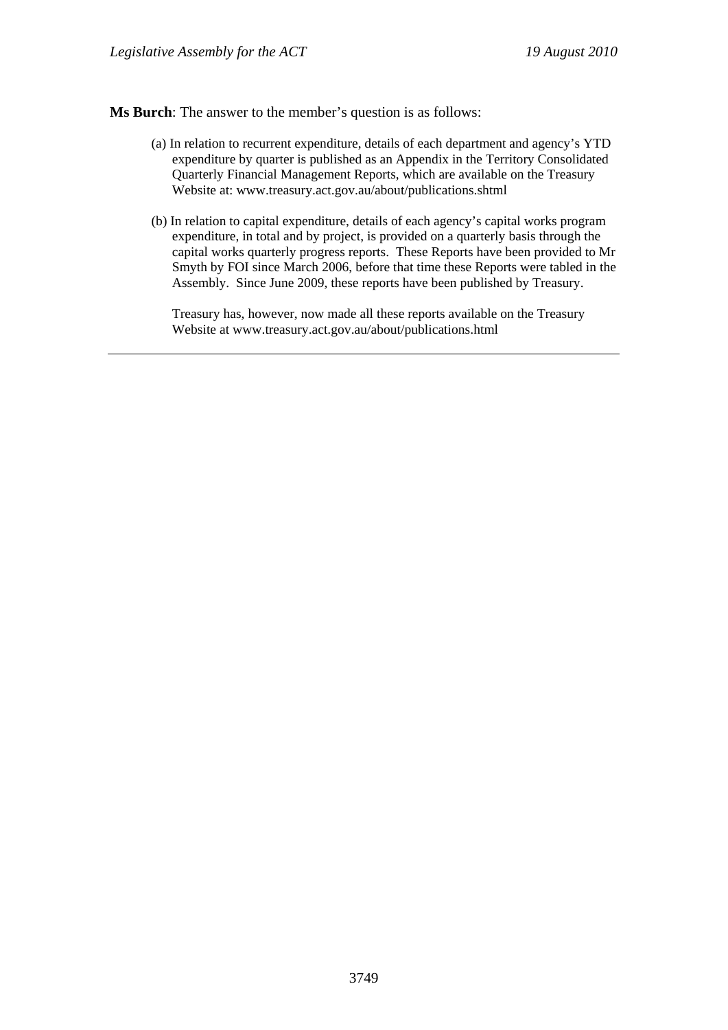**Ms Burch**: The answer to the member's question is as follows:

(a) In relation to recurrent expenditure, details of each department and agency's YTD expenditure by quarter is published as an Appendix in the Territory Consolidated Quarterly Financial Management Reports, which are available on the Treasury Website at: www.treasury.act.gov.au/about/publications.shtml

(b) In relation to capital expenditure, details of each agency's capital works program expenditure, in total and by project, is provided on a quarterly basis through the capital works quarterly progress reports. These Reports have been provided to Mr Smyth by FOI since March 2006, before that time these Reports were tabled in the Assembly. Since June 2009, these reports have been published by Treasury.

Treasury has, however, now made all these reports available on the Treasury Website at www.treasury.act.gov.au/about/publications.html

---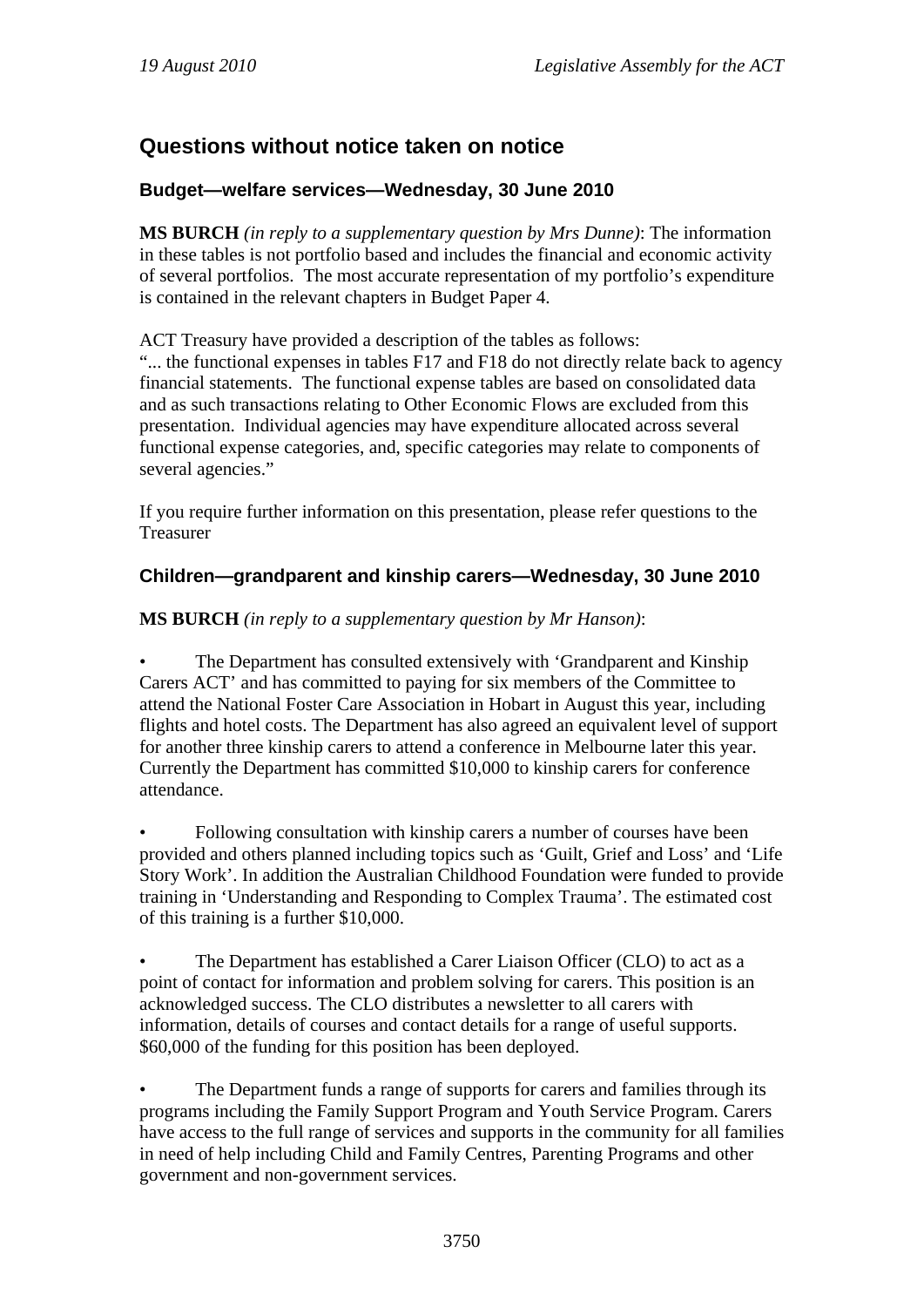## Questions without notice taken on notice

### Budget—welfare services—Wednesday, 30 June 2010

**MS BURCH** *(in reply to a supplementary question by Mrs Dunne)*: The information in these tables is not portfolio based and includes the financial and economic activity of several portfolios. The most accurate representation of my portfolio's expenditure is contained in the relevant chapters in Budget Paper 4.

ACT Treasury have provided a description of the tables as follows:
"... the functional expenses in tables F17 and F18 do not directly relate back to agency financial statements. The functional expense tables are based on consolidated data and as such transactions relating to Other Economic Flows are excluded from this presentation. Individual agencies may have expenditure allocated across several functional expense categories, and, specific categories may relate to components of several agencies."

If you require further information on this presentation, please refer questions to the Treasurer

### Children—grandparent and kinship carers—Wednesday, 30 June 2010

**MS BURCH** *(in reply to a supplementary question by Mr Hanson)*:

- The Department has consulted extensively with 'Grandparent and Kinship Carers ACT' and has committed to paying for six members of the Committee to attend the National Foster Care Association in Hobart in August this year, including flights and hotel costs. The Department has also agreed an equivalent level of support for another three kinship carers to attend a conference in Melbourne later this year. Currently the Department has committed $10,000 to kinship carers for conference attendance.

- Following consultation with kinship carers a number of courses have been provided and others planned including topics such as 'Guilt, Grief and Loss' and 'Life Story Work'. In addition the Australian Childhood Foundation were funded to provide training in 'Understanding and Responding to Complex Trauma'. The estimated cost of this training is a further $10,000.

- The Department has established a Carer Liaison Officer (CLO) to act as a point of contact for information and problem solving for carers. This position is an acknowledged success. The CLO distributes a newsletter to all carers with information, details of courses and contact details for a range of useful supports. $60,000 of the funding for this position has been deployed.

- The Department funds a range of supports for carers and families through its programs including the Family Support Program and Youth Service Program. Carers have access to the full range of services and supports in the community for all families in need of help including Child and Family Centres, Parenting Programs and other government and non-government services.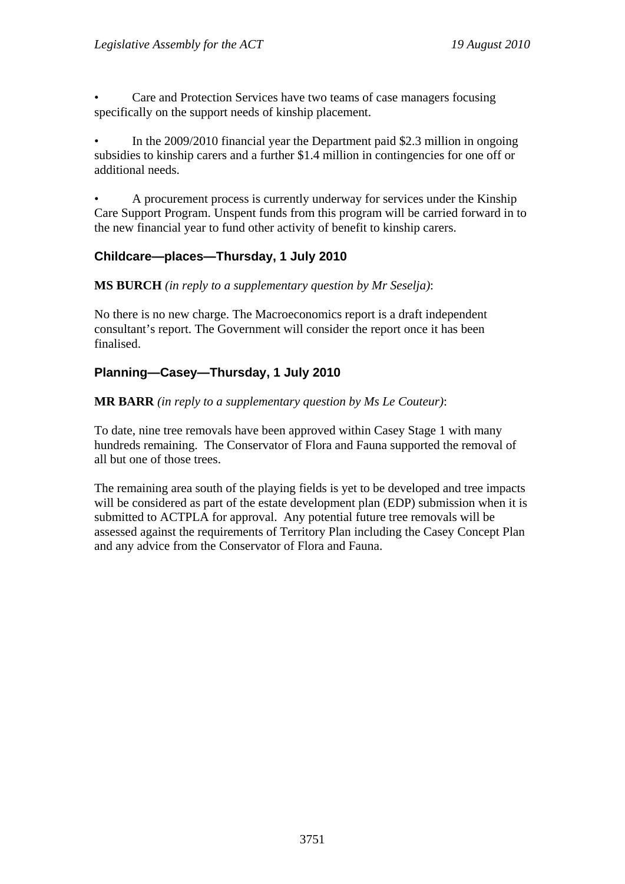- Care and Protection Services have two teams of case managers focusing specifically on the support needs of kinship placement.

- In the 2009/2010 financial year the Department paid $2.3 million in ongoing subsidies to kinship carers and a further $1.4 million in contingencies for one off or additional needs.

- A procurement process is currently underway for services under the Kinship Care Support Program. Unspent funds from this program will be carried forward in to the new financial year to fund other activity of benefit to kinship carers.

## Childcare—places—Thursday, 1 July 2010

**MS BURCH** *(in reply to a supplementary question by Mr Seselja)*:

No there is no new charge. The Macroeconomics report is a draft independent consultant's report. The Government will consider the report once it has been finalised.

## Planning—Casey—Thursday, 1 July 2010

**MR BARR** *(in reply to a supplementary question by Ms Le Couteur)*:

To date, nine tree removals have been approved within Casey Stage 1 with many hundreds remaining. The Conservator of Flora and Fauna supported the removal of all but one of those trees.

The remaining area south of the playing fields is yet to be developed and tree impacts will be considered as part of the estate development plan (EDP) submission when it is submitted to ACTPLA for approval. Any potential future tree removals will be assessed against the requirements of Territory Plan including the Casey Concept Plan and any advice from the Conservator of Flora and Fauna.